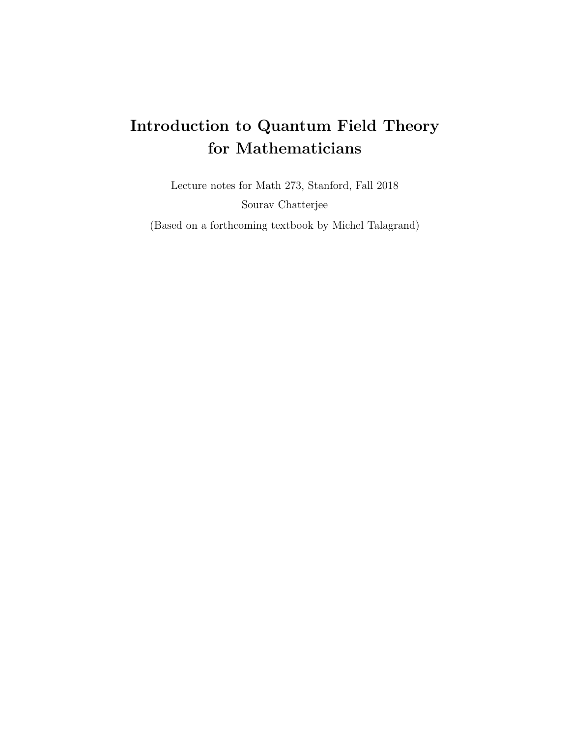# Introduction to Quantum Field Theory for Mathematicians

Lecture notes for Math 273, Stanford, Fall 2018

Sourav Chatterjee

(Based on a forthcoming textbook by Michel Talagrand)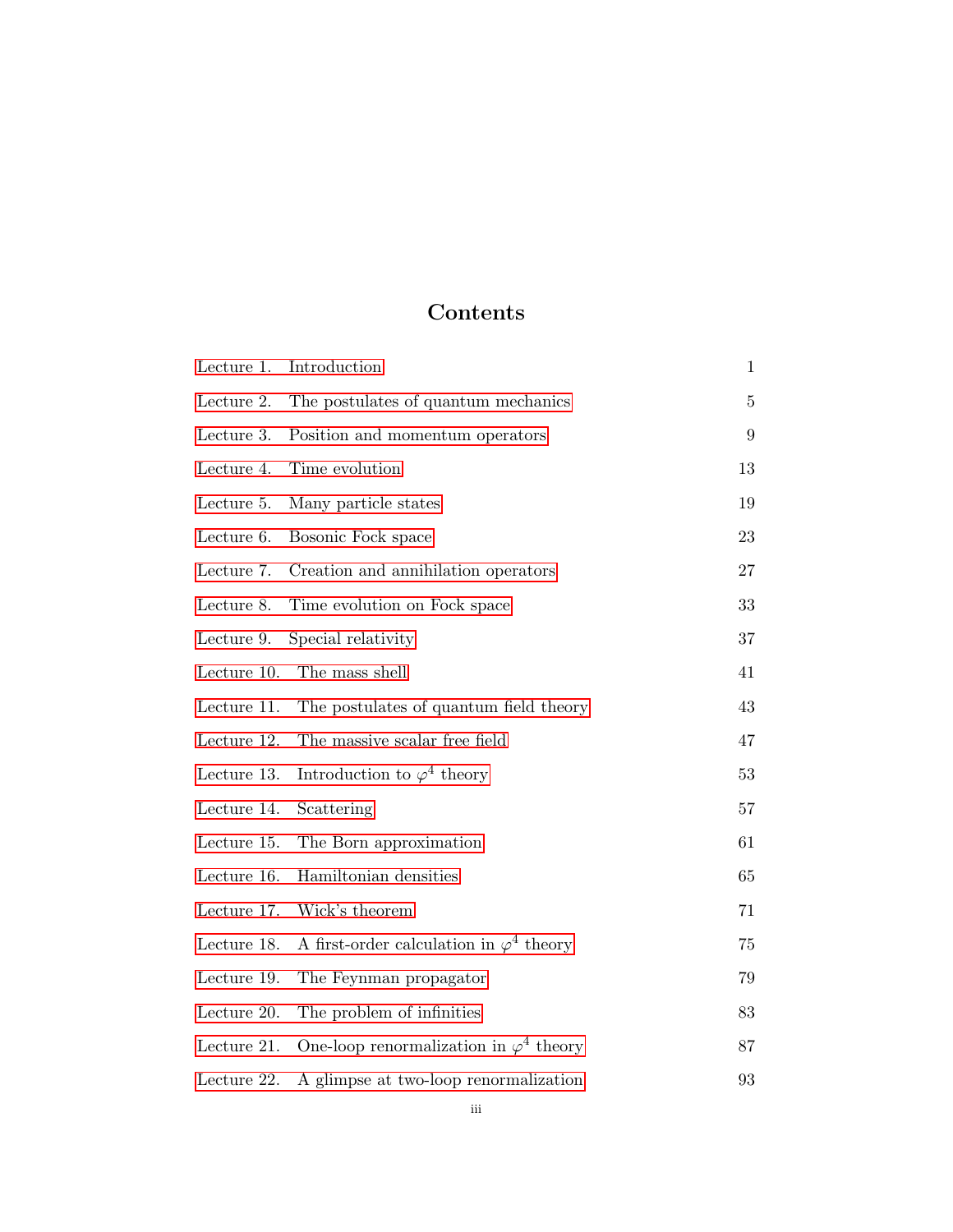# Contents

| | |
|---|---|
| Lecture 1. Introduction | 1 |
| Lecture 2. The postulates of quantum mechanics | 5 |
| Lecture 3. Position and momentum operators | 9 |
| Lecture 4. Time evolution | 13 |
| Lecture 5. Many particle states | 19 |
| Lecture 6. Bosonic Fock space | 23 |
| Lecture 7. Creation and annihilation operators | 27 |
| Lecture 8. Time evolution on Fock space | 33 |
| Lecture 9. Special relativity | 37 |
| Lecture 10. The mass shell | 41 |
| Lecture 11. The postulates of quantum field theory | 43 |
| Lecture 12. The massive scalar free field | 47 |
| Lecture 13. Introduction to $\varphi^4$ theory | 53 |
| Lecture 14. Scattering | 57 |
| Lecture 15. The Born approximation | 61 |
| Lecture 16. Hamiltonian densities | 65 |
| Lecture 17. Wick's theorem | 71 |
| Lecture 18. A first-order calculation in $\varphi^4$ theory | 75 |
| Lecture 19. The Feynman propagator | 79 |
| Lecture 20. The problem of infinities | 83 |
| Lecture 21. One-loop renormalization in $\varphi^4$ theory | 87 |
| Lecture 22. A glimpse at two-loop renormalization | 93 |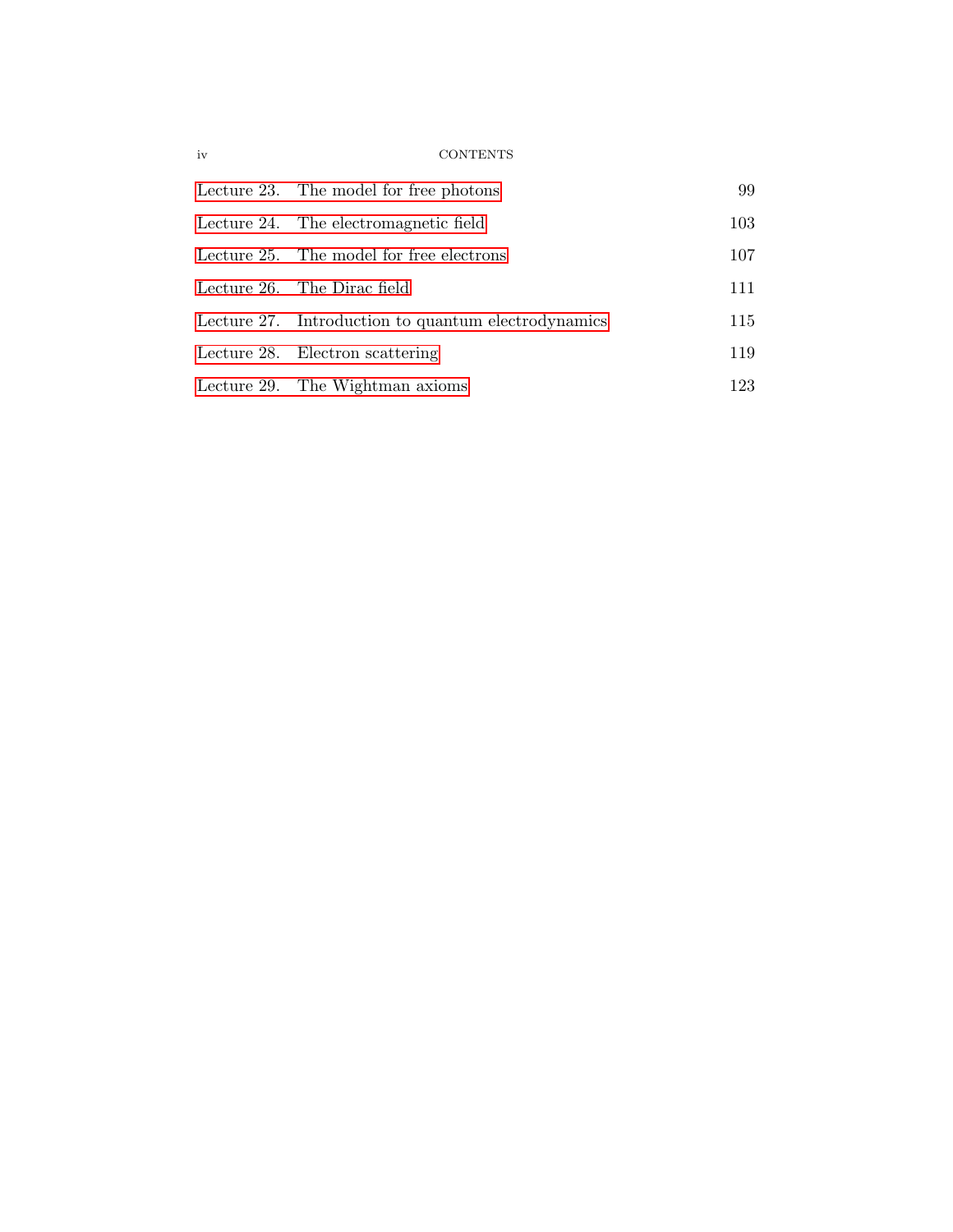| | |
|---|---|
| Lecture 23. The model for free photons | 99 |
| Lecture 24. The electromagnetic field | 103 |
| Lecture 25. The model for free electrons | 107 |
| Lecture 26. The Dirac field | 111 |
| Lecture 27. Introduction to quantum electrodynamics | 115 |
| Lecture 28. Electron scattering | 119 |
| Lecture 29. The Wightman axioms | 123 |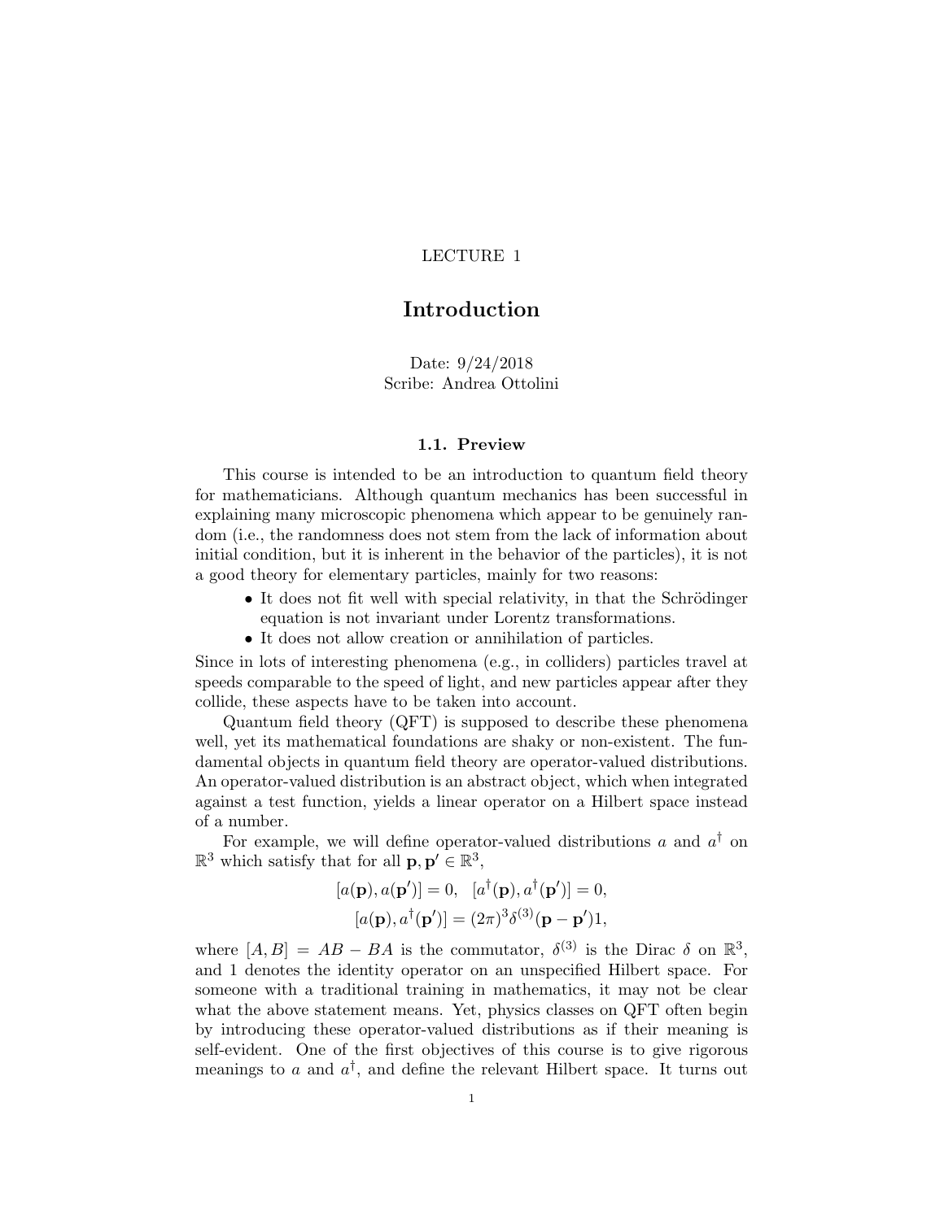LECTURE 1

# Introduction

Date: 9/24/2018
Scribe: Andrea Ottolini

## 1.1. Preview

This course is intended to be an introduction to quantum field theory for mathematicians. Although quantum mechanics has been successful in explaining many microscopic phenomena which appear to be genuinely random (i.e., the randomness does not stem from the lack of information about initial condition, but it is inherent in the behavior of the particles), it is not a good theory for elementary particles, mainly for two reasons:

- It does not fit well with special relativity, in that the Schrödinger equation is not invariant under Lorentz transformations.
- It does not allow creation or annihilation of particles.

Since in lots of interesting phenomena (e.g., in colliders) particles travel at speeds comparable to the speed of light, and new particles appear after they collide, these aspects have to be taken into account.

Quantum field theory (QFT) is supposed to describe these phenomena well, yet its mathematical foundations are shaky or non-existent. The fundamental objects in quantum field theory are operator-valued distributions. An operator-valued distribution is an abstract object, which when integrated against a test function, yields a linear operator on a Hilbert space instead of a number.

For example, we will define operator-valued distributions $a$ and $a^\dagger$ on $\mathbb{R}^3$ which satisfy that for all $\mathbf{p}, \mathbf{p}' \in \mathbb{R}^3$,

$$[a(\mathbf{p}), a(\mathbf{p}')] = 0, \quad [a^\dagger(\mathbf{p}), a^\dagger(\mathbf{p}')] = 0,$$
$$[a(\mathbf{p}), a^\dagger(\mathbf{p}')] = (2\pi)^3 \delta^{(3)}(\mathbf{p} - \mathbf{p}')1,$$

where $[A, B] = AB - BA$ is the commutator, $\delta^{(3)}$ is the Dirac $\delta$ on $\mathbb{R}^3$, and $1$ denotes the identity operator on an unspecified Hilbert space. For someone with a traditional training in mathematics, it may not be clear what the above statement means. Yet, physics classes on QFT often begin by introducing these operator-valued distributions as if their meaning is self-evident. One of the first objectives of this course is to give rigorous meanings to $a$ and $a^\dagger$, and define the relevant Hilbert space. It turns out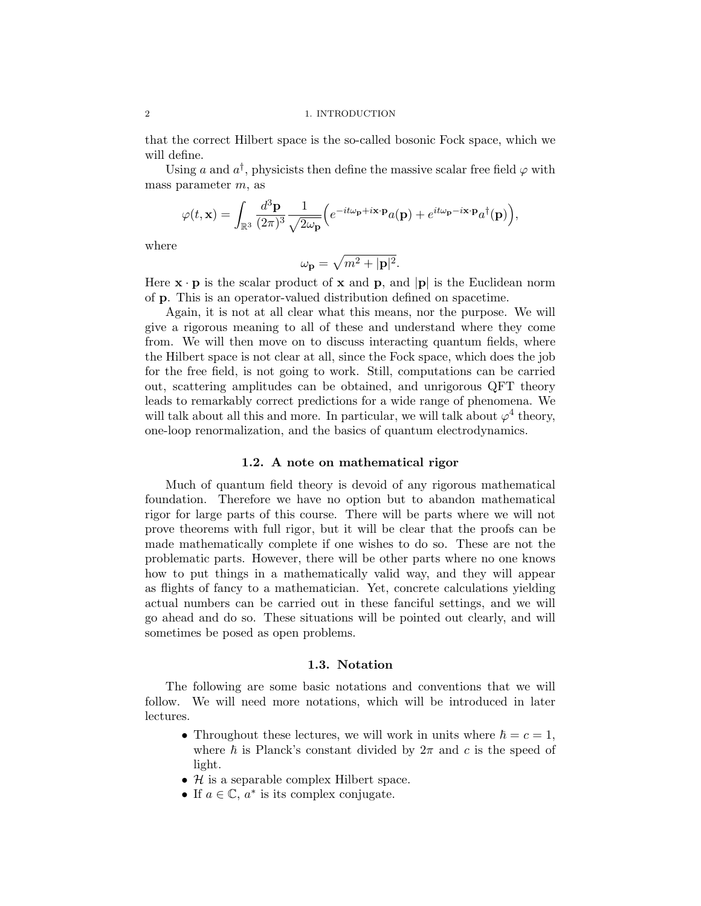that the correct Hilbert space is the so-called bosonic Fock space, which we will define.

Using $a$ and $a^\dagger$, physicists then define the massive scalar free field $\varphi$ with mass parameter $m$, as

$$\varphi(t, \mathbf{x}) = \int_{\mathbb{R}^3} \frac{d^3\mathbf{p}}{(2\pi)^3} \frac{1}{\sqrt{2\omega_\mathbf{p}}} \Big( e^{-it\omega_\mathbf{p} + i\mathbf{x}\cdot\mathbf{p}} a(\mathbf{p}) + e^{it\omega_\mathbf{p} - i\mathbf{x}\cdot\mathbf{p}} a^\dagger(\mathbf{p}) \Big),$$

where

$$\omega_\mathbf{p} = \sqrt{m^2 + |\mathbf{p}|^2}.$$

Here $\mathbf{x} \cdot \mathbf{p}$ is the scalar product of $\mathbf{x}$ and $\mathbf{p}$, and $|\mathbf{p}|$ is the Euclidean norm of $\mathbf{p}$. This is an operator-valued distribution defined on spacetime.

Again, it is not at all clear what this means, nor the purpose. We will give a rigorous meaning to all of these and understand where they come from. We will then move on to discuss interacting quantum fields, where the Hilbert space is not clear at all, since the Fock space, which does the job for the free field, is not going to work. Still, computations can be carried out, scattering amplitudes can be obtained, and unrigorous QFT theory leads to remarkably correct predictions for a wide range of phenomena. We will talk about all this and more. In particular, we will talk about $\varphi^4$ theory, one-loop renormalization, and the basics of quantum electrodynamics.

## 1.2. A note on mathematical rigor

Much of quantum field theory is devoid of any rigorous mathematical foundation. Therefore we have no option but to abandon mathematical rigor for large parts of this course. There will be parts where we will not prove theorems with full rigor, but it will be clear that the proofs can be made mathematically complete if one wishes to do so. These are not the problematic parts. However, there will be other parts where no one knows how to put things in a mathematically valid way, and they will appear as flights of fancy to a mathematician. Yet, concrete calculations yielding actual numbers can be carried out in these fanciful settings, and we will go ahead and do so. These situations will be pointed out clearly, and will sometimes be posed as open problems.

## 1.3. Notation

The following are some basic notations and conventions that we will follow. We will need more notations, which will be introduced in later lectures.

- Throughout these lectures, we will work in units where $\hbar = c = 1$, where $\hbar$ is Planck's constant divided by $2\pi$ and $c$ is the speed of light.
- $\mathcal{H}$ is a separable complex Hilbert space.
- If $a \in \mathbb{C}$, $a^*$ is its complex conjugate.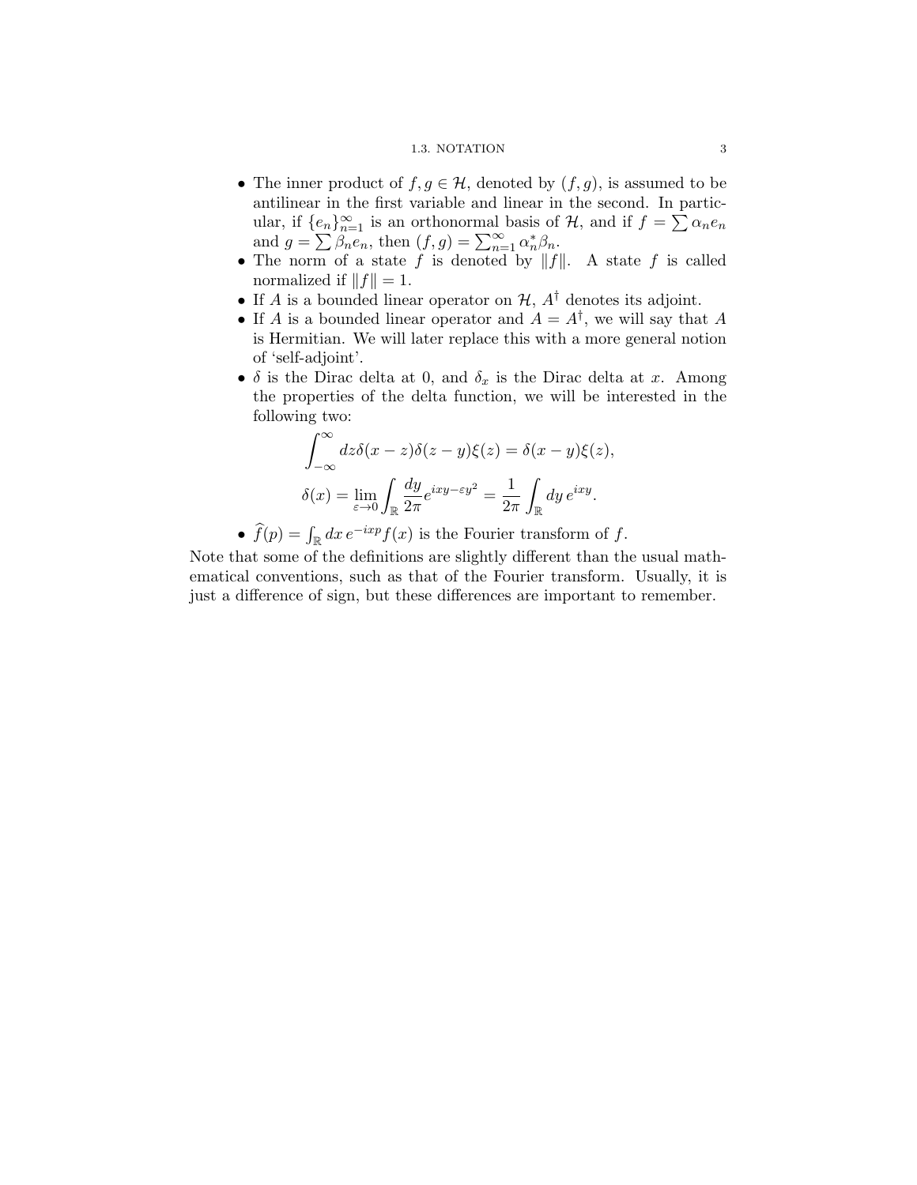- The inner product of $f, g \in \mathcal{H}$, denoted by $(f, g)$, is assumed to be antilinear in the first variable and linear in the second. In particular, if $\{e_n\}_{n=1}^{\infty}$ is an orthonormal basis of $\mathcal{H}$, and if $f = \sum \alpha_n e_n$ and $g = \sum \beta_n e_n$, then $(f, g) = \sum_{n=1}^{\infty} \alpha_n^* \beta_n$.
- The norm of a state $f$ is denoted by $\|f\|$. A state $f$ is called normalized if $\|f\| = 1$.
- If $A$ is a bounded linear operator on $\mathcal{H}$, $A^\dagger$ denotes its adjoint.
- If $A$ is a bounded linear operator and $A = A^\dagger$, we will say that $A$ is Hermitian. We will later replace this with a more general notion of 'self-adjoint'.
- $\delta$ is the Dirac delta at 0, and $\delta_x$ is the Dirac delta at $x$. Among the properties of the delta function, we will be interested in the following two:

$$\int_{-\infty}^{\infty} dz \delta(x-z)\delta(z-y)\xi(z) = \delta(x-y)\xi(z),$$

$$\delta(x) = \lim_{\varepsilon \to 0} \int_{\mathbb{R}} \frac{dy}{2\pi} e^{ixy - \varepsilon y^2} = \frac{1}{2\pi} \int_{\mathbb{R}} dy\, e^{ixy}.$$

- $\widehat{f}(p) = \int_{\mathbb{R}} dx\, e^{-ixp} f(x)$ is the Fourier transform of $f$.

Note that some of the definitions are slightly different than the usual mathematical conventions, such as that of the Fourier transform. Usually, it is just a difference of sign, but these differences are important to remember.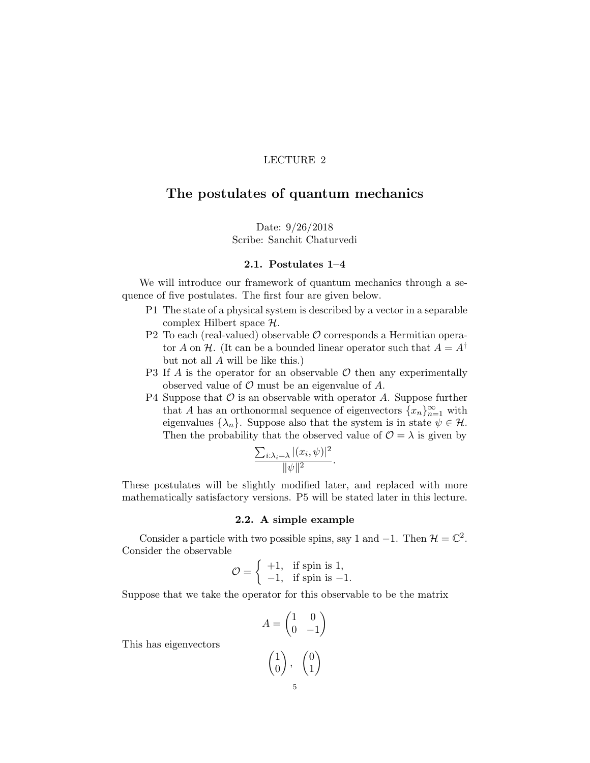LECTURE 2

# The postulates of quantum mechanics

Date: 9/26/2018
Scribe: Sanchit Chaturvedi

### 2.1. Postulates 1–4

We will introduce our framework of quantum mechanics through a sequence of five postulates. The first four are given below.

- P1 The state of a physical system is described by a vector in a separable complex Hilbert space $\mathcal{H}$.
- P2 To each (real-valued) observable $\mathcal{O}$ corresponds a Hermitian operator $A$ on $\mathcal{H}$. (It can be a bounded linear operator such that $A = A^\dagger$ but not all $A$ will be like this.)
- P3 If $A$ is the operator for an observable $\mathcal{O}$ then any experimentally observed value of $\mathcal{O}$ must be an eigenvalue of $A$.
- P4 Suppose that $\mathcal{O}$ is an observable with operator $A$. Suppose further that $A$ has an orthonormal sequence of eigenvectors $\{x_n\}_{n=1}^{\infty}$ with eigenvalues $\{\lambda_n\}$. Suppose also that the system is in state $\psi \in \mathcal{H}$. Then the probability that the observed value of $\mathcal{O} = \lambda$ is given by

$$\frac{\sum_{i:\lambda_i=\lambda} |(x_i, \psi)|^2}{\|\psi\|^2}.$$

These postulates will be slightly modified later, and replaced with more mathematically satisfactory versions. P5 will be stated later in this lecture.

### 2.2. A simple example

Consider a particle with two possible spins, say 1 and $-1$. Then $\mathcal{H} = \mathbb{C}^2$. Consider the observable

$$\mathcal{O} = \begin{cases} +1, & \text{if spin is } 1, \\ -1, & \text{if spin is } -1. \end{cases}$$

Suppose that we take the operator for this observable to be the matrix

$$A = \begin{pmatrix} 1 & 0 \\ 0 & -1 \end{pmatrix}$$

This has eigenvectors

$$\begin{pmatrix} 1 \\ 0 \end{pmatrix}, \ \begin{pmatrix} 0 \\ 1 \end{pmatrix}$$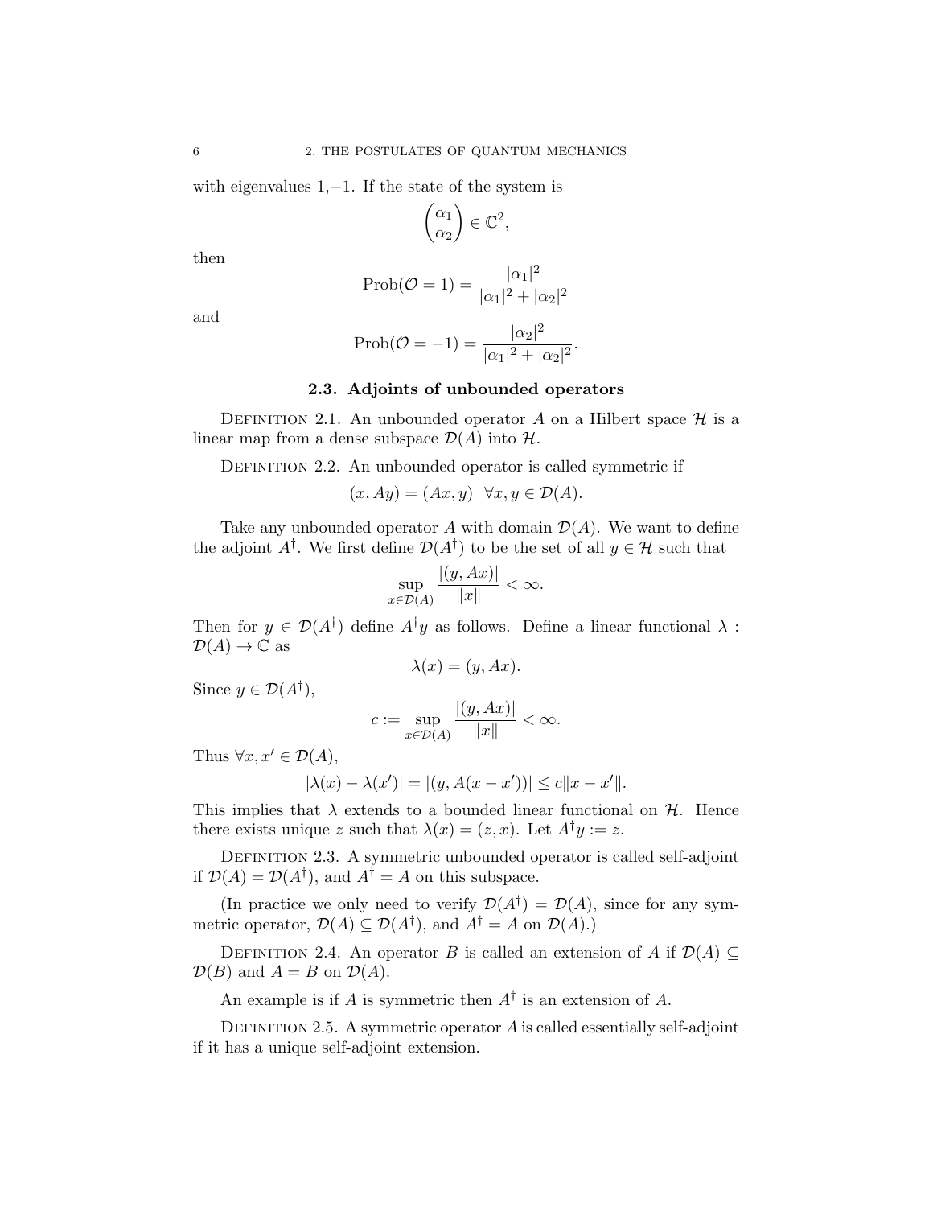with eigenvalues 1,−1. If the state of the system is

$$\begin{pmatrix} \alpha_1 \\ \alpha_2 \end{pmatrix} \in \mathbb{C}^2,$$

then

$$\text{Prob}(\mathcal{O} = 1) = \frac{|\alpha_1|^2}{|\alpha_1|^2 + |\alpha_2|^2}$$

and

$$\text{Prob}(\mathcal{O} = -1) = \frac{|\alpha_2|^2}{|\alpha_1|^2 + |\alpha_2|^2}.$$

## 2.3. Adjoints of unbounded operators

Definition 2.1. An unbounded operator $A$ on a Hilbert space $\mathcal{H}$ is a linear map from a dense subspace $\mathcal{D}(A)$ into $\mathcal{H}$.

Definition 2.2. An unbounded operator is called symmetric if

$$(x, Ay) = (Ax, y) \quad \forall x, y \in \mathcal{D}(A).$$

Take any unbounded operator $A$ with domain $\mathcal{D}(A)$. We want to define the adjoint $A^\dagger$. We first define $\mathcal{D}(A^\dagger)$ to be the set of all $y \in \mathcal{H}$ such that

$$\sup_{x \in \mathcal{D}(A)} \frac{|(y, Ax)|}{\|x\|} < \infty.$$

Then for $y \in \mathcal{D}(A^\dagger)$ define $A^\dagger y$ as follows. Define a linear functional $\lambda : \mathcal{D}(A) \to \mathbb{C}$ as

$$\lambda(x) = (y, Ax).$$

Since $y \in \mathcal{D}(A^\dagger)$,

$$c := \sup_{x \in \mathcal{D}(A)} \frac{|(y, Ax)|}{\|x\|} < \infty.$$

Thus $\forall x, x' \in \mathcal{D}(A)$,

$$|\lambda(x) - \lambda(x')| = |(y, A(x - x'))| \leq c\|x - x'\|.$$

This implies that $\lambda$ extends to a bounded linear functional on $\mathcal{H}$. Hence there exists unique $z$ such that $\lambda(x) = (z, x)$. Let $A^\dagger y := z$.

Definition 2.3. A symmetric unbounded operator is called self-adjoint if $\mathcal{D}(A) = \mathcal{D}(A^\dagger)$, and $A^\dagger = A$ on this subspace.

(In practice we only need to verify $\mathcal{D}(A^\dagger) = \mathcal{D}(A)$, since for any symmetric operator, $\mathcal{D}(A) \subseteq \mathcal{D}(A^\dagger)$, and $A^\dagger = A$ on $\mathcal{D}(A)$.)

Definition 2.4. An operator $B$ is called an extension of $A$ if $\mathcal{D}(A) \subseteq \mathcal{D}(B)$ and $A = B$ on $\mathcal{D}(A)$.

An example is if $A$ is symmetric then $A^\dagger$ is an extension of $A$.

Definition 2.5. A symmetric operator $A$ is called essentially self-adjoint if it has a unique self-adjoint extension.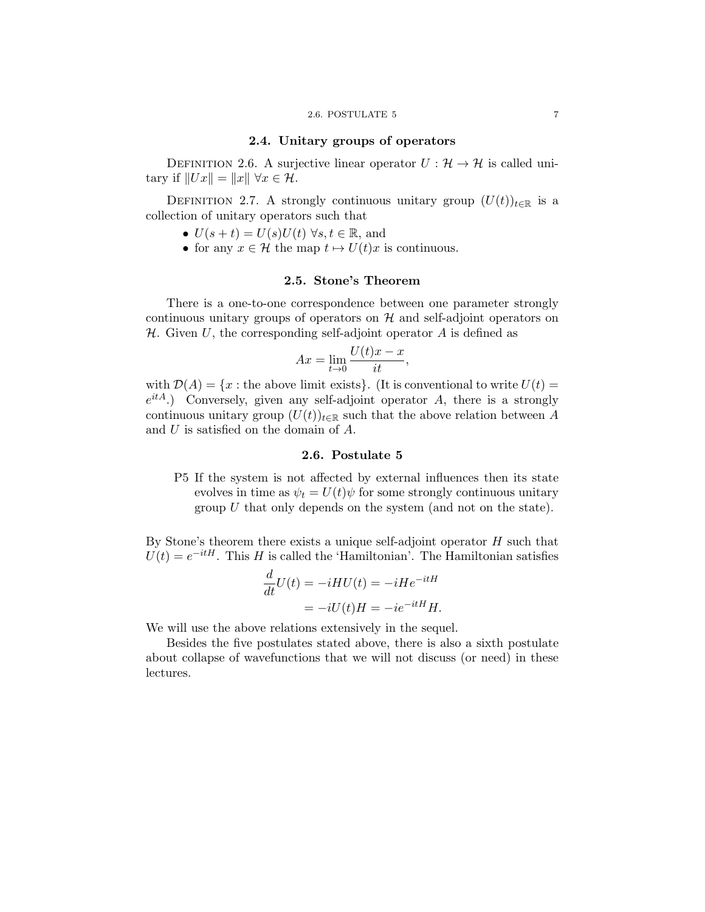## 2.4. Unitary groups of operators

DEFINITION 2.6. A surjective linear operator $U : \mathcal{H} \to \mathcal{H}$ is called unitary if $\|Ux\| = \|x\| \; \forall x \in \mathcal{H}$.

DEFINITION 2.7. A strongly continuous unitary group $(U(t))_{t\in\mathbb{R}}$ is a collection of unitary operators such that

- $U(s + t) = U(s)U(t) \; \forall s, t \in \mathbb{R}$, and
- for any $x \in \mathcal{H}$ the map $t \mapsto U(t)x$ is continuous.

## 2.5. Stone's Theorem

There is a one-to-one correspondence between one parameter strongly continuous unitary groups of operators on $\mathcal{H}$ and self-adjoint operators on $\mathcal{H}$. Given $U$, the corresponding self-adjoint operator $A$ is defined as

$$Ax = \lim_{t\to 0} \frac{U(t)x - x}{it},$$

with $\mathcal{D}(A) = \{x : \text{the above limit exists}\}$. (It is conventional to write $U(t) = e^{itA}$.) Conversely, given any self-adjoint operator $A$, there is a strongly continuous unitary group $(U(t))_{t\in\mathbb{R}}$ such that the above relation between $A$ and $U$ is satisfied on the domain of $A$.

## 2.6. Postulate 5

P5 If the system is not affected by external influences then its state evolves in time as $\psi_t = U(t)\psi$ for some strongly continuous unitary group $U$ that only depends on the system (and not on the state).

By Stone's theorem there exists a unique self-adjoint operator $H$ such that $U(t) = e^{-itH}$. This $H$ is called the 'Hamiltonian'. The Hamiltonian satisfies

$$\begin{aligned} \frac{d}{dt}U(t) &= -iHU(t) = -iHe^{-itH} \\ &= -iU(t)H = -ie^{-itH}H. \end{aligned}$$

We will use the above relations extensively in the sequel.

Besides the five postulates stated above, there is also a sixth postulate about collapse of wavefunctions that we will not discuss (or need) in these lectures.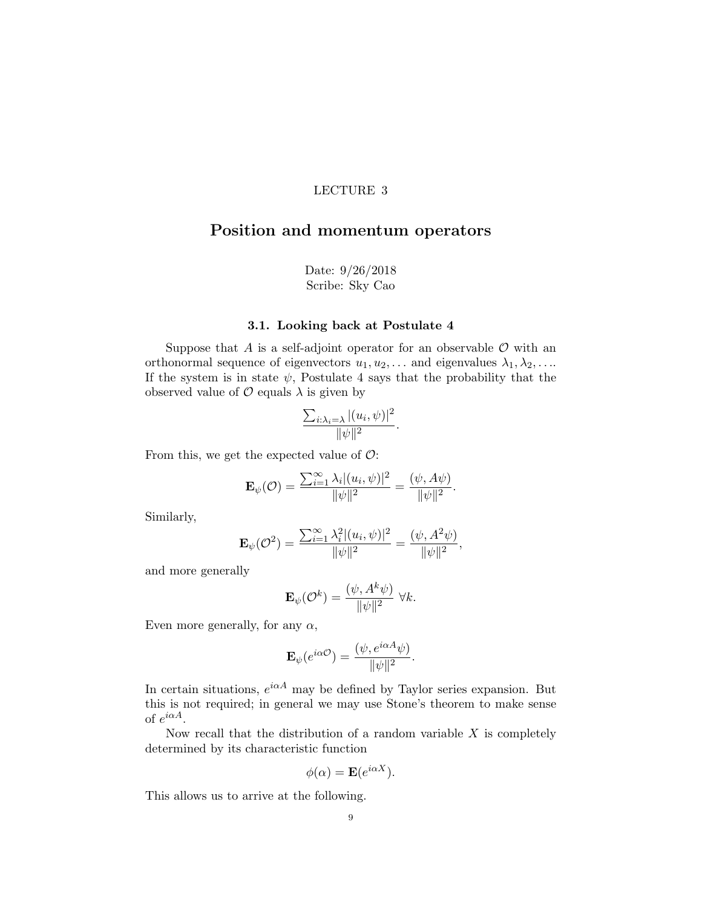LECTURE 3

# Position and momentum operators

Date: 9/26/2018
Scribe: Sky Cao

### 3.1. Looking back at Postulate 4

Suppose that $A$ is a self-adjoint operator for an observable $\mathcal{O}$ with an orthonormal sequence of eigenvectors $u_1, u_2, \ldots$ and eigenvalues $\lambda_1, \lambda_2, \ldots$. If the system is in state $\psi$, Postulate 4 says that the probability that the observed value of $\mathcal{O}$ equals $\lambda$ is given by

$$\frac{\sum_{i:\lambda_i=\lambda} |(u_i, \psi)|^2}{\|\psi\|^2}.$$

From this, we get the expected value of $\mathcal{O}$:

$$\mathbf{E}_\psi(\mathcal{O}) = \frac{\sum_{i=1}^\infty \lambda_i |(u_i, \psi)|^2}{\|\psi\|^2} = \frac{(\psi, A\psi)}{\|\psi\|^2}.$$

Similarly,

$$\mathbf{E}_\psi(\mathcal{O}^2) = \frac{\sum_{i=1}^\infty \lambda_i^2 |(u_i, \psi)|^2}{\|\psi\|^2} = \frac{(\psi, A^2\psi)}{\|\psi\|^2},$$

and more generally

$$\mathbf{E}_\psi(\mathcal{O}^k) = \frac{(\psi, A^k\psi)}{\|\psi\|^2} \ \forall k.$$

Even more generally, for any $\alpha$,

$$\mathbf{E}_\psi(e^{i\alpha\mathcal{O}}) = \frac{(\psi, e^{i\alpha A}\psi)}{\|\psi\|^2}.$$

In certain situations, $e^{i\alpha A}$ may be defined by Taylor series expansion. But this is not required; in general we may use Stone's theorem to make sense of $e^{i\alpha A}$.

Now recall that the distribution of a random variable $X$ is completely determined by its characteristic function

$$\phi(\alpha) = \mathbf{E}(e^{i\alpha X}).$$

This allows us to arrive at the following.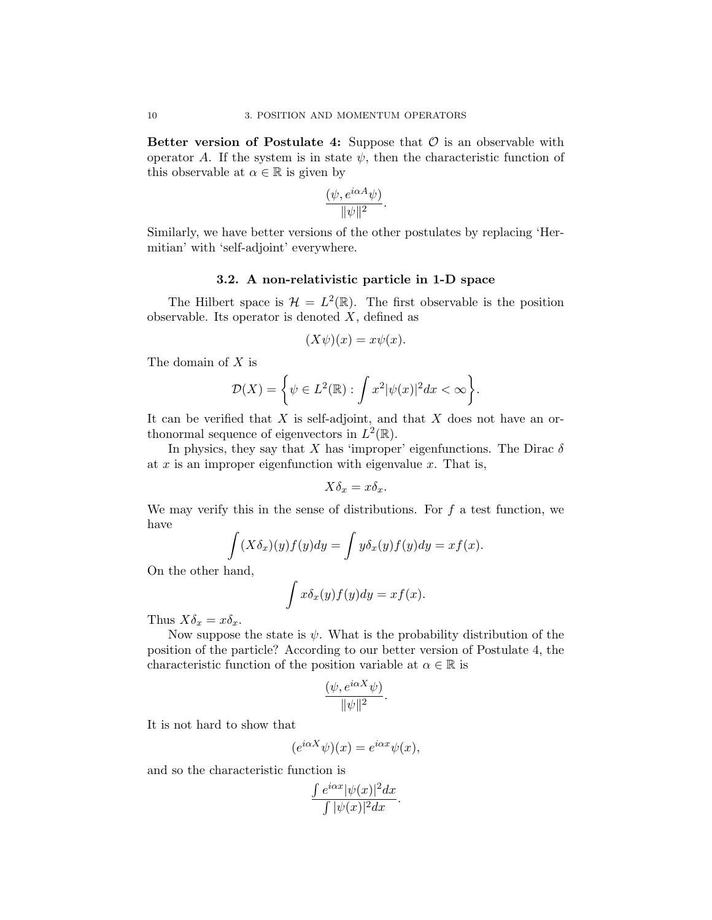**Better version of Postulate 4:** Suppose that $\mathcal{O}$ is an observable with operator $A$. If the system is in state $\psi$, then the characteristic function of this observable at $\alpha \in \mathbb{R}$ is given by

$$\frac{(\psi, e^{i\alpha A}\psi)}{\|\psi\|^2}.$$

Similarly, we have better versions of the other postulates by replacing 'Hermitian' with 'self-adjoint' everywhere.

## 3.2. A non-relativistic particle in 1-D space

The Hilbert space is $\mathcal{H} = L^2(\mathbb{R})$. The first observable is the position observable. Its operator is denoted $X$, defined as

$$(X\psi)(x) = x\psi(x).$$

The domain of $X$ is

$$\mathcal{D}(X) = \left\{\psi \in L^2(\mathbb{R}) : \int x^2|\psi(x)|^2 dx < \infty\right\}.$$

It can be verified that $X$ is self-adjoint, and that $X$ does not have an orthonormal sequence of eigenvectors in $L^2(\mathbb{R})$.

In physics, they say that $X$ has 'improper' eigenfunctions. The Dirac $\delta$ at $x$ is an improper eigenfunction with eigenvalue $x$. That is,

$$X\delta_x = x\delta_x.$$

We may verify this in the sense of distributions. For $f$ a test function, we have

$$\int (X\delta_x)(y)f(y)dy = \int y\delta_x(y)f(y)dy = xf(x).$$

On the other hand,

$$\int x\delta_x(y)f(y)dy = xf(x).$$

Thus $X\delta_x = x\delta_x$.

Now suppose the state is $\psi$. What is the probability distribution of the position of the particle? According to our better version of Postulate 4, the characteristic function of the position variable at $\alpha \in \mathbb{R}$ is

$$\frac{(\psi, e^{i\alpha X}\psi)}{\|\psi\|^2}.$$

It is not hard to show that

$$(e^{i\alpha X}\psi)(x) = e^{i\alpha x}\psi(x),$$

and so the characteristic function is

$$\frac{\int e^{i\alpha x}|\psi(x)|^2 dx}{\int |\psi(x)|^2 dx}.$$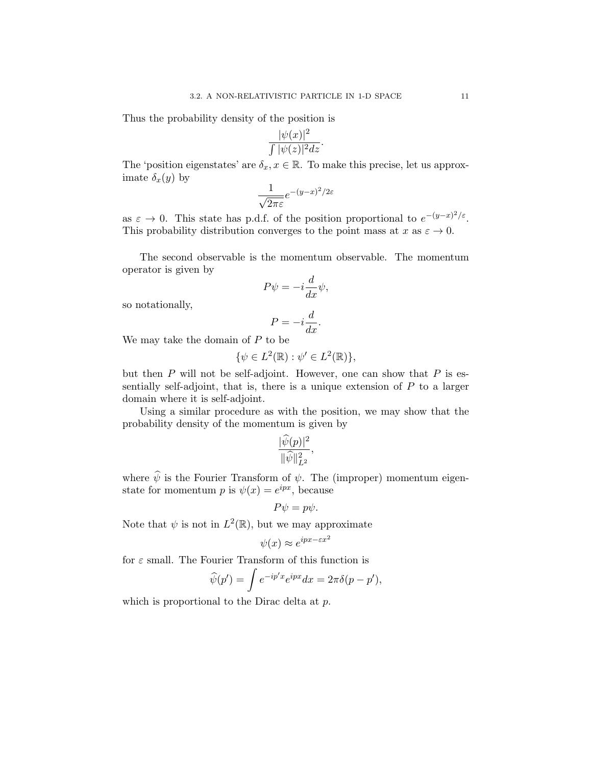Thus the probability density of the position is

$$\frac{|\psi(x)|^2}{\int |\psi(z)|^2 dz}.$$

The 'position eigenstates' are $\delta_x, x \in \mathbb{R}$. To make this precise, let us approximate $\delta_x(y)$ by

$$\frac{1}{\sqrt{2\pi\varepsilon}} e^{-(y-x)^2/2\varepsilon}$$

as $\varepsilon \to 0$. This state has p.d.f. of the position proportional to $e^{-(y-x)^2/\varepsilon}$. This probability distribution converges to the point mass at $x$ as $\varepsilon \to 0$.

The second observable is the momentum observable. The momentum operator is given by

$$P\psi = -i\frac{d}{dx}\psi,$$

so notationally,

$$P = -i\frac{d}{dx}.$$

We may take the domain of $P$ to be

$$\{\psi \in L^2(\mathbb{R}) : \psi' \in L^2(\mathbb{R})\},$$

but then $P$ will not be self-adjoint. However, one can show that $P$ is essentially self-adjoint, that is, there is a unique extension of $P$ to a larger domain where it is self-adjoint.

Using a similar procedure as with the position, we may show that the probability density of the momentum is given by

$$\frac{|\widehat{\psi}(p)|^2}{\|\widehat{\psi}\|_{L^2}^2},$$

where $\widehat{\psi}$ is the Fourier Transform of $\psi$. The (improper) momentum eigenstate for momentum $p$ is $\psi(x) = e^{ipx}$, because

$$P\psi = p\psi.$$

Note that $\psi$ is not in $L^2(\mathbb{R})$, but we may approximate

$$\psi(x) \approx e^{ipx - \varepsilon x^2}$$

for $\varepsilon$ small. The Fourier Transform of this function is

$$\widehat{\psi}(p') = \int e^{-ip'x} e^{ipx} dx = 2\pi\delta(p - p'),$$

which is proportional to the Dirac delta at $p$.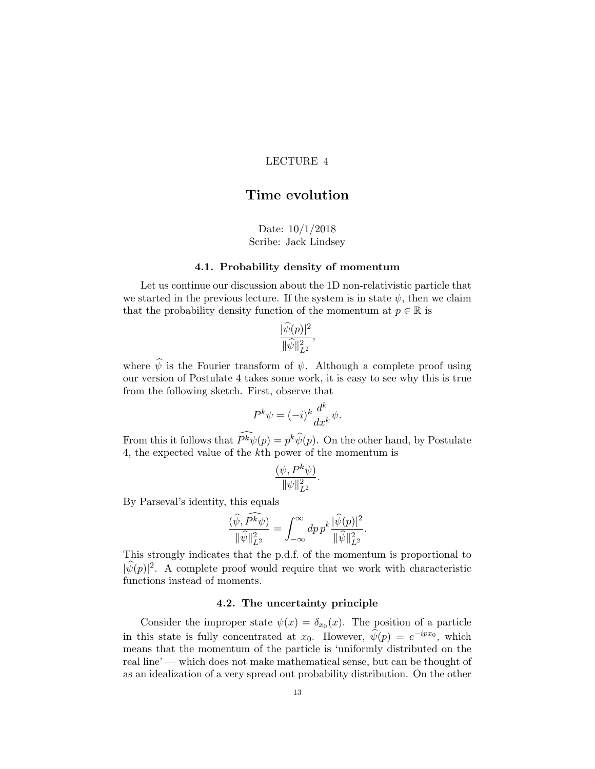LECTURE 4

# Time evolution

Date: 10/1/2018
Scribe: Jack Lindsey

## 4.1. Probability density of momentum

Let us continue our discussion about the 1D non-relativistic particle that we started in the previous lecture. If the system is in state $\psi$, then we claim that the probability density function of the momentum at $p \in \mathbb{R}$ is

$$\frac{|\widehat{\psi}(p)|^2}{\|\widehat{\psi}\|_{L^2}^2},$$

where $\widehat{\psi}$ is the Fourier transform of $\psi$. Although a complete proof using our version of Postulate 4 takes some work, it is easy to see why this is true from the following sketch. First, observe that

$$P^k \psi = (-i)^k \frac{d^k}{dx^k} \psi.$$

From this it follows that $\widehat{P^k \psi}(p) = p^k \widehat{\psi}(p)$. On the other hand, by Postulate 4, the expected value of the $k$th power of the momentum is

$$\frac{(\psi, P^k \psi)}{\|\psi\|_{L^2}^2}.$$

By Parseval's identity, this equals

$$\frac{(\widehat{\psi}, \widehat{P^k \psi})}{\|\widehat{\psi}\|_{L^2}^2} = \int_{-\infty}^{\infty} dp \, p^k \frac{|\widehat{\psi}(p)|^2}{\|\widehat{\psi}\|_{L^2}^2}.$$

This strongly indicates that the p.d.f. of the momentum is proportional to $|\widehat{\psi}(p)|^2$. A complete proof would require that we work with characteristic functions instead of moments.

## 4.2. The uncertainty principle

Consider the improper state $\psi(x) = \delta_{x_0}(x)$. The position of a particle in this state is fully concentrated at $x_0$. However, $\widehat{\psi}(p) = e^{-ipx_0}$, which means that the momentum of the particle is 'uniformly distributed on the real line' — which does not make mathematical sense, but can be thought of as an idealization of a very spread out probability distribution. On the other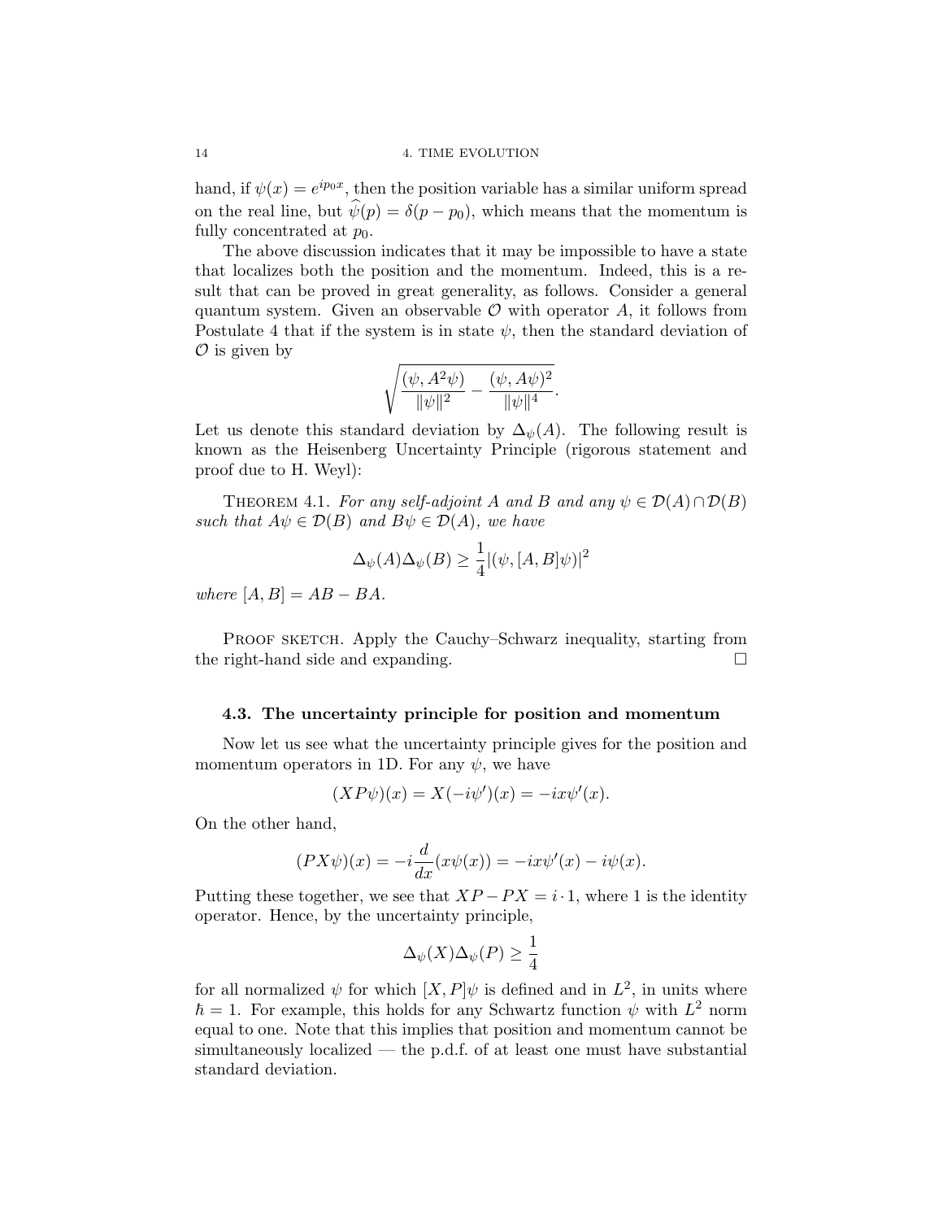hand, if $\psi(x) = e^{ip_0 x}$, then the position variable has a similar uniform spread on the real line, but $\widehat{\psi}(p) = \delta(p - p_0)$, which means that the momentum is fully concentrated at $p_0$.

The above discussion indicates that it may be impossible to have a state that localizes both the position and the momentum. Indeed, this is a result that can be proved in great generality, as follows. Consider a general quantum system. Given an observable $\mathcal{O}$ with operator $A$, it follows from Postulate 4 that if the system is in state $\psi$, then the standard deviation of $\mathcal{O}$ is given by

$$\sqrt{\frac{(\psi, A^2\psi)}{\|\psi\|^2} - \frac{(\psi, A\psi)^2}{\|\psi\|^4}}.$$

Let us denote this standard deviation by $\Delta_\psi(A)$. The following result is known as the Heisenberg Uncertainty Principle (rigorous statement and proof due to H. Weyl):

Theorem 4.1. *For any self-adjoint $A$ and $B$ and any $\psi \in \mathcal{D}(A) \cap \mathcal{D}(B)$ such that $A\psi \in \mathcal{D}(B)$ and $B\psi \in \mathcal{D}(A)$, we have*

$$\Delta_\psi(A)\Delta_\psi(B) \geq \frac{1}{4}|(\psi, [A, B]\psi)|^2$$

*where $[A, B] = AB - BA$.*

Proof sketch. Apply the Cauchy–Schwarz inequality, starting from the right-hand side and expanding. $\square$

### 4.3. The uncertainty principle for position and momentum

Now let us see what the uncertainty principle gives for the position and momentum operators in 1D. For any $\psi$, we have

$$(XP\psi)(x) = X(-i\psi')(x) = -ix\psi'(x).$$

On the other hand,

$$(PX\psi)(x) = -i\frac{d}{dx}(x\psi(x)) = -ix\psi'(x) - i\psi(x).$$

Putting these together, we see that $XP - PX = i \cdot 1$, where 1 is the identity operator. Hence, by the uncertainty principle,

$$\Delta_\psi(X)\Delta_\psi(P) \geq \frac{1}{4}$$

for all normalized $\psi$ for which $[X, P]\psi$ is defined and in $L^2$, in units where $\hbar = 1$. For example, this holds for any Schwartz function $\psi$ with $L^2$ norm equal to one. Note that this implies that position and momentum cannot be simultaneously localized — the p.d.f. of at least one must have substantial standard deviation.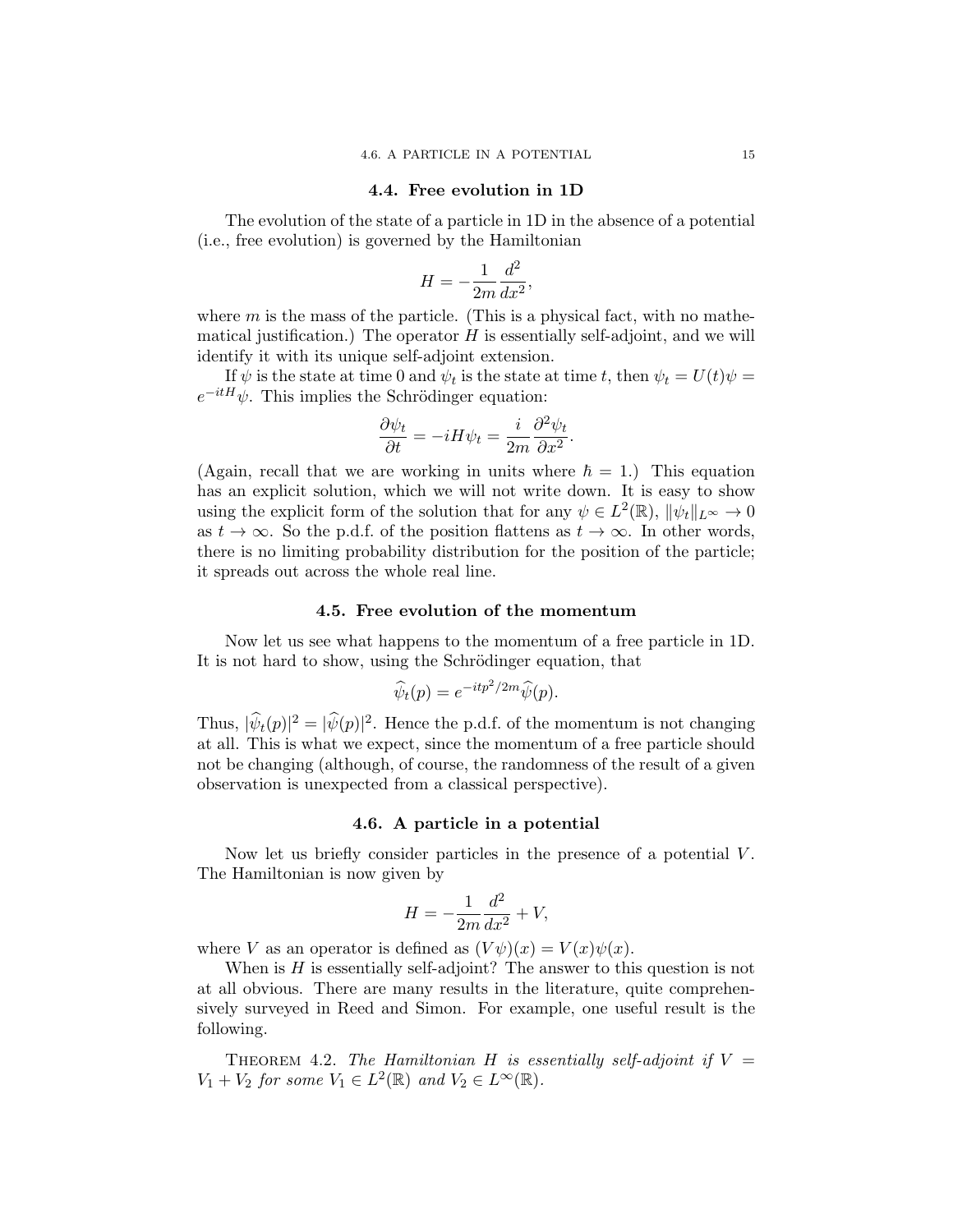### 4.4. Free evolution in 1D

The evolution of the state of a particle in 1D in the absence of a potential (i.e., free evolution) is governed by the Hamiltonian

$$H = -\frac{1}{2m}\frac{d^2}{dx^2},$$

where $m$ is the mass of the particle. (This is a physical fact, with no mathematical justification.) The operator $H$ is essentially self-adjoint, and we will identify it with its unique self-adjoint extension.

If $\psi$ is the state at time 0 and $\psi_t$ is the state at time $t$, then $\psi_t = U(t)\psi = e^{-itH}\psi$. This implies the Schrödinger equation:

$$\frac{\partial \psi_t}{\partial t} = -iH\psi_t = \frac{i}{2m}\frac{\partial^2 \psi_t}{\partial x^2}.$$

(Again, recall that we are working in units where $\hbar = 1$.) This equation has an explicit solution, which we will not write down. It is easy to show using the explicit form of the solution that for any $\psi \in L^2(\mathbb{R})$, $\|\psi_t\|_{L^\infty} \to 0$ as $t \to \infty$. So the p.d.f. of the position flattens as $t \to \infty$. In other words, there is no limiting probability distribution for the position of the particle; it spreads out across the whole real line.

### 4.5. Free evolution of the momentum

Now let us see what happens to the momentum of a free particle in 1D. It is not hard to show, using the Schrödinger equation, that

$$\widehat{\psi}_t(p) = e^{-itp^2/2m}\widehat{\psi}(p).$$

Thus, $|\widehat{\psi}_t(p)|^2 = |\widehat{\psi}(p)|^2$. Hence the p.d.f. of the momentum is not changing at all. This is what we expect, since the momentum of a free particle should not be changing (although, of course, the randomness of the result of a given observation is unexpected from a classical perspective).

### 4.6. A particle in a potential

Now let us briefly consider particles in the presence of a potential $V$. The Hamiltonian is now given by

$$H = -\frac{1}{2m}\frac{d^2}{dx^2} + V,$$

where $V$ as an operator is defined as $(V\psi)(x) = V(x)\psi(x)$.

When is $H$ essentially self-adjoint? The answer to this question is not at all obvious. There are many results in the literature, quite comprehensively surveyed in Reed and Simon. For example, one useful result is the following.

THEOREM 4.2. *The Hamiltonian $H$ is essentially self-adjoint if $V = V_1 + V_2$ for some $V_1 \in L^2(\mathbb{R})$ and $V_2 \in L^\infty(\mathbb{R})$.*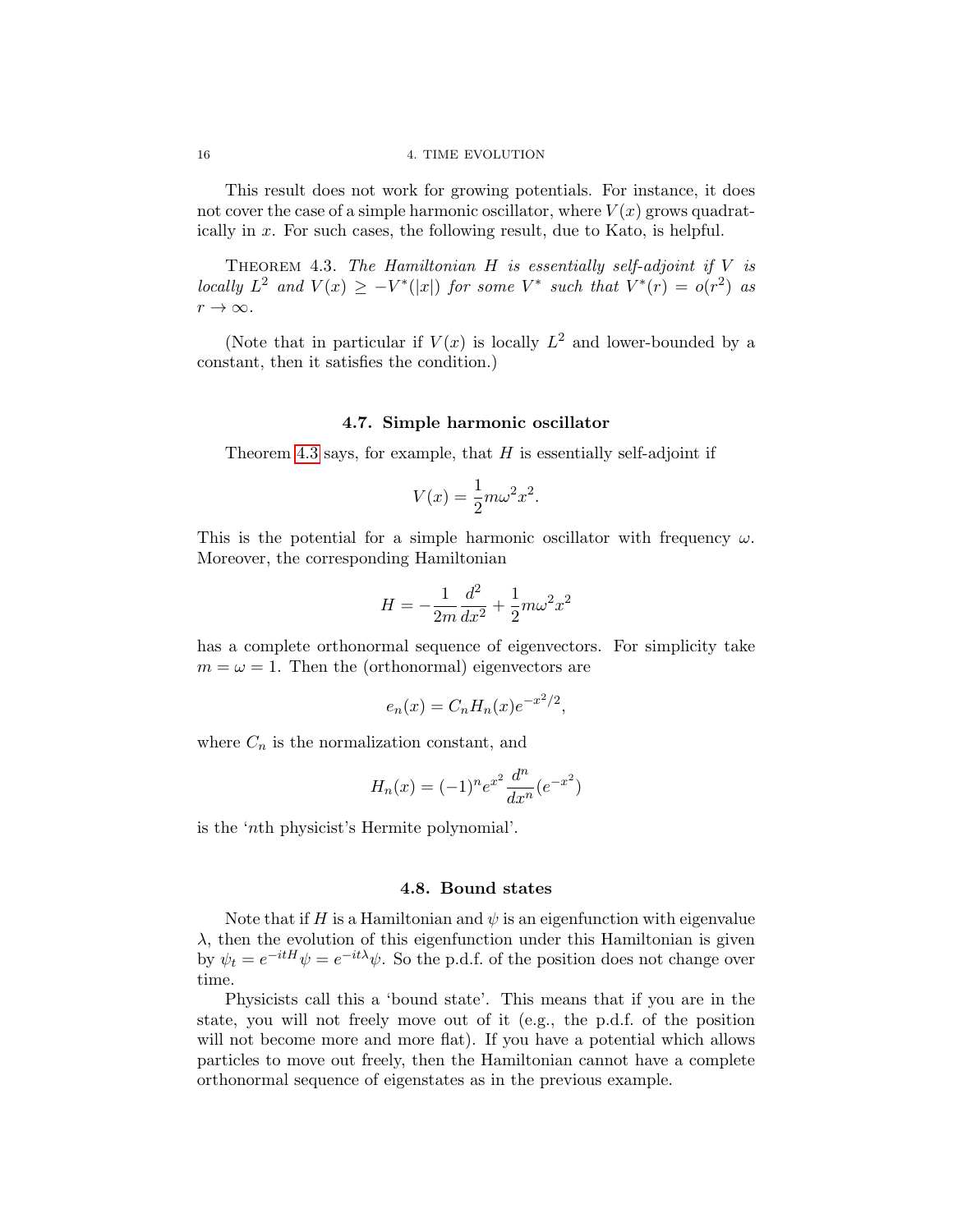This result does not work for growing potentials. For instance, it does not cover the case of a simple harmonic oscillator, where $V(x)$ grows quadratically in $x$. For such cases, the following result, due to Kato, is helpful.

THEOREM 4.3. *The Hamiltonian $H$ is essentially self-adjoint if $V$ is locally $L^2$ and $V(x) \geq -V^*(|x|)$ for some $V^*$ such that $V^*(r) = o(r^2)$ as $r \to \infty$.*

(Note that in particular if $V(x)$ is locally $L^2$ and lower-bounded by a constant, then it satisfies the condition.)

### 4.7. Simple harmonic oscillator

Theorem 4.3 says, for example, that $H$ is essentially self-adjoint if

$$V(x) = \frac{1}{2}m\omega^2 x^2.$$

This is the potential for a simple harmonic oscillator with frequency $\omega$. Moreover, the corresponding Hamiltonian

$$H = -\frac{1}{2m}\frac{d^2}{dx^2} + \frac{1}{2}m\omega^2 x^2$$

has a complete orthonormal sequence of eigenvectors. For simplicity take $m = \omega = 1$. Then the (orthonormal) eigenvectors are

$$e_n(x) = C_n H_n(x) e^{-x^2/2},$$

where $C_n$ is the normalization constant, and

$$H_n(x) = (-1)^n e^{x^2} \frac{d^n}{dx^n}(e^{-x^2})$$

is the '$n$th physicist's Hermite polynomial'.

### 4.8. Bound states

Note that if $H$ is a Hamiltonian and $\psi$ is an eigenfunction with eigenvalue $\lambda$, then the evolution of this eigenfunction under this Hamiltonian is given by $\psi_t = e^{-itH}\psi = e^{-it\lambda}\psi$. So the p.d.f. of the position does not change over time.

Physicists call this a 'bound state'. This means that if you are in the state, you will not freely move out of it (e.g., the p.d.f. of the position will not become more and more flat). If you have a potential which allows particles to move out freely, then the Hamiltonian cannot have a complete orthonormal sequence of eigenstates as in the previous example.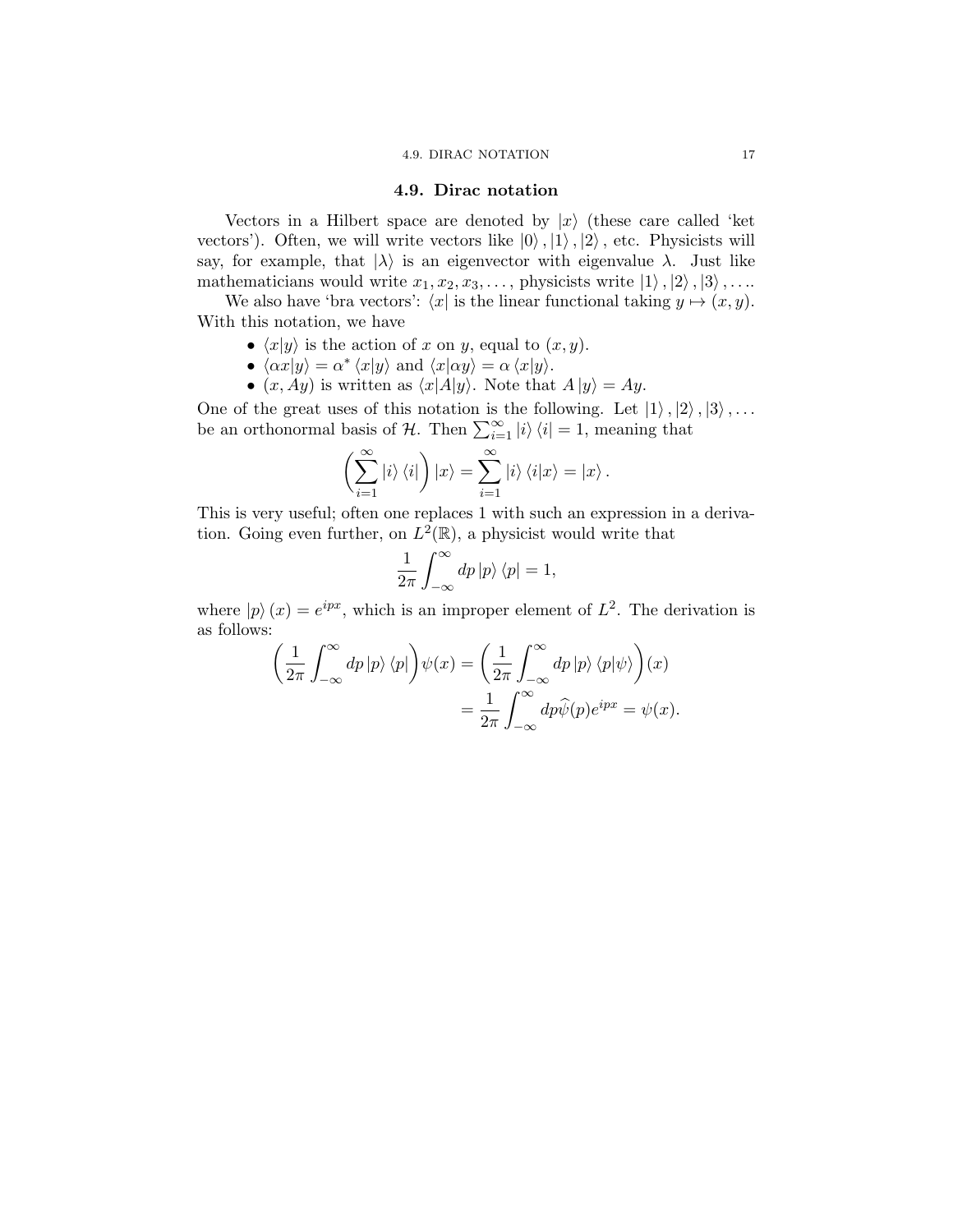## 4.9. Dirac notation

Vectors in a Hilbert space are denoted by $|x\rangle$ (these care called 'ket vectors'). Often, we will write vectors like $|0\rangle, |1\rangle, |2\rangle$, etc. Physicists will say, for example, that $|\lambda\rangle$ is an eigenvector with eigenvalue $\lambda$. Just like mathematicians would write $x_1, x_2, x_3, \ldots$, physicists write $|1\rangle, |2\rangle, |3\rangle, \ldots$.

We also have 'bra vectors': $\langle x|$ is the linear functional taking $y \mapsto (x, y)$. With this notation, we have

- $\langle x|y\rangle$ is the action of $x$ on $y$, equal to $(x, y)$.
- $\langle \alpha x|y\rangle = \alpha^* \langle x|y\rangle$ and $\langle x|\alpha y\rangle = \alpha \langle x|y\rangle$.
- $(x, Ay)$ is written as $\langle x|A|y\rangle$. Note that $A|y\rangle = Ay$.

One of the great uses of this notation is the following. Let $|1\rangle, |2\rangle, |3\rangle, \ldots$ be an orthonormal basis of $\mathcal{H}$. Then $\sum_{i=1}^{\infty} |i\rangle \langle i| = 1$, meaning that

$$\left(\sum_{i=1}^{\infty} |i\rangle \langle i|\right)|x\rangle = \sum_{i=1}^{\infty} |i\rangle \langle i|x\rangle = |x\rangle .$$

This is very useful; often one replaces 1 with such an expression in a derivation. Going even further, on $L^2(\mathbb{R})$, a physicist would write that

$$\frac{1}{2\pi}\int_{-\infty}^{\infty} dp\, |p\rangle \langle p| = 1,$$

where $|p\rangle(x) = e^{ipx}$, which is an improper element of $L^2$. The derivation is as follows:

$$\begin{aligned}\left(\frac{1}{2\pi}\int_{-\infty}^{\infty} dp\, |p\rangle \langle p|\right)\psi(x) &= \left(\frac{1}{2\pi}\int_{-\infty}^{\infty} dp\, |p\rangle \langle p|\psi\rangle\right)(x) \\ &= \frac{1}{2\pi}\int_{-\infty}^{\infty} dp\widehat{\psi}(p)e^{ipx} = \psi(x).\end{aligned}$$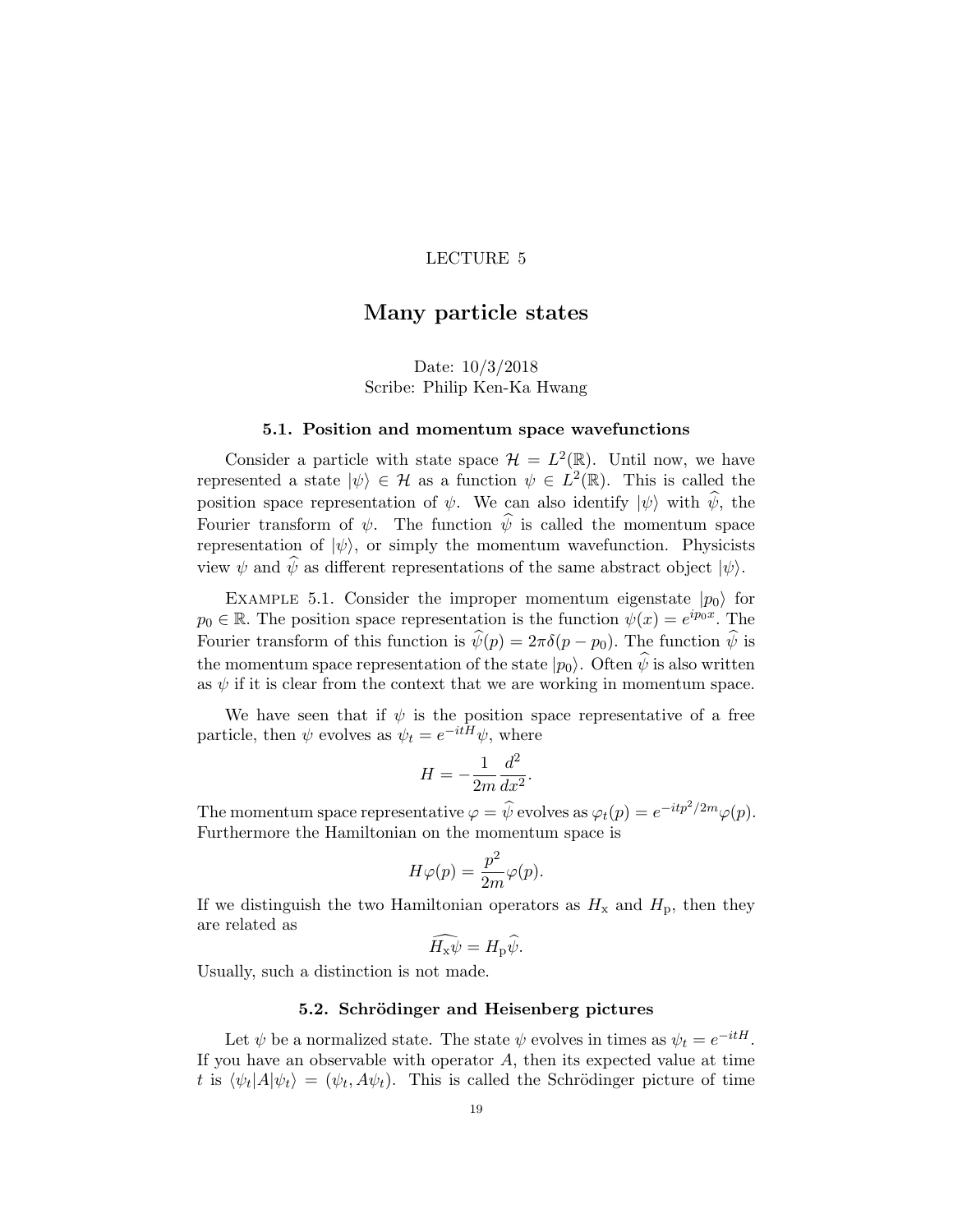LECTURE 5

# Many particle states

Date: 10/3/2018
Scribe: Philip Ken-Ka Hwang

## 5.1. Position and momentum space wavefunctions

Consider a particle with state space $\mathcal{H} = L^2(\mathbb{R})$. Until now, we have represented a state $|\psi\rangle \in \mathcal{H}$ as a function $\psi \in L^2(\mathbb{R})$. This is called the position space representation of $\psi$. We can also identify $|\psi\rangle$ with $\widehat{\psi}$, the Fourier transform of $\psi$. The function $\widehat{\psi}$ is called the momentum space representation of $|\psi\rangle$, or simply the momentum wavefunction. Physicists view $\psi$ and $\widehat{\psi}$ as different representations of the same abstract object $|\psi\rangle$.

Example 5.1. Consider the improper momentum eigenstate $|p_0\rangle$ for $p_0 \in \mathbb{R}$. The position space representation is the function $\psi(x) = e^{ip_0x}$. The Fourier transform of this function is $\widehat{\psi}(p) = 2\pi\delta(p - p_0)$. The function $\widehat{\psi}$ is the momentum space representation of the state $|p_0\rangle$. Often $\widehat{\psi}$ is also written as $\psi$ if it is clear from the context that we are working in momentum space.

We have seen that if $\psi$ is the position space representative of a free particle, then $\psi$ evolves as $\psi_t = e^{-itH}\psi$, where

$$H = -\frac{1}{2m}\frac{d^2}{dx^2}.$$

The momentum space representative $\varphi = \widehat{\psi}$ evolves as $\varphi_t(p) = e^{-itp^2/2m}\varphi(p)$. Furthermore the Hamiltonian on the momentum space is

$$H\varphi(p) = \frac{p^2}{2m}\varphi(p).$$

If we distinguish the two Hamiltonian operators as $H_\mathrm{x}$ and $H_\mathrm{p}$, then they are related as

$$\widehat{H_\mathrm{x}\psi} = H_\mathrm{p}\widehat{\psi}.$$

Usually, such a distinction is not made.

## 5.2. Schrödinger and Heisenberg pictures

Let $\psi$ be a normalized state. The state $\psi$ evolves in times as $\psi_t = e^{-itH}$. If you have an observable with operator $A$, then its expected value at time $t$ is $\langle\psi_t|A|\psi_t\rangle = (\psi_t, A\psi_t)$. This is called the Schrödinger picture of time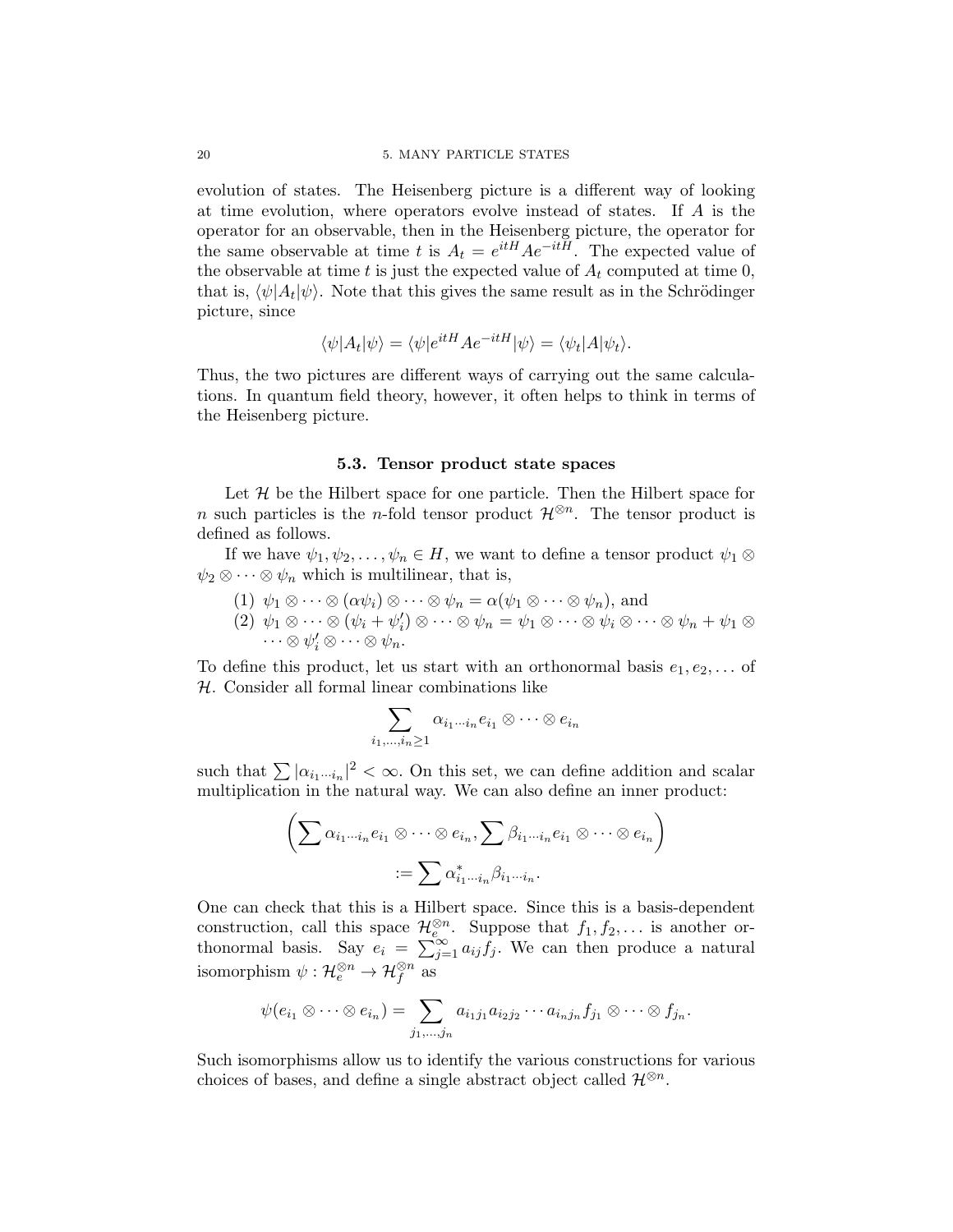evolution of states. The Heisenberg picture is a different way of looking at time evolution, where operators evolve instead of states. If $A$ is the operator for an observable, then in the Heisenberg picture, the operator for the same observable at time $t$ is $A_t = e^{itH} A e^{-itH}$. The expected value of the observable at time $t$ is just the expected value of $A_t$ computed at time 0, that is, $\langle \psi | A_t | \psi \rangle$. Note that this gives the same result as in the Schrödinger picture, since

$$\langle \psi | A_t | \psi \rangle = \langle \psi | e^{itH} A e^{-itH} | \psi \rangle = \langle \psi_t | A | \psi_t \rangle.$$

Thus, the two pictures are different ways of carrying out the same calculations. In quantum field theory, however, it often helps to think in terms of the Heisenberg picture.

## 5.3. Tensor product state spaces

Let $\mathcal{H}$ be the Hilbert space for one particle. Then the Hilbert space for $n$ such particles is the $n$-fold tensor product $\mathcal{H}^{\otimes n}$. The tensor product is defined as follows.

If we have $\psi_1, \psi_2, \ldots, \psi_n \in H$, we want to define a tensor product $\psi_1 \otimes \psi_2 \otimes \cdots \otimes \psi_n$ which is multilinear, that is,

(1) $\psi_1 \otimes \cdots \otimes (\alpha \psi_i) \otimes \cdots \otimes \psi_n = \alpha(\psi_1 \otimes \cdots \otimes \psi_n)$, and
(2) $\psi_1 \otimes \cdots \otimes (\psi_i + \psi_i') \otimes \cdots \otimes \psi_n = \psi_1 \otimes \cdots \otimes \psi_i \otimes \cdots \otimes \psi_n + \psi_1 \otimes \cdots \otimes \psi_i' \otimes \cdots \otimes \psi_n$.

To define this product, let us start with an orthonormal basis $e_1, e_2, \ldots$ of $\mathcal{H}$. Consider all formal linear combinations like

$$\sum_{i_1, \ldots, i_n \geq 1} \alpha_{i_1 \cdots i_n} e_{i_1} \otimes \cdots \otimes e_{i_n}$$

such that $\sum |\alpha_{i_1 \cdots i_n}|^2 < \infty$. On this set, we can define addition and scalar multiplication in the natural way. We can also define an inner product:

$$\left( \sum \alpha_{i_1 \cdots i_n} e_{i_1} \otimes \cdots \otimes e_{i_n}, \sum \beta_{i_1 \cdots i_n} e_{i_1} \otimes \cdots \otimes e_{i_n} \right)$$
$$:= \sum \alpha^*_{i_1 \cdots i_n} \beta_{i_1 \cdots i_n}.$$

One can check that this is a Hilbert space. Since this is a basis-dependent construction, call this space $\mathcal{H}_e^{\otimes n}$. Suppose that $f_1, f_2, \ldots$ is another orthonormal basis. Say $e_i = \sum_{j=1}^{\infty} a_{ij} f_j$. We can then produce a natural isomorphism $\psi : \mathcal{H}_e^{\otimes n} \to \mathcal{H}_f^{\otimes n}$ as

$$\psi(e_{i_1} \otimes \cdots \otimes e_{i_n}) = \sum_{j_1, \ldots, j_n} a_{i_1 j_1} a_{i_2 j_2} \cdots a_{i_n j_n} f_{j_1} \otimes \cdots \otimes f_{j_n}.$$

Such isomorphisms allow us to identify the various constructions for various choices of bases, and define a single abstract object called $\mathcal{H}^{\otimes n}$.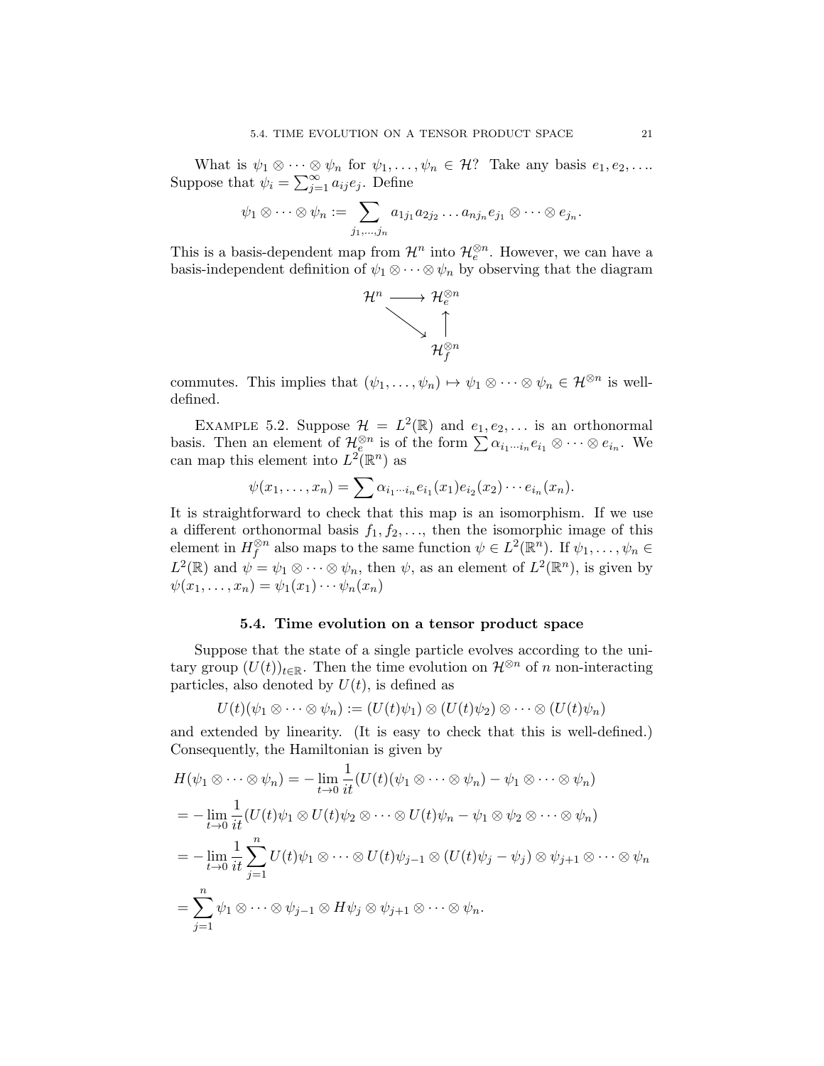What is $\psi_1 \otimes \cdots \otimes \psi_n$ for $\psi_1, \ldots, \psi_n \in \mathcal{H}$? Take any basis $e_1, e_2, \ldots$. Suppose that $\psi_i = \sum_{j=1}^{\infty} a_{ij} e_j$. Define

$$\psi_1 \otimes \cdots \otimes \psi_n := \sum_{j_1, \ldots, j_n} a_{1j_1} a_{2j_2} \ldots a_{nj_n} e_{j_1} \otimes \cdots \otimes e_{j_n}.$$

This is a basis-dependent map from $\mathcal{H}^n$ into $\mathcal{H}_e^{\otimes n}$. However, we can have a basis-independent definition of $\psi_1 \otimes \cdots \otimes \psi_n$ by observing that the diagram

$$\begin{array}{ccc} \mathcal{H}^n & \longrightarrow & \mathcal{H}_e^{\otimes n} \\ & \searrow & \uparrow \\ & & \mathcal{H}_f^{\otimes n} \end{array}$$

commutes. This implies that $(\psi_1, \ldots, \psi_n) \mapsto \psi_1 \otimes \cdots \otimes \psi_n \in \mathcal{H}^{\otimes n}$ is well-defined.

Example 5.2. Suppose $\mathcal{H} = L^2(\mathbb{R})$ and $e_1, e_2, \ldots$ is an orthonormal basis. Then an element of $\mathcal{H}_e^{\otimes n}$ is of the form $\sum \alpha_{i_1 \cdots i_n} e_{i_1} \otimes \cdots \otimes e_{i_n}$. We can map this element into $L^2(\mathbb{R}^n)$ as

$$\psi(x_1, \ldots, x_n) = \sum \alpha_{i_1 \cdots i_n} e_{i_1}(x_1) e_{i_2}(x_2) \cdots e_{i_n}(x_n).$$

It is straightforward to check that this map is an isomorphism. If we use a different orthonormal basis $f_1, f_2, \ldots$, then the isomorphic image of this element in $H_f^{\otimes n}$ also maps to the same function $\psi \in L^2(\mathbb{R}^n)$. If $\psi_1, \ldots, \psi_n \in L^2(\mathbb{R})$ and $\psi = \psi_1 \otimes \cdots \otimes \psi_n$, then $\psi$, as an element of $L^2(\mathbb{R}^n)$, is given by $\psi(x_1, \ldots, x_n) = \psi_1(x_1) \cdots \psi_n(x_n)$

## 5.4. Time evolution on a tensor product space

Suppose that the state of a single particle evolves according to the unitary group $(U(t))_{t \in \mathbb{R}}$. Then the time evolution on $\mathcal{H}^{\otimes n}$ of $n$ non-interacting particles, also denoted by $U(t)$, is defined as

$$U(t)(\psi_1 \otimes \cdots \otimes \psi_n) := (U(t)\psi_1) \otimes (U(t)\psi_2) \otimes \cdots \otimes (U(t)\psi_n)$$

and extended by linearity. (It is easy to check that this is well-defined.) Consequently, the Hamiltonian is given by

$$\begin{aligned}
H(\psi_1 \otimes \cdots \otimes \psi_n) &= -\lim_{t \to 0} \frac{1}{it}(U(t)(\psi_1 \otimes \cdots \otimes \psi_n) - \psi_1 \otimes \cdots \otimes \psi_n) \\
&= -\lim_{t \to 0} \frac{1}{it}(U(t)\psi_1 \otimes U(t)\psi_2 \otimes \cdots \otimes U(t)\psi_n - \psi_1 \otimes \psi_2 \otimes \cdots \otimes \psi_n) \\
&= -\lim_{t \to 0} \frac{1}{it} \sum_{j=1}^{n} U(t)\psi_1 \otimes \cdots \otimes U(t)\psi_{j-1} \otimes (U(t)\psi_j - \psi_j) \otimes \psi_{j+1} \otimes \cdots \otimes \psi_n \\
&= \sum_{j=1}^{n} \psi_1 \otimes \cdots \otimes \psi_{j-1} \otimes H\psi_j \otimes \psi_{j+1} \otimes \cdots \otimes \psi_n.
\end{aligned}$$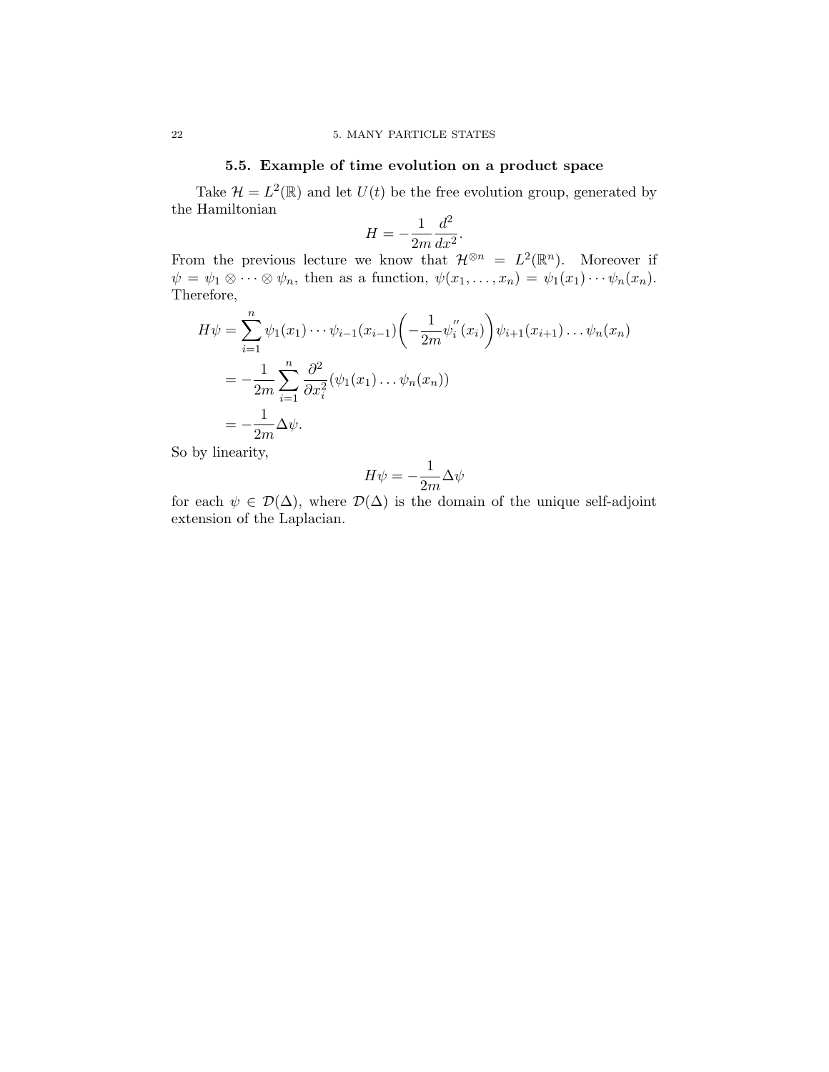## 5.5. Example of time evolution on a product space

Take $\mathcal{H} = L^2(\mathbb{R})$ and let $U(t)$ be the free evolution group, generated by the Hamiltonian

$$H = -\frac{1}{2m}\frac{d^2}{dx^2}.$$

From the previous lecture we know that $\mathcal{H}^{\otimes n} = L^2(\mathbb{R}^n)$. Moreover if $\psi = \psi_1 \otimes \cdots \otimes \psi_n$, then as a function, $\psi(x_1, \ldots, x_n) = \psi_1(x_1) \cdots \psi_n(x_n)$. Therefore,

$$
\begin{aligned}
H\psi &= \sum_{i=1}^{n} \psi_1(x_1) \cdots \psi_{i-1}(x_{i-1}) \left( -\frac{1}{2m} \psi_i^{''}(x_i) \right) \psi_{i+1}(x_{i+1}) \ldots \psi_n(x_n) \\
&= -\frac{1}{2m} \sum_{i=1}^{n} \frac{\partial^2}{\partial x_i^2} (\psi_1(x_1) \ldots \psi_n(x_n)) \\
&= -\frac{1}{2m} \Delta \psi.
\end{aligned}
$$

So by linearity,

$$H\psi = -\frac{1}{2m}\Delta\psi$$

for each $\psi \in \mathcal{D}(\Delta)$, where $\mathcal{D}(\Delta)$ is the domain of the unique self-adjoint extension of the Laplacian.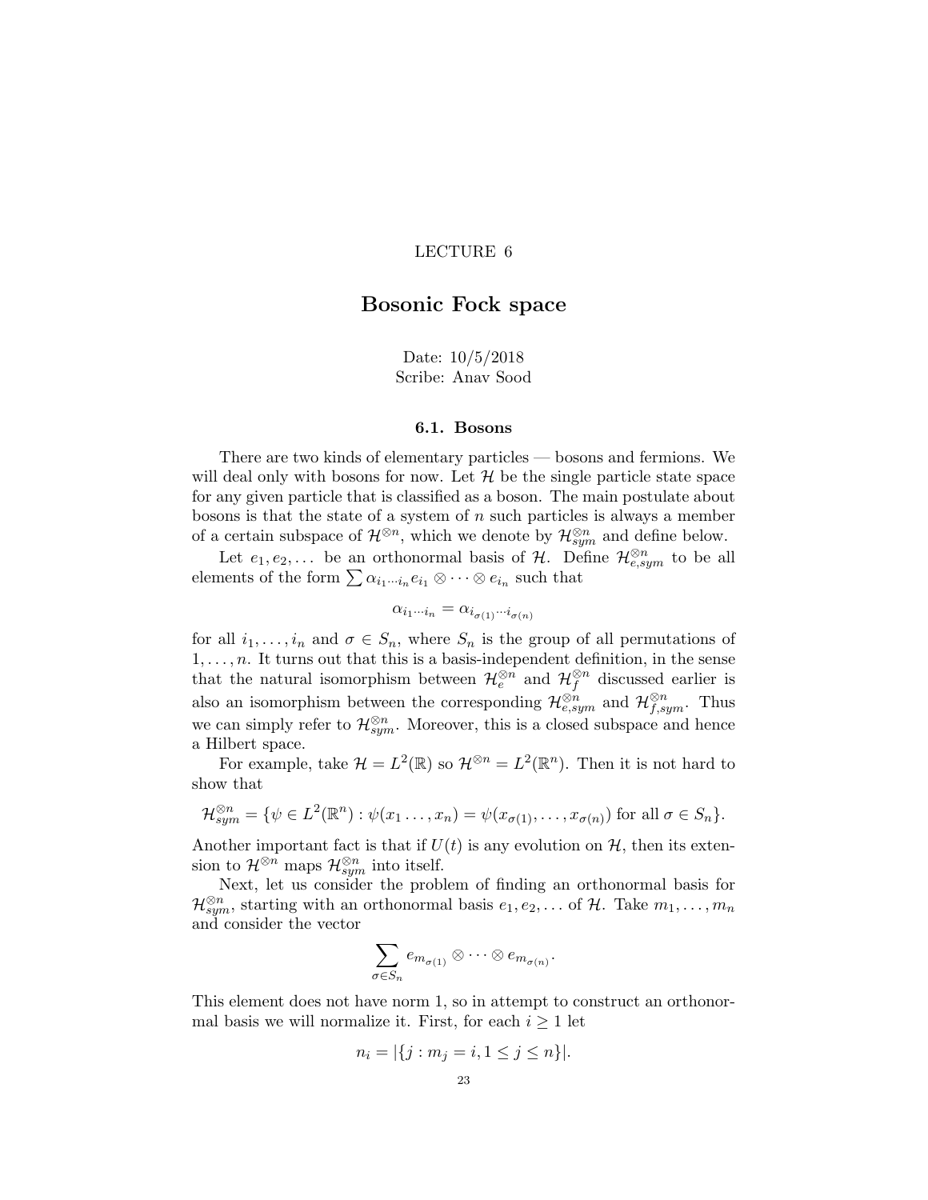LECTURE 6

# Bosonic Fock space

Date: 10/5/2018
Scribe: Anav Sood

## 6.1. Bosons

There are two kinds of elementary particles — bosons and fermions. We will deal only with bosons for now. Let $\mathcal{H}$ be the single particle state space for any given particle that is classified as a boson. The main postulate about bosons is that the state of a system of $n$ such particles is always a member of a certain subspace of $\mathcal{H}^{\otimes n}$, which we denote by $\mathcal{H}^{\otimes n}_{sym}$ and define below.

Let $e_1, e_2, \ldots$ be an orthonormal basis of $\mathcal{H}$. Define $\mathcal{H}^{\otimes n}_{e,sym}$ to be all elements of the form $\sum \alpha_{i_1 \cdots i_n} e_{i_1} \otimes \cdots \otimes e_{i_n}$ such that

$$\alpha_{i_1 \cdots i_n} = \alpha_{i_{\sigma(1)} \cdots i_{\sigma(n)}}$$

for all $i_1, \ldots, i_n$ and $\sigma \in S_n$, where $S_n$ is the group of all permutations of $1, \ldots, n$. It turns out that this is a basis-independent definition, in the sense that the natural isomorphism between $\mathcal{H}^{\otimes n}_e$ and $\mathcal{H}^{\otimes n}_f$ discussed earlier is also an isomorphism between the corresponding $\mathcal{H}^{\otimes n}_{e,sym}$ and $\mathcal{H}^{\otimes n}_{f,sym}$. Thus we can simply refer to $\mathcal{H}^{\otimes n}_{sym}$. Moreover, this is a closed subspace and hence a Hilbert space.

For example, take $\mathcal{H} = L^2(\mathbb{R})$ so $\mathcal{H}^{\otimes n} = L^2(\mathbb{R}^n)$. Then it is not hard to show that

$$\mathcal{H}^{\otimes n}_{sym} = \{\psi \in L^2(\mathbb{R}^n) : \psi(x_1 \ldots, x_n) = \psi(x_{\sigma(1)}, \ldots, x_{\sigma(n)}) \text{ for all } \sigma \in S_n\}.$$

Another important fact is that if $U(t)$ is any evolution on $\mathcal{H}$, then its extension to $\mathcal{H}^{\otimes n}$ maps $\mathcal{H}^{\otimes n}_{sym}$ into itself.

Next, let us consider the problem of finding an orthonormal basis for $\mathcal{H}^{\otimes n}_{sym}$, starting with an orthonormal basis $e_1, e_2, \ldots$ of $\mathcal{H}$. Take $m_1, \ldots, m_n$ and consider the vector

$$\sum_{\sigma \in S_n} e_{m_{\sigma(1)}} \otimes \cdots \otimes e_{m_{\sigma(n)}}.$$

This element does not have norm 1, so in attempt to construct an orthonormal basis we will normalize it. First, for each $i \geq 1$ let

$$n_i = |\{j : m_j = i, 1 \leq j \leq n\}|.$$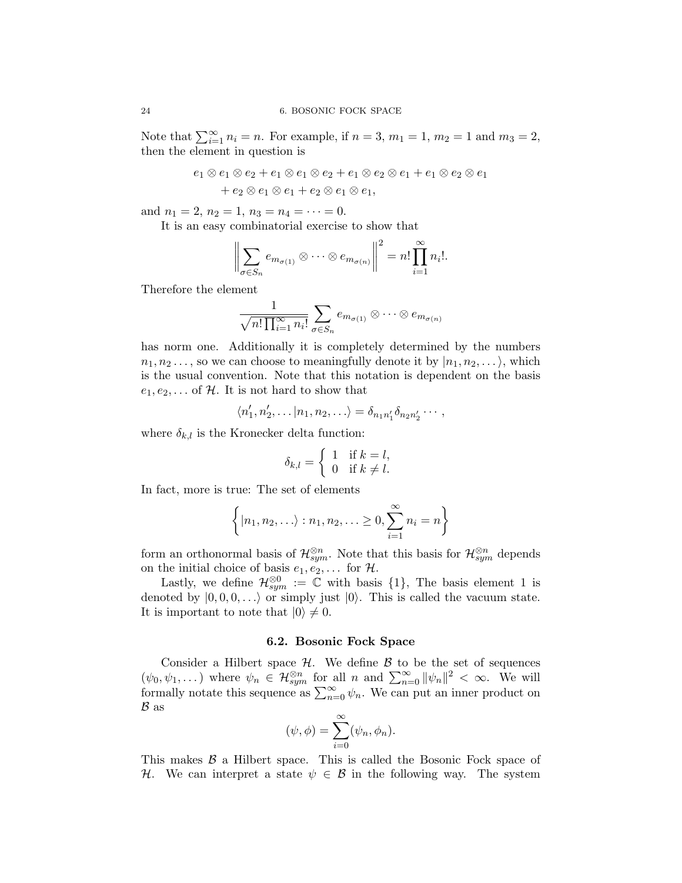Note that $\sum_{i=1}^{\infty} n_i = n$. For example, if $n = 3$, $m_1 = 1$, $m_2 = 1$ and $m_3 = 2$, then the element in question is

$$
\begin{aligned}
& e_1 \otimes e_1 \otimes e_2 + e_1 \otimes e_1 \otimes e_2 + e_1 \otimes e_2 \otimes e_1 + e_1 \otimes e_2 \otimes e_1 \\
& \quad + e_2 \otimes e_1 \otimes e_1 + e_2 \otimes e_1 \otimes e_1,
\end{aligned}
$$

and $n_1 = 2$, $n_2 = 1$, $n_3 = n_4 = \cdots = 0$.

It is an easy combinatorial exercise to show that

$$
\left\| \sum_{\sigma \in S_n} e_{m_{\sigma(1)}} \otimes \cdots \otimes e_{m_{\sigma(n)}} \right\|^2 = n! \prod_{i=1}^{\infty} n_i!.
$$

Therefore the element

$$
\frac{1}{\sqrt{n! \prod_{i=1}^{\infty} n_i!}} \sum_{\sigma \in S_n} e_{m_{\sigma(1)}} \otimes \cdots \otimes e_{m_{\sigma(n)}}
$$

has norm one. Additionally it is completely determined by the numbers $n_1, n_2 \ldots$, so we can choose to meaningfully denote it by $|n_1, n_2, \ldots\rangle$, which is the usual convention. Note that this notation is dependent on the basis $e_1, e_2, \ldots$ of $\mathcal{H}$. It is not hard to show that

$$
\langle n_1', n_2', \ldots | n_1, n_2, \ldots \rangle = \delta_{n_1 n_1'} \delta_{n_2 n_2'} \cdots,
$$

where $\delta_{k,l}$ is the Kronecker delta function:

$$
\delta_{k,l} = \begin{cases} 1 & \text{if } k = l, \\ 0 & \text{if } k \neq l. \end{cases}
$$

In fact, more is true: The set of elements

$$
\left\{ |n_1, n_2, \ldots\rangle : n_1, n_2, \ldots \geq 0, \sum_{i=1}^{\infty} n_i = n \right\}
$$

form an orthonormal basis of $\mathcal{H}_{sym}^{\otimes n}$. Note that this basis for $\mathcal{H}_{sym}^{\otimes n}$ depends on the initial choice of basis $e_1, e_2, \ldots$ for $\mathcal{H}$.

Lastly, we define $\mathcal{H}_{sym}^{\otimes 0} := \mathbb{C}$ with basis $\{1\}$, The basis element 1 is denoted by $|0, 0, 0, \ldots\rangle$ or simply just $|0\rangle$. This is called the vacuum state. It is important to note that $|0\rangle \neq 0$.

## 6.2. Bosonic Fock Space

Consider a Hilbert space $\mathcal{H}$. We define $\mathcal{B}$ to be the set of sequences $(\psi_0, \psi_1, \ldots)$ where $\psi_n \in \mathcal{H}_{sym}^{\otimes n}$ for all $n$ and $\sum_{n=0}^{\infty} \|\psi_n\|^2 < \infty$. We will formally notate this sequence as $\sum_{n=0}^{\infty} \psi_n$. We can put an inner product on $\mathcal{B}$ as

$$
(\psi, \phi) = \sum_{i=0}^{\infty} (\psi_n, \phi_n).
$$

This makes $\mathcal{B}$ a Hilbert space. This is called the Bosonic Fock space of $\mathcal{H}$. We can interpret a state $\psi \in \mathcal{B}$ in the following way. The system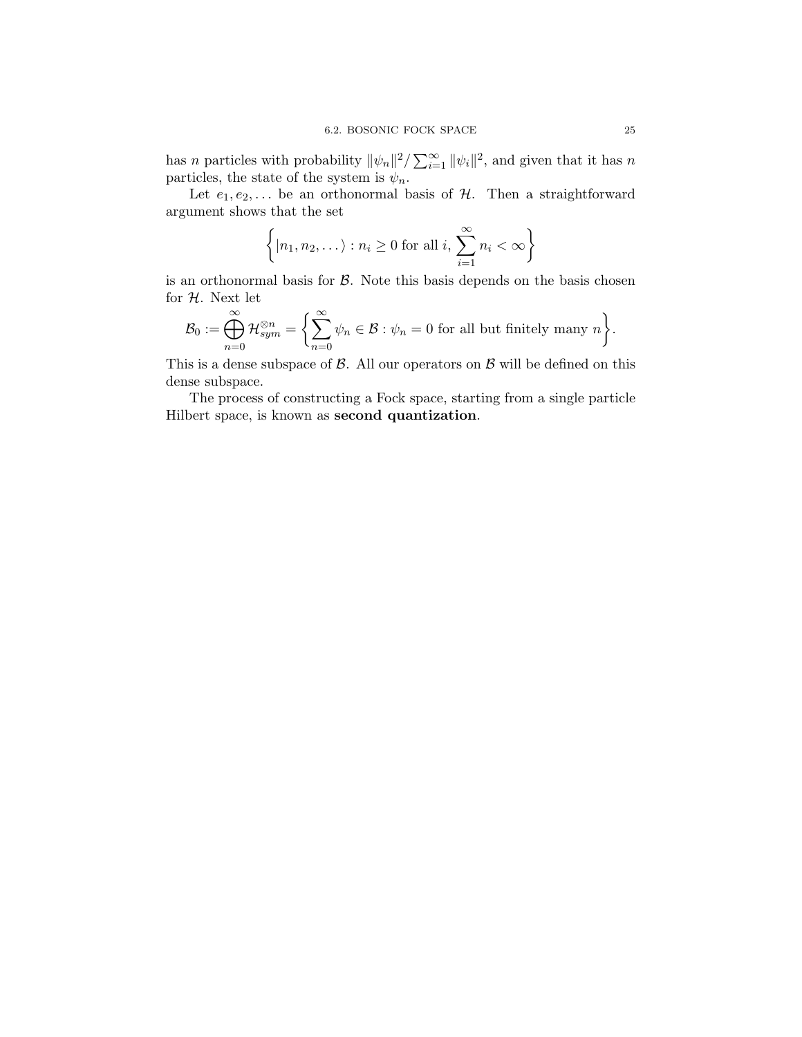has $n$ particles with probability $\|\psi_n\|^2 / \sum_{i=1}^{\infty} \|\psi_i\|^2$, and given that it has $n$ particles, the state of the system is $\psi_n$.

Let $e_1, e_2, \dots$ be an orthonormal basis of $\mathcal{H}$. Then a straightforward argument shows that the set

$$\left\{ |n_1, n_2, \dots\rangle : n_i \geq 0 \text{ for all } i, \sum_{i=1}^{\infty} n_i < \infty \right\}$$

is an orthonormal basis for $\mathcal{B}$. Note this basis depends on the basis chosen for $\mathcal{H}$. Next let

$$\mathcal{B}_0 := \bigoplus_{n=0}^{\infty} \mathcal{H}_{sym}^{\otimes n} = \left\{ \sum_{n=0}^{\infty} \psi_n \in \mathcal{B} : \psi_n = 0 \text{ for all but finitely many } n \right\}.$$

This is a dense subspace of $\mathcal{B}$. All our operators on $\mathcal{B}$ will be defined on this dense subspace.

The process of constructing a Fock space, starting from a single particle Hilbert space, is known as **second quantization**.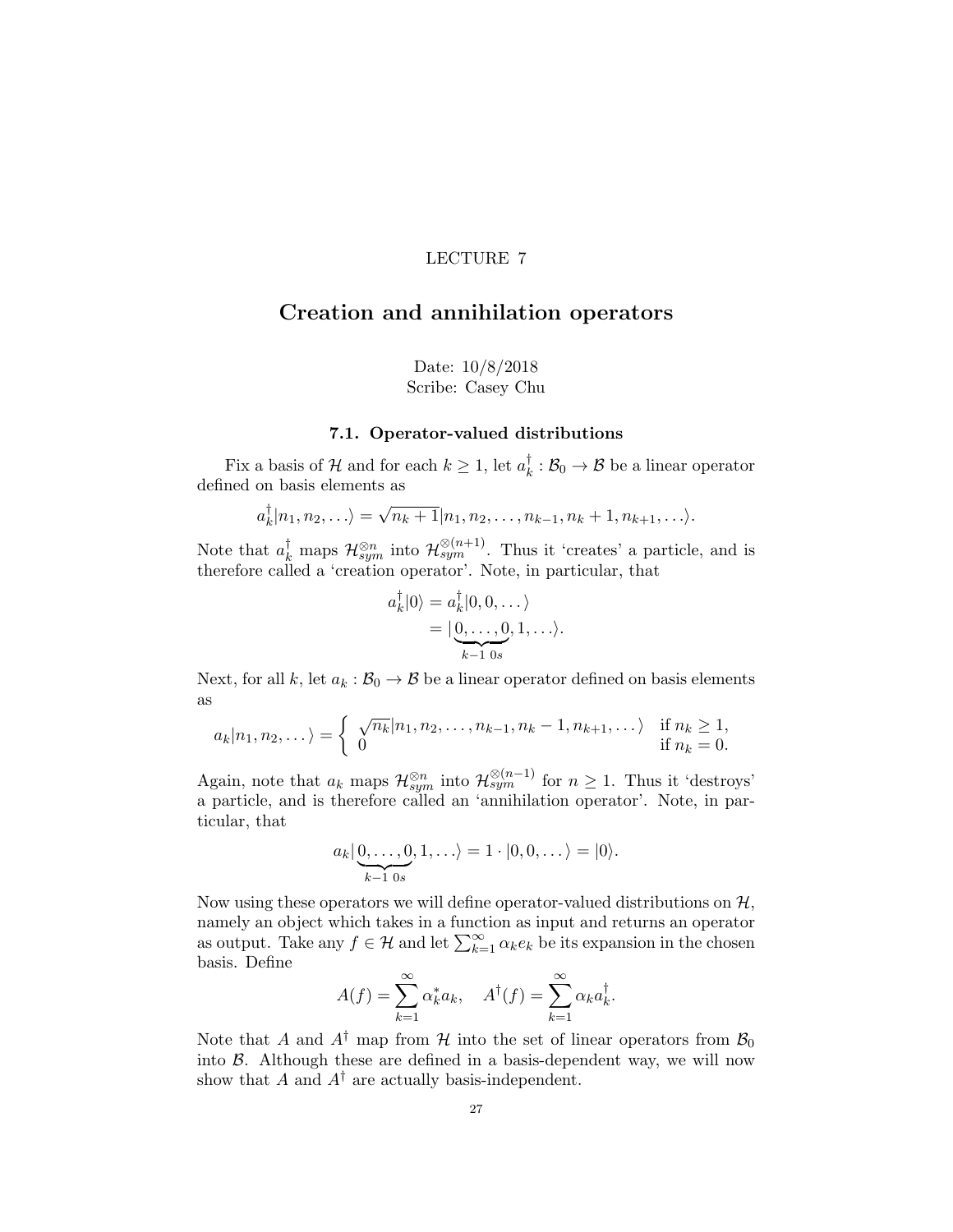LECTURE 7

# Creation and annihilation operators

Date: 10/8/2018
Scribe: Casey Chu

## 7.1. Operator-valued distributions

Fix a basis of $\mathcal{H}$ and for each $k \geq 1$, let $a_k^\dagger : \mathcal{B}_0 \to \mathcal{B}$ be a linear operator defined on basis elements as

$$a_k^\dagger |n_1, n_2, \ldots\rangle = \sqrt{n_k + 1}|n_1, n_2, \ldots, n_{k-1}, n_k + 1, n_{k+1}, \ldots\rangle.$$

Note that $a_k^\dagger$ maps $\mathcal{H}_{sym}^{\otimes n}$ into $\mathcal{H}_{sym}^{\otimes(n+1)}$. Thus it 'creates' a particle, and is therefore called a 'creation operator'. Note, in particular, that

$$\begin{aligned} a_k^\dagger|0\rangle &= a_k^\dagger|0, 0, \ldots\rangle \\ &= |\underbrace{0, \ldots, 0}_{k-1\ 0s}, 1, \ldots\rangle. \end{aligned}$$

Next, for all $k$, let $a_k : \mathcal{B}_0 \to \mathcal{B}$ be a linear operator defined on basis elements as

$$a_k|n_1, n_2, \ldots\rangle = \begin{cases} \sqrt{n_k}|n_1, n_2, \ldots, n_{k-1}, n_k - 1, n_{k+1}, \ldots\rangle & \text{if } n_k \geq 1, \\ 0 & \text{if } n_k = 0. \end{cases}$$

Again, note that $a_k$ maps $\mathcal{H}_{sym}^{\otimes n}$ into $\mathcal{H}_{sym}^{\otimes(n-1)}$ for $n \geq 1$. Thus it 'destroys' a particle, and is therefore called an 'annihilation operator'. Note, in particular, that

$$a_k|\underbrace{0, \ldots, 0}_{k-1\ 0s}, 1, \ldots\rangle = 1 \cdot |0, 0, \ldots\rangle = |0\rangle.$$

Now using these operators we will define operator-valued distributions on $\mathcal{H}$, namely an object which takes in a function as input and returns an operator as output. Take any $f \in \mathcal{H}$ and let $\sum_{k=1}^{\infty} \alpha_k e_k$ be its expansion in the chosen basis. Define

$$A(f) = \sum_{k=1}^{\infty} \alpha_k^* a_k, \quad A^\dagger(f) = \sum_{k=1}^{\infty} \alpha_k a_k^\dagger.$$

Note that $A$ and $A^\dagger$ map from $\mathcal{H}$ into the set of linear operators from $\mathcal{B}_0$ into $\mathcal{B}$. Although these are defined in a basis-dependent way, we will now show that $A$ and $A^\dagger$ are actually basis-independent.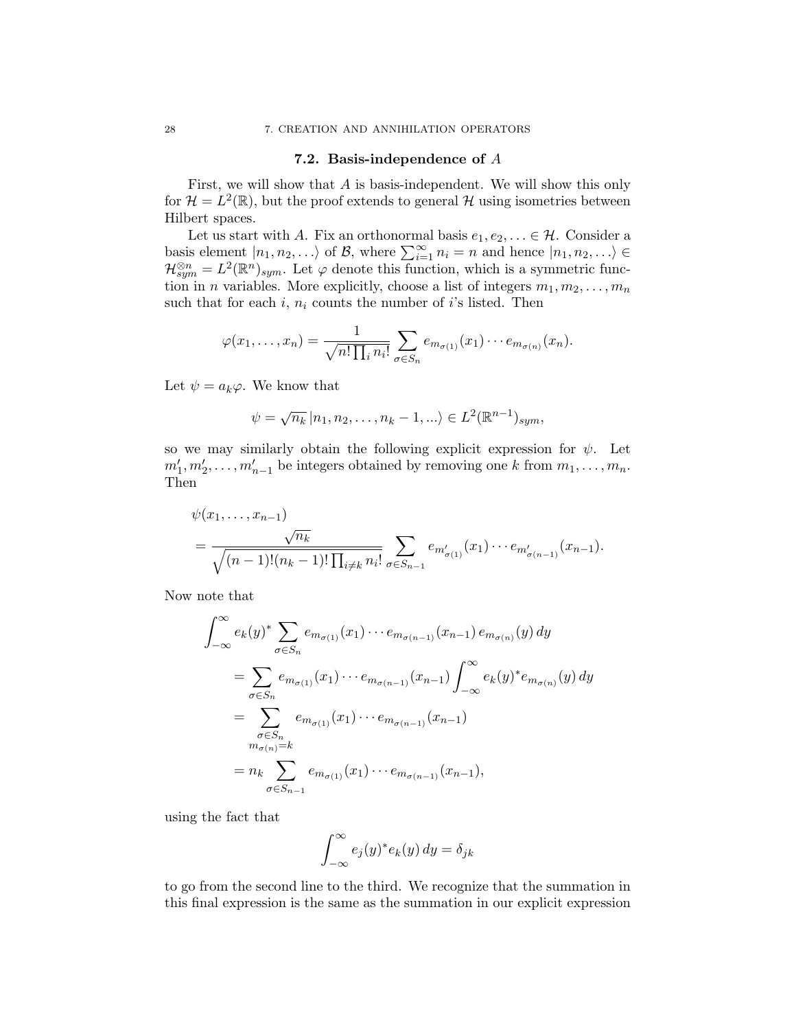## 7.2. Basis-independence of $A$

First, we will show that $A$ is basis-independent. We will show this only for $\mathcal{H} = L^2(\mathbb{R})$, but the proof extends to general $\mathcal{H}$ using isometries between Hilbert spaces.

Let us start with $A$. Fix an orthonormal basis $e_1, e_2, \ldots \in \mathcal{H}$. Consider a basis element $|n_1, n_2, \ldots\rangle$ of $\mathcal{B}$, where $\sum_{i=1}^{\infty} n_i = n$ and hence $|n_1, n_2, \ldots\rangle \in \mathcal{H}^{\otimes n}_{sym} = L^2(\mathbb{R}^n)_{sym}$. Let $\varphi$ denote this function, which is a symmetric function in $n$ variables. More explicitly, choose a list of integers $m_1, m_2, \ldots, m_n$ such that for each $i$, $n_i$ counts the number of $i$'s listed. Then

$$\varphi(x_1, \ldots, x_n) = \frac{1}{\sqrt{n! \prod_i n_i!}} \sum_{\sigma \in S_n} e_{m_{\sigma(1)}}(x_1) \cdots e_{m_{\sigma(n)}}(x_n).$$

Let $\psi = a_k \varphi$. We know that

$$\psi = \sqrt{n_k}\, |n_1, n_2, \ldots, n_k - 1, \ldots\rangle \in L^2(\mathbb{R}^{n-1})_{sym},$$

so we may similarly obtain the following explicit expression for $\psi$. Let $m'_1, m'_2, \ldots, m'_{n-1}$ be integers obtained by removing one $k$ from $m_1, \ldots, m_n$. Then

$$\begin{aligned}
&\psi(x_1, \ldots, x_{n-1}) \\
&= \frac{\sqrt{n_k}}{\sqrt{(n-1)!(n_k - 1)! \prod_{i \neq k} n_i!}} \sum_{\sigma \in S_{n-1}} e_{m'_{\sigma(1)}}(x_1) \cdots e_{m'_{\sigma(n-1)}}(x_{n-1}).
\end{aligned}$$

Now note that

$$\begin{aligned}
&\int_{-\infty}^{\infty} e_k(y)^* \sum_{\sigma \in S_n} e_{m_{\sigma(1)}}(x_1) \cdots e_{m_{\sigma(n-1)}}(x_{n-1})\, e_{m_{\sigma(n)}}(y)\, dy \\
&\quad = \sum_{\sigma \in S_n} e_{m_{\sigma(1)}}(x_1) \cdots e_{m_{\sigma(n-1)}}(x_{n-1}) \int_{-\infty}^{\infty} e_k(y)^* e_{m_{\sigma(n)}}(y)\, dy \\
&\quad = \sum_{\substack{\sigma \in S_n \\ m_{\sigma(n)} = k}} e_{m_{\sigma(1)}}(x_1) \cdots e_{m_{\sigma(n-1)}}(x_{n-1}) \\
&\quad = n_k \sum_{\sigma \in S_{n-1}} e_{m_{\sigma(1)}}(x_1) \cdots e_{m_{\sigma(n-1)}}(x_{n-1}),
\end{aligned}$$

using the fact that

$$\int_{-\infty}^{\infty} e_j(y)^* e_k(y)\, dy = \delta_{jk}$$

to go from the second line to the third. We recognize that the summation in this final expression is the same as the summation in our explicit expression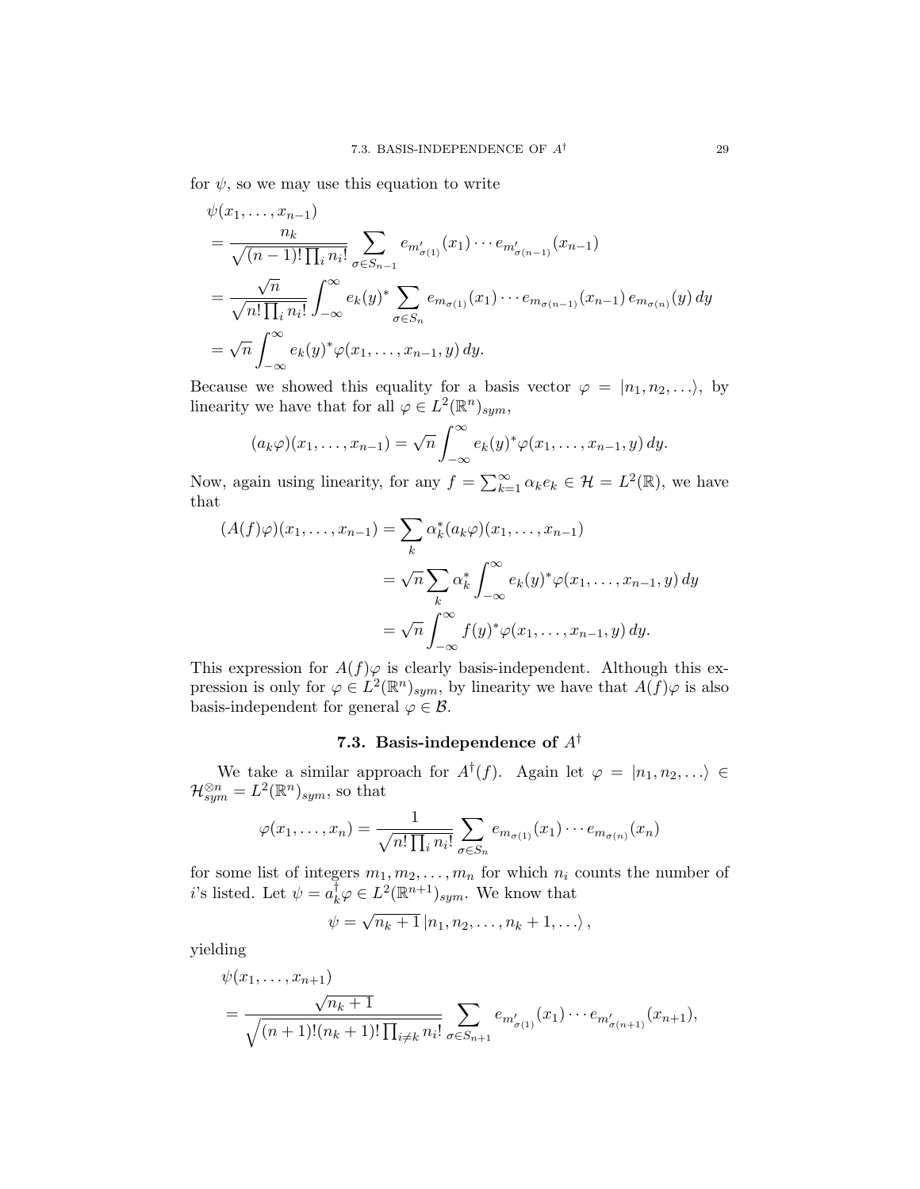for $\psi$, so we may use this equation to write

$$
\begin{aligned}
&\psi(x_1, \ldots, x_{n-1}) \\
&= \frac{n_k}{\sqrt{(n-1)! \prod_i n_i!}} \sum_{\sigma \in S_{n-1}} e_{m'_{\sigma(1)}}(x_1) \cdots e_{m'_{\sigma(n-1)}}(x_{n-1}) \\
&= \frac{\sqrt{n}}{\sqrt{n! \prod_i n_i!}} \int_{-\infty}^{\infty} e_k(y)^* \sum_{\sigma \in S_n} e_{m_{\sigma(1)}}(x_1) \cdots e_{m_{\sigma(n-1)}}(x_{n-1})\, e_{m_{\sigma(n)}}(y)\, dy \\
&= \sqrt{n} \int_{-\infty}^{\infty} e_k(y)^* \varphi(x_1, \ldots, x_{n-1}, y)\, dy.
\end{aligned}
$$

Because we showed this equality for a basis vector $\varphi = |n_1, n_2, \ldots\rangle$, by linearity we have that for all $\varphi \in L^2(\mathbb{R}^n)_{sym}$,

$$
(a_k \varphi)(x_1, \ldots, x_{n-1}) = \sqrt{n} \int_{-\infty}^{\infty} e_k(y)^* \varphi(x_1, \ldots, x_{n-1}, y)\, dy.
$$

Now, again using linearity, for any $f = \sum_{k=1}^{\infty} \alpha_k e_k \in \mathcal{H} = L^2(\mathbb{R})$, we have that

$$
\begin{aligned}
(A(f)\varphi)(x_1, \ldots, x_{n-1}) &= \sum_k \alpha_k^* (a_k \varphi)(x_1, \ldots, x_{n-1}) \\
&= \sqrt{n} \sum_k \alpha_k^* \int_{-\infty}^{\infty} e_k(y)^* \varphi(x_1, \ldots, x_{n-1}, y)\, dy \\
&= \sqrt{n} \int_{-\infty}^{\infty} f(y)^* \varphi(x_1, \ldots, x_{n-1}, y)\, dy.
\end{aligned}
$$

This expression for $A(f)\varphi$ is clearly basis-independent. Although this expression is only for $\varphi \in L^2(\mathbb{R}^n)_{sym}$, by linearity we have that $A(f)\varphi$ is also basis-independent for general $\varphi \in \mathcal{B}$.

## 7.3. Basis-independence of $A^\dagger$

We take a similar approach for $A^\dagger(f)$. Again let $\varphi = |n_1, n_2, \ldots\rangle \in \mathcal{H}_{sym}^{\otimes n} = L^2(\mathbb{R}^n)_{sym}$, so that

$$
\varphi(x_1, \ldots, x_n) = \frac{1}{\sqrt{n! \prod_i n_i!}} \sum_{\sigma \in S_n} e_{m_{\sigma(1)}}(x_1) \cdots e_{m_{\sigma(n)}}(x_n)
$$

for some list of integers $m_1, m_2, \ldots, m_n$ for which $n_i$ counts the number of $i$'s listed. Let $\psi = a_k^\dagger \varphi \in L^2(\mathbb{R}^{n+1})_{sym}$. We know that

$$
\psi = \sqrt{n_k + 1}\, |n_1, n_2, \ldots, n_k + 1, \ldots\rangle,
$$

yielding

$$
\begin{aligned}
&\psi(x_1, \ldots, x_{n+1}) \\
&= \frac{\sqrt{n_k + 1}}{\sqrt{(n+1)!(n_k+1)! \prod_{i \neq k} n_i!}} \sum_{\sigma \in S_{n+1}} e_{m'_{\sigma(1)}}(x_1) \cdots e_{m'_{\sigma(n+1)}}(x_{n+1}),
\end{aligned}
$$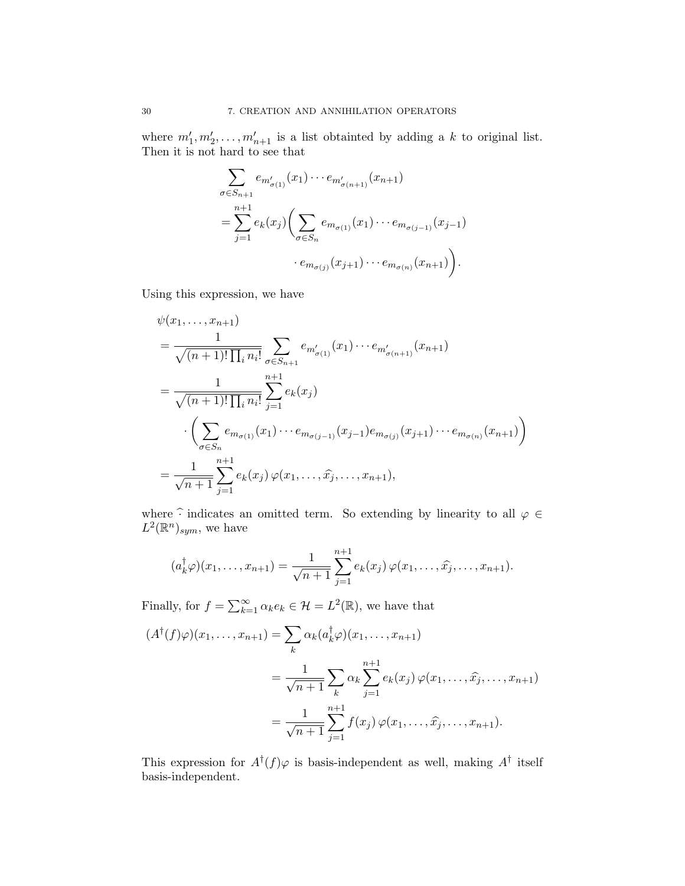where $m'_1, m'_2, \ldots, m'_{n+1}$ is a list obtainted by adding a $k$ to original list. Then it is not hard to see that

$$
\begin{aligned}
&\sum_{\sigma \in S_{n+1}} e_{m'_{\sigma(1)}}(x_1) \cdots e_{m'_{\sigma(n+1)}}(x_{n+1}) \\
&= \sum_{j=1}^{n+1} e_k(x_j) \bigg( \sum_{\sigma \in S_n} e_{m_{\sigma(1)}}(x_1) \cdots e_{m_{\sigma(j-1)}}(x_{j-1}) \\
&\qquad\qquad \cdot e_{m_{\sigma(j)}}(x_{j+1}) \cdots e_{m_{\sigma(n)}}(x_{n+1}) \bigg).
\end{aligned}
$$

Using this expression, we have

$$
\begin{aligned}
&\psi(x_1, \ldots, x_{n+1}) \\
&= \frac{1}{\sqrt{(n+1)! \prod_i n_i!}} \sum_{\sigma \in S_{n+1}} e_{m'_{\sigma(1)}}(x_1) \cdots e_{m'_{\sigma(n+1)}}(x_{n+1}) \\
&= \frac{1}{\sqrt{(n+1)! \prod_i n_i!}} \sum_{j=1}^{n+1} e_k(x_j) \\
&\quad \cdot \bigg( \sum_{\sigma \in S_n} e_{m_{\sigma(1)}}(x_1) \cdots e_{m_{\sigma(j-1)}}(x_{j-1}) e_{m_{\sigma(j)}}(x_{j+1}) \cdots e_{m_{\sigma(n)}}(x_{n+1}) \bigg) \\
&= \frac{1}{\sqrt{n+1}} \sum_{j=1}^{n+1} e_k(x_j) \, \varphi(x_1, \ldots, \widehat{x_j}, \ldots, x_{n+1}),
\end{aligned}
$$

where $\widehat{\cdot}$ indicates an omitted term. So extending by linearity to all $\varphi \in L^2(\mathbb{R}^n)_{sym}$, we have

$$
(a_k^\dagger \varphi)(x_1, \ldots, x_{n+1}) = \frac{1}{\sqrt{n+1}} \sum_{j=1}^{n+1} e_k(x_j) \, \varphi(x_1, \ldots, \widehat{x_j}, \ldots, x_{n+1}).
$$

Finally, for $f = \sum_{k=1}^{\infty} \alpha_k e_k \in \mathcal{H} = L^2(\mathbb{R})$, we have that

$$
\begin{aligned}
(A^\dagger(f)\varphi)(x_1, \ldots, x_{n+1}) &= \sum_k \alpha_k (a_k^\dagger \varphi)(x_1, \ldots, x_{n+1}) \\
&= \frac{1}{\sqrt{n+1}} \sum_k \alpha_k \sum_{j=1}^{n+1} e_k(x_j) \, \varphi(x_1, \ldots, \widehat{x_j}, \ldots, x_{n+1}) \\
&= \frac{1}{\sqrt{n+1}} \sum_{j=1}^{n+1} f(x_j) \, \varphi(x_1, \ldots, \widehat{x_j}, \ldots, x_{n+1}).
\end{aligned}
$$

This expression for $A^\dagger(f)\varphi$ is basis-independent as well, making $A^\dagger$ itself basis-independent.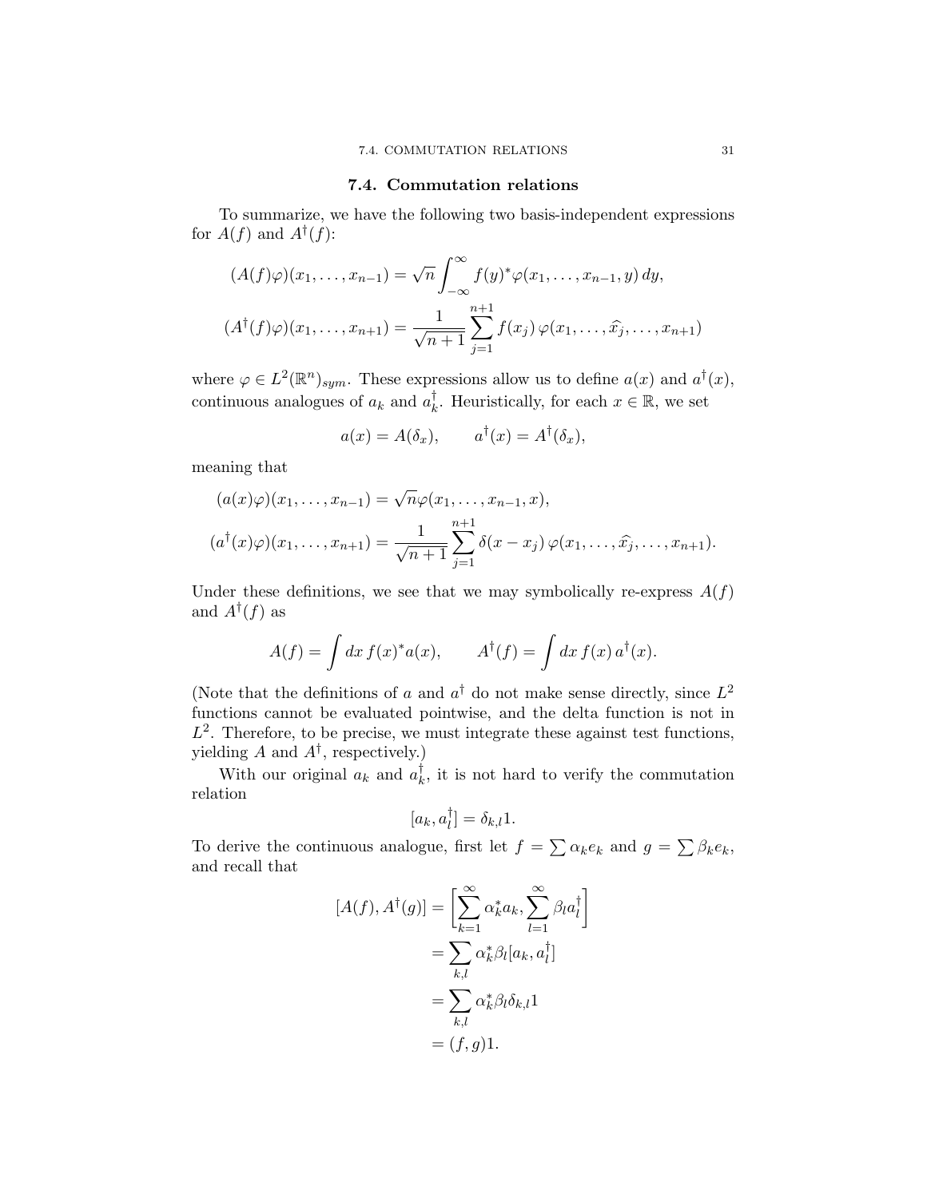## 7.4. Commutation relations

To summarize, we have the following two basis-independent expressions for $A(f)$ and $A^\dagger(f)$:

$$(A(f)\varphi)(x_1, \ldots, x_{n-1}) = \sqrt{n}\int_{-\infty}^{\infty} f(y)^* \varphi(x_1, \ldots, x_{n-1}, y)\, dy,$$

$$(A^\dagger(f)\varphi)(x_1, \ldots, x_{n+1}) = \frac{1}{\sqrt{n+1}} \sum_{j=1}^{n+1} f(x_j)\, \varphi(x_1, \ldots, \widehat{x_j}, \ldots, x_{n+1})$$

where $\varphi \in L^2(\mathbb{R}^n)_{sym}$. These expressions allow us to define $a(x)$ and $a^\dagger(x)$, continuous analogues of $a_k$ and $a_k^\dagger$. Heuristically, for each $x \in \mathbb{R}$, we set

$$a(x) = A(\delta_x), \qquad a^\dagger(x) = A^\dagger(\delta_x),$$

meaning that

$$(a(x)\varphi)(x_1, \ldots, x_{n-1}) = \sqrt{n}\varphi(x_1, \ldots, x_{n-1}, x),$$

$$(a^\dagger(x)\varphi)(x_1, \ldots, x_{n+1}) = \frac{1}{\sqrt{n+1}} \sum_{j=1}^{n+1} \delta(x - x_j)\, \varphi(x_1, \ldots, \widehat{x_j}, \ldots, x_{n+1}).$$

Under these definitions, we see that we may symbolically re-express $A(f)$ and $A^\dagger(f)$ as

$$A(f) = \int dx\, f(x)^* a(x), \qquad A^\dagger(f) = \int dx\, f(x)\, a^\dagger(x).$$

(Note that the definitions of $a$ and $a^\dagger$ do not make sense directly, since $L^2$ functions cannot be evaluated pointwise, and the delta function is not in $L^2$. Therefore, to be precise, we must integrate these against test functions, yielding $A$ and $A^\dagger$, respectively.)

With our original $a_k$ and $a_k^\dagger$, it is not hard to verify the commutation relation

$$[a_k, a_l^\dagger] = \delta_{k,l} 1.$$

To derive the continuous analogue, first let $f = \sum \alpha_k e_k$ and $g = \sum \beta_k e_k$, and recall that

$$\begin{aligned}
[A(f), A^\dagger(g)] &= \left[\sum_{k=1}^{\infty} \alpha_k^* a_k, \sum_{l=1}^{\infty} \beta_l a_l^\dagger\right] \\
&= \sum_{k,l} \alpha_k^* \beta_l [a_k, a_l^\dagger] \\
&= \sum_{k,l} \alpha_k^* \beta_l \delta_{k,l} 1 \\
&= (f, g) 1.
\end{aligned}$$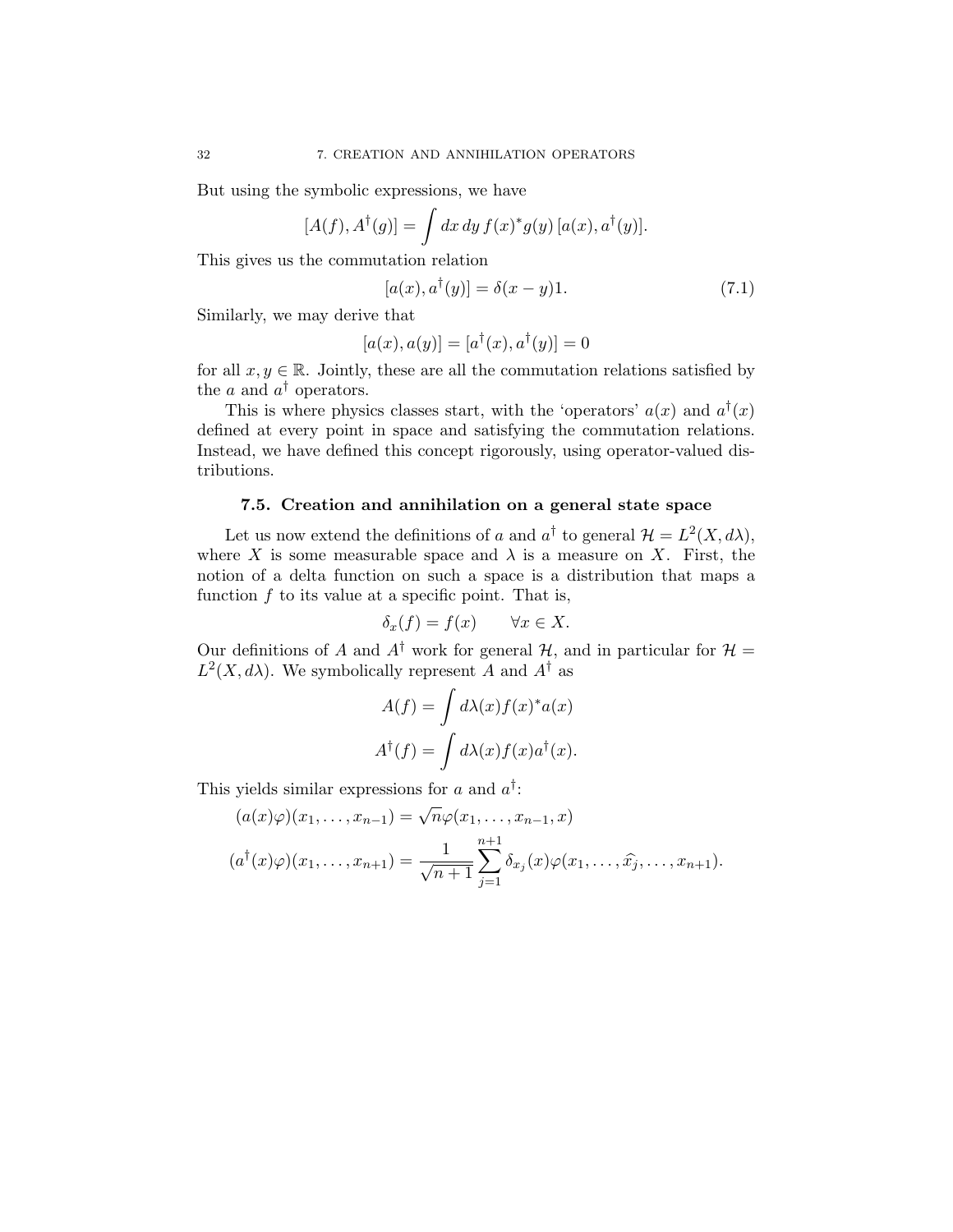But using the symbolic expressions, we have

$$[A(f), A^\dagger(g)] = \int dx\, dy\, f(x)^* g(y)\, [a(x), a^\dagger(y)].$$

This gives us the commutation relation

$$[a(x), a^\dagger(y)] = \delta(x-y)1. \tag{7.1}$$

Similarly, we may derive that

$$[a(x), a(y)] = [a^\dagger(x), a^\dagger(y)] = 0$$

for all $x, y \in \mathbb{R}$. Jointly, these are all the commutation relations satisfied by the $a$ and $a^\dagger$ operators.

This is where physics classes start, with the 'operators' $a(x)$ and $a^\dagger(x)$ defined at every point in space and satisfying the commutation relations. Instead, we have defined this concept rigorously, using operator-valued distributions.

### 7.5. Creation and annihilation on a general state space

Let us now extend the definitions of $a$ and $a^\dagger$ to general $\mathcal{H} = L^2(X, d\lambda)$, where $X$ is some measurable space and $\lambda$ is a measure on $X$. First, the notion of a delta function on such a space is a distribution that maps a function $f$ to its value at a specific point. That is,

$$\delta_x(f) = f(x) \qquad \forall x \in X.$$

Our definitions of $A$ and $A^\dagger$ work for general $\mathcal{H}$, and in particular for $\mathcal{H} = L^2(X, d\lambda)$. We symbolically represent $A$ and $A^\dagger$ as

$$A(f) = \int d\lambda(x) f(x)^* a(x)$$

$$A^\dagger(f) = \int d\lambda(x) f(x) a^\dagger(x).$$

This yields similar expressions for $a$ and $a^\dagger$:

$$(a(x)\varphi)(x_1, \ldots, x_{n-1}) = \sqrt{n}\varphi(x_1, \ldots, x_{n-1}, x)$$

$$(a^\dagger(x)\varphi)(x_1, \ldots, x_{n+1}) = \frac{1}{\sqrt{n+1}} \sum_{j=1}^{n+1} \delta_{x_j}(x)\varphi(x_1, \ldots, \widehat{x_j}, \ldots, x_{n+1}).$$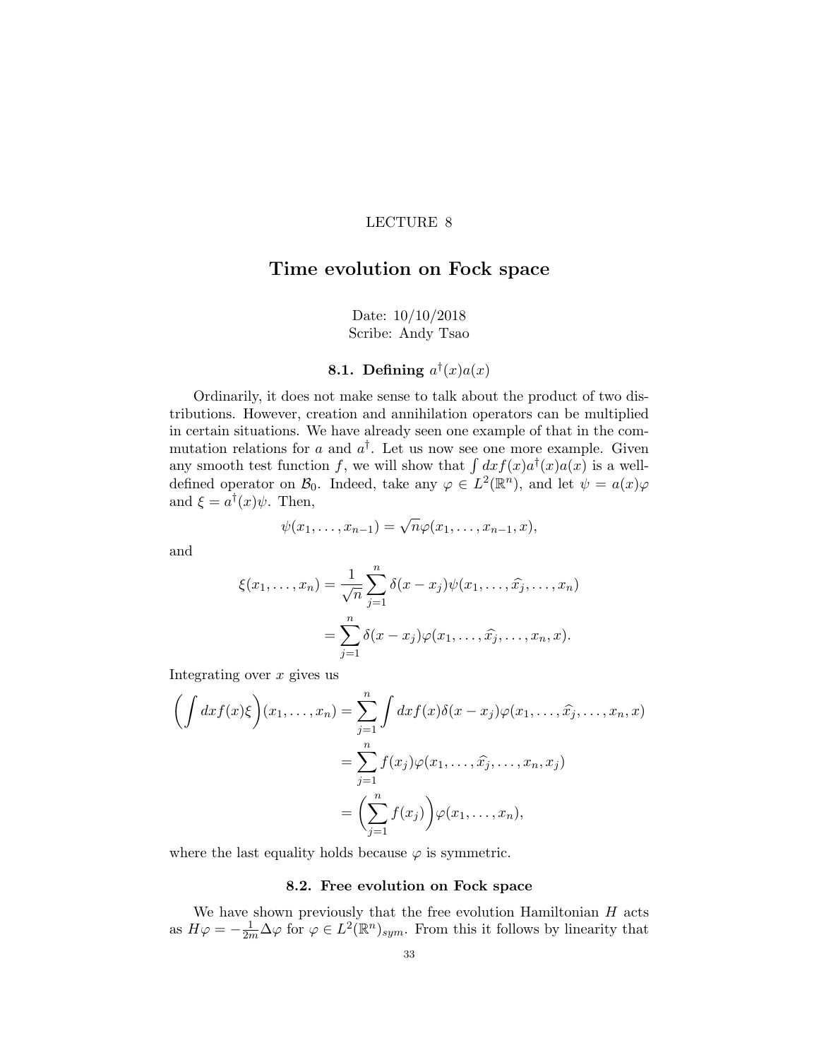LECTURE 8

# Time evolution on Fock space

Date: 10/10/2018
Scribe: Andy Tsao

### 8.1. Defining $a^\dagger(x)a(x)$

Ordinarily, it does not make sense to talk about the product of two distributions. However, creation and annihilation operators can be multiplied in certain situations. We have already seen one example of that in the commutation relations for $a$ and $a^\dagger$. Let us now see one more example. Given any smooth test function $f$, we will show that $\int dx f(x) a^\dagger(x)a(x)$ is a well-defined operator on $\mathcal{B}_0$. Indeed, take any $\varphi \in L^2(\mathbb{R}^n)$, and let $\psi = a(x)\varphi$ and $\xi = a^\dagger(x)\psi$. Then,

$$\psi(x_1, \ldots, x_{n-1}) = \sqrt{n}\varphi(x_1, \ldots, x_{n-1}, x),$$

and

$$\begin{aligned}\xi(x_1, \ldots, x_n) &= \frac{1}{\sqrt{n}} \sum_{j=1}^{n} \delta(x - x_j)\psi(x_1, \ldots, \widehat{x_j}, \ldots, x_n)\\ &= \sum_{j=1}^{n} \delta(x - x_j)\varphi(x_1, \ldots, \widehat{x_j}, \ldots, x_n, x).\end{aligned}$$

Integrating over $x$ gives us

$$\begin{aligned}\left(\int dx f(x)\xi\right)(x_1, \ldots, x_n) &= \sum_{j=1}^{n} \int dx f(x)\delta(x - x_j)\varphi(x_1, \ldots, \widehat{x_j}, \ldots, x_n, x)\\ &= \sum_{j=1}^{n} f(x_j)\varphi(x_1, \ldots, \widehat{x_j}, \ldots, x_n, x_j)\\ &= \left(\sum_{j=1}^{n} f(x_j)\right)\varphi(x_1, \ldots, x_n),\end{aligned}$$

where the last equality holds because $\varphi$ is symmetric.

### 8.2. Free evolution on Fock space

We have shown previously that the free evolution Hamiltonian $H$ acts as $H\varphi = -\frac{1}{2m}\Delta\varphi$ for $\varphi \in L^2(\mathbb{R}^n)_{sym}$. From this it follows by linearity that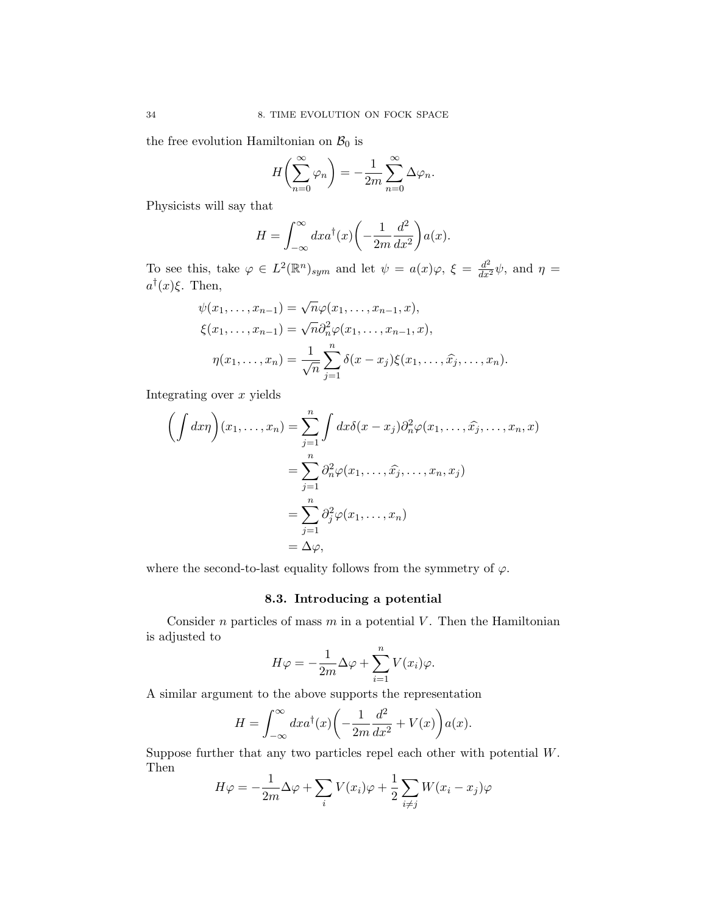the free evolution Hamiltonian on $\mathcal{B}_0$ is

$$H\left(\sum_{n=0}^{\infty} \varphi_n\right) = -\frac{1}{2m}\sum_{n=0}^{\infty} \Delta\varphi_n.$$

Physicists will say that

$$H = \int_{-\infty}^{\infty} dx a^\dagger(x)\left(-\frac{1}{2m}\frac{d^2}{dx^2}\right)a(x).$$

To see this, take $\varphi \in L^2(\mathbb{R}^n)_{sym}$ and let $\psi = a(x)\varphi$, $\xi = \frac{d^2}{dx^2}\psi$, and $\eta = a^\dagger(x)\xi$. Then,

$$\begin{aligned}
\psi(x_1, \ldots, x_{n-1}) &= \sqrt{n}\varphi(x_1, \ldots, x_{n-1}, x),\\
\xi(x_1, \ldots, x_{n-1}) &= \sqrt{n}\partial_n^2\varphi(x_1, \ldots, x_{n-1}, x),\\
\eta(x_1, \ldots, x_n) &= \frac{1}{\sqrt{n}}\sum_{j=1}^{n} \delta(x - x_j)\xi(x_1, \ldots, \widehat{x_j}, \ldots, x_n).
\end{aligned}$$

Integrating over $x$ yields

$$\begin{aligned}
\left(\int dx\eta\right)(x_1, \ldots, x_n) &= \sum_{j=1}^{n} \int dx\delta(x - x_j)\partial_n^2\varphi(x_1, \ldots, \widehat{x_j}, \ldots, x_n, x)\\
&= \sum_{j=1}^{n} \partial_n^2\varphi(x_1, \ldots, \widehat{x_j}, \ldots, x_n, x_j)\\
&= \sum_{j=1}^{n} \partial_j^2\varphi(x_1, \ldots, x_n)\\
&= \Delta\varphi,
\end{aligned}$$

where the second-to-last equality follows from the symmetry of $\varphi$.

## 8.3. Introducing a potential

Consider $n$ particles of mass $m$ in a potential $V$. Then the Hamiltonian is adjusted to

$$H\varphi = -\frac{1}{2m}\Delta\varphi + \sum_{i=1}^{n} V(x_i)\varphi.$$

A similar argument to the above supports the representation

$$H = \int_{-\infty}^{\infty} dx a^\dagger(x)\left(-\frac{1}{2m}\frac{d^2}{dx^2} + V(x)\right)a(x).$$

Suppose further that any two particles repel each other with potential $W$. Then

$$H\varphi = -\frac{1}{2m}\Delta\varphi + \sum_{i} V(x_i)\varphi + \frac{1}{2}\sum_{i \neq j} W(x_i - x_j)\varphi$$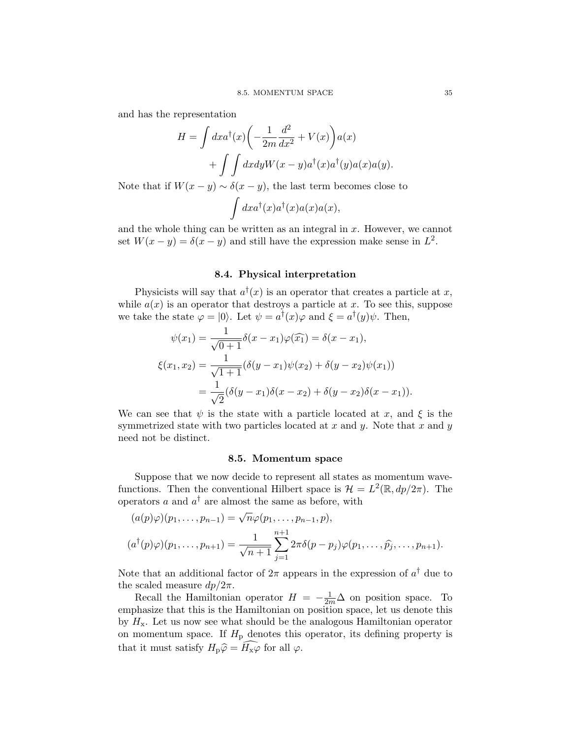and has the representation

$$
\begin{aligned}
H = \int dx a^\dagger(x)\bigg(-\frac{1}{2m}\frac{d^2}{dx^2} + V(x)\bigg)a(x) \\
+ \int\int dx dy W(x-y) a^\dagger(x)a^\dagger(y)a(x)a(y).
\end{aligned}
$$

Note that if $W(x-y) \sim \delta(x-y)$, the last term becomes close to

$$
\int dx a^\dagger(x)a^\dagger(x)a(x)a(x),
$$

and the whole thing can be written as an integral in $x$. However, we cannot set $W(x-y) = \delta(x-y)$ and still have the expression make sense in $L^2$.

### 8.4. Physical interpretation

Physicists will say that $a^\dagger(x)$ is an operator that creates a particle at $x$, while $a(x)$ is an operator that destroys a particle at $x$. To see this, suppose we take the state $\varphi = |0\rangle$. Let $\psi = a^\dagger(x)\varphi$ and $\xi = a^\dagger(y)\psi$. Then,

$$
\begin{aligned}
\psi(x_1) &= \frac{1}{\sqrt{0+1}}\delta(x-x_1)\varphi(\widehat{x_1}) = \delta(x-x_1), \\
\xi(x_1, x_2) &= \frac{1}{\sqrt{1+1}}(\delta(y-x_1)\psi(x_2) + \delta(y-x_2)\psi(x_1)) \\
&= \frac{1}{\sqrt{2}}(\delta(y-x_1)\delta(x-x_2) + \delta(y-x_2)\delta(x-x_1)).
\end{aligned}
$$

We can see that $\psi$ is the state with a particle located at $x$, and $\xi$ is the symmetrized state with two particles located at $x$ and $y$. Note that $x$ and $y$ need not be distinct.

### 8.5. Momentum space

Suppose that we now decide to represent all states as momentum wavefunctions. Then the conventional Hilbert space is $\mathcal{H} = L^2(\mathbb{R}, dp/2\pi)$. The operators $a$ and $a^\dagger$ are almost the same as before, with

$$
\begin{aligned}
(a(p)\varphi)(p_1, \ldots, p_{n-1}) &= \sqrt{n}\varphi(p_1, \ldots, p_{n-1}, p), \\
(a^\dagger(p)\varphi)(p_1, \ldots, p_{n+1}) &= \frac{1}{\sqrt{n+1}}\sum_{j=1}^{n+1} 2\pi\delta(p-p_j)\varphi(p_1, \ldots, \widehat{p_j}, \ldots, p_{n+1}).
\end{aligned}
$$

Note that an additional factor of $2\pi$ appears in the expression of $a^\dagger$ due to the scaled measure $dp/2\pi$.

Recall the Hamiltonian operator $H = -\frac{1}{2m}\Delta$ on position space. To emphasize that this is the Hamiltonian on position space, let us denote this by $H_\mathrm{x}$. Let us now see what should be the analogous Hamiltonian operator on momentum space. If $H_\mathrm{p}$ denotes this operator, its defining property is that it must satisfy $H_\mathrm{p}\widehat{\varphi} = \widehat{H_\mathrm{x}\varphi}$ for all $\varphi$.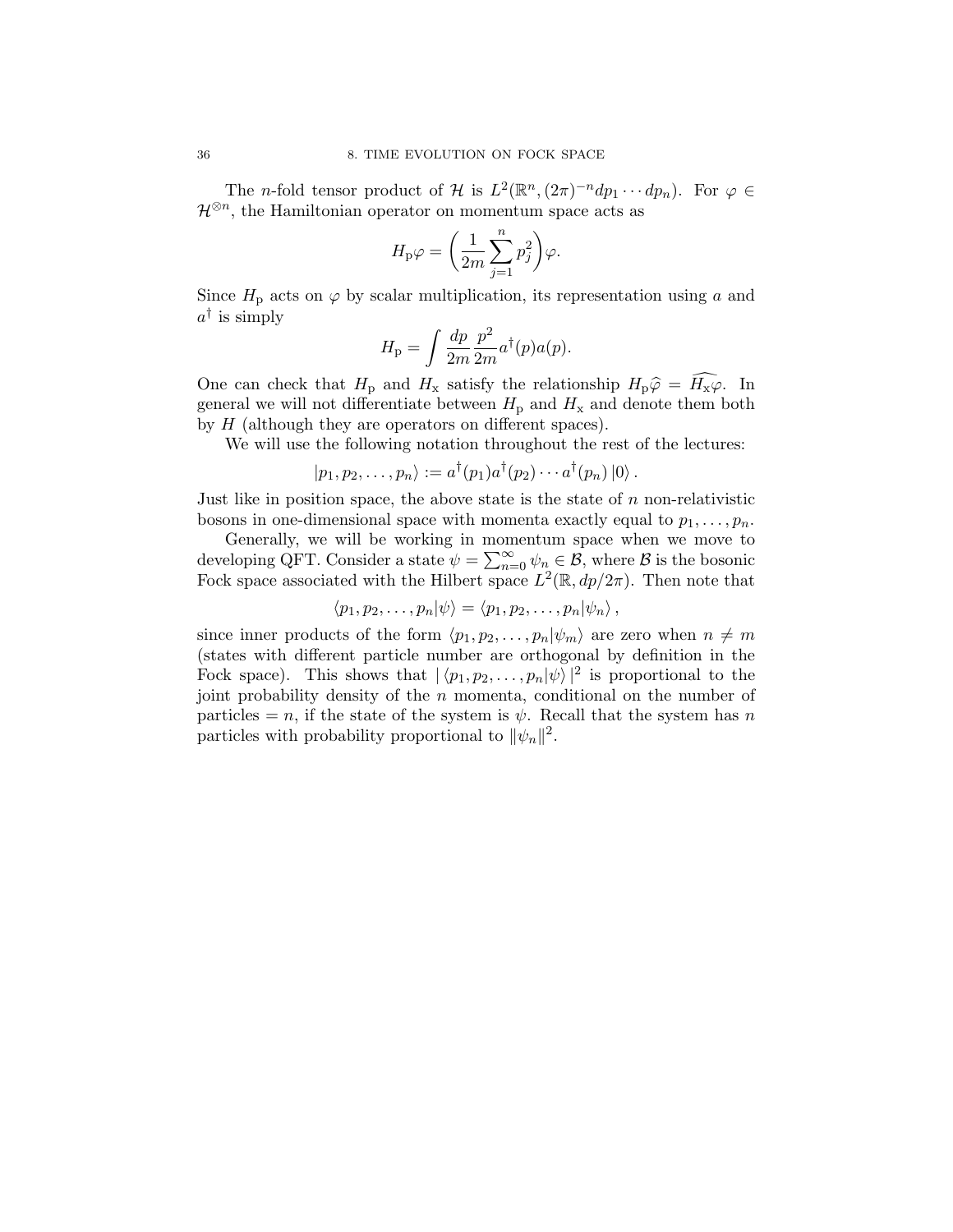The $n$-fold tensor product of $\mathcal{H}$ is $L^2(\mathbb{R}^n, (2\pi)^{-n} dp_1 \cdots dp_n)$. For $\varphi \in \mathcal{H}^{\otimes n}$, the Hamiltonian operator on momentum space acts as

$$H_{\mathrm{p}} \varphi = \left( \frac{1}{2m} \sum_{j=1}^{n} p_j^2 \right) \varphi.$$

Since $H_{\mathrm{p}}$ acts on $\varphi$ by scalar multiplication, its representation using $a$ and $a^\dagger$ is simply

$$H_{\mathrm{p}} = \int \frac{dp}{2m} \frac{p^2}{2m} a^\dagger(p) a(p).$$

One can check that $H_{\mathrm{p}}$ and $H_{\mathrm{x}}$ satisfy the relationship $H_{\mathrm{p}} \widehat{\varphi} = \widehat{H_{\mathrm{x}} \varphi}$. In general we will not differentiate between $H_{\mathrm{p}}$ and $H_{\mathrm{x}}$ and denote them both by $H$ (although they are operators on different spaces).

We will use the following notation throughout the rest of the lectures:

$$|p_1, p_2, \ldots, p_n\rangle := a^\dagger(p_1) a^\dagger(p_2) \cdots a^\dagger(p_n) |0\rangle .$$

Just like in position space, the above state is the state of $n$ non-relativistic bosons in one-dimensional space with momenta exactly equal to $p_1, \ldots, p_n$.

Generally, we will be working in momentum space when we move to developing QFT. Consider a state $\psi = \sum_{n=0}^{\infty} \psi_n \in \mathcal{B}$, where $\mathcal{B}$ is the bosonic Fock space associated with the Hilbert space $L^2(\mathbb{R}, dp/2\pi)$. Then note that

$$\langle p_1, p_2, \ldots, p_n | \psi \rangle = \langle p_1, p_2, \ldots, p_n | \psi_n \rangle ,$$

since inner products of the form $\langle p_1, p_2, \ldots, p_n | \psi_m \rangle$ are zero when $n \neq m$ (states with different particle number are orthogonal by definition in the Fock space). This shows that $|\langle p_1, p_2, \ldots, p_n | \psi \rangle|^2$ is proportional to the joint probability density of the $n$ momenta, conditional on the number of particles $= n$, if the state of the system is $\psi$. Recall that the system has $n$ particles with probability proportional to $\|\psi_n\|^2$.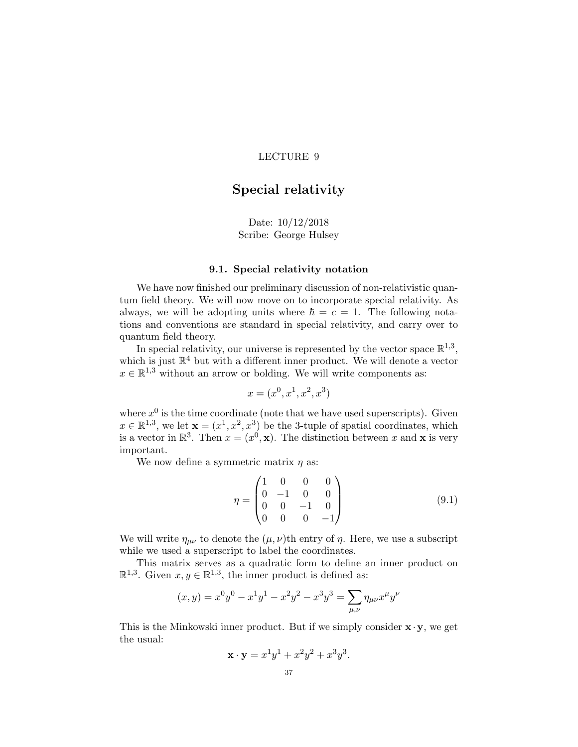LECTURE 9

# Special relativity

Date: 10/12/2018
Scribe: George Hulsey

### 9.1. Special relativity notation

We have now finished our preliminary discussion of non-relativistic quantum field theory. We will now move on to incorporate special relativity. As always, we will be adopting units where $\hbar = c = 1$. The following notations and conventions are standard in special relativity, and carry over to quantum field theory.

In special relativity, our universe is represented by the vector space $\mathbb{R}^{1,3}$, which is just $\mathbb{R}^4$ but with a different inner product. We will denote a vector $x \in \mathbb{R}^{1,3}$ without an arrow or bolding. We will write components as:

$$x = (x^0, x^1, x^2, x^3)$$

where $x^0$ is the time coordinate (note that we have used superscripts). Given $x \in \mathbb{R}^{1,3}$, we let $\mathbf{x} = (x^1, x^2, x^3)$ be the 3-tuple of spatial coordinates, which is a vector in $\mathbb{R}^3$. Then $x = (x^0, \mathbf{x})$. The distinction between $x$ and $\mathbf{x}$ is very important.

We now define a symmetric matrix $\eta$ as:

$$\eta = \begin{pmatrix} 1 & 0 & 0 & 0 \\ 0 & -1 & 0 & 0 \\ 0 & 0 & -1 & 0 \\ 0 & 0 & 0 & -1 \end{pmatrix} \tag{9.1}$$

We will write $\eta_{\mu\nu}$ to denote the $(\mu, \nu)$th entry of $\eta$. Here, we use a subscript while we used a superscript to label the coordinates.

This matrix serves as a quadratic form to define an inner product on $\mathbb{R}^{1,3}$. Given $x, y \in \mathbb{R}^{1,3}$, the inner product is defined as:

$$(x, y) = x^0y^0 - x^1y^1 - x^2y^2 - x^3y^3 = \sum_{\mu,\nu} \eta_{\mu\nu} x^\mu y^\nu$$

This is the Minkowski inner product. But if we simply consider $\mathbf{x} \cdot \mathbf{y}$, we get the usual:

$$\mathbf{x} \cdot \mathbf{y} = x^1y^1 + x^2y^2 + x^3y^3.$$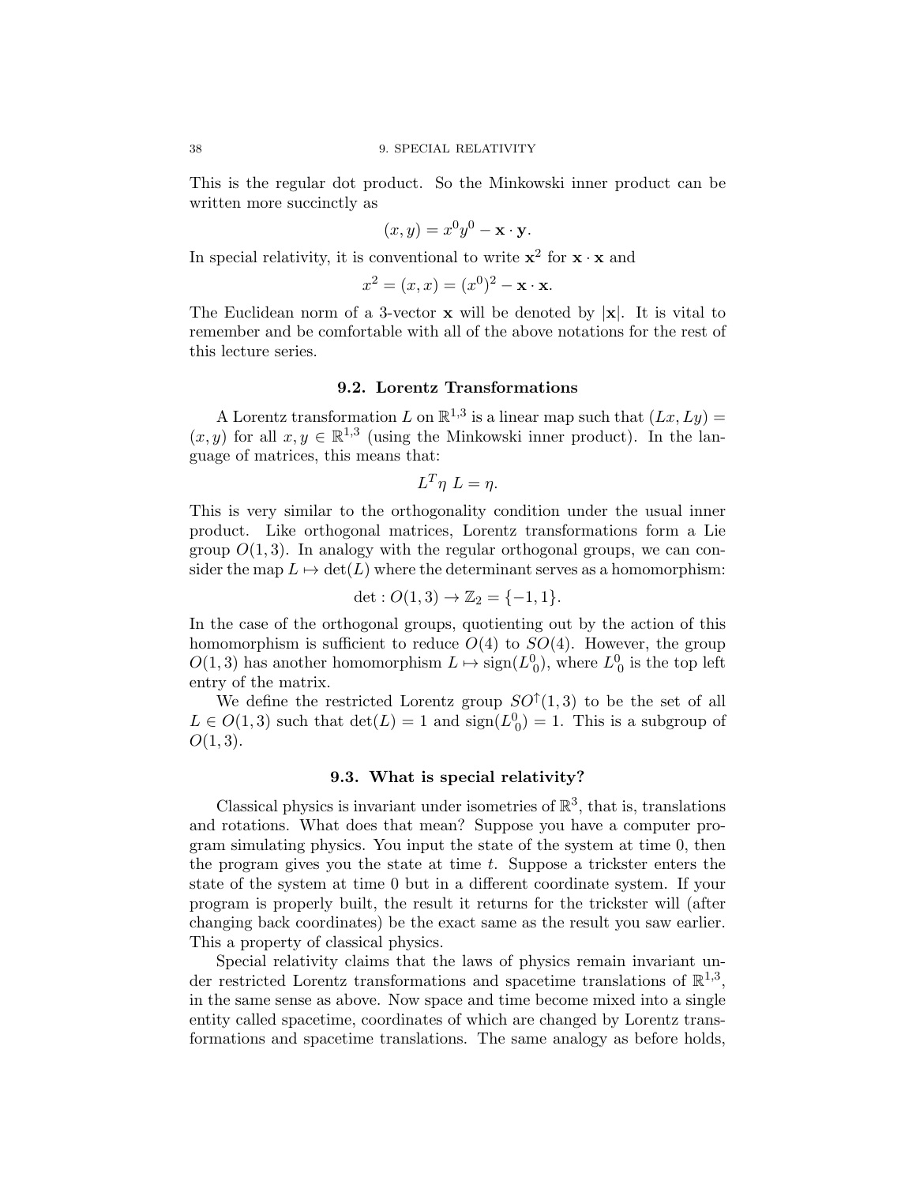This is the regular dot product. So the Minkowski inner product can be written more succinctly as

$$(x, y) = x^0y^0 - \mathbf{x} \cdot \mathbf{y}.$$

In special relativity, it is conventional to write $\mathbf{x}^2$ for $\mathbf{x} \cdot \mathbf{x}$ and

$$x^2 = (x, x) = (x^0)^2 - \mathbf{x} \cdot \mathbf{x}.$$

The Euclidean norm of a 3-vector $\mathbf{x}$ will be denoted by $|\mathbf{x}|$. It is vital to remember and be comfortable with all of the above notations for the rest of this lecture series.

## 9.2. Lorentz Transformations

A Lorentz transformation $L$ on $\mathbb{R}^{1,3}$ is a linear map such that $(Lx, Ly) = (x, y)$ for all $x, y \in \mathbb{R}^{1,3}$ (using the Minkowski inner product). In the language of matrices, this means that:

$$L^T\eta\, L = \eta.$$

This is very similar to the orthogonality condition under the usual inner product. Like orthogonal matrices, Lorentz transformations form a Lie group $O(1, 3)$. In analogy with the regular orthogonal groups, we can consider the map $L \mapsto \det(L)$ where the determinant serves as a homomorphism:

$$\det : O(1, 3) \to \mathbb{Z}_2 = \{-1, 1\}.$$

In the case of the orthogonal groups, quotienting out by the action of this homomorphism is sufficient to reduce $O(4)$ to $SO(4)$. However, the group $O(1, 3)$ has another homomorphism $L \mapsto \text{sign}(L^0_{\ 0})$, where $L^0_{\ 0}$ is the top left entry of the matrix.

We define the restricted Lorentz group $SO^{\uparrow}(1, 3)$ to be the set of all $L \in O(1, 3)$ such that $\det(L) = 1$ and $\text{sign}(L^0_{\ 0}) = 1$. This is a subgroup of $O(1, 3)$.

## 9.3. What is special relativity?

Classical physics is invariant under isometries of $\mathbb{R}^3$, that is, translations and rotations. What does that mean? Suppose you have a computer program simulating physics. You input the state of the system at time 0, then the program gives you the state at time $t$. Suppose a trickster enters the state of the system at time 0 but in a different coordinate system. If your program is properly built, the result it returns for the trickster will (after changing back coordinates) be the exact same as the result you saw earlier. This a property of classical physics.

Special relativity claims that the laws of physics remain invariant under restricted Lorentz transformations and spacetime translations of $\mathbb{R}^{1,3}$, in the same sense as above. Now space and time become mixed into a single entity called spacetime, coordinates of which are changed by Lorentz transformations and spacetime translations. The same analogy as before holds,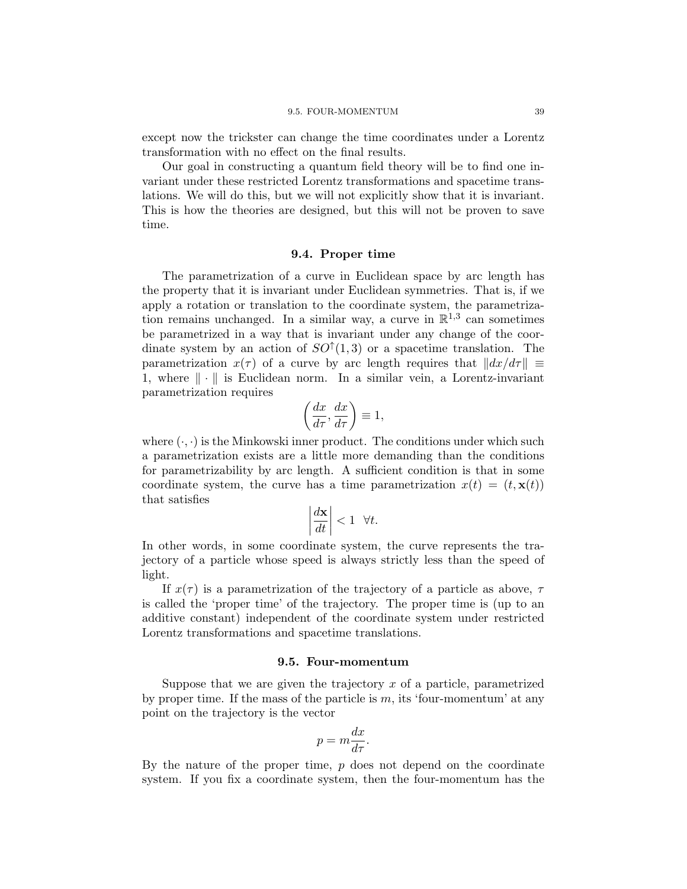except now the trickster can change the time coordinates under a Lorentz transformation with no effect on the final results.

Our goal in constructing a quantum field theory will be to find one invariant under these restricted Lorentz transformations and spacetime translations. We will do this, but we will not explicitly show that it is invariant. This is how the theories are designed, but this will not be proven to save time.

## 9.4. Proper time

The parametrization of a curve in Euclidean space by arc length has the property that it is invariant under Euclidean symmetries. That is, if we apply a rotation or translation to the coordinate system, the parametrization remains unchanged. In a similar way, a curve in $\mathbb{R}^{1,3}$ can sometimes be parametrized in a way that is invariant under any change of the coordinate system by an action of $SO^{\uparrow}(1,3)$ or a spacetime translation. The parametrization $x(\tau)$ of a curve by arc length requires that $\|dx/d\tau\| \equiv 1$, where $\|\cdot\|$ is Euclidean norm. In a similar vein, a Lorentz-invariant parametrization requires

$$\left(\frac{dx}{d\tau}, \frac{dx}{d\tau}\right) \equiv 1,$$

where $(\cdot,\cdot)$ is the Minkowski inner product. The conditions under which such a parametrization exists are a little more demanding than the conditions for parametrizability by arc length. A sufficient condition is that in some coordinate system, the curve has a time parametrization $x(t) = (t, \mathbf{x}(t))$ that satisfies

$$\left|\frac{d\mathbf{x}}{dt}\right| < 1 \quad \forall t.$$

In other words, in some coordinate system, the curve represents the trajectory of a particle whose speed is always strictly less than the speed of light.

If $x(\tau)$ is a parametrization of the trajectory of a particle as above, $\tau$ is called the 'proper time' of the trajectory. The proper time is (up to an additive constant) independent of the coordinate system under restricted Lorentz transformations and spacetime translations.

## 9.5. Four-momentum

Suppose that we are given the trajectory $x$ of a particle, parametrized by proper time. If the mass of the particle is $m$, its 'four-momentum' at any point on the trajectory is the vector

$$p = m\frac{dx}{d\tau}.$$

By the nature of the proper time, $p$ does not depend on the coordinate system. If you fix a coordinate system, then the four-momentum has the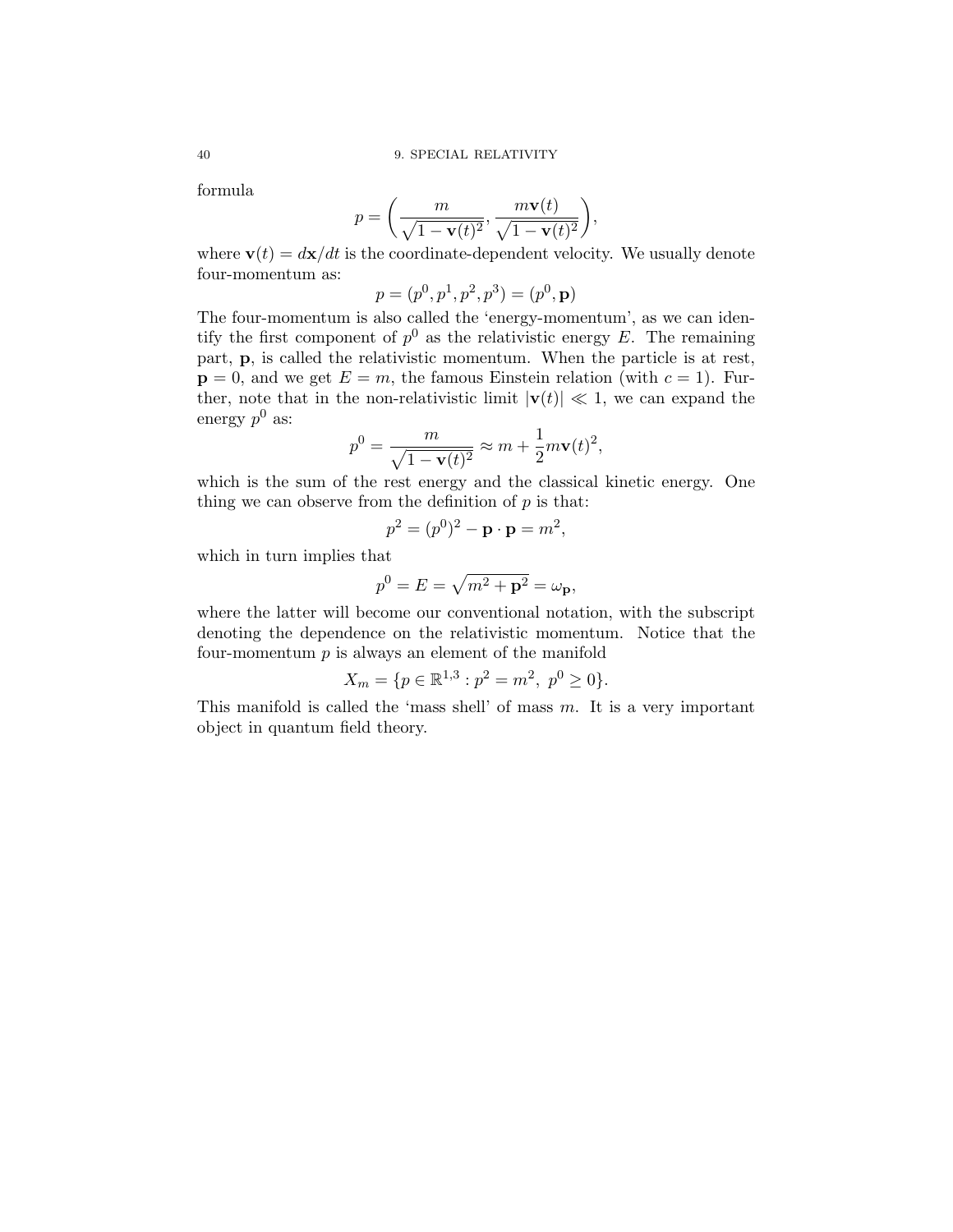formula

$$p = \left( \frac{m}{\sqrt{1 - \mathbf{v}(t)^2}}, \frac{m\mathbf{v}(t)}{\sqrt{1 - \mathbf{v}(t)^2}} \right),$$

where $\mathbf{v}(t) = d\mathbf{x}/dt$ is the coordinate-dependent velocity. We usually denote four-momentum as:

$$p = (p^0, p^1, p^2, p^3) = (p^0, \mathbf{p})$$

The four-momentum is also called the 'energy-momentum', as we can identify the first component of $p^0$ as the relativistic energy $E$. The remaining part, $\mathbf{p}$, is called the relativistic momentum. When the particle is at rest, $\mathbf{p} = 0$, and we get $E = m$, the famous Einstein relation (with $c = 1$). Further, note that in the non-relativistic limit $|\mathbf{v}(t)| \ll 1$, we can expand the energy $p^0$ as:

$$p^0 = \frac{m}{\sqrt{1 - \mathbf{v}(t)^2}} \approx m + \frac{1}{2} m \mathbf{v}(t)^2,$$

which is the sum of the rest energy and the classical kinetic energy. One thing we can observe from the definition of $p$ is that:

$$p^2 = (p^0)^2 - \mathbf{p} \cdot \mathbf{p} = m^2,$$

which in turn implies that

$$p^0 = E = \sqrt{m^2 + \mathbf{p}^2} = \omega_{\mathbf{p}},$$

where the latter will become our conventional notation, with the subscript denoting the dependence on the relativistic momentum. Notice that the four-momentum $p$ is always an element of the manifold

$$X_m = \{p \in \mathbb{R}^{1,3} : p^2 = m^2, \ p^0 \geq 0\}.$$

This manifold is called the 'mass shell' of mass $m$. It is a very important object in quantum field theory.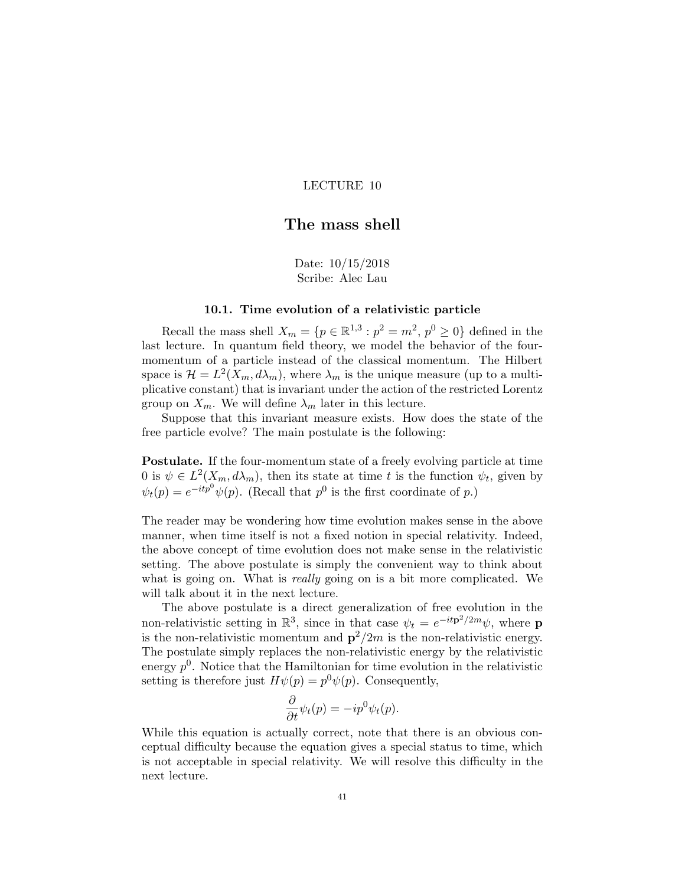LECTURE 10

# The mass shell

Date: 10/15/2018
Scribe: Alec Lau

### 10.1. Time evolution of a relativistic particle

Recall the mass shell $X_m = \{p \in \mathbb{R}^{1,3} : p^2 = m^2, p^0 \geq 0\}$ defined in the last lecture. In quantum field theory, we model the behavior of the four-momentum of a particle instead of the classical momentum. The Hilbert space is $\mathcal{H} = L^2(X_m, d\lambda_m)$, where $\lambda_m$ is the unique measure (up to a multiplicative constant) that is invariant under the action of the restricted Lorentz group on $X_m$. We will define $\lambda_m$ later in this lecture.

Suppose that this invariant measure exists. How does the state of the free particle evolve? The main postulate is the following:

**Postulate.** If the four-momentum state of a freely evolving particle at time 0 is $\psi \in L^2(X_m, d\lambda_m)$, then its state at time $t$ is the function $\psi_t$, given by $\psi_t(p) = e^{-itp^0}\psi(p)$. (Recall that $p^0$ is the first coordinate of $p$.)

The reader may be wondering how time evolution makes sense in the above manner, when time itself is not a fixed notion in special relativity. Indeed, the above concept of time evolution does not make sense in the relativistic setting. The above postulate is simply the convenient way to think about what is going on. What is *really* going on is a bit more complicated. We will talk about it in the next lecture.

The above postulate is a direct generalization of free evolution in the non-relativistic setting in $\mathbb{R}^3$, since in that case $\psi_t = e^{-it\mathbf{p}^2/2m}\psi$, where $\mathbf{p}$ is the non-relativistic momentum and $\mathbf{p}^2/2m$ is the non-relativistic energy. The postulate simply replaces the non-relativistic energy by the relativistic energy $p^0$. Notice that the Hamiltonian for time evolution in the relativistic setting is therefore just $H\psi(p) = p^0\psi(p)$. Consequently,

$$\frac{\partial}{\partial t}\psi_t(p) = -ip^0\psi_t(p).$$

While this equation is actually correct, note that there is an obvious conceptual difficulty because the equation gives a special status to time, which is not acceptable in special relativity. We will resolve this difficulty in the next lecture.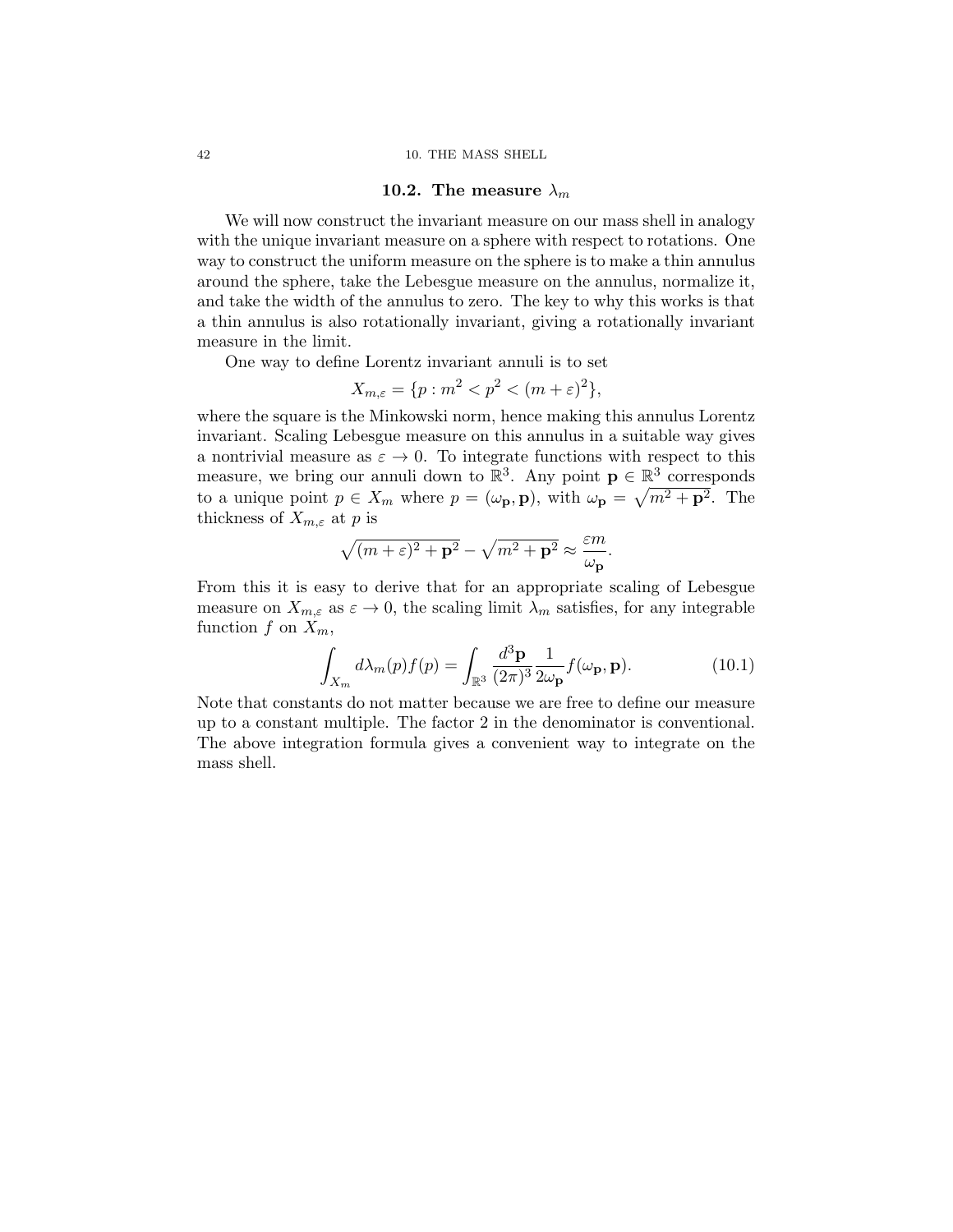## 10.2. The measure $\lambda_m$

We will now construct the invariant measure on our mass shell in analogy with the unique invariant measure on a sphere with respect to rotations. One way to construct the uniform measure on the sphere is to make a thin annulus around the sphere, take the Lebesgue measure on the annulus, normalize it, and take the width of the annulus to zero. The key to why this works is that a thin annulus is also rotationally invariant, giving a rotationally invariant measure in the limit.

One way to define Lorentz invariant annuli is to set

$$X_{m,\varepsilon} = \{p : m^2 < p^2 < (m+\varepsilon)^2\},$$

where the square is the Minkowski norm, hence making this annulus Lorentz invariant. Scaling Lebesgue measure on this annulus in a suitable way gives a nontrivial measure as $\varepsilon \to 0$. To integrate functions with respect to this measure, we bring our annuli down to $\mathbb{R}^3$. Any point $\mathbf{p} \in \mathbb{R}^3$ corresponds to a unique point $p \in X_m$ where $p = (\omega_{\mathbf{p}}, \mathbf{p})$, with $\omega_{\mathbf{p}} = \sqrt{m^2 + \mathbf{p}^2}$. The thickness of $X_{m,\varepsilon}$ at $p$ is

$$\sqrt{(m+\varepsilon)^2 + \mathbf{p}^2} - \sqrt{m^2 + \mathbf{p}^2} \approx \frac{\varepsilon m}{\omega_{\mathbf{p}}}.$$

From this it is easy to derive that for an appropriate scaling of Lebesgue measure on $X_{m,\varepsilon}$ as $\varepsilon \to 0$, the scaling limit $\lambda_m$ satisfies, for any integrable function $f$ on $X_m$,

$$\int_{X_m} d\lambda_m(p) f(p) = \int_{\mathbb{R}^3} \frac{d^3\mathbf{p}}{(2\pi)^3} \frac{1}{2\omega_{\mathbf{p}}} f(\omega_{\mathbf{p}}, \mathbf{p}). \tag{10.1}$$

Note that constants do not matter because we are free to define our measure up to a constant multiple. The factor 2 in the denominator is conventional. The above integration formula gives a convenient way to integrate on the mass shell.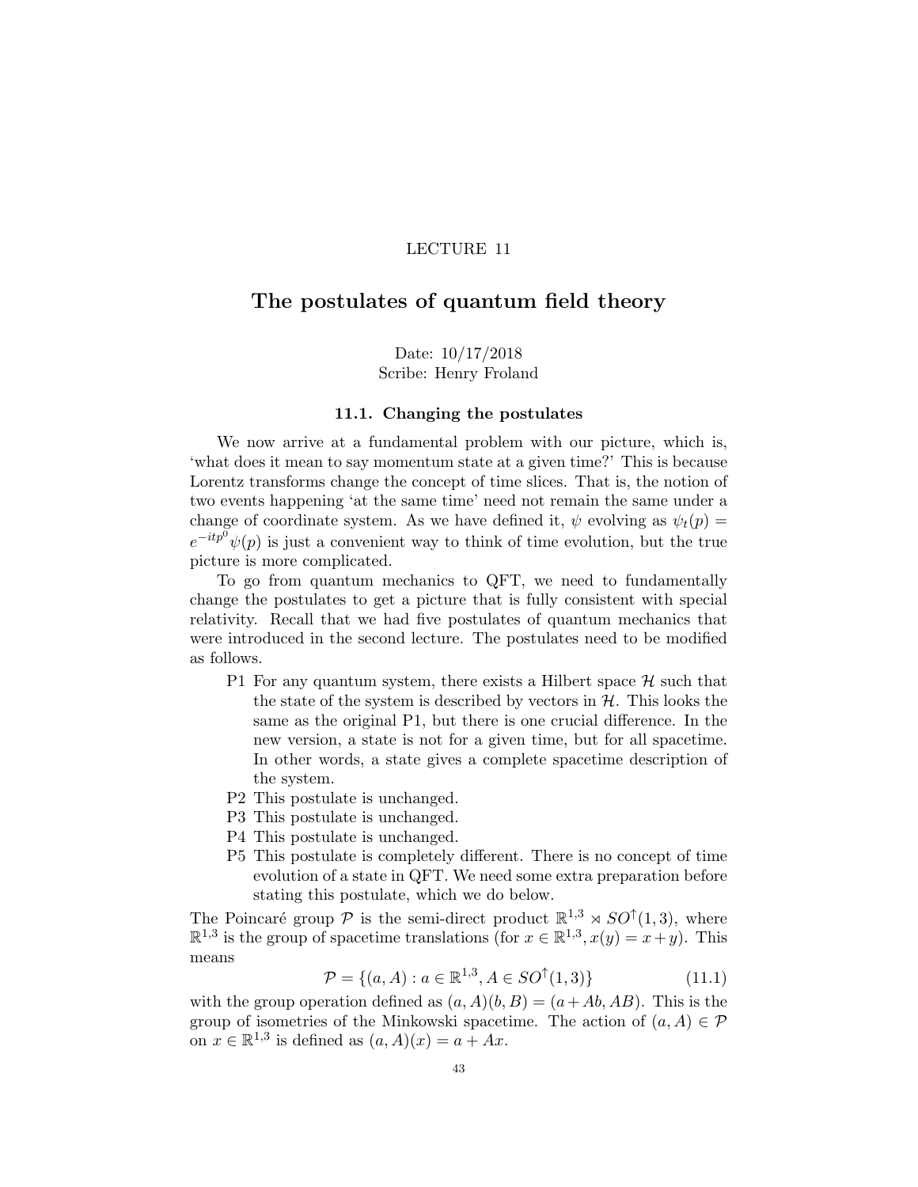LECTURE 11

# The postulates of quantum field theory

Date: 10/17/2018
Scribe: Henry Froland

## 11.1. Changing the postulates

We now arrive at a fundamental problem with our picture, which is, 'what does it mean to say momentum state at a given time?' This is because Lorentz transforms change the concept of time slices. That is, the notion of two events happening 'at the same time' need not remain the same under a change of coordinate system. As we have defined it, $\psi$ evolving as $\psi_t(p) = e^{-itp^0}\psi(p)$ is just a convenient way to think of time evolution, but the true picture is more complicated.

To go from quantum mechanics to QFT, we need to fundamentally change the postulates to get a picture that is fully consistent with special relativity. Recall that we had five postulates of quantum mechanics that were introduced in the second lecture. The postulates need to be modified as follows.

- P1 For any quantum system, there exists a Hilbert space $\mathcal{H}$ such that the state of the system is described by vectors in $\mathcal{H}$. This looks the same as the original P1, but there is one crucial difference. In the new version, a state is not for a given time, but for all spacetime. In other words, a state gives a complete spacetime description of the system.
- P2 This postulate is unchanged.
- P3 This postulate is unchanged.
- P4 This postulate is unchanged.
- P5 This postulate is completely different. There is no concept of time evolution of a state in QFT. We need some extra preparation before stating this postulate, which we do below.

The Poincaré group $\mathcal{P}$ is the semi-direct product $\mathbb{R}^{1,3} \rtimes SO^{\uparrow}(1,3)$, where $\mathbb{R}^{1,3}$ is the group of spacetime translations (for $x \in \mathbb{R}^{1,3}, x(y) = x + y$). This means

$$\mathcal{P} = \{(a, A) : a \in \mathbb{R}^{1,3}, A \in SO^{\uparrow}(1,3)\} \tag{11.1}$$

with the group operation defined as $(a, A)(b, B) = (a + Ab, AB)$. This is the group of isometries of the Minkowski spacetime. The action of $(a, A) \in \mathcal{P}$ on $x \in \mathbb{R}^{1,3}$ is defined as $(a, A)(x) = a + Ax$.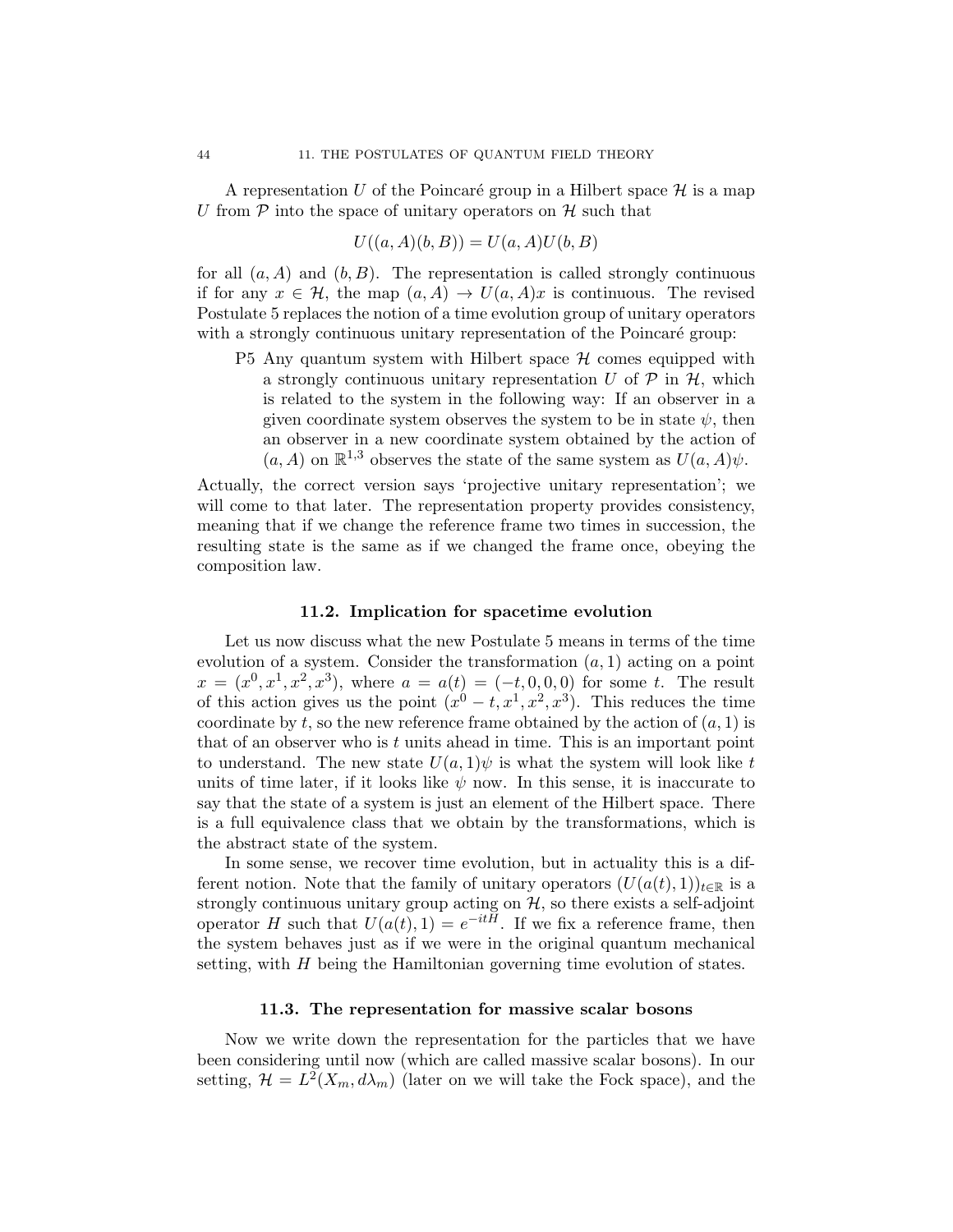A representation $U$ of the Poincaré group in a Hilbert space $\mathcal{H}$ is a map $U$ from $\mathcal{P}$ into the space of unitary operators on $\mathcal{H}$ such that

$$U((a, A)(b, B)) = U(a, A)U(b, B)$$

for all $(a, A)$ and $(b, B)$. The representation is called strongly continuous if for any $x \in \mathcal{H}$, the map $(a, A) \to U(a, A)x$ is continuous. The revised Postulate 5 replaces the notion of a time evolution group of unitary operators with a strongly continuous unitary representation of the Poincaré group:

- P5 Any quantum system with Hilbert space $\mathcal{H}$ comes equipped with a strongly continuous unitary representation $U$ of $\mathcal{P}$ in $\mathcal{H}$, which is related to the system in the following way: If an observer in a given coordinate system observes the system to be in state $\psi$, then an observer in a new coordinate system obtained by the action of $(a, A)$ on $\mathbb{R}^{1,3}$ observes the state of the same system as $U(a, A)\psi$.

Actually, the correct version says 'projective unitary representation'; we will come to that later. The representation property provides consistency, meaning that if we change the reference frame two times in succession, the resulting state is the same as if we changed the frame once, obeying the composition law.

### 11.2. Implication for spacetime evolution

Let us now discuss what the new Postulate 5 means in terms of the time evolution of a system. Consider the transformation $(a, 1)$ acting on a point $x = (x^0, x^1, x^2, x^3)$, where $a = a(t) = (-t, 0, 0, 0)$ for some $t$. The result of this action gives us the point $(x^0 - t, x^1, x^2, x^3)$. This reduces the time coordinate by $t$, so the new reference frame obtained by the action of $(a, 1)$ is that of an observer who is $t$ units ahead in time. This is an important point to understand. The new state $U(a, 1)\psi$ is what the system will look like $t$ units of time later, if it looks like $\psi$ now. In this sense, it is inaccurate to say that the state of a system is just an element of the Hilbert space. There is a full equivalence class that we obtain by the transformations, which is the abstract state of the system.

In some sense, we recover time evolution, but in actuality this is a different notion. Note that the family of unitary operators $(U(a(t), 1))_{t \in \mathbb{R}}$ is a strongly continuous unitary group acting on $\mathcal{H}$, so there exists a self-adjoint operator $H$ such that $U(a(t), 1) = e^{-itH}$. If we fix a reference frame, then the system behaves just as if we were in the original quantum mechanical setting, with $H$ being the Hamiltonian governing time evolution of states.

### 11.3. The representation for massive scalar bosons

Now we write down the representation for the particles that we have been considering until now (which are called massive scalar bosons). In our setting, $\mathcal{H} = L^2(X_m, d\lambda_m)$ (later on we will take the Fock space), and the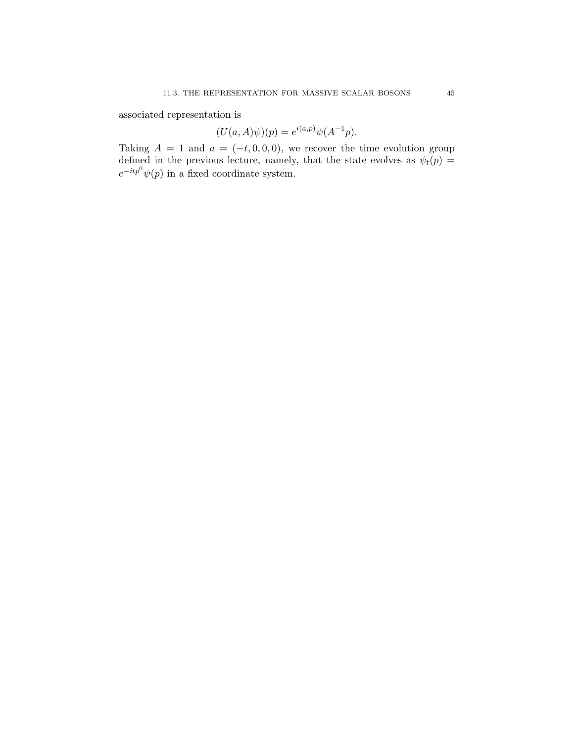associated representation is

$$(U(a, A)\psi)(p) = e^{i(a,p)}\psi(A^{-1}p).$$

Taking $A = 1$ and $a = (-t, 0, 0, 0)$, we recover the time evolution group defined in the previous lecture, namely, that the state evolves as $\psi_t(p) = e^{-itp^0}\psi(p)$ in a fixed coordinate system.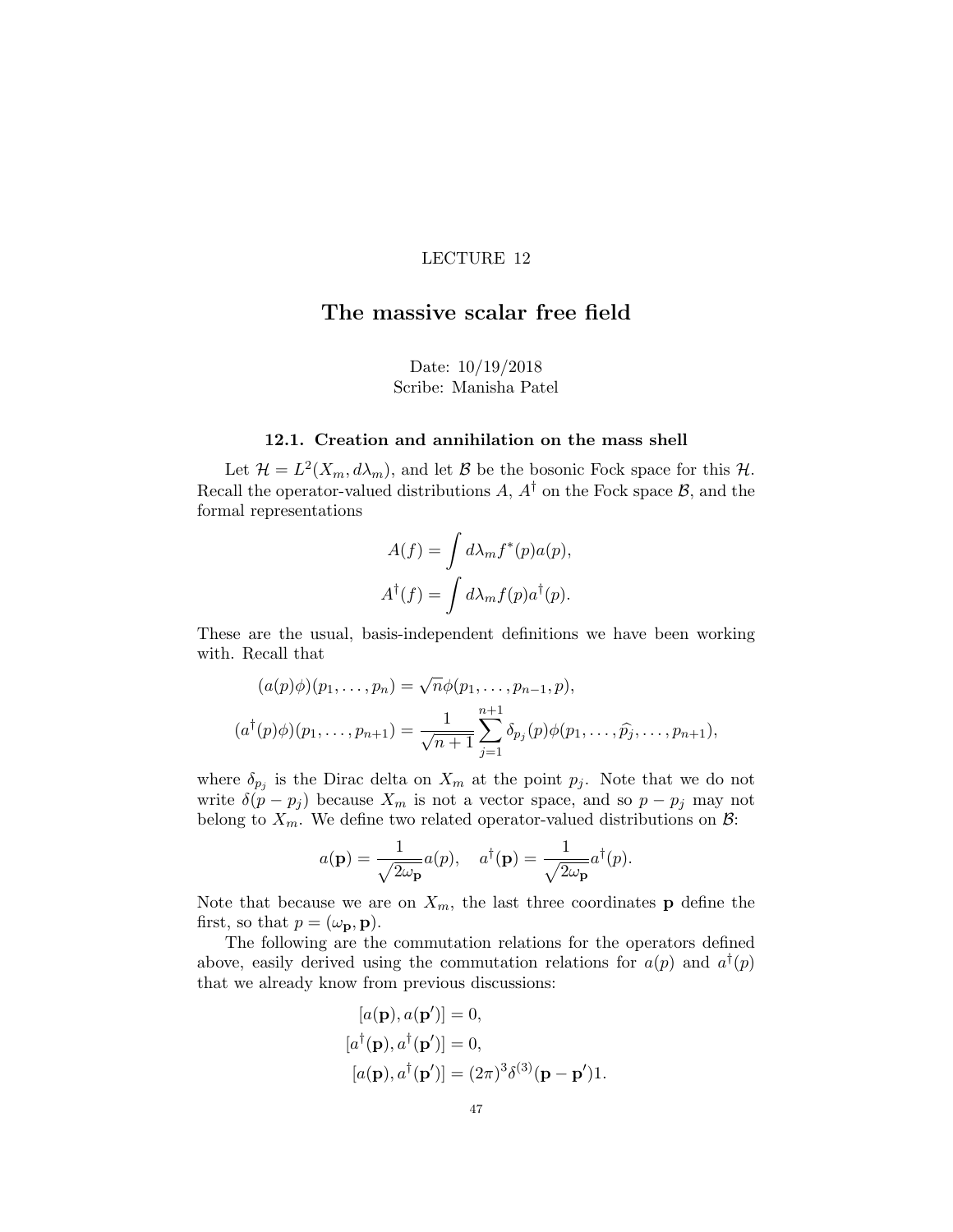LECTURE 12

# The massive scalar free field

Date: 10/19/2018
Scribe: Manisha Patel

### 12.1. Creation and annihilation on the mass shell

Let $\mathcal{H} = L^2(X_m, d\lambda_m)$, and let $\mathcal{B}$ be the bosonic Fock space for this $\mathcal{H}$. Recall the operator-valued distributions $A$, $A^\dagger$ on the Fock space $\mathcal{B}$, and the formal representations

$$A(f) = \int d\lambda_m f^*(p) a(p),$$

$$A^\dagger(f) = \int d\lambda_m f(p) a^\dagger(p).$$

These are the usual, basis-independent definitions we have been working with. Recall that

$$(a(p)\phi)(p_1, \ldots, p_n) = \sqrt{n}\phi(p_1, \ldots, p_{n-1}, p),$$

$$(a^\dagger(p)\phi)(p_1, \ldots, p_{n+1}) = \frac{1}{\sqrt{n+1}} \sum_{j=1}^{n+1} \delta_{p_j}(p)\phi(p_1, \ldots, \widehat{p_j}, \ldots, p_{n+1}),$$

where $\delta_{p_j}$ is the Dirac delta on $X_m$ at the point $p_j$. Note that we do not write $\delta(p - p_j)$ because $X_m$ is not a vector space, and so $p - p_j$ may not belong to $X_m$. We define two related operator-valued distributions on $\mathcal{B}$:

$$a(\mathbf{p}) = \frac{1}{\sqrt{2\omega_{\mathbf{p}}}} a(p), \quad a^\dagger(\mathbf{p}) = \frac{1}{\sqrt{2\omega_{\mathbf{p}}}} a^\dagger(p).$$

Note that because we are on $X_m$, the last three coordinates $\mathbf{p}$ define the first, so that $p = (\omega_{\mathbf{p}}, \mathbf{p})$.

The following are the commutation relations for the operators defined above, easily derived using the commutation relations for $a(p)$ and $a^\dagger(p)$ that we already know from previous discussions:

$$[a(\mathbf{p}), a(\mathbf{p}')] = 0,$$

$$[a^\dagger(\mathbf{p}), a^\dagger(\mathbf{p}')] = 0,$$

$$[a(\mathbf{p}), a^\dagger(\mathbf{p}')] = (2\pi)^3 \delta^{(3)}(\mathbf{p} - \mathbf{p}')1.$$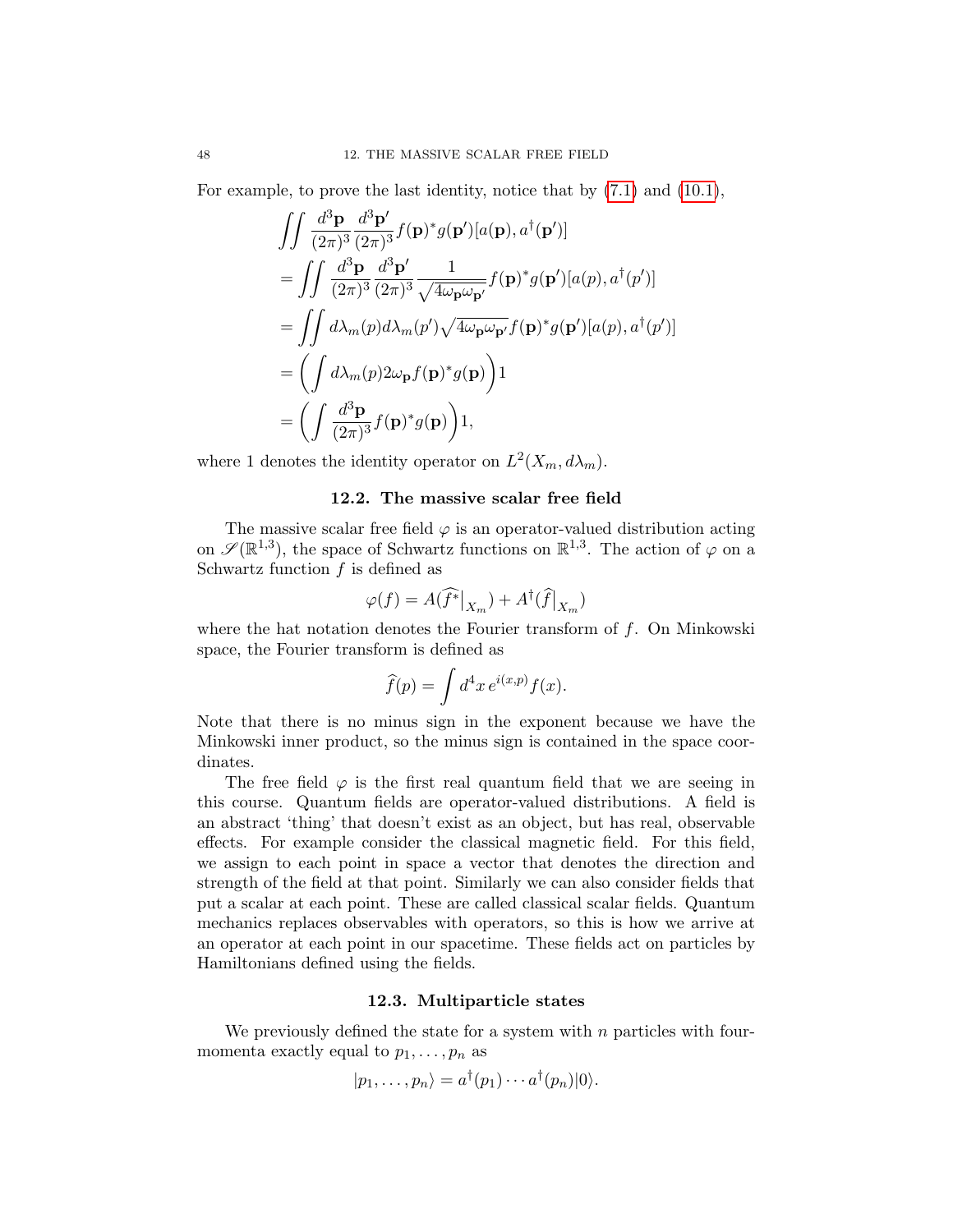For example, to prove the last identity, notice that by (7.1) and (10.1),

$$
\begin{aligned}
&\iint \frac{d^3\mathbf{p}}{(2\pi)^3}\frac{d^3\mathbf{p}'}{(2\pi)^3} f(\mathbf{p})^* g(\mathbf{p}')[a(\mathbf{p}), a^\dagger(\mathbf{p}')] \\
&= \iint \frac{d^3\mathbf{p}}{(2\pi)^3}\frac{d^3\mathbf{p}'}{(2\pi)^3} \frac{1}{\sqrt{4\omega_{\mathbf{p}}\omega_{\mathbf{p}'}}} f(\mathbf{p})^* g(\mathbf{p}')[a(p), a^\dagger(p')] \\
&= \iint d\lambda_m(p) d\lambda_m(p') \sqrt{4\omega_{\mathbf{p}}\omega_{\mathbf{p}'}} f(\mathbf{p})^* g(\mathbf{p}')[a(p), a^\dagger(p')] \\
&= \left( \int d\lambda_m(p) 2\omega_{\mathbf{p}} f(\mathbf{p})^* g(\mathbf{p}) \right) 1 \\
&= \left( \int \frac{d^3\mathbf{p}}{(2\pi)^3} f(\mathbf{p})^* g(\mathbf{p}) \right) 1,
\end{aligned}
$$

where 1 denotes the identity operator on $L^2(X_m, d\lambda_m)$.

## 12.2. The massive scalar free field

The massive scalar free field $\varphi$ is an operator-valued distribution acting on $\mathscr{S}(\mathbb{R}^{1,3})$, the space of Schwartz functions on $\mathbb{R}^{1,3}$. The action of $\varphi$ on a Schwartz function $f$ is defined as

$$
\varphi(f) = A(\widehat{f^*}\big|_{X_m}) + A^\dagger(\widehat{f}\big|_{X_m})
$$

where the hat notation denotes the Fourier transform of $f$. On Minkowski space, the Fourier transform is defined as

$$
\widehat{f}(p) = \int d^4x \, e^{i(x,p)} f(x).
$$

Note that there is no minus sign in the exponent because we have the Minkowski inner product, so the minus sign is contained in the space coordinates.

The free field $\varphi$ is the first real quantum field that we are seeing in this course. Quantum fields are operator-valued distributions. A field is an abstract 'thing' that doesn't exist as an object, but has real, observable effects. For example consider the classical magnetic field. For this field, we assign to each point in space a vector that denotes the direction and strength of the field at that point. Similarly we can also consider fields that put a scalar at each point. These are called classical scalar fields. Quantum mechanics replaces observables with operators, so this is how we arrive at an operator at each point in our spacetime. These fields act on particles by Hamiltonians defined using the fields.

## 12.3. Multiparticle states

We previously defined the state for a system with $n$ particles with four-momenta exactly equal to $p_1, \ldots, p_n$ as

$$
|p_1, \ldots, p_n\rangle = a^\dagger(p_1) \cdots a^\dagger(p_n)|0\rangle.
$$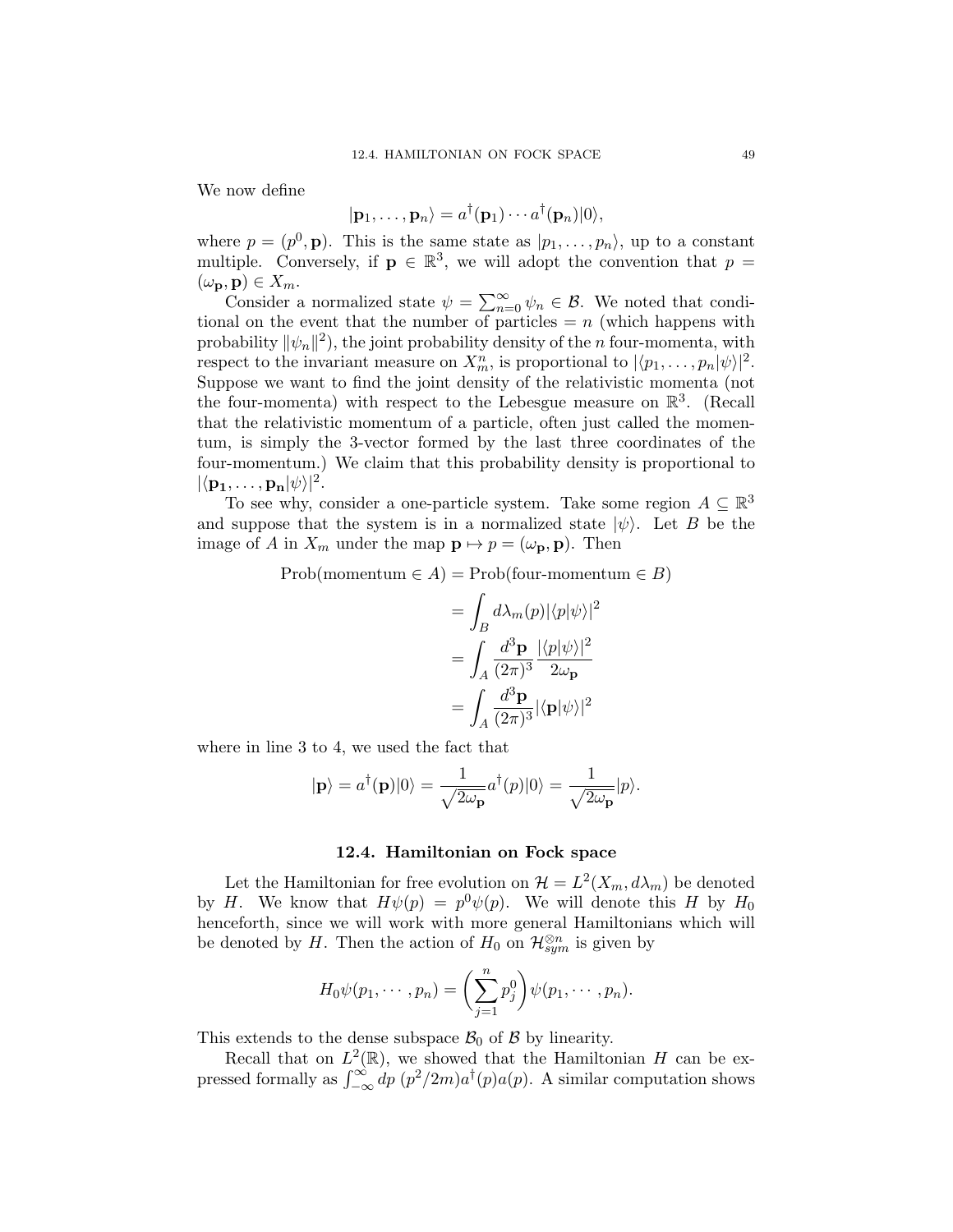We now define

$$|\mathbf{p}_1, \ldots, \mathbf{p}_n\rangle = a^\dagger(\mathbf{p}_1) \cdots a^\dagger(\mathbf{p}_n)|0\rangle,$$

where $p = (p^0, \mathbf{p})$. This is the same state as $|p_1, \ldots, p_n\rangle$, up to a constant multiple. Conversely, if $\mathbf{p} \in \mathbb{R}^3$, we will adopt the convention that $p = (\omega_\mathbf{p}, \mathbf{p}) \in X_m$.

Consider a normalized state $\psi = \sum_{n=0}^\infty \psi_n \in \mathcal{B}$. We noted that conditional on the event that the number of particles $= n$ (which happens with probability $\|\psi_n\|^2$), the joint probability density of the $n$ four-momenta, with respect to the invariant measure on $X_m^n$, is proportional to $|\langle p_1, \ldots, p_n|\psi\rangle|^2$. Suppose we want to find the joint density of the relativistic momenta (not the four-momenta) with respect to the Lebesgue measure on $\mathbb{R}^3$. (Recall that the relativistic momentum of a particle, often just called the momentum, is simply the 3-vector formed by the last three coordinates of the four-momentum.) We claim that this probability density is proportional to $|\langle \mathbf{p_1}, \ldots, \mathbf{p_n}|\psi\rangle|^2$.

To see why, consider a one-particle system. Take some region $A \subseteq \mathbb{R}^3$ and suppose that the system is in a normalized state $|\psi\rangle$. Let $B$ be the image of $A$ in $X_m$ under the map $\mathbf{p} \mapsto p = (\omega_\mathbf{p}, \mathbf{p})$. Then

$$\begin{aligned}
\text{Prob}(\text{momentum} \in A) &= \text{Prob}(\text{four-momentum} \in B) \\
&= \int_B d\lambda_m(p) |\langle p|\psi\rangle|^2 \\
&= \int_A \frac{d^3\mathbf{p}}{(2\pi)^3} \frac{|\langle p|\psi\rangle|^2}{2\omega_\mathbf{p}} \\
&= \int_A \frac{d^3\mathbf{p}}{(2\pi)^3} |\langle \mathbf{p}|\psi\rangle|^2
\end{aligned}$$

where in line 3 to 4, we used the fact that

$$|\mathbf{p}\rangle = a^\dagger(\mathbf{p})|0\rangle = \frac{1}{\sqrt{2\omega_\mathbf{p}}} a^\dagger(p)|0\rangle = \frac{1}{\sqrt{2\omega_\mathbf{p}}}|p\rangle.$$

## 12.4. Hamiltonian on Fock space

Let the Hamiltonian for free evolution on $\mathcal{H} = L^2(X_m, d\lambda_m)$ be denoted by $H$. We know that $H\psi(p) = p^0\psi(p)$. We will denote this $H$ by $H_0$ henceforth, since we will work with more general Hamiltonians which will be denoted by $H$. Then the action of $H_0$ on $\mathcal{H}_{sym}^{\otimes n}$ is given by

$$H_0\psi(p_1, \cdots, p_n) = \left(\sum_{j=1}^n p_j^0\right)\psi(p_1, \cdots, p_n).$$

This extends to the dense subspace $\mathcal{B}_0$ of $\mathcal{B}$ by linearity.

Recall that on $L^2(\mathbb{R})$, we showed that the Hamiltonian $H$ can be expressed formally as $\int_{-\infty}^\infty dp\ (p^2/2m)a^\dagger(p)a(p)$. A similar computation shows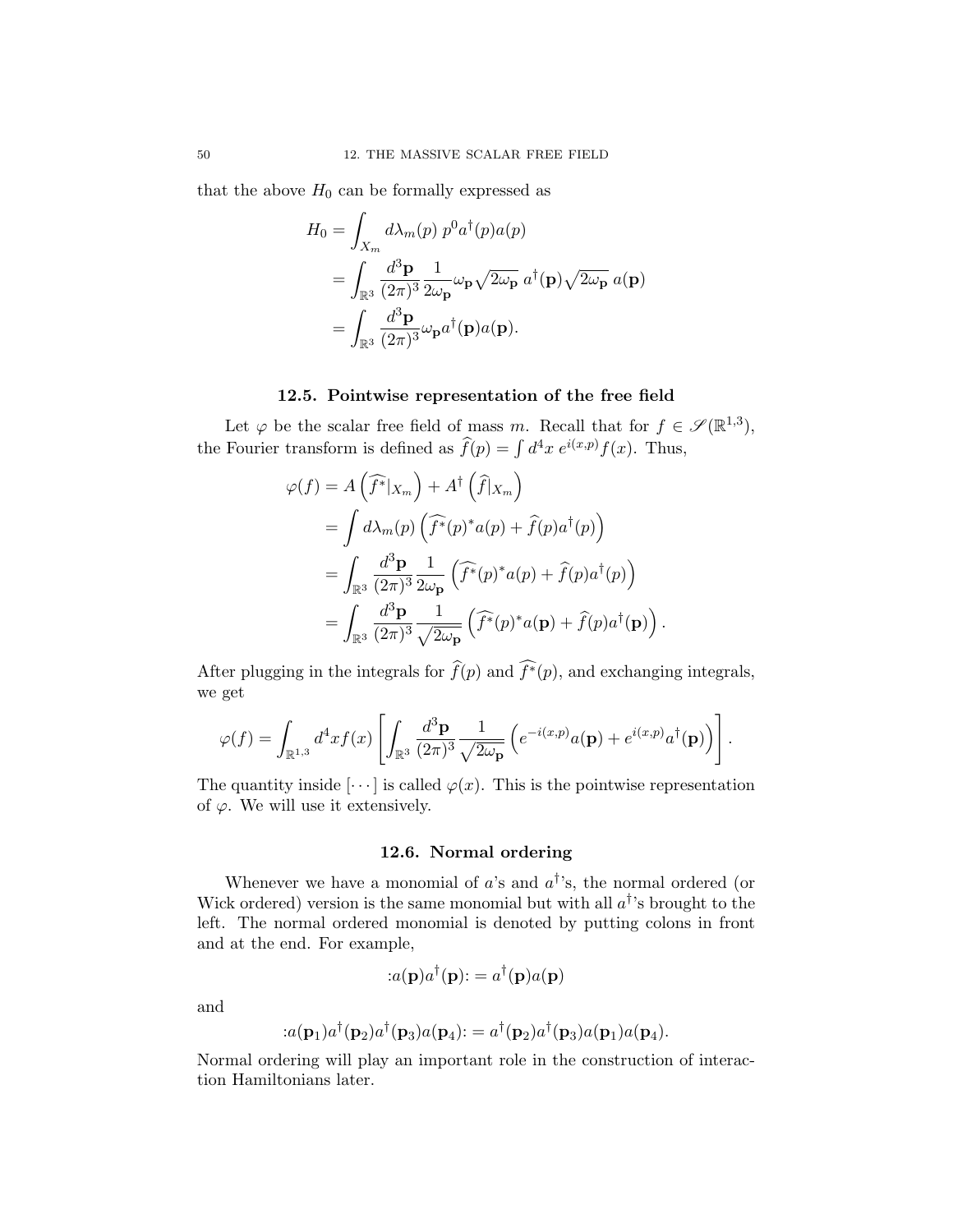that the above $H_0$ can be formally expressed as

$$
\begin{aligned}
H_0 &= \int_{X_m} d\lambda_m(p)\; p^0 a^\dagger(p) a(p) \\
&= \int_{\mathbb{R}^3} \frac{d^3\mathbf{p}}{(2\pi)^3} \frac{1}{2\omega_\mathbf{p}} \omega_\mathbf{p} \sqrt{2\omega_\mathbf{p}}\; a^\dagger(\mathbf{p}) \sqrt{2\omega_\mathbf{p}}\; a(\mathbf{p}) \\
&= \int_{\mathbb{R}^3} \frac{d^3\mathbf{p}}{(2\pi)^3} \omega_\mathbf{p} a^\dagger(\mathbf{p}) a(\mathbf{p}).
\end{aligned}
$$

### 12.5. Pointwise representation of the free field

Let $\varphi$ be the scalar free field of mass $m$. Recall that for $f \in \mathscr{S}(\mathbb{R}^{1,3})$, the Fourier transform is defined as $\widehat{f}(p) = \int d^4x\, e^{i(x,p)} f(x)$. Thus,

$$
\begin{aligned}
\varphi(f) &= A\left(\widehat{f^*}|_{X_m}\right) + A^\dagger\left(\widehat{f}|_{X_m}\right) \\
&= \int d\lambda_m(p) \left(\widehat{f^*}(p)^* a(p) + \widehat{f}(p) a^\dagger(p)\right) \\
&= \int_{\mathbb{R}^3} \frac{d^3\mathbf{p}}{(2\pi)^3} \frac{1}{2\omega_\mathbf{p}} \left(\widehat{f^*}(p)^* a(p) + \widehat{f}(p) a^\dagger(p)\right) \\
&= \int_{\mathbb{R}^3} \frac{d^3\mathbf{p}}{(2\pi)^3} \frac{1}{\sqrt{2\omega_\mathbf{p}}} \left(\widehat{f^*}(p)^* a(\mathbf{p}) + \widehat{f}(p) a^\dagger(\mathbf{p})\right).
\end{aligned}
$$

After plugging in the integrals for $\widehat{f}(p)$ and $\widehat{f^*}(p)$, and exchanging integrals, we get

$$
\varphi(f) = \int_{\mathbb{R}^{1,3}} d^4x f(x) \left[\int_{\mathbb{R}^3} \frac{d^3\mathbf{p}}{(2\pi)^3} \frac{1}{\sqrt{2\omega_\mathbf{p}}} \left(e^{-i(x,p)} a(\mathbf{p}) + e^{i(x,p)} a^\dagger(\mathbf{p})\right)\right].
$$

The quantity inside $[\cdots]$ is called $\varphi(x)$. This is the pointwise representation of $\varphi$. We will use it extensively.

### 12.6. Normal ordering

Whenever we have a monomial of $a$'s and $a^\dagger$'s, the normal ordered (or Wick ordered) version is the same monomial but with all $a^\dagger$'s brought to the left. The normal ordered monomial is denoted by putting colons in front and at the end. For example,

$$
{:}a(\mathbf{p}) a^\dagger(\mathbf{p}){:} = a^\dagger(\mathbf{p}) a(\mathbf{p})
$$

and

$$
{:}a(\mathbf{p}_1) a^\dagger(\mathbf{p}_2) a^\dagger(\mathbf{p}_3) a(\mathbf{p}_4){:} = a^\dagger(\mathbf{p}_2) a^\dagger(\mathbf{p}_3) a(\mathbf{p}_1) a(\mathbf{p}_4).
$$

Normal ordering will play an important role in the construction of interaction Hamiltonians later.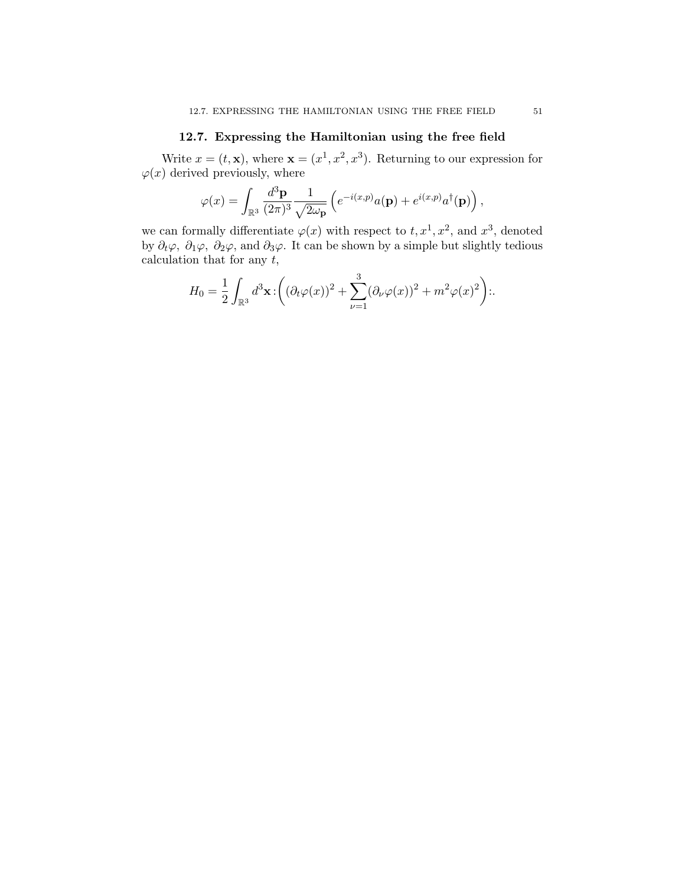## 12.7. Expressing the Hamiltonian using the free field

Write $x = (t, \mathbf{x})$, where $\mathbf{x} = (x^1, x^2, x^3)$. Returning to our expression for $\varphi(x)$ derived previously, where

$$\varphi(x) = \int_{\mathbb{R}^3} \frac{d^3\mathbf{p}}{(2\pi)^3} \frac{1}{\sqrt{2\omega_{\mathbf{p}}}} \left( e^{-i(x,p)} a(\mathbf{p}) + e^{i(x,p)} a^\dagger(\mathbf{p}) \right),$$

we can formally differentiate $\varphi(x)$ with respect to $t, x^1, x^2$, and $x^3$, denoted by $\partial_t \varphi$, $\partial_1 \varphi$, $\partial_2 \varphi$, and $\partial_3 \varphi$. It can be shown by a simple but slightly tedious calculation that for any $t$,

$$H_0 = \frac{1}{2} \int_{\mathbb{R}^3} d^3\mathbf{x} : \left( (\partial_t \varphi(x))^2 + \sum_{\nu=1}^{3} (\partial_\nu \varphi(x))^2 + m^2 \varphi(x)^2 \right) : .$$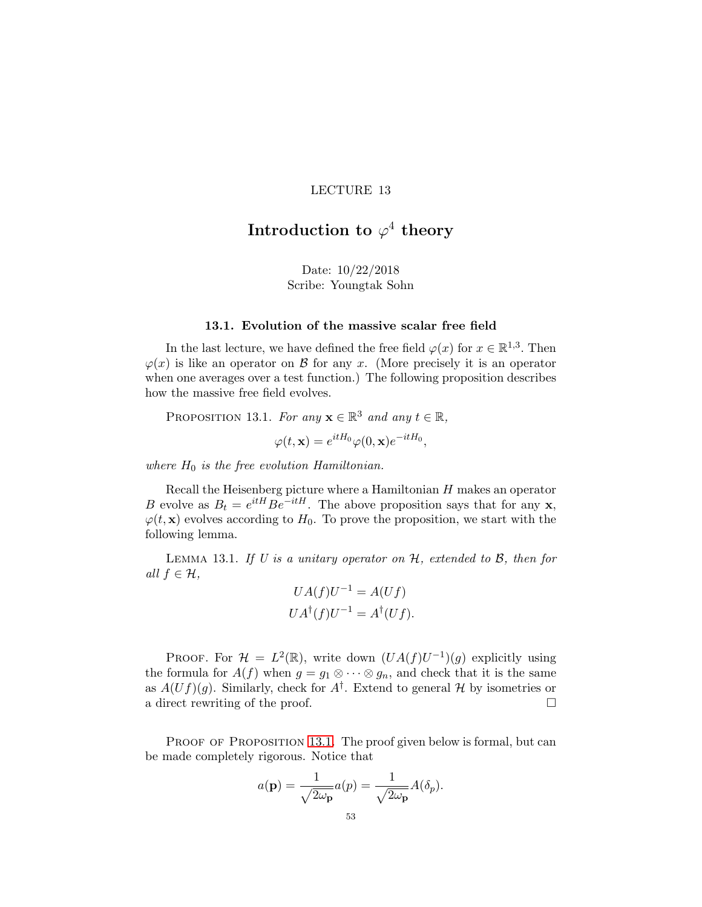LECTURE 13

# Introduction to $\varphi^4$ theory

Date: 10/22/2018
Scribe: Youngtak Sohn

## 13.1. Evolution of the massive scalar free field

In the last lecture, we have defined the free field $\varphi(x)$ for $x \in \mathbb{R}^{1,3}$. Then $\varphi(x)$ is like an operator on $\mathcal{B}$ for any $x$. (More precisely it is an operator when one averages over a test function.) The following proposition describes how the massive free field evolves.

Proposition 13.1. *For any $\mathbf{x} \in \mathbb{R}^3$ and any $t \in \mathbb{R}$,*

$$\varphi(t, \mathbf{x}) = e^{itH_0}\varphi(0, \mathbf{x})e^{-itH_0},$$

*where $H_0$ is the free evolution Hamiltonian.*

Recall the Heisenberg picture where a Hamiltonian $H$ makes an operator $B$ evolve as $B_t = e^{itH}Be^{-itH}$. The above proposition says that for any $\mathbf{x}$, $\varphi(t, \mathbf{x})$ evolves according to $H_0$. To prove the proposition, we start with the following lemma.

Lemma 13.1. *If $U$ is a unitary operator on $\mathcal{H}$, extended to $\mathcal{B}$, then for all $f \in \mathcal{H}$,*

$$UA(f)U^{-1} = A(Uf)$$
$$UA^\dagger(f)U^{-1} = A^\dagger(Uf).$$

Proof. For $\mathcal{H} = L^2(\mathbb{R})$, write down $(UA(f)U^{-1})(g)$ explicitly using the formula for $A(f)$ when $g = g_1 \otimes \cdots \otimes g_n$, and check that it is the same as $A(Uf)(g)$. Similarly, check for $A^\dagger$. Extend to general $\mathcal{H}$ by isometries or a direct rewriting of the proof. $\square$

Proof of Proposition 13.1. The proof given below is formal, but can be made completely rigorous. Notice that

$$a(\mathbf{p}) = \frac{1}{\sqrt{2\omega_\mathbf{p}}}a(p) = \frac{1}{\sqrt{2\omega_\mathbf{p}}}A(\delta_p).$$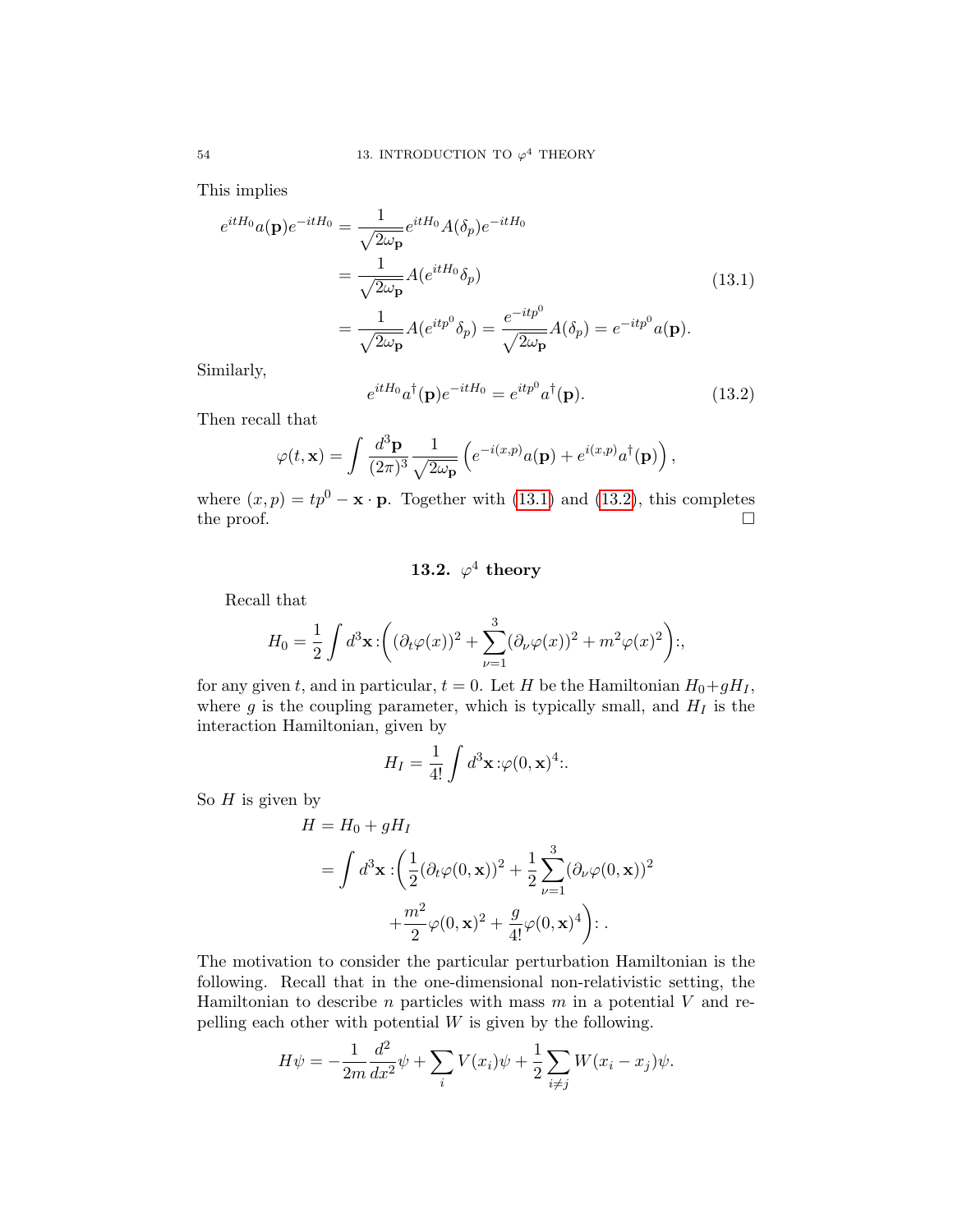This implies

$$
\begin{aligned}
e^{itH_0}a(\mathbf{p})e^{-itH_0} &= \frac{1}{\sqrt{2\omega_{\mathbf{p}}}}e^{itH_0}A(\delta_p)e^{-itH_0} \\
&= \frac{1}{\sqrt{2\omega_{\mathbf{p}}}}A(e^{itH_0}\delta_p) \\
&= \frac{1}{\sqrt{2\omega_{\mathbf{p}}}}A(e^{itp^0}\delta_p) = \frac{e^{-itp^0}}{\sqrt{2\omega_{\mathbf{p}}}}A(\delta_p) = e^{-itp^0}a(\mathbf{p}).
\end{aligned}
\tag{13.1}
$$

Similarly,

$$
e^{itH_0}a^\dagger(\mathbf{p})e^{-itH_0} = e^{itp^0}a^\dagger(\mathbf{p}). \tag{13.2}
$$

Then recall that

$$
\varphi(t, \mathbf{x}) = \int \frac{d^3\mathbf{p}}{(2\pi)^3}\frac{1}{\sqrt{2\omega_{\mathbf{p}}}}\left(e^{-i(x,p)}a(\mathbf{p}) + e^{i(x,p)}a^\dagger(\mathbf{p})\right),
$$

where $(x, p) = tp^0 - \mathbf{x} \cdot \mathbf{p}$. Together with (13.1) and (13.2), this completes the proof. $\square$

## 13.2. $\varphi^4$ theory

Recall that

$$
H_0 = \frac{1}{2}\int d^3\mathbf{x} :\!\left((\partial_t\varphi(x))^2 + \sum_{\nu=1}^{3}(\partial_\nu\varphi(x))^2 + m^2\varphi(x)^2\right)\!:,
$$

for any given $t$, and in particular, $t = 0$. Let $H$ be the Hamiltonian $H_0 + gH_I$, where $g$ is the coupling parameter, which is typically small, and $H_I$ is the interaction Hamiltonian, given by

$$
H_I = \frac{1}{4!}\int d^3\mathbf{x} :\!\varphi(0,\mathbf{x})^4\!:.
$$

So $H$ is given by

$$
\begin{aligned}
H &= H_0 + gH_I \\
&= \int d^3\mathbf{x} :\!\left(\frac{1}{2}(\partial_t\varphi(0,\mathbf{x}))^2 + \frac{1}{2}\sum_{\nu=1}^{3}(\partial_\nu\varphi(0,\mathbf{x}))^2\right. \\
&\qquad \left. + \frac{m^2}{2}\varphi(0,\mathbf{x})^2 + \frac{g}{4!}\varphi(0,\mathbf{x})^4\right)\!: .
\end{aligned}
$$

The motivation to consider the particular perturbation Hamiltonian is the following. Recall that in the one-dimensional non-relativistic setting, the Hamiltonian to describe $n$ particles with mass $m$ in a potential $V$ and repelling each other with potential $W$ is given by the following.

$$
H\psi = -\frac{1}{2m}\frac{d^2}{dx^2}\psi + \sum_i V(x_i)\psi + \frac{1}{2}\sum_{i\neq j}W(x_i - x_j)\psi.
$$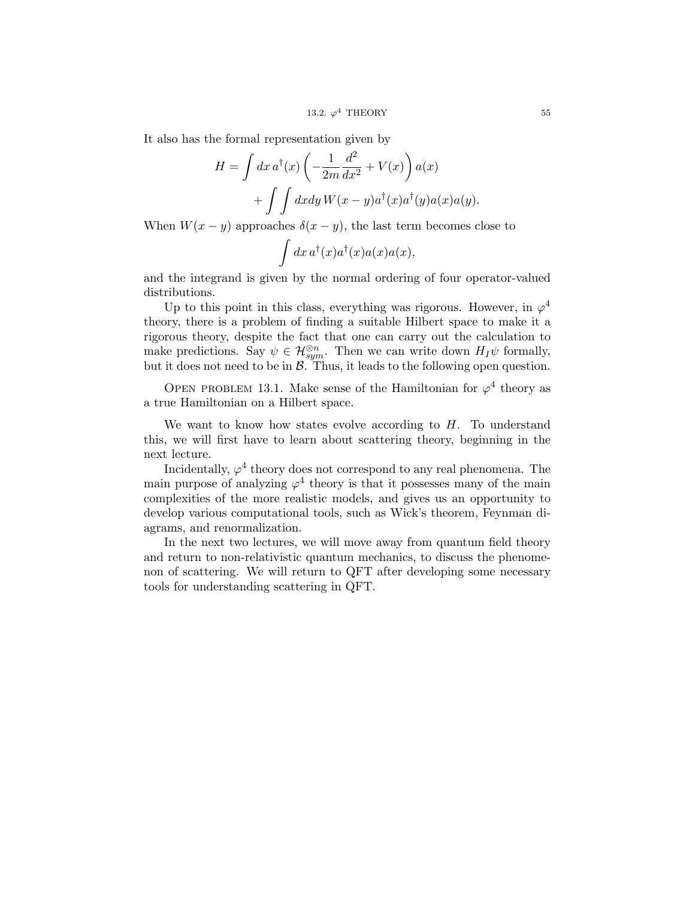It also has the formal representation given by

$$H = \int dx\, a^\dagger(x) \left( -\frac{1}{2m}\frac{d^2}{dx^2} + V(x) \right) a(x)$$
$$+ \int\int dxdy\, W(x-y) a^\dagger(x) a^\dagger(y) a(x) a(y).$$

When $W(x-y)$ approaches $\delta(x-y)$, the last term becomes close to

$$\int dx\, a^\dagger(x) a^\dagger(x) a(x) a(x),$$

and the integrand is given by the normal ordering of four operator-valued distributions.

Up to this point in this class, everything was rigorous. However, in $\varphi^4$ theory, there is a problem of finding a suitable Hilbert space to make it a rigorous theory, despite the fact that one can carry out the calculation to make predictions. Say $\psi \in \mathcal{H}_{sym}^{\otimes n}$. Then we can write down $H_I\psi$ formally, but it does not need to be in $\mathcal{B}$. Thus, it leads to the following open question.

Open problem 13.1. Make sense of the Hamiltonian for $\varphi^4$ theory as a true Hamiltonian on a Hilbert space.

We want to know how states evolve according to $H$. To understand this, we will first have to learn about scattering theory, beginning in the next lecture.

Incidentally, $\varphi^4$ theory does not correspond to any real phenomena. The main purpose of analyzing $\varphi^4$ theory is that it possesses many of the main complexities of the more realistic models, and gives us an opportunity to develop various computational tools, such as Wick's theorem, Feynman diagrams, and renormalization.

In the next two lectures, we will move away from quantum field theory and return to non-relativistic quantum mechanics, to discuss the phenomenon of scattering. We will return to QFT after developing some necessary tools for understanding scattering in QFT.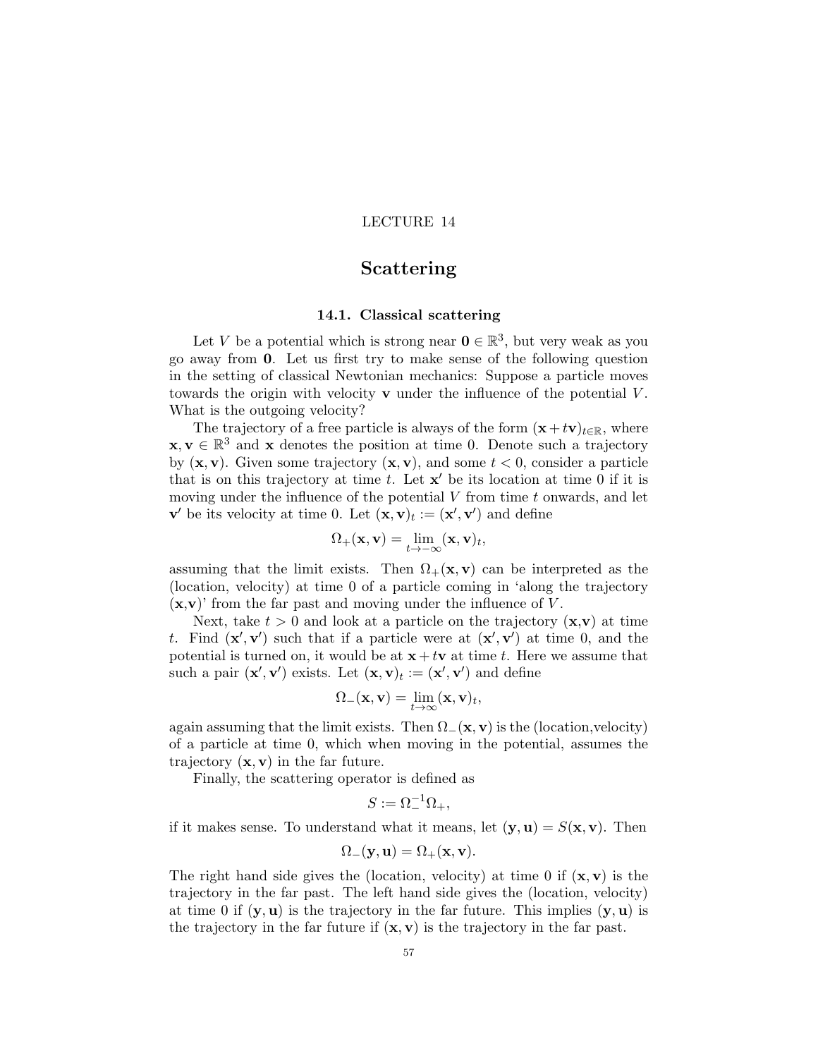LECTURE 14

# Scattering

## 14.1. Classical scattering

Let $V$ be a potential which is strong near $\mathbf{0} \in \mathbb{R}^3$, but very weak as you go away from $\mathbf{0}$. Let us first try to make sense of the following question in the setting of classical Newtonian mechanics: Suppose a particle moves towards the origin with velocity $\mathbf{v}$ under the influence of the potential $V$. What is the outgoing velocity?

The trajectory of a free particle is always of the form $(\mathbf{x}+t\mathbf{v})_{t\in\mathbb{R}}$, where $\mathbf{x}, \mathbf{v} \in \mathbb{R}^3$ and $\mathbf{x}$ denotes the position at time 0. Denote such a trajectory by $(\mathbf{x}, \mathbf{v})$. Given some trajectory $(\mathbf{x}, \mathbf{v})$, and some $t < 0$, consider a particle that is on this trajectory at time $t$. Let $\mathbf{x}'$ be its location at time 0 if it is moving under the influence of the potential $V$ from time $t$ onwards, and let $\mathbf{v}'$ be its velocity at time 0. Let $(\mathbf{x}, \mathbf{v})_t := (\mathbf{x}', \mathbf{v}')$ and define

$$\Omega_+(\mathbf{x}, \mathbf{v}) = \lim_{t\to-\infty} (\mathbf{x}, \mathbf{v})_t,$$

assuming that the limit exists. Then $\Omega_+(\mathbf{x}, \mathbf{v})$ can be interpreted as the (location, velocity) at time 0 of a particle coming in 'along the trajectory $(\mathbf{x},\mathbf{v})$' from the far past and moving under the influence of $V$.

Next, take $t > 0$ and look at a particle on the trajectory $(\mathbf{x},\mathbf{v})$ at time $t$. Find $(\mathbf{x}', \mathbf{v}')$ such that if a particle were at $(\mathbf{x}', \mathbf{v}')$ at time 0, and the potential is turned on, it would be at $\mathbf{x} + t\mathbf{v}$ at time $t$. Here we assume that such a pair $(\mathbf{x}', \mathbf{v}')$ exists. Let $(\mathbf{x}, \mathbf{v})_t := (\mathbf{x}', \mathbf{v}')$ and define

$$\Omega_-(\mathbf{x}, \mathbf{v}) = \lim_{t\to\infty} (\mathbf{x}, \mathbf{v})_t,$$

again assuming that the limit exists. Then $\Omega_-(\mathbf{x}, \mathbf{v})$ is the (location,velocity) of a particle at time 0, which when moving in the potential, assumes the trajectory $(\mathbf{x}, \mathbf{v})$ in the far future.

Finally, the scattering operator is defined as

$$S := \Omega_-^{-1}\Omega_+,$$

if it makes sense. To understand what it means, let $(\mathbf{y}, \mathbf{u}) = S(\mathbf{x}, \mathbf{v})$. Then

$$\Omega_-(\mathbf{y}, \mathbf{u}) = \Omega_+(\mathbf{x}, \mathbf{v}).$$

The right hand side gives the (location, velocity) at time 0 if $(\mathbf{x}, \mathbf{v})$ is the trajectory in the far past. The left hand side gives the (location, velocity) at time 0 if $(\mathbf{y}, \mathbf{u})$ is the trajectory in the far future. This implies $(\mathbf{y}, \mathbf{u})$ is the trajectory in the far future if $(\mathbf{x}, \mathbf{v})$ is the trajectory in the far past.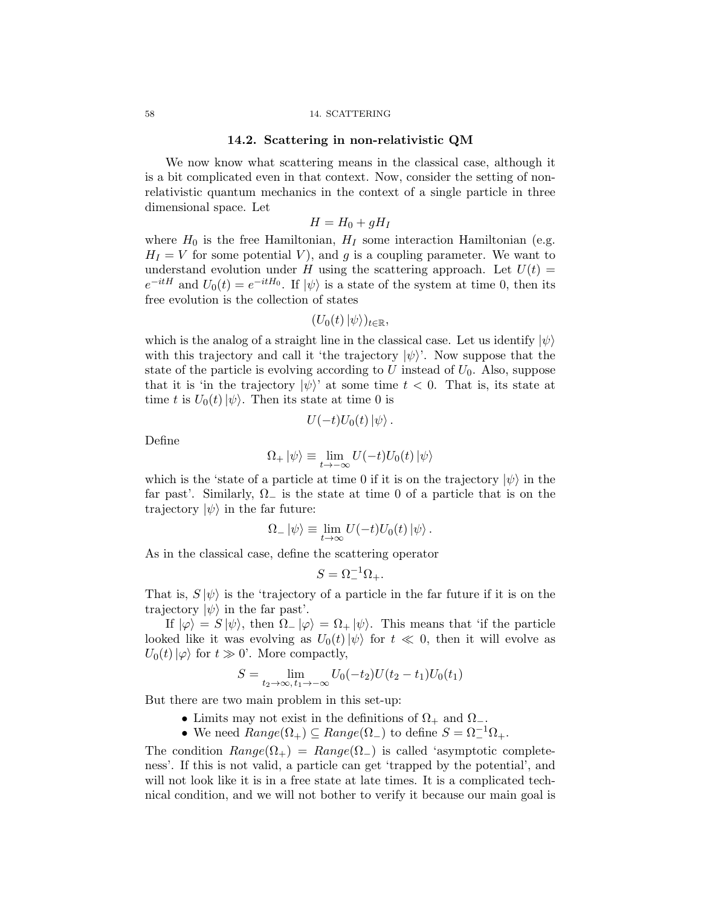## 14.2. Scattering in non-relativistic QM

We now know what scattering means in the classical case, although it is a bit complicated even in that context. Now, consider the setting of non-relativistic quantum mechanics in the context of a single particle in three dimensional space. Let

$$H = H_0 + gH_I$$

where $H_0$ is the free Hamiltonian, $H_I$ some interaction Hamiltonian (e.g. $H_I = V$ for some potential $V$), and $g$ is a coupling parameter. We want to understand evolution under $H$ using the scattering approach. Let $U(t) = e^{-itH}$ and $U_0(t) = e^{-itH_0}$. If $|\psi\rangle$ is a state of the system at time 0, then its free evolution is the collection of states

$$(U_0(t)\,|\psi\rangle)_{t\in\mathbb{R}},$$

which is the analog of a straight line in the classical case. Let us identify $|\psi\rangle$ with this trajectory and call it 'the trajectory $|\psi\rangle$'. Now suppose that the state of the particle is evolving according to $U$ instead of $U_0$. Also, suppose that it is 'in the trajectory $|\psi\rangle$' at some time $t < 0$. That is, its state at time $t$ is $U_0(t)\,|\psi\rangle$. Then its state at time 0 is

$$U(-t)U_0(t)\,|\psi\rangle\,.$$

Define

$$\Omega_+\,|\psi\rangle \equiv \lim_{t\to-\infty} U(-t)U_0(t)\,|\psi\rangle$$

which is the 'state of a particle at time 0 if it is on the trajectory $|\psi\rangle$ in the far past'. Similarly, $\Omega_-$ is the state at time 0 of a particle that is on the trajectory $|\psi\rangle$ in the far future:

$$\Omega_-\,|\psi\rangle \equiv \lim_{t\to\infty} U(-t)U_0(t)\,|\psi\rangle\,.$$

As in the classical case, define the scattering operator

$$S = \Omega_-^{-1}\Omega_+.$$

That is, $S\,|\psi\rangle$ is the 'trajectory of a particle in the far future if it is on the trajectory $|\psi\rangle$ in the far past'.

If $|\varphi\rangle = S\,|\psi\rangle$, then $\Omega_-\,|\varphi\rangle = \Omega_+\,|\psi\rangle$. This means that 'if the particle looked like it was evolving as $U_0(t)\,|\psi\rangle$ for $t \ll 0$, then it will evolve as $U_0(t)\,|\varphi\rangle$ for $t \gg 0$'. More compactly,

$$S = \lim_{t_2\to\infty,\, t_1\to-\infty} U_0(-t_2)U(t_2 - t_1)U_0(t_1)$$

But there are two main problem in this set-up:

- Limits may not exist in the definitions of $\Omega_+$ and $\Omega_-$.
- We need $Range(\Omega_+) \subseteq Range(\Omega_-)$ to define $S = \Omega_-^{-1}\Omega_+$.

The condition $Range(\Omega_+) = Range(\Omega_-)$ is called 'asymptotic completeness'. If this is not valid, a particle can get 'trapped by the potential', and will not look like it is in a free state at late times. It is a complicated technical condition, and we will not bother to verify it because our main goal is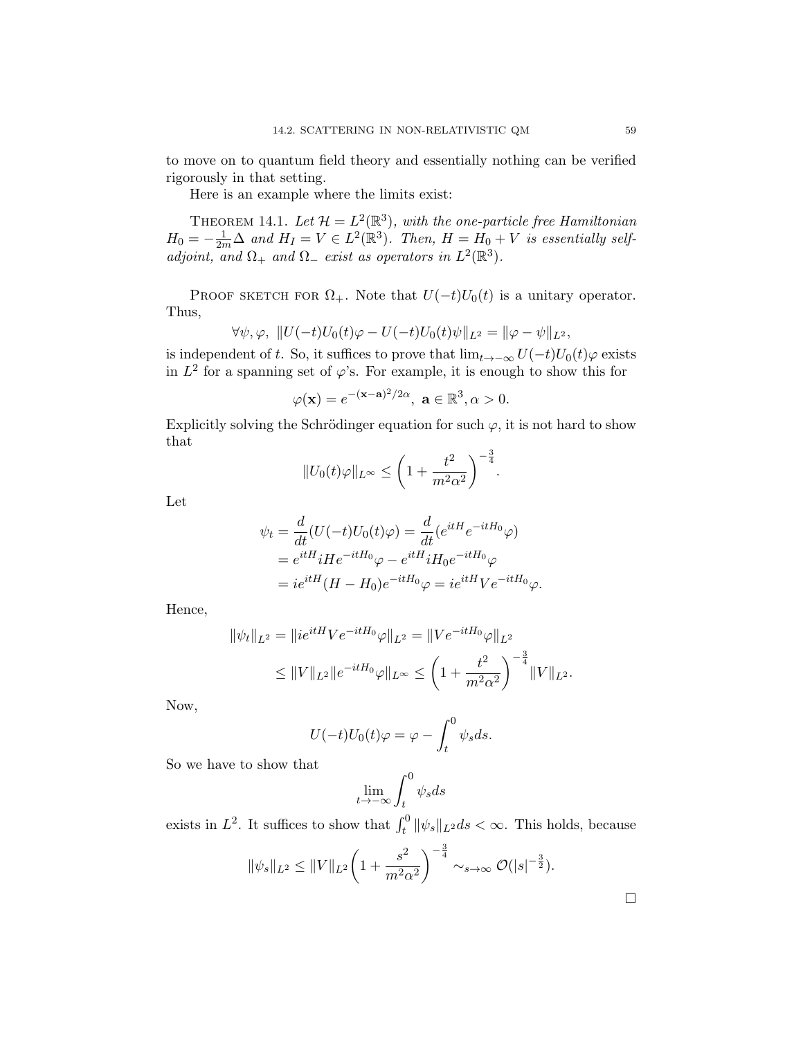to move on to quantum field theory and essentially nothing can be verified rigorously in that setting.

Here is an example where the limits exist:

THEOREM 14.1. *Let $\mathcal{H} = L^2(\mathbb{R}^3)$, with the one-particle free Hamiltonian $H_0 = -\frac{1}{2m}\Delta$ and $H_I = V \in L^2(\mathbb{R}^3)$. Then, $H = H_0 + V$ is essentially self-adjoint, and $\Omega_+$ and $\Omega_-$ exist as operators in $L^2(\mathbb{R}^3)$.*

PROOF SKETCH FOR $\Omega_+$. Note that $U(-t)U_0(t)$ is a unitary operator. Thus,

$$\forall \psi, \varphi, \ \|U(-t)U_0(t)\varphi - U(-t)U_0(t)\psi\|_{L^2} = \|\varphi - \psi\|_{L^2},$$

is independent of $t$. So, it suffices to prove that $\lim_{t\to-\infty} U(-t)U_0(t)\varphi$ exists in $L^2$ for a spanning set of $\varphi$'s. For example, it is enough to show this for

$$\varphi(\mathbf{x}) = e^{-(\mathbf{x}-\mathbf{a})^2/2\alpha}, \ \mathbf{a} \in \mathbb{R}^3, \alpha > 0.$$

Explicitly solving the Schrödinger equation for such $\varphi$, it is not hard to show that

$$\|U_0(t)\varphi\|_{L^\infty} \leq \left(1 + \frac{t^2}{m^2\alpha^2}\right)^{-\frac{3}{4}}.$$

Let

$$\begin{aligned}
\psi_t = \frac{d}{dt}(U(-t)U_0(t)\varphi) &= \frac{d}{dt}(e^{itH}e^{-itH_0}\varphi) \\
&= e^{itH}iHe^{-itH_0}\varphi - e^{itH}iH_0e^{-itH_0}\varphi \\
&= ie^{itH}(H - H_0)e^{-itH_0}\varphi = ie^{itH}Ve^{-itH_0}\varphi.
\end{aligned}$$

Hence,

$$\begin{aligned}
\|\psi_t\|_{L^2} &= \|ie^{itH}Ve^{-itH_0}\varphi\|_{L^2} = \|Ve^{-itH_0}\varphi\|_{L^2} \\
&\leq \|V\|_{L^2}\|e^{-itH_0}\varphi\|_{L^\infty} \leq \left(1 + \frac{t^2}{m^2\alpha^2}\right)^{-\frac{3}{4}}\|V\|_{L^2}.
\end{aligned}$$

Now,

$$U(-t)U_0(t)\varphi = \varphi - \int_t^0 \psi_s ds.$$

So we have to show that

$$\lim_{t\to-\infty}\int_t^0 \psi_s ds$$

exists in $L^2$. It suffices to show that $\int_t^0 \|\psi_s\|_{L^2}ds < \infty$. This holds, because

$$\|\psi_s\|_{L^2} \leq \|V\|_{L^2}\left(1 + \frac{s^2}{m^2\alpha^2}\right)^{-\frac{3}{4}} \sim_{s\to\infty} \mathcal{O}(|s|^{-\frac{3}{2}}).$$

□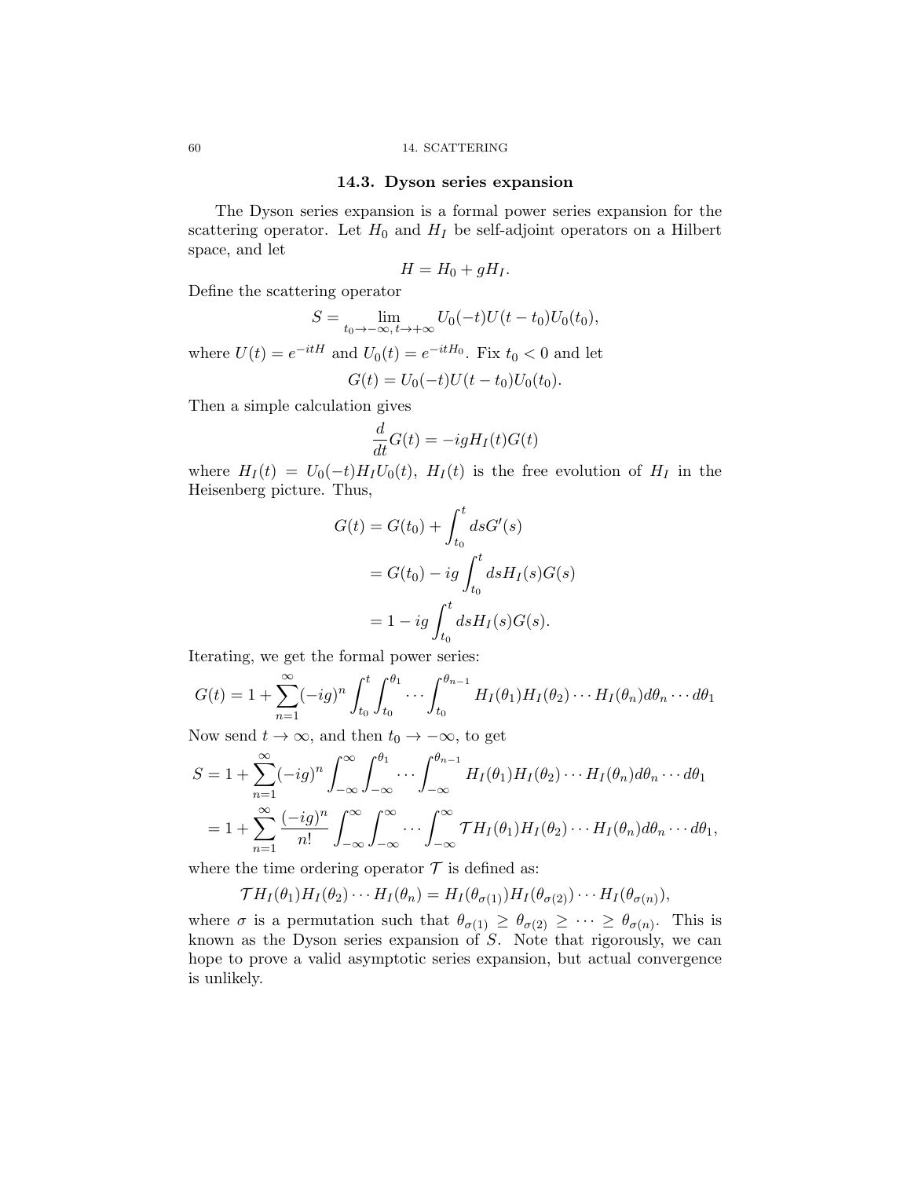### 14.3. Dyson series expansion

The Dyson series expansion is a formal power series expansion for the scattering operator. Let $H_0$ and $H_I$ be self-adjoint operators on a Hilbert space, and let

$$H = H_0 + gH_I.$$

Define the scattering operator

$$S = \lim_{t_0 \to -\infty,\, t \to +\infty} U_0(-t)U(t - t_0)U_0(t_0),$$

where $U(t) = e^{-itH}$ and $U_0(t) = e^{-itH_0}$. Fix $t_0 < 0$ and let

$$G(t) = U_0(-t)U(t - t_0)U_0(t_0).$$

Then a simple calculation gives

$$\frac{d}{dt}G(t) = -igH_I(t)G(t)$$

where $H_I(t) = U_0(-t)H_I U_0(t)$, $H_I(t)$ is the free evolution of $H_I$ in the Heisenberg picture. Thus,

$$\begin{aligned}
G(t) &= G(t_0) + \int_{t_0}^{t} ds G'(s) \\
&= G(t_0) - ig \int_{t_0}^{t} ds H_I(s)G(s) \\
&= 1 - ig \int_{t_0}^{t} ds H_I(s)G(s).
\end{aligned}$$

Iterating, we get the formal power series:

$$G(t) = 1 + \sum_{n=1}^{\infty} (-ig)^n \int_{t_0}^{t} \int_{t_0}^{\theta_1} \cdots \int_{t_0}^{\theta_{n-1}} H_I(\theta_1)H_I(\theta_2)\cdots H_I(\theta_n) d\theta_n \cdots d\theta_1$$

Now send $t \to \infty$, and then $t_0 \to -\infty$, to get

$$\begin{aligned}
S &= 1 + \sum_{n=1}^{\infty} (-ig)^n \int_{-\infty}^{\infty} \int_{-\infty}^{\theta_1} \cdots \int_{-\infty}^{\theta_{n-1}} H_I(\theta_1)H_I(\theta_2)\cdots H_I(\theta_n) d\theta_n \cdots d\theta_1 \\
&= 1 + \sum_{n=1}^{\infty} \frac{(-ig)^n}{n!} \int_{-\infty}^{\infty} \int_{-\infty}^{\infty} \cdots \int_{-\infty}^{\infty} \mathcal{T} H_I(\theta_1)H_I(\theta_2)\cdots H_I(\theta_n) d\theta_n \cdots d\theta_1,
\end{aligned}$$

where the time ordering operator $\mathcal{T}$ is defined as:

$$\mathcal{T} H_I(\theta_1)H_I(\theta_2)\cdots H_I(\theta_n) = H_I(\theta_{\sigma(1)})H_I(\theta_{\sigma(2)})\cdots H_I(\theta_{\sigma(n)}),$$

where $\sigma$ is a permutation such that $\theta_{\sigma(1)} \geq \theta_{\sigma(2)} \geq \cdots \geq \theta_{\sigma(n)}$. This is known as the Dyson series expansion of $S$. Note that rigorously, we can hope to prove a valid asymptotic series expansion, but actual convergence is unlikely.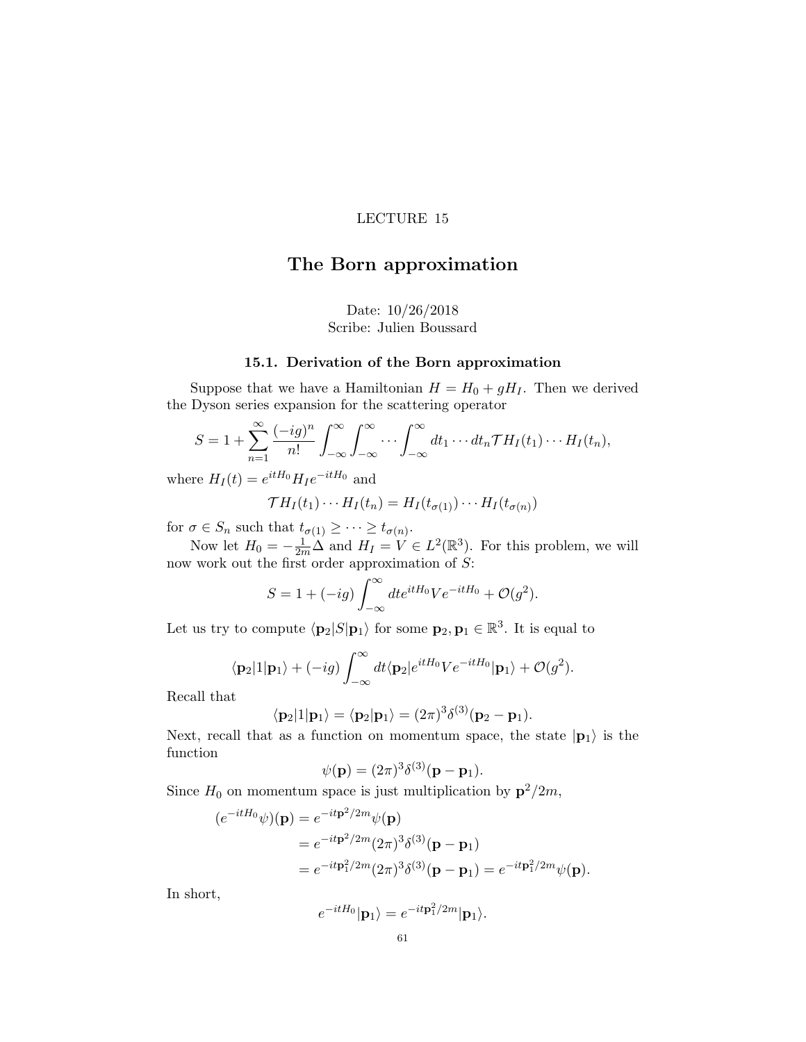LECTURE 15

# The Born approximation

Date: 10/26/2018
Scribe: Julien Boussard

### 15.1. Derivation of the Born approximation

Suppose that we have a Hamiltonian $H = H_0 + gH_I$. Then we derived the Dyson series expansion for the scattering operator

$$S = 1 + \sum_{n=1}^{\infty} \frac{(-ig)^n}{n!} \int_{-\infty}^{\infty} \int_{-\infty}^{\infty} \cdots \int_{-\infty}^{\infty} dt_1 \cdots dt_n \mathcal{T} H_I(t_1) \cdots H_I(t_n),$$

where $H_I(t) = e^{itH_0} H_I e^{-itH_0}$ and

$$\mathcal{T} H_I(t_1) \cdots H_I(t_n) = H_I(t_{\sigma(1)}) \cdots H_I(t_{\sigma(n)})$$

for $\sigma \in S_n$ such that $t_{\sigma(1)} \geq \cdots \geq t_{\sigma(n)}$.

Now let $H_0 = -\frac{1}{2m}\Delta$ and $H_I = V \in L^2(\mathbb{R}^3)$. For this problem, we will now work out the first order approximation of $S$:

$$S = 1 + (-ig) \int_{-\infty}^{\infty} dt e^{itH_0} V e^{-itH_0} + \mathcal{O}(g^2).$$

Let us try to compute $\langle \mathbf{p}_2 | S | \mathbf{p}_1 \rangle$ for some $\mathbf{p}_2, \mathbf{p}_1 \in \mathbb{R}^3$. It is equal to

$$\langle \mathbf{p}_2 | 1 | \mathbf{p}_1 \rangle + (-ig) \int_{-\infty}^{\infty} dt \langle \mathbf{p}_2 | e^{itH_0} V e^{-itH_0} | \mathbf{p}_1 \rangle + \mathcal{O}(g^2).$$

Recall that

$$\langle \mathbf{p}_2 | 1 | \mathbf{p}_1 \rangle = \langle \mathbf{p}_2 | \mathbf{p}_1 \rangle = (2\pi)^3 \delta^{(3)}(\mathbf{p}_2 - \mathbf{p}_1).$$

Next, recall that as a function on momentum space, the state $|\mathbf{p}_1\rangle$ is the function

$$\psi(\mathbf{p}) = (2\pi)^3 \delta^{(3)}(\mathbf{p} - \mathbf{p}_1).$$

Since $H_0$ on momentum space is just multiplication by $\mathbf{p}^2/2m$,

$$\begin{aligned}
(e^{-itH_0}\psi)(\mathbf{p}) &= e^{-it\mathbf{p}^2/2m}\psi(\mathbf{p}) \\
&= e^{-it\mathbf{p}^2/2m}(2\pi)^3 \delta^{(3)}(\mathbf{p} - \mathbf{p}_1) \\
&= e^{-it\mathbf{p}_1^2/2m}(2\pi)^3 \delta^{(3)}(\mathbf{p} - \mathbf{p}_1) = e^{-it\mathbf{p}_1^2/2m}\psi(\mathbf{p}).
\end{aligned}$$

In short,

$$e^{-itH_0}|\mathbf{p}_1\rangle = e^{-it\mathbf{p}_1^2/2m}|\mathbf{p}_1\rangle.$$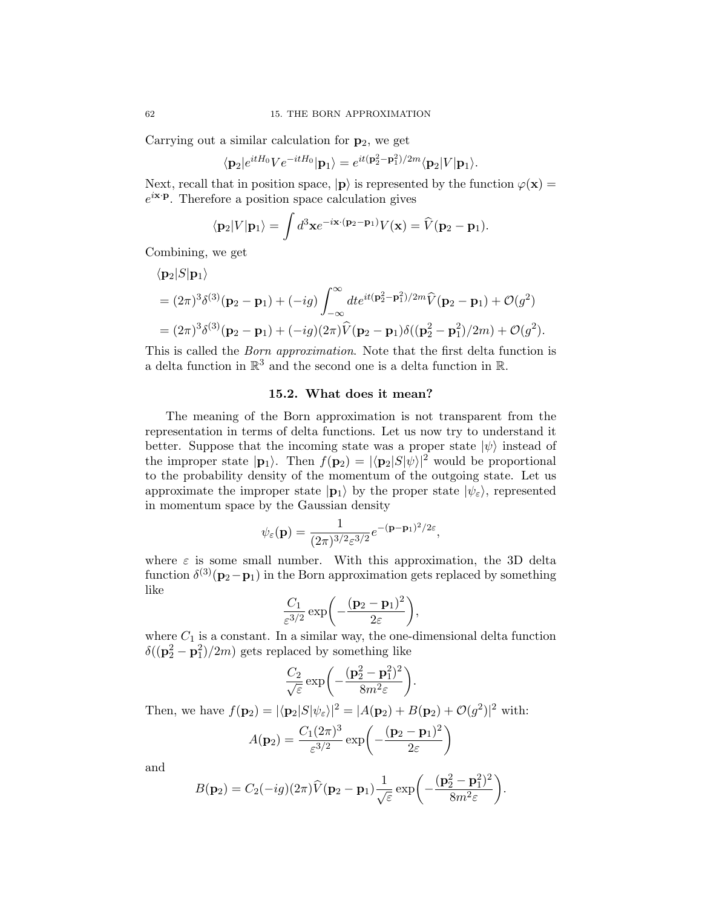Carrying out a similar calculation for $\mathbf{p}_2$, we get

$$\langle \mathbf{p}_2 | e^{itH_0} V e^{-itH_0} | \mathbf{p}_1 \rangle = e^{it(\mathbf{p}_2^2 - \mathbf{p}_1^2)/2m} \langle \mathbf{p}_2 | V | \mathbf{p}_1 \rangle.$$

Next, recall that in position space, $|\mathbf{p}\rangle$ is represented by the function $\varphi(\mathbf{x}) = e^{i\mathbf{x}\cdot\mathbf{p}}$. Therefore a position space calculation gives

$$\langle \mathbf{p}_2 | V | \mathbf{p}_1 \rangle = \int d^3\mathbf{x} e^{-i\mathbf{x}\cdot(\mathbf{p}_2 - \mathbf{p}_1)} V(\mathbf{x}) = \widehat{V}(\mathbf{p}_2 - \mathbf{p}_1).$$

Combining, we get

$$\begin{aligned}
&\langle \mathbf{p}_2 | S | \mathbf{p}_1 \rangle \\
&= (2\pi)^3 \delta^{(3)}(\mathbf{p}_2 - \mathbf{p}_1) + (-ig) \int_{-\infty}^{\infty} dt e^{it(\mathbf{p}_2^2 - \mathbf{p}_1^2)/2m} \widehat{V}(\mathbf{p}_2 - \mathbf{p}_1) + \mathcal{O}(g^2) \\
&= (2\pi)^3 \delta^{(3)}(\mathbf{p}_2 - \mathbf{p}_1) + (-ig)(2\pi) \widehat{V}(\mathbf{p}_2 - \mathbf{p}_1) \delta((\mathbf{p}_2^2 - \mathbf{p}_1^2)/2m) + \mathcal{O}(g^2).
\end{aligned}$$

This is called the *Born approximation*. Note that the first delta function is a delta function in $\mathbb{R}^3$ and the second one is a delta function in $\mathbb{R}$.

## 15.2. What does it mean?

The meaning of the Born approximation is not transparent from the representation in terms of delta functions. Let us now try to understand it better. Suppose that the incoming state was a proper state $|\psi\rangle$ instead of the improper state $|\mathbf{p}_1\rangle$. Then $f(\mathbf{p}_2) = |\langle \mathbf{p}_2 | S | \psi \rangle|^2$ would be proportional to the probability density of the momentum of the outgoing state. Let us approximate the improper state $|\mathbf{p}_1\rangle$ by the proper state $|\psi_\varepsilon\rangle$, represented in momentum space by the Gaussian density

$$\psi_\varepsilon(\mathbf{p}) = \frac{1}{(2\pi)^{3/2} \varepsilon^{3/2}} e^{-(\mathbf{p} - \mathbf{p}_1)^2 / 2\varepsilon},$$

where $\varepsilon$ is some small number. With this approximation, the 3D delta function $\delta^{(3)}(\mathbf{p}_2 - \mathbf{p}_1)$ in the Born approximation gets replaced by something like

$$\frac{C_1}{\varepsilon^{3/2}} \exp\left(-\frac{(\mathbf{p}_2 - \mathbf{p}_1)^2}{2\varepsilon}\right),$$

where $C_1$ is a constant. In a similar way, the one-dimensional delta function $\delta((\mathbf{p}_2^2 - \mathbf{p}_1^2)/2m)$ gets replaced by something like

$$\frac{C_2}{\sqrt{\varepsilon}} \exp\left(-\frac{(\mathbf{p}_2^2 - \mathbf{p}_1^2)^2}{8m^2\varepsilon}\right).$$

Then, we have $f(\mathbf{p}_2) = |\langle \mathbf{p}_2 | S | \psi_\varepsilon \rangle|^2 = |A(\mathbf{p}_2) + B(\mathbf{p}_2) + \mathcal{O}(g^2)|^2$ with:

$$A(\mathbf{p}_2) = \frac{C_1 (2\pi)^3}{\varepsilon^{3/2}} \exp\left(-\frac{(\mathbf{p}_2 - \mathbf{p}_1)^2}{2\varepsilon}\right)$$

and

$$B(\mathbf{p}_2) = C_2(-ig)(2\pi)\widehat{V}(\mathbf{p}_2 - \mathbf{p}_1) \frac{1}{\sqrt{\varepsilon}} \exp\left(-\frac{(\mathbf{p}_2^2 - \mathbf{p}_1^2)^2}{8m^2\varepsilon}\right).$$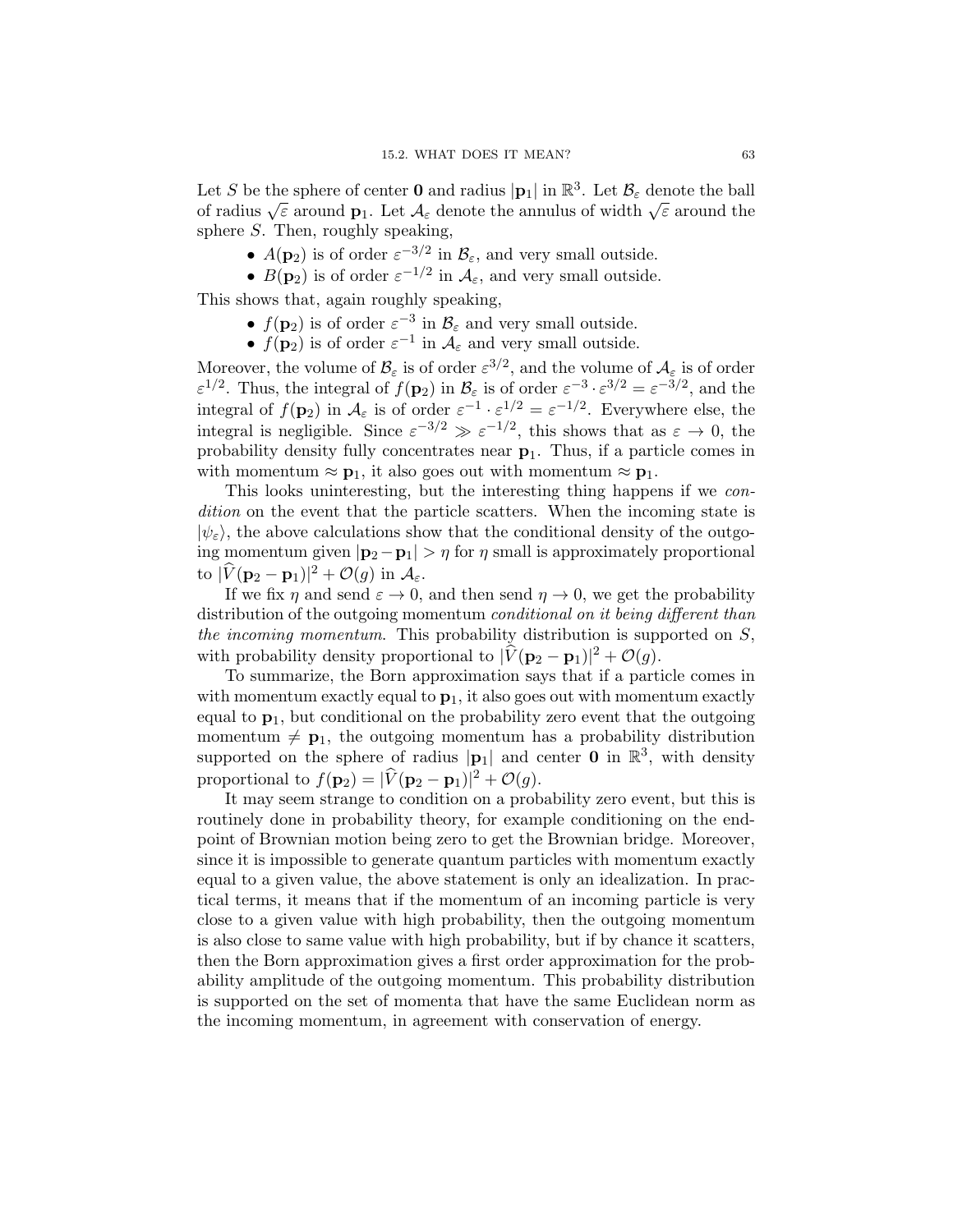Let $S$ be the sphere of center $\mathbf{0}$ and radius $|\mathbf{p}_1|$ in $\mathbb{R}^3$. Let $\mathcal{B}_\varepsilon$ denote the ball of radius $\sqrt{\varepsilon}$ around $\mathbf{p}_1$. Let $\mathcal{A}_\varepsilon$ denote the annulus of width $\sqrt{\varepsilon}$ around the sphere $S$. Then, roughly speaking,

- $A(\mathbf{p}_2)$ is of order $\varepsilon^{-3/2}$ in $\mathcal{B}_\varepsilon$, and very small outside.
- $B(\mathbf{p}_2)$ is of order $\varepsilon^{-1/2}$ in $\mathcal{A}_\varepsilon$, and very small outside.

This shows that, again roughly speaking,

- $f(\mathbf{p}_2)$ is of order $\varepsilon^{-3}$ in $\mathcal{B}_\varepsilon$ and very small outside.
- $f(\mathbf{p}_2)$ is of order $\varepsilon^{-1}$ in $\mathcal{A}_\varepsilon$ and very small outside.

Moreover, the volume of $\mathcal{B}_\varepsilon$ is of order $\varepsilon^{3/2}$, and the volume of $\mathcal{A}_\varepsilon$ is of order $\varepsilon^{1/2}$. Thus, the integral of $f(\mathbf{p}_2)$ in $\mathcal{B}_\varepsilon$ is of order $\varepsilon^{-3} \cdot \varepsilon^{3/2} = \varepsilon^{-3/2}$, and the integral of $f(\mathbf{p}_2)$ in $\mathcal{A}_\varepsilon$ is of order $\varepsilon^{-1} \cdot \varepsilon^{1/2} = \varepsilon^{-1/2}$. Everywhere else, the integral is negligible. Since $\varepsilon^{-3/2} \gg \varepsilon^{-1/2}$, this shows that as $\varepsilon \to 0$, the probability density fully concentrates near $\mathbf{p}_1$. Thus, if a particle comes in with momentum $\approx \mathbf{p}_1$, it also goes out with momentum $\approx \mathbf{p}_1$.

This looks uninteresting, but the interesting thing happens if we *condition* on the event that the particle scatters. When the incoming state is $|\psi_\varepsilon\rangle$, the above calculations show that the conditional density of the outgoing momentum given $|\mathbf{p}_2 - \mathbf{p}_1| > \eta$ for $\eta$ small is approximately proportional to $|\widehat{V}(\mathbf{p}_2 - \mathbf{p}_1)|^2 + \mathcal{O}(g)$ in $\mathcal{A}_\varepsilon$.

If we fix $\eta$ and send $\varepsilon \to 0$, and then send $\eta \to 0$, we get the probability distribution of the outgoing momentum *conditional on it being different than the incoming momentum*. This probability distribution is supported on $S$, with probability density proportional to $|\widehat{V}(\mathbf{p}_2 - \mathbf{p}_1)|^2 + \mathcal{O}(g)$.

To summarize, the Born approximation says that if a particle comes in with momentum exactly equal to $\mathbf{p}_1$, it also goes out with momentum exactly equal to $\mathbf{p}_1$, but conditional on the probability zero event that the outgoing momentum $\neq \mathbf{p}_1$, the outgoing momentum has a probability distribution supported on the sphere of radius $|\mathbf{p}_1|$ and center $\mathbf{0}$ in $\mathbb{R}^3$, with density proportional to $f(\mathbf{p}_2) = |\widehat{V}(\mathbf{p}_2 - \mathbf{p}_1)|^2 + \mathcal{O}(g)$.

It may seem strange to condition on a probability zero event, but this is routinely done in probability theory, for example conditioning on the endpoint of Brownian motion being zero to get the Brownian bridge. Moreover, since it is impossible to generate quantum particles with momentum exactly equal to a given value, the above statement is only an idealization. In practical terms, it means that if the momentum of an incoming particle is very close to a given value with high probability, then the outgoing momentum is also close to same value with high probability, but if by chance it scatters, then the Born approximation gives a first order approximation for the probability amplitude of the outgoing momentum. This probability distribution is supported on the set of momenta that have the same Euclidean norm as the incoming momentum, in agreement with conservation of energy.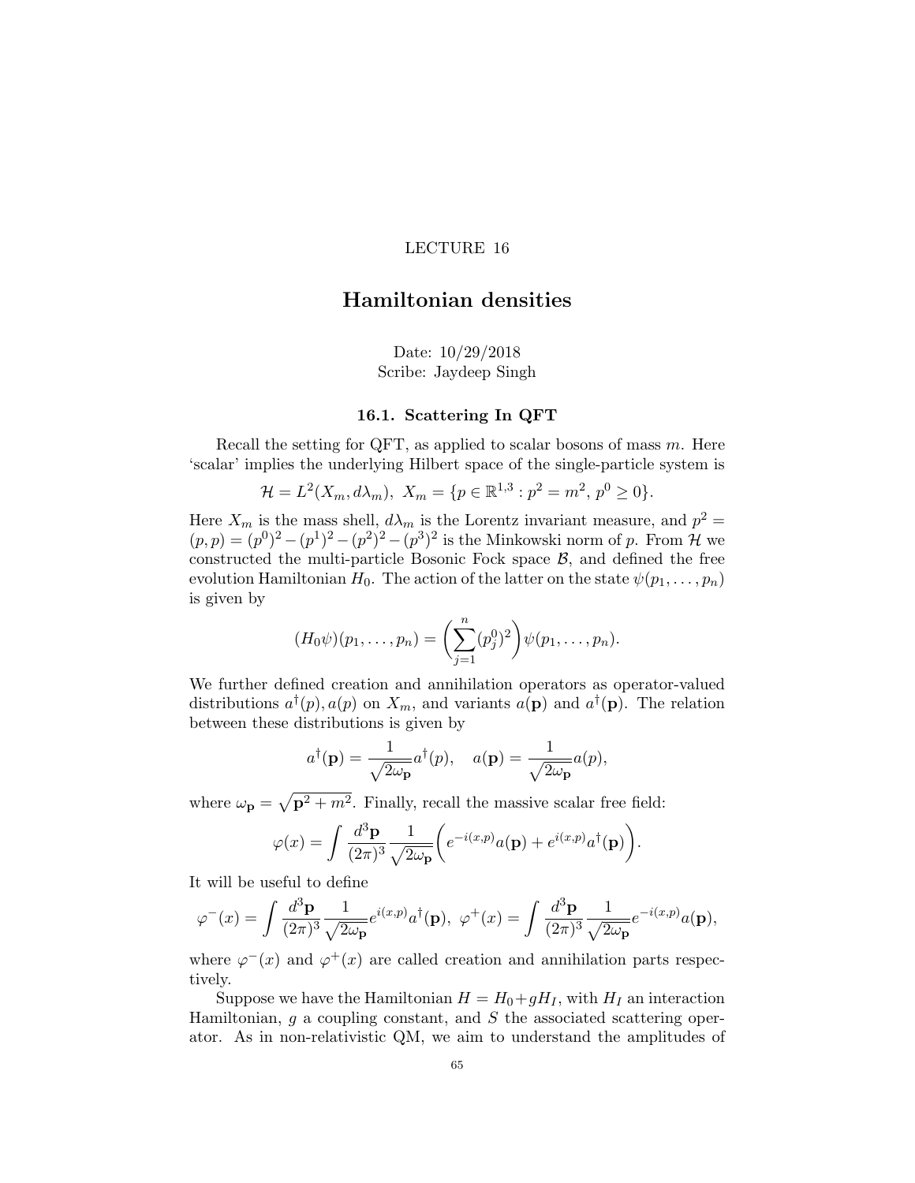LECTURE 16

# Hamiltonian densities

Date: 10/29/2018
Scribe: Jaydeep Singh

### 16.1. Scattering In QFT

Recall the setting for QFT, as applied to scalar bosons of mass $m$. Here 'scalar' implies the underlying Hilbert space of the single-particle system is

$$\mathcal{H} = L^2(X_m, d\lambda_m),\ X_m = \{p \in \mathbb{R}^{1,3} : p^2 = m^2,\ p^0 \geq 0\}.$$

Here $X_m$ is the mass shell, $d\lambda_m$ is the Lorentz invariant measure, and $p^2 = (p,p) = (p^0)^2 - (p^1)^2 - (p^2)^2 - (p^3)^2$ is the Minkowski norm of $p$. From $\mathcal{H}$ we constructed the multi-particle Bosonic Fock space $\mathcal{B}$, and defined the free evolution Hamiltonian $H_0$. The action of the latter on the state $\psi(p_1, \ldots, p_n)$ is given by

$$(H_0\psi)(p_1, \ldots, p_n) = \left(\sum_{j=1}^{n} (p_j^0)^2\right)\psi(p_1, \ldots, p_n).$$

We further defined creation and annihilation operators as operator-valued distributions $a^\dagger(p), a(p)$ on $X_m$, and variants $a(\mathbf{p})$ and $a^\dagger(\mathbf{p})$. The relation between these distributions is given by

$$a^\dagger(\mathbf{p}) = \frac{1}{\sqrt{2\omega_{\mathbf{p}}}} a^\dagger(p), \quad a(\mathbf{p}) = \frac{1}{\sqrt{2\omega_{\mathbf{p}}}} a(p),$$

where $\omega_{\mathbf{p}} = \sqrt{\mathbf{p}^2 + m^2}$. Finally, recall the massive scalar free field:

$$\varphi(x) = \int \frac{d^3\mathbf{p}}{(2\pi)^3} \frac{1}{\sqrt{2\omega_{\mathbf{p}}}} \bigg( e^{-i(x,p)} a(\mathbf{p}) + e^{i(x,p)} a^\dagger(\mathbf{p}) \bigg).$$

It will be useful to define

$$\varphi^-(x) = \int \frac{d^3\mathbf{p}}{(2\pi)^3} \frac{1}{\sqrt{2\omega_{\mathbf{p}}}} e^{i(x,p)} a^\dagger(\mathbf{p}),\ \varphi^+(x) = \int \frac{d^3\mathbf{p}}{(2\pi)^3} \frac{1}{\sqrt{2\omega_{\mathbf{p}}}} e^{-i(x,p)} a(\mathbf{p}),$$

where $\varphi^-(x)$ and $\varphi^+(x)$ are called creation and annihilation parts respectively.

Suppose we have the Hamiltonian $H = H_0 + gH_I$, with $H_I$ an interaction Hamiltonian, $g$ a coupling constant, and $S$ the associated scattering operator. As in non-relativistic QM, we aim to understand the amplitudes of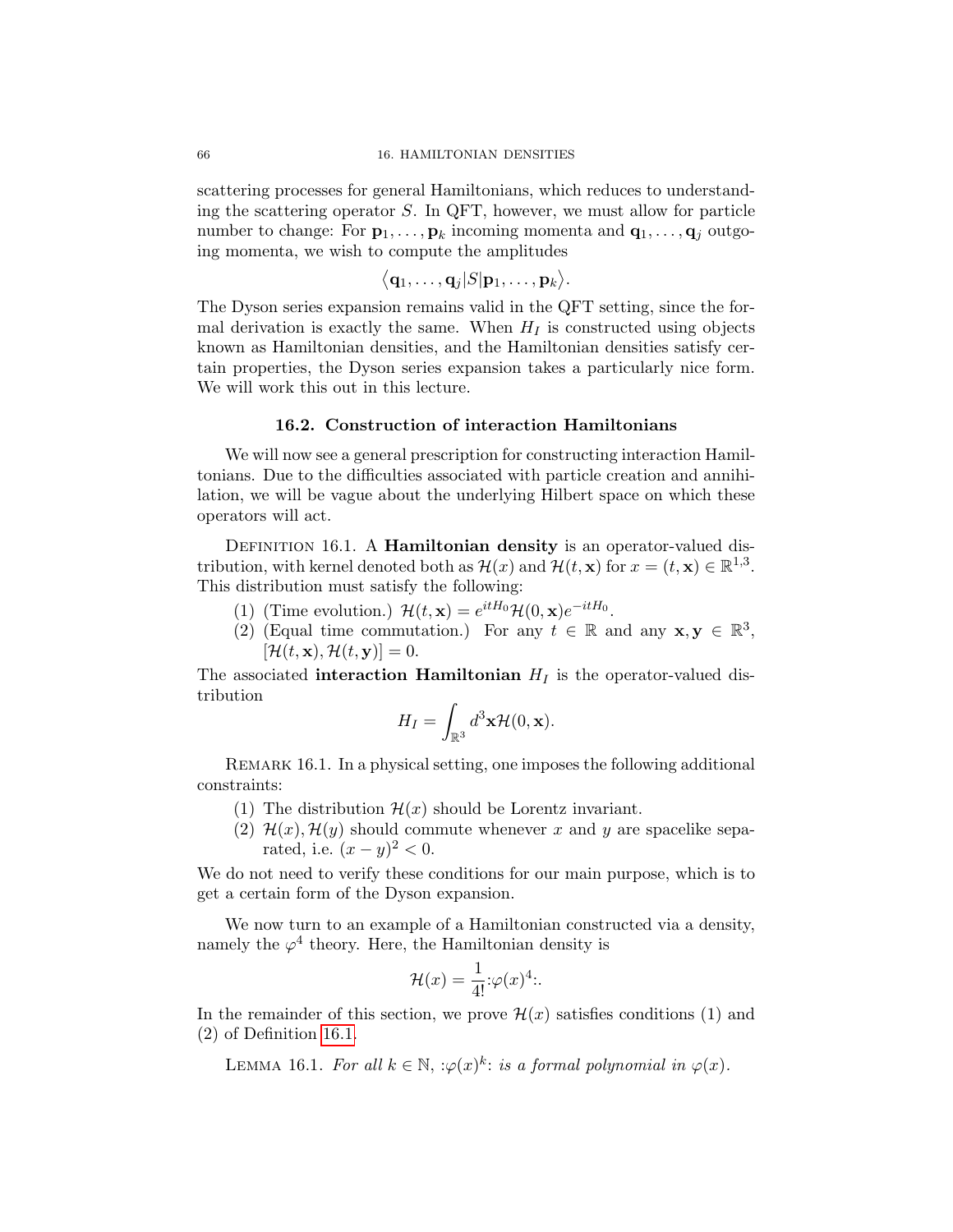scattering processes for general Hamiltonians, which reduces to understanding the scattering operator $S$. In QFT, however, we must allow for particle number to change: For $\mathbf{p}_1, \ldots, \mathbf{p}_k$ incoming momenta and $\mathbf{q}_1, \ldots, \mathbf{q}_j$ outgoing momenta, we wish to compute the amplitudes

$$\langle \mathbf{q}_1, \ldots, \mathbf{q}_j | S | \mathbf{p}_1, \ldots, \mathbf{p}_k \rangle.$$

The Dyson series expansion remains valid in the QFT setting, since the formal derivation is exactly the same. When $H_I$ is constructed using objects known as Hamiltonian densities, and the Hamiltonian densities satisfy certain properties, the Dyson series expansion takes a particularly nice form. We will work this out in this lecture.

## 16.2. Construction of interaction Hamiltonians

We will now see a general prescription for constructing interaction Hamiltonians. Due to the difficulties associated with particle creation and annihilation, we will be vague about the underlying Hilbert space on which these operators will act.

Definition 16.1. A **Hamiltonian density** is an operator-valued distribution, with kernel denoted both as $\mathcal{H}(x)$ and $\mathcal{H}(t, \mathbf{x})$ for $x = (t, \mathbf{x}) \in \mathbb{R}^{1,3}$. This distribution must satisfy the following:

1. (Time evolution.) $\mathcal{H}(t, \mathbf{x}) = e^{itH_0}\mathcal{H}(0, \mathbf{x})e^{-itH_0}$.
2. (Equal time commutation.) For any $t \in \mathbb{R}$ and any $\mathbf{x}, \mathbf{y} \in \mathbb{R}^3$, $[\mathcal{H}(t, \mathbf{x}), \mathcal{H}(t, \mathbf{y})] = 0$.

The associated **interaction Hamiltonian** $H_I$ is the operator-valued distribution

$$H_I = \int_{\mathbb{R}^3} d^3\mathbf{x} \mathcal{H}(0, \mathbf{x}).$$

Remark 16.1. In a physical setting, one imposes the following additional constraints:

1. The distribution $\mathcal{H}(x)$ should be Lorentz invariant.
2. $\mathcal{H}(x), \mathcal{H}(y)$ should commute whenever $x$ and $y$ are spacelike separated, i.e. $(x - y)^2 < 0$.

We do not need to verify these conditions for our main purpose, which is to get a certain form of the Dyson expansion.

We now turn to an example of a Hamiltonian constructed via a density, namely the $\varphi^4$ theory. Here, the Hamiltonian density is

$$\mathcal{H}(x) = \frac{1}{4!} {:}\varphi(x)^4{:}.$$

In the remainder of this section, we prove $\mathcal{H}(x)$ satisfies conditions (1) and (2) of Definition 16.1.

Lemma 16.1. *For all $k \in \mathbb{N}$, ${:}\varphi(x)^k{:}$ is a formal polynomial in $\varphi(x)$.*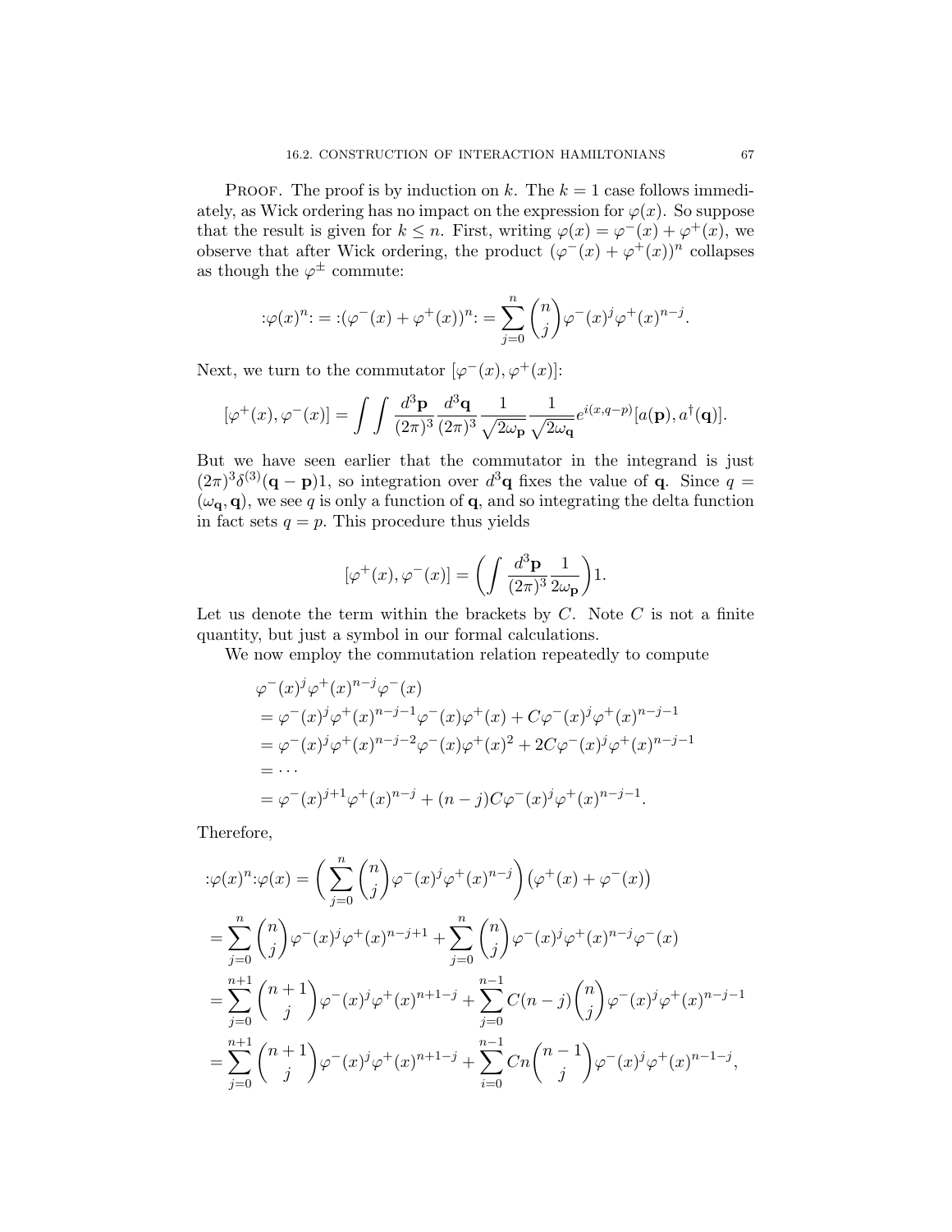PROOF. The proof is by induction on $k$. The $k = 1$ case follows immediately, as Wick ordering has no impact on the expression for $\varphi(x)$. So suppose that the result is given for $k \leq n$. First, writing $\varphi(x) = \varphi^-(x) + \varphi^+(x)$, we observe that after Wick ordering, the product $(\varphi^-(x) + \varphi^+(x))^n$ collapses as though the $\varphi^\pm$ commute:

$$:\!\varphi(x)^n\!: = :\!(\varphi^-(x) + \varphi^+(x))^n\!: = \sum_{j=0}^{n} \binom{n}{j} \varphi^-(x)^j \varphi^+(x)^{n-j}.$$

Next, we turn to the commutator $[\varphi^-(x), \varphi^+(x)]$:

$$[\varphi^+(x), \varphi^-(x)] = \int\!\!\int \frac{d^3\mathbf{p}}{(2\pi)^3} \frac{d^3\mathbf{q}}{(2\pi)^3} \frac{1}{\sqrt{2\omega_\mathbf{p}}} \frac{1}{\sqrt{2\omega_\mathbf{q}}} e^{i(x,q-p)} [a(\mathbf{p}), a^\dagger(\mathbf{q})].$$

But we have seen earlier that the commutator in the integrand is just $(2\pi)^3 \delta^{(3)}(\mathbf{q} - \mathbf{p})1$, so integration over $d^3\mathbf{q}$ fixes the value of $\mathbf{q}$. Since $q = (\omega_\mathbf{q}, \mathbf{q})$, we see $q$ is only a function of $\mathbf{q}$, and so integrating the delta function in fact sets $q = p$. This procedure thus yields

$$[\varphi^+(x), \varphi^-(x)] = \left( \int \frac{d^3\mathbf{p}}{(2\pi)^3} \frac{1}{2\omega_\mathbf{p}} \right) 1.$$

Let us denote the term within the brackets by $C$. Note $C$ is not a finite quantity, but just a symbol in our formal calculations.

We now employ the commutation relation repeatedly to compute

$$\begin{aligned}
&\varphi^-(x)^j \varphi^+(x)^{n-j} \varphi^-(x) \\
&= \varphi^-(x)^j \varphi^+(x)^{n-j-1} \varphi^-(x) \varphi^+(x) + C \varphi^-(x)^j \varphi^+(x)^{n-j-1} \\
&= \varphi^-(x)^j \varphi^+(x)^{n-j-2} \varphi^-(x) \varphi^+(x)^2 + 2C \varphi^-(x)^j \varphi^+(x)^{n-j-1} \\
&= \cdots \\
&= \varphi^-(x)^{j+1} \varphi^+(x)^{n-j} + (n-j) C \varphi^-(x)^j \varphi^+(x)^{n-j-1}.
\end{aligned}$$

Therefore,

$$\begin{aligned}
&:\!\varphi(x)^n\!:\varphi(x) = \left( \sum_{j=0}^{n} \binom{n}{j} \varphi^-(x)^j \varphi^+(x)^{n-j} \right) \left( \varphi^+(x) + \varphi^-(x) \right) \\
&= \sum_{j=0}^{n} \binom{n}{j} \varphi^-(x)^j \varphi^+(x)^{n-j+1} + \sum_{j=0}^{n} \binom{n}{j} \varphi^-(x)^j \varphi^+(x)^{n-j} \varphi^-(x) \\
&= \sum_{j=0}^{n+1} \binom{n+1}{j} \varphi^-(x)^j \varphi^+(x)^{n+1-j} + \sum_{j=0}^{n-1} C(n-j) \binom{n}{j} \varphi^-(x)^j \varphi^+(x)^{n-j-1} \\
&= \sum_{j=0}^{n+1} \binom{n+1}{j} \varphi^-(x)^j \varphi^+(x)^{n+1-j} + \sum_{i=0}^{n-1} Cn \binom{n-1}{j} \varphi^-(x)^j \varphi^+(x)^{n-1-j},
\end{aligned}$$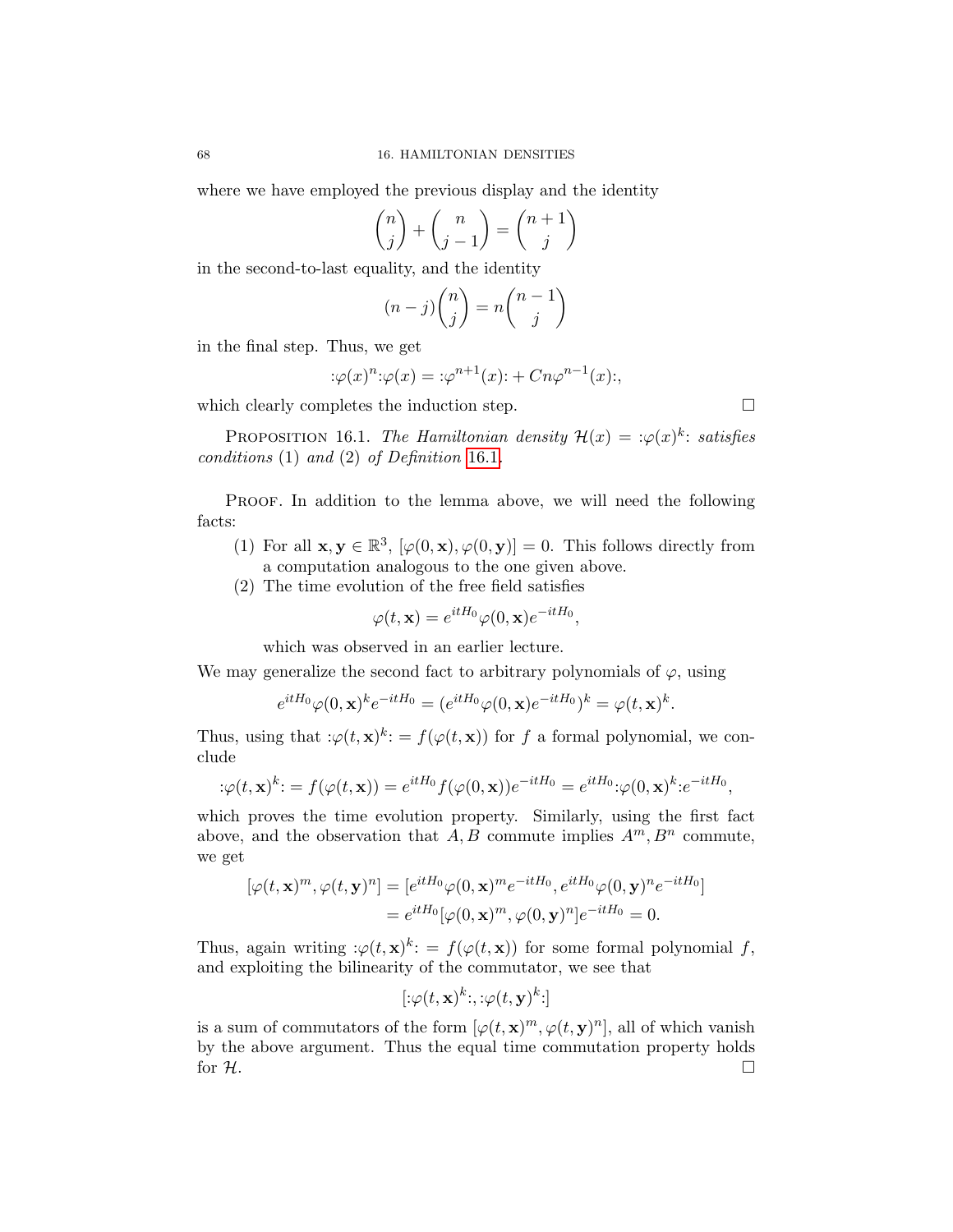where we have employed the previous display and the identity

$$\binom{n}{j} + \binom{n}{j-1} = \binom{n+1}{j}$$

in the second-to-last equality, and the identity

$$(n-j)\binom{n}{j} = n\binom{n-1}{j}$$

in the final step. Thus, we get

$$:\!\varphi(x)^n\!:\varphi(x) = :\!\varphi^{n+1}(x)\!: + Cn\varphi^{n-1}(x)\!:,$$

which clearly completes the induction step. $\square$

Proposition 16.1. *The Hamiltonian density* $\mathcal{H}(x) = :\!\varphi(x)^k\!:$ *satisfies conditions* (1) *and* (2) *of Definition* 16.1.

Proof. In addition to the lemma above, we will need the following facts:

1. For all $\mathbf{x}, \mathbf{y} \in \mathbb{R}^3$, $[\varphi(0,\mathbf{x}), \varphi(0,\mathbf{y})] = 0$. This follows directly from a computation analogous to the one given above.
2. The time evolution of the free field satisfies

$$\varphi(t,\mathbf{x}) = e^{itH_0}\varphi(0,\mathbf{x})e^{-itH_0},$$

which was observed in an earlier lecture.

We may generalize the second fact to arbitrary polynomials of $\varphi$, using

$$e^{itH_0}\varphi(0,\mathbf{x})^k e^{-itH_0} = (e^{itH_0}\varphi(0,\mathbf{x})e^{-itH_0})^k = \varphi(t,\mathbf{x})^k.$$

Thus, using that $:\!\varphi(t,\mathbf{x})^k\!: = f(\varphi(t,\mathbf{x}))$ for $f$ a formal polynomial, we conclude

$$:\!\varphi(t,\mathbf{x})^k\!: = f(\varphi(t,\mathbf{x})) = e^{itH_0} f(\varphi(0,\mathbf{x}))e^{-itH_0} = e^{itH_0}:\!\varphi(0,\mathbf{x})^k\!:e^{-itH_0},$$

which proves the time evolution property. Similarly, using the first fact above, and the observation that $A, B$ commute implies $A^m, B^n$ commute, we get

$$\begin{aligned}
[\varphi(t,\mathbf{x})^m, \varphi(t,\mathbf{y})^n] &= [e^{itH_0}\varphi(0,\mathbf{x})^m e^{-itH_0}, e^{itH_0}\varphi(0,\mathbf{y})^n e^{-itH_0}] \\
&= e^{itH_0}[\varphi(0,\mathbf{x})^m, \varphi(0,\mathbf{y})^n]e^{-itH_0} = 0.
\end{aligned}$$

Thus, again writing $:\!\varphi(t,\mathbf{x})^k\!: = f(\varphi(t,\mathbf{x}))$ for some formal polynomial $f$, and exploiting the bilinearity of the commutator, we see that

$$[:\!\varphi(t,\mathbf{x})^k\!:, :\!\varphi(t,\mathbf{y})^k\!:]$$

is a sum of commutators of the form $[\varphi(t,\mathbf{x})^m, \varphi(t,\mathbf{y})^n]$, all of which vanish by the above argument. Thus the equal time commutation property holds for $\mathcal{H}$. $\square$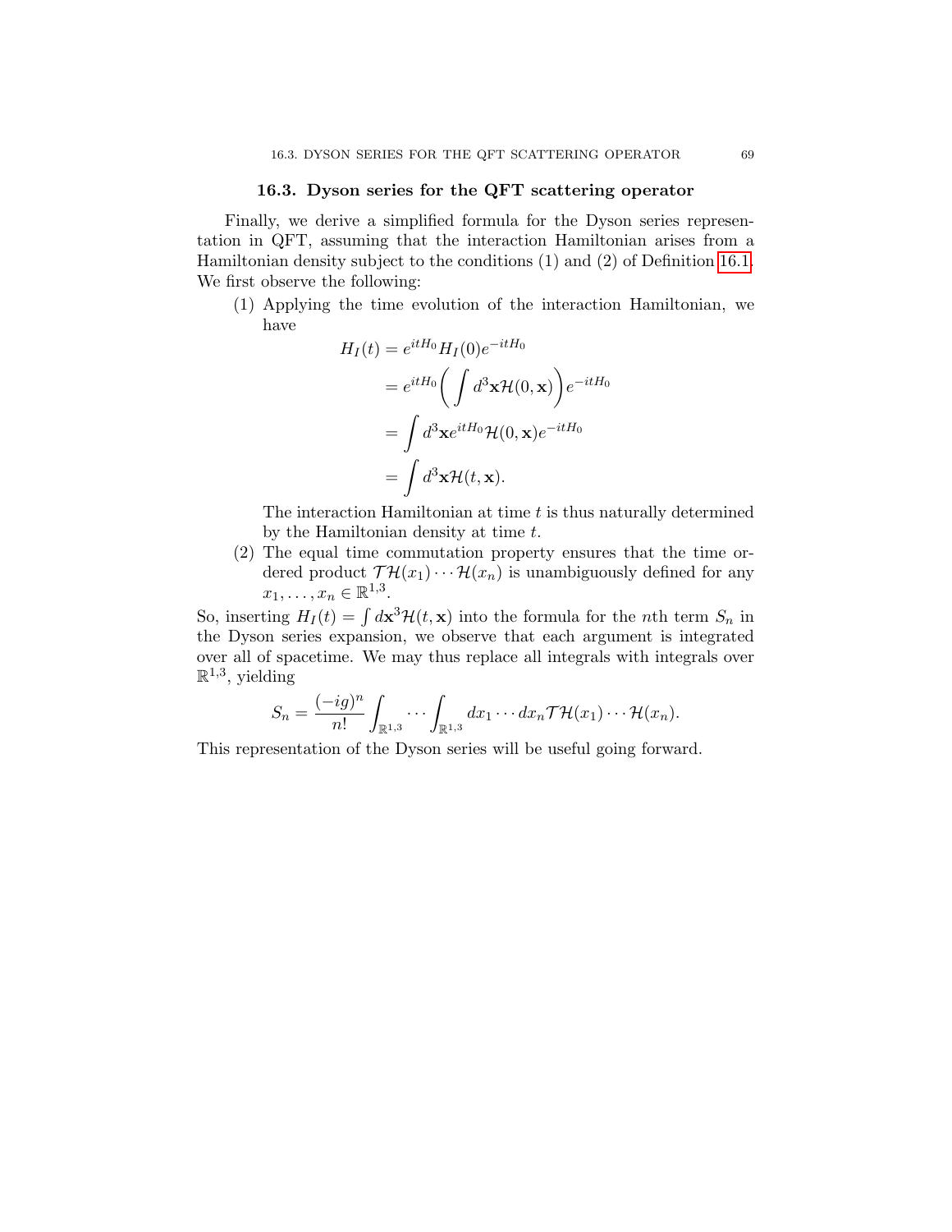## 16.3. Dyson series for the QFT scattering operator

Finally, we derive a simplified formula for the Dyson series representation in QFT, assuming that the interaction Hamiltonian arises from a Hamiltonian density subject to the conditions (1) and (2) of Definition 16.1. We first observe the following:

(1) Applying the time evolution of the interaction Hamiltonian, we have

$$
\begin{aligned}
H_I(t) &= e^{itH_0} H_I(0) e^{-itH_0} \\
&= e^{itH_0} \bigg( \int d^3\mathbf{x} \mathcal{H}(0, \mathbf{x}) \bigg) e^{-itH_0} \\
&= \int d^3\mathbf{x} e^{itH_0} \mathcal{H}(0, \mathbf{x}) e^{-itH_0} \\
&= \int d^3\mathbf{x} \mathcal{H}(t, \mathbf{x}).
\end{aligned}
$$

The interaction Hamiltonian at time $t$ is thus naturally determined by the Hamiltonian density at time $t$.

(2) The equal time commutation property ensures that the time ordered product $\mathcal{T}\mathcal{H}(x_1) \cdots \mathcal{H}(x_n)$ is unambiguously defined for any $x_1, \ldots, x_n \in \mathbb{R}^{1,3}$.

So, inserting $H_I(t) = \int d\mathbf{x}^3 \mathcal{H}(t, \mathbf{x})$ into the formula for the $n$th term $S_n$ in the Dyson series expansion, we observe that each argument is integrated over all of spacetime. We may thus replace all integrals with integrals over $\mathbb{R}^{1,3}$, yielding

$$
S_n = \frac{(-ig)^n}{n!} \int_{\mathbb{R}^{1,3}} \cdots \int_{\mathbb{R}^{1,3}} dx_1 \cdots dx_n \mathcal{T}\mathcal{H}(x_1) \cdots \mathcal{H}(x_n).
$$

This representation of the Dyson series will be useful going forward.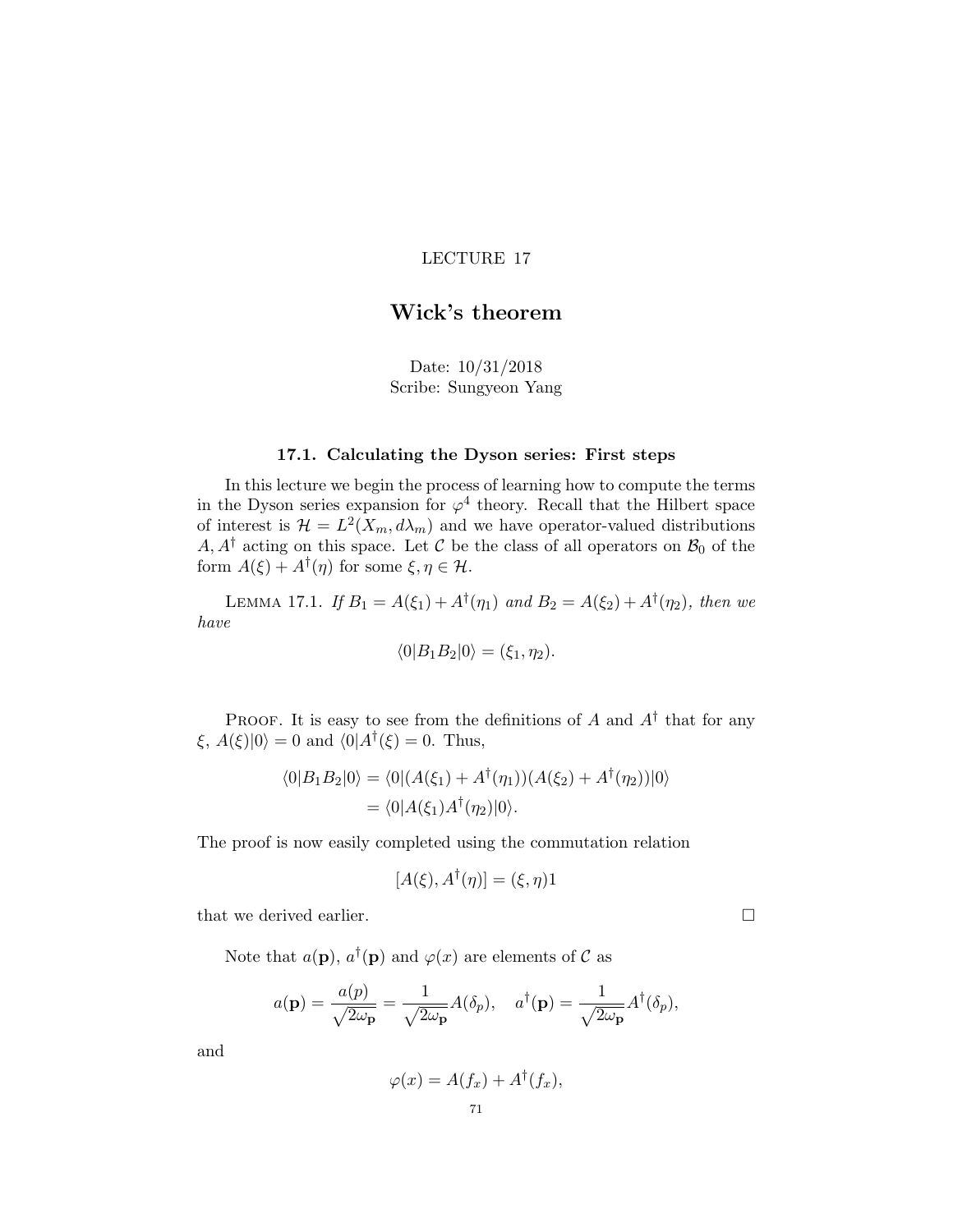LECTURE 17

# Wick's theorem

Date: 10/31/2018
Scribe: Sungyeon Yang

### 17.1. Calculating the Dyson series: First steps

In this lecture we begin the process of learning how to compute the terms in the Dyson series expansion for $\varphi^4$ theory. Recall that the Hilbert space of interest is $\mathcal{H} = L^2(X_m, d\lambda_m)$ and we have operator-valued distributions $A, A^\dagger$ acting on this space. Let $\mathcal{C}$ be the class of all operators on $\mathcal{B}_0$ of the form $A(\xi) + A^\dagger(\eta)$ for some $\xi, \eta \in \mathcal{H}$.

Lemma 17.1. *If $B_1 = A(\xi_1) + A^\dagger(\eta_1)$ and $B_2 = A(\xi_2) + A^\dagger(\eta_2)$, then we have*

$$\langle 0|B_1 B_2|0\rangle = (\xi_1, \eta_2).$$

Proof. It is easy to see from the definitions of $A$ and $A^\dagger$ that for any $\xi$, $A(\xi)|0\rangle = 0$ and $\langle 0|A^\dagger(\xi) = 0$. Thus,

$$\begin{aligned}
\langle 0|B_1 B_2|0\rangle &= \langle 0|(A(\xi_1) + A^\dagger(\eta_1))(A(\xi_2) + A^\dagger(\eta_2))|0\rangle \\
&= \langle 0|A(\xi_1)A^\dagger(\eta_2)|0\rangle.
\end{aligned}$$

The proof is now easily completed using the commutation relation

$$[A(\xi), A^\dagger(\eta)] = (\xi, \eta)1$$

that we derived earlier. $\square$

Note that $a(\mathbf{p})$, $a^\dagger(\mathbf{p})$ and $\varphi(x)$ are elements of $\mathcal{C}$ as

$$a(\mathbf{p}) = \frac{a(p)}{\sqrt{2\omega_{\mathbf{p}}}} = \frac{1}{\sqrt{2\omega_{\mathbf{p}}}} A(\delta_p), \quad a^\dagger(\mathbf{p}) = \frac{1}{\sqrt{2\omega_{\mathbf{p}}}} A^\dagger(\delta_p),$$

and

$$\varphi(x) = A(f_x) + A^\dagger(f_x),$$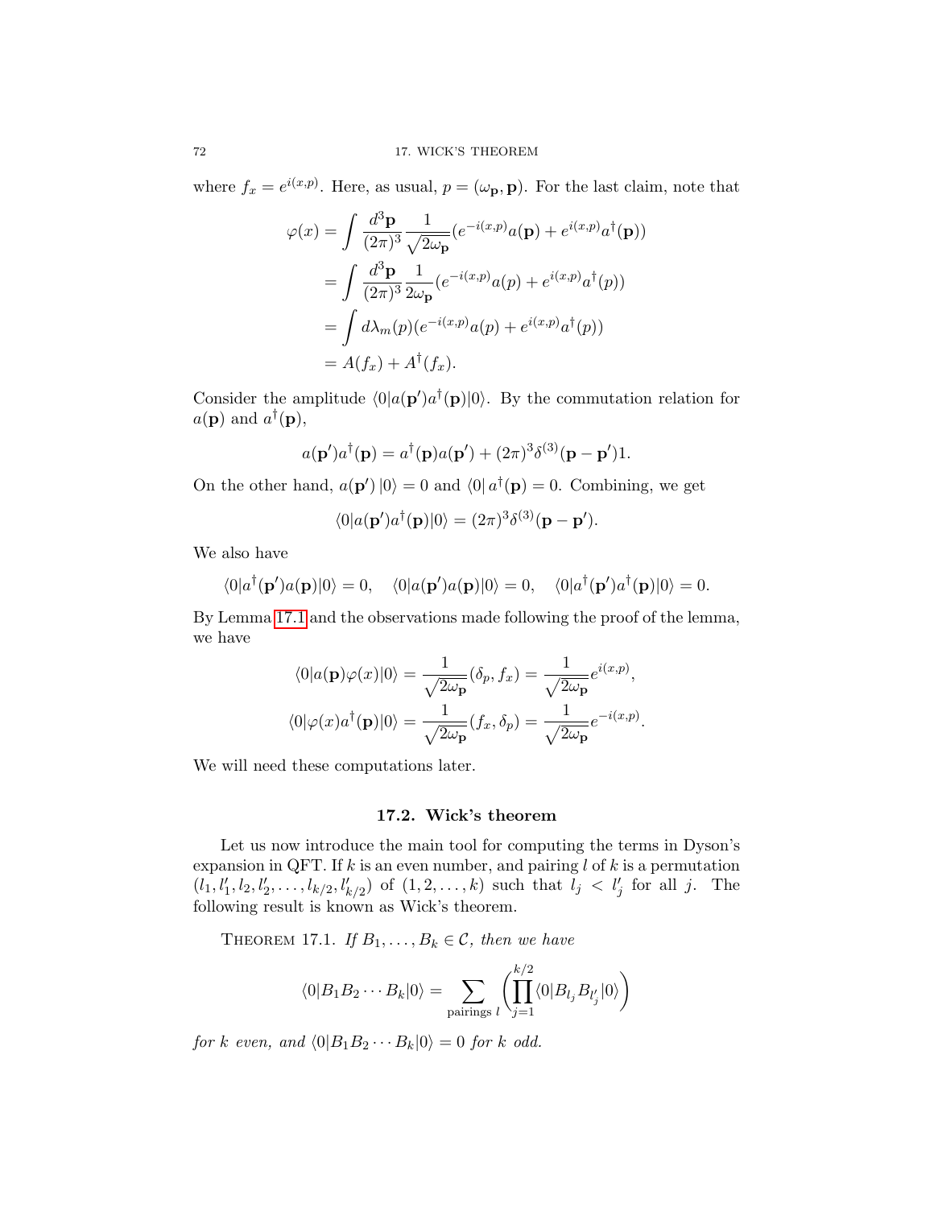where $f_x = e^{i(x,p)}$. Here, as usual, $p = (\omega_{\mathbf{p}}, \mathbf{p})$. For the last claim, note that

$$
\begin{aligned}
\varphi(x) &= \int \frac{d^3\mathbf{p}}{(2\pi)^3} \frac{1}{\sqrt{2\omega_{\mathbf{p}}}} (e^{-i(x,p)} a(\mathbf{p}) + e^{i(x,p)} a^\dagger(\mathbf{p})) \\
&= \int \frac{d^3\mathbf{p}}{(2\pi)^3} \frac{1}{2\omega_{\mathbf{p}}} (e^{-i(x,p)} a(p) + e^{i(x,p)} a^\dagger(p)) \\
&= \int d\lambda_m(p) (e^{-i(x,p)} a(p) + e^{i(x,p)} a^\dagger(p)) \\
&= A(f_x) + A^\dagger(f_x).
\end{aligned}
$$

Consider the amplitude $\langle 0 | a(\mathbf{p}') a^\dagger(\mathbf{p}) | 0 \rangle$. By the commutation relation for $a(\mathbf{p})$ and $a^\dagger(\mathbf{p})$,

$$
a(\mathbf{p}') a^\dagger(\mathbf{p}) = a^\dagger(\mathbf{p}) a(\mathbf{p}') + (2\pi)^3 \delta^{(3)}(\mathbf{p} - \mathbf{p}') 1.
$$

On the other hand, $a(\mathbf{p}') |0\rangle = 0$ and $\langle 0| a^\dagger(\mathbf{p}) = 0$. Combining, we get

$$
\langle 0 | a(\mathbf{p}') a^\dagger(\mathbf{p}) | 0 \rangle = (2\pi)^3 \delta^{(3)}(\mathbf{p} - \mathbf{p}').
$$

We also have

$$
\langle 0 | a^\dagger(\mathbf{p}') a(\mathbf{p}) | 0 \rangle = 0, \quad \langle 0 | a(\mathbf{p}') a(\mathbf{p}) | 0 \rangle = 0, \quad \langle 0 | a^\dagger(\mathbf{p}') a^\dagger(\mathbf{p}) | 0 \rangle = 0.
$$

By Lemma 17.1 and the observations made following the proof of the lemma, we have

$$
\begin{aligned}
\langle 0 | a(\mathbf{p}) \varphi(x) | 0 \rangle &= \frac{1}{\sqrt{2\omega_{\mathbf{p}}}} (\delta_p, f_x) = \frac{1}{\sqrt{2\omega_{\mathbf{p}}}} e^{i(x,p)}, \\
\langle 0 | \varphi(x) a^\dagger(\mathbf{p}) | 0 \rangle &= \frac{1}{\sqrt{2\omega_{\mathbf{p}}}} (f_x, \delta_p) = \frac{1}{\sqrt{2\omega_{\mathbf{p}}}} e^{-i(x,p)}.
\end{aligned}
$$

We will need these computations later.

## 17.2. Wick's theorem

Let us now introduce the main tool for computing the terms in Dyson's expansion in QFT. If $k$ is an even number, and pairing $l$ of $k$ is a permutation $(l_1, l_1', l_2, l_2', \ldots, l_{k/2}, l_{k/2}')$ of $(1, 2, \ldots, k)$ such that $l_j < l_j'$ for all $j$. The following result is known as Wick's theorem.

THEOREM 17.1. *If $B_1, \ldots, B_k \in \mathcal{C}$, then we have*

$$
\langle 0 | B_1 B_2 \cdots B_k | 0 \rangle = \sum_{\text{pairings } l} \left( \prod_{j=1}^{k/2} \langle 0 | B_{l_j} B_{l_j'} | 0 \rangle \right)
$$

*for $k$ even, and $\langle 0 | B_1 B_2 \cdots B_k | 0 \rangle = 0$ for $k$ odd.*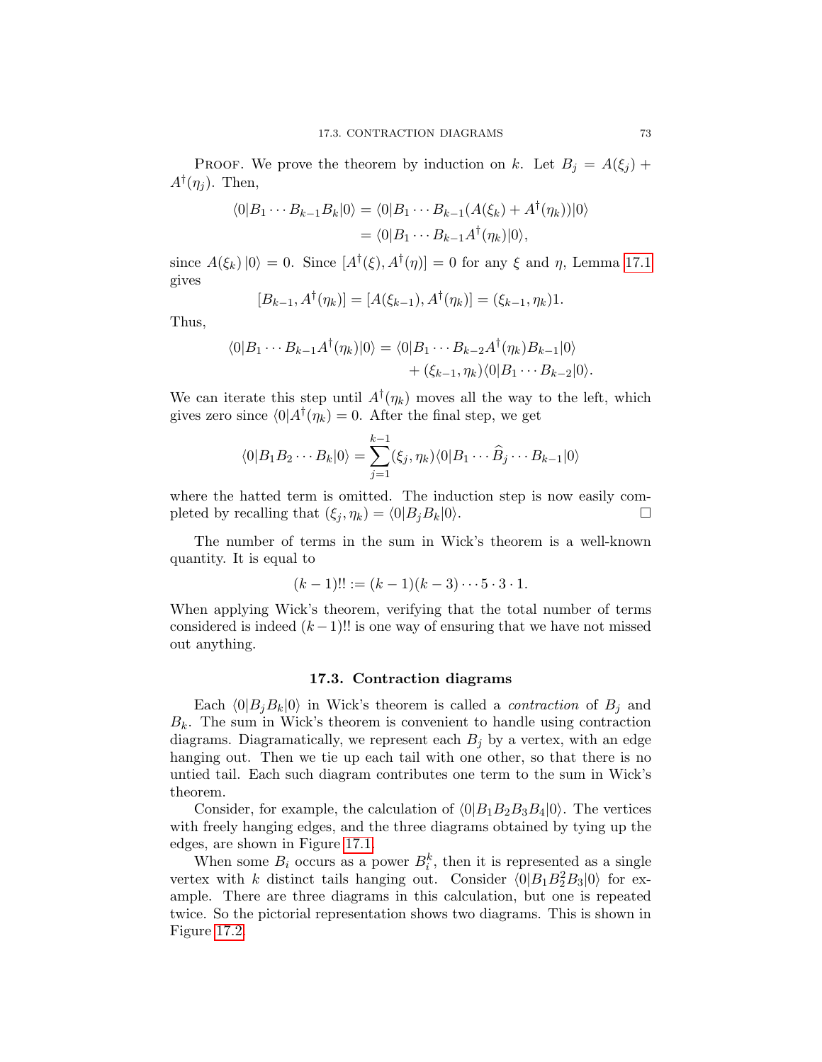Proof. We prove the theorem by induction on $k$. Let $B_j = A(\xi_j) + A^\dagger(\eta_j)$. Then,

$$\begin{aligned}
\langle 0|B_1 \cdots B_{k-1} B_k|0\rangle &= \langle 0|B_1 \cdots B_{k-1}(A(\xi_k) + A^\dagger(\eta_k))|0\rangle \\
&= \langle 0|B_1 \cdots B_{k-1} A^\dagger(\eta_k)|0\rangle,
\end{aligned}$$

since $A(\xi_k)\,|0\rangle = 0$. Since $[A^\dagger(\xi), A^\dagger(\eta)] = 0$ for any $\xi$ and $\eta$, Lemma 17.1 gives

$$[B_{k-1}, A^\dagger(\eta_k)] = [A(\xi_{k-1}), A^\dagger(\eta_k)] = (\xi_{k-1}, \eta_k)1.$$

Thus,

$$\begin{aligned}
\langle 0|B_1 \cdots B_{k-1} A^\dagger(\eta_k)|0\rangle &= \langle 0|B_1 \cdots B_{k-2} A^\dagger(\eta_k) B_{k-1}|0\rangle \\
&\quad + (\xi_{k-1}, \eta_k)\langle 0|B_1 \cdots B_{k-2}|0\rangle.
\end{aligned}$$

We can iterate this step until $A^\dagger(\eta_k)$ moves all the way to the left, which gives zero since $\langle 0|A^\dagger(\eta_k) = 0$. After the final step, we get

$$\langle 0|B_1 B_2 \cdots B_k|0\rangle = \sum_{j=1}^{k-1} (\xi_j, \eta_k)\langle 0|B_1 \cdots \widehat{B}_j \cdots B_{k-1}|0\rangle$$

where the hatted term is omitted. The induction step is now easily completed by recalling that $(\xi_j, \eta_k) = \langle 0|B_j B_k|0\rangle$. ☐

The number of terms in the sum in Wick's theorem is a well-known quantity. It is equal to

$$(k-1)!! := (k-1)(k-3)\cdots 5 \cdot 3 \cdot 1.$$

When applying Wick's theorem, verifying that the total number of terms considered is indeed $(k-1)!!$ is one way of ensuring that we have not missed out anything.

## 17.3. Contraction diagrams

Each $\langle 0|B_j B_k|0\rangle$ in Wick's theorem is called a *contraction* of $B_j$ and $B_k$. The sum in Wick's theorem is convenient to handle using contraction diagrams. Diagramatically, we represent each $B_j$ by a vertex, with an edge hanging out. Then we tie up each tail with one other, so that there is no untied tail. Each such diagram contributes one term to the sum in Wick's theorem.

Consider, for example, the calculation of $\langle 0|B_1 B_2 B_3 B_4|0\rangle$. The vertices with freely hanging edges, and the three diagrams obtained by tying up the edges, are shown in Figure 17.1.

When some $B_i$ occurs as a power $B_i^k$, then it is represented as a single vertex with $k$ distinct tails hanging out. Consider $\langle 0|B_1 B_2^2 B_3|0\rangle$ for example. There are three diagrams in this calculation, but one is repeated twice. So the pictorial representation shows two diagrams. This is shown in Figure 17.2.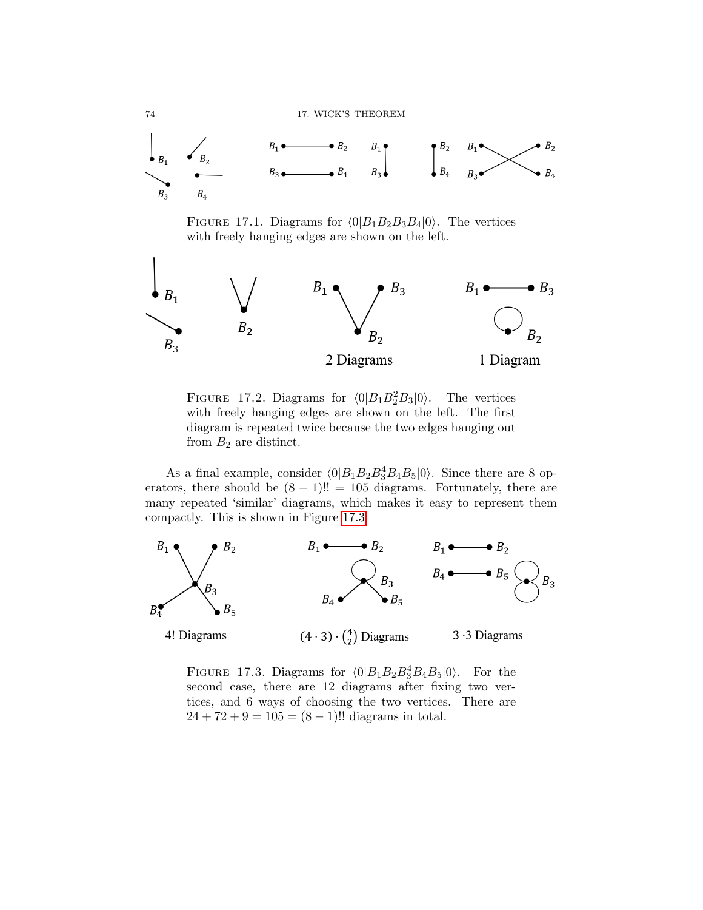FIGURE 17.1. Diagrams for $\langle 0|B_1B_2B_3B_4|0\rangle$. The vertices with freely hanging edges are shown on the left.

FIGURE 17.2. Diagrams for $\langle 0|B_1B_2^2B_3|0\rangle$. The vertices with freely hanging edges are shown on the left. The first diagram is repeated twice because the two edges hanging out from $B_2$ are distinct.

As a final example, consider $\langle 0|B_1B_2B_3^4B_4B_5|0\rangle$. Since there are 8 operators, there should be $(8-1)!! = 105$ diagrams. Fortunately, there are many repeated 'similar' diagrams, which makes it easy to represent them compactly. This is shown in Figure 17.3.

FIGURE 17.3. Diagrams for $\langle 0|B_1B_2B_3^4B_4B_5|0\rangle$. For the second case, there are 12 diagrams after fixing two vertices, and 6 ways of choosing the two vertices. There are $24 + 72 + 9 = 105 = (8-1)!!$ diagrams in total.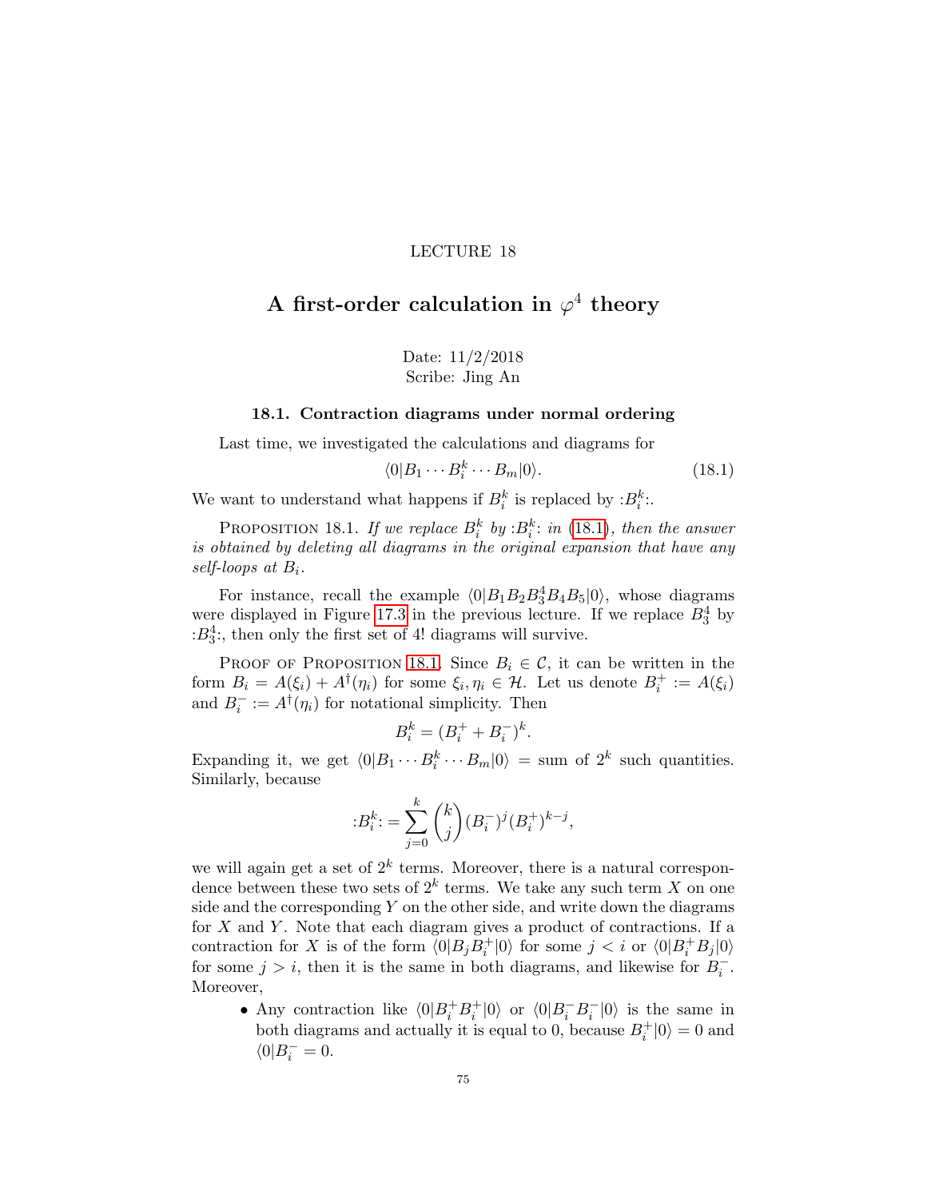LECTURE 18

# A first-order calculation in $\varphi^4$ theory

Date: 11/2/2018
Scribe: Jing An

## 18.1. Contraction diagrams under normal ordering

Last time, we investigated the calculations and diagrams for

$$\langle 0|B_1 \cdots B_i^k \cdots B_m|0\rangle. \tag{18.1}$$

We want to understand what happens if $B_i^k$ is replaced by $:B_i^k:$.

Proposition 18.1. *If we replace $B_i^k$ by $:B_i^k:$ in (18.1), then the answer is obtained by deleting all diagrams in the original expansion that have any self-loops at $B_i$.*

For instance, recall the example $\langle 0|B_1 B_2 B_3^4 B_4 B_5|0\rangle$, whose diagrams were displayed in Figure 17.3 in the previous lecture. If we replace $B_3^4$ by $:B_3^4:$, then only the first set of 4! diagrams will survive.

Proof of Proposition 18.1. Since $B_i \in \mathcal{C}$, it can be written in the form $B_i = A(\xi_i) + A^\dagger(\eta_i)$ for some $\xi_i, \eta_i \in \mathcal{H}$. Let us denote $B_i^+ := A(\xi_i)$ and $B_i^- := A^\dagger(\eta_i)$ for notational simplicity. Then

$$B_i^k = (B_i^+ + B_i^-)^k.$$

Expanding it, we get $\langle 0|B_1 \cdots B_i^k \cdots B_m|0\rangle$ = sum of $2^k$ such quantities. Similarly, because

$$:B_i^k: = \sum_{j=0}^{k} \binom{k}{j} (B_i^-)^j (B_i^+)^{k-j},$$

we will again get a set of $2^k$ terms. Moreover, there is a natural correspondence between these two sets of $2^k$ terms. We take any such term $X$ on one side and the corresponding $Y$ on the other side, and write down the diagrams for $X$ and $Y$. Note that each diagram gives a product of contractions. If a contraction for $X$ is of the form $\langle 0|B_j B_i^+|0\rangle$ for some $j < i$ or $\langle 0|B_i^+ B_j|0\rangle$ for some $j > i$, then it is the same in both diagrams, and likewise for $B_i^-$. Moreover,

- Any contraction like $\langle 0|B_i^+ B_i^+|0\rangle$ or $\langle 0|B_i^- B_i^-|0\rangle$ is the same in both diagrams and actually it is equal to 0, because $B_i^+|0\rangle = 0$ and $\langle 0|B_i^- = 0$.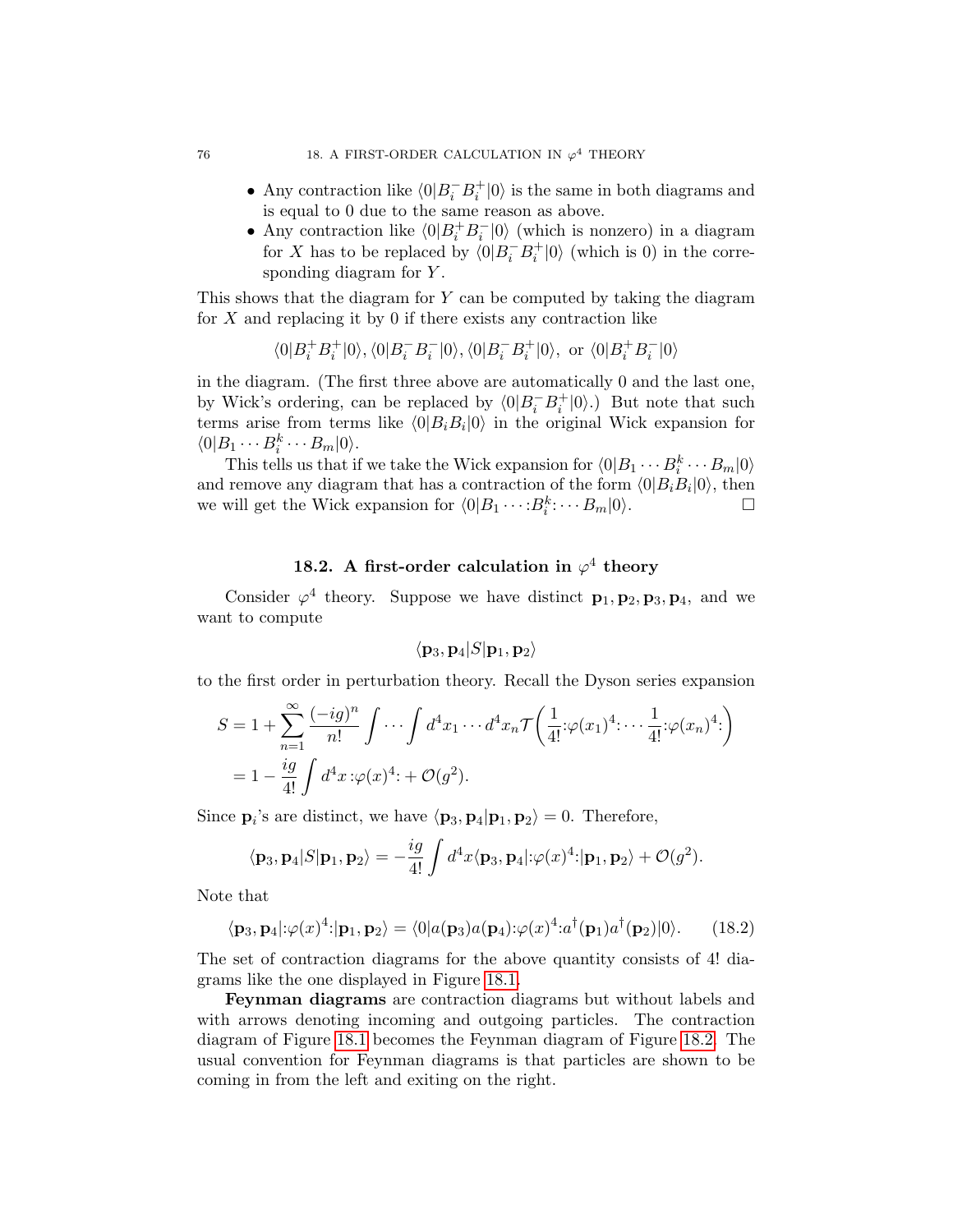- Any contraction like $\langle 0|B_i^- B_i^+|0\rangle$ is the same in both diagrams and is equal to 0 due to the same reason as above.
- Any contraction like $\langle 0|B_i^+ B_i^-|0\rangle$ (which is nonzero) in a diagram for $X$ has to be replaced by $\langle 0|B_i^- B_i^+|0\rangle$ (which is 0) in the corresponding diagram for $Y$.

This shows that the diagram for $Y$ can be computed by taking the diagram for $X$ and replacing it by 0 if there exists any contraction like

$$\langle 0|B_i^+ B_i^+|0\rangle, \langle 0|B_i^- B_i^-|0\rangle, \langle 0|B_i^- B_i^+|0\rangle, \text{ or } \langle 0|B_i^+ B_i^-|0\rangle$$

in the diagram. (The first three above are automatically 0 and the last one, by Wick's ordering, can be replaced by $\langle 0|B_i^- B_i^+|0\rangle$.) But note that such terms arise from terms like $\langle 0|B_i B_i|0\rangle$ in the original Wick expansion for $\langle 0|B_1 \cdots B_i^k \cdots B_m|0\rangle$.

This tells us that if we take the Wick expansion for $\langle 0|B_1 \cdots B_i^k \cdots B_m|0\rangle$ and remove any diagram that has a contraction of the form $\langle 0|B_i B_i|0\rangle$, then we will get the Wick expansion for $\langle 0|B_1 \cdots {:}B_i^k{:} \cdots B_m|0\rangle$. ☐

## 18.2. A first-order calculation in $\varphi^4$ theory

Consider $\varphi^4$ theory. Suppose we have distinct $\mathbf{p}_1, \mathbf{p}_2, \mathbf{p}_3, \mathbf{p}_4$, and we want to compute

$$\langle \mathbf{p}_3, \mathbf{p}_4|S|\mathbf{p}_1, \mathbf{p}_2\rangle$$

to the first order in perturbation theory. Recall the Dyson series expansion

$$\begin{aligned} S &= 1 + \sum_{n=1}^{\infty} \frac{(-ig)^n}{n!} \int \cdots \int d^4x_1 \cdots d^4x_n \mathcal{T}\left(\frac{1}{4!}{:}\varphi(x_1)^4{:} \cdots \frac{1}{4!}{:}\varphi(x_n)^4{:}\right) \\ &= 1 - \frac{ig}{4!}\int d^4x \, {:}\varphi(x)^4{:} + \mathcal{O}(g^2). \end{aligned}$$

Since $\mathbf{p}_i$'s are distinct, we have $\langle \mathbf{p}_3, \mathbf{p}_4|\mathbf{p}_1, \mathbf{p}_2\rangle = 0$. Therefore,

$$\langle \mathbf{p}_3, \mathbf{p}_4|S|\mathbf{p}_1, \mathbf{p}_2\rangle = -\frac{ig}{4!}\int d^4x \langle \mathbf{p}_3, \mathbf{p}_4|{:}\varphi(x)^4{:}|\mathbf{p}_1, \mathbf{p}_2\rangle + \mathcal{O}(g^2).$$

Note that

$$\langle \mathbf{p}_3, \mathbf{p}_4|{:}\varphi(x)^4{:}|\mathbf{p}_1, \mathbf{p}_2\rangle = \langle 0|a(\mathbf{p}_3)a(\mathbf{p}_4){:}\varphi(x)^4{:}a^\dagger(\mathbf{p}_1)a^\dagger(\mathbf{p}_2)|0\rangle. \qquad (18.2)$$

The set of contraction diagrams for the above quantity consists of 4! diagrams like the one displayed in Figure 18.1.

**Feynman diagrams** are contraction diagrams but without labels and with arrows denoting incoming and outgoing particles. The contraction diagram of Figure 18.1 becomes the Feynman diagram of Figure 18.2. The usual convention for Feynman diagrams is that particles are shown to be coming in from the left and exiting on the right.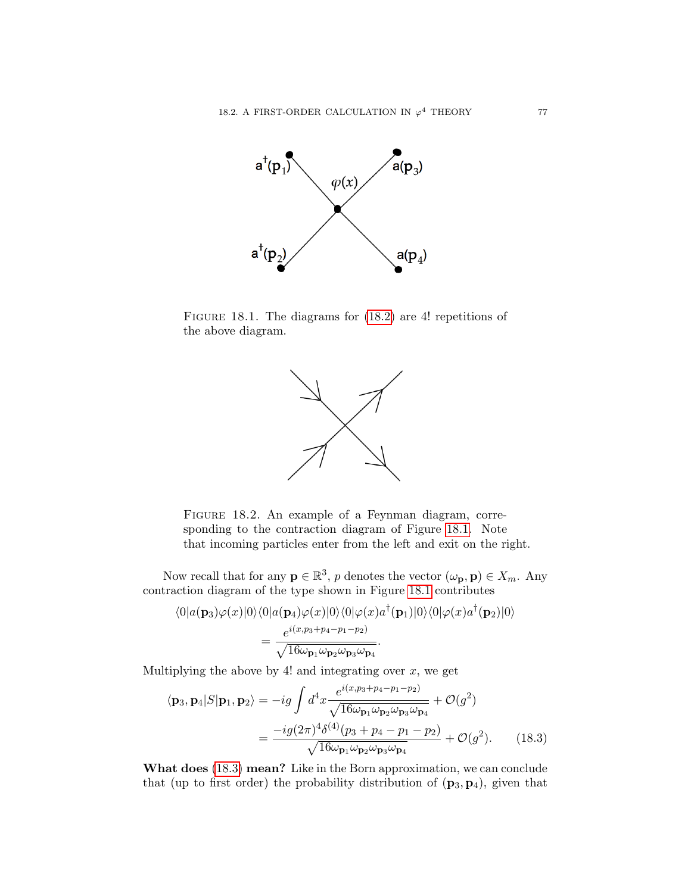FIGURE 18.1. The diagrams for (18.2) are 4! repetitions of the above diagram.

FIGURE 18.2. An example of a Feynman diagram, corresponding to the contraction diagram of Figure 18.1. Note that incoming particles enter from the left and exit on the right.

Now recall that for any $\mathbf{p} \in \mathbb{R}^3$, $p$ denotes the vector $(\omega_{\mathbf{p}}, \mathbf{p}) \in X_m$. Any contraction diagram of the type shown in Figure 18.1 contributes

$$
\begin{aligned}
\langle 0|a(\mathbf{p}_3)\varphi(x)|0\rangle\langle 0|a(\mathbf{p}_4)\varphi(x)|0\rangle\langle 0|\varphi(x)a^\dagger(\mathbf{p}_1)|0\rangle\langle 0|\varphi(x)a^\dagger(\mathbf{p}_2)|0\rangle \\
= \frac{e^{i(x,p_3+p_4-p_1-p_2)}}{\sqrt{16\omega_{\mathbf{p}_1}\omega_{\mathbf{p}_2}\omega_{\mathbf{p}_3}\omega_{\mathbf{p}_4}}}.
\end{aligned}
$$

Multiplying the above by 4! and integrating over $x$, we get

$$
\begin{aligned}
\langle \mathbf{p}_3, \mathbf{p}_4|S|\mathbf{p}_1, \mathbf{p}_2\rangle &= -ig\int d^4x \frac{e^{i(x,p_3+p_4-p_1-p_2)}}{\sqrt{16\omega_{\mathbf{p}_1}\omega_{\mathbf{p}_2}\omega_{\mathbf{p}_3}\omega_{\mathbf{p}_4}}} + \mathcal{O}(g^2) \\
&= \frac{-ig(2\pi)^4\delta^{(4)}(p_3+p_4-p_1-p_2)}{\sqrt{16\omega_{\mathbf{p}_1}\omega_{\mathbf{p}_2}\omega_{\mathbf{p}_3}\omega_{\mathbf{p}_4}}} + \mathcal{O}(g^2). \qquad (18.3)
\end{aligned}
$$

**What does (18.3) mean?** Like in the Born approximation, we can conclude that (up to first order) the probability distribution of $(\mathbf{p}_3, \mathbf{p}_4)$, given that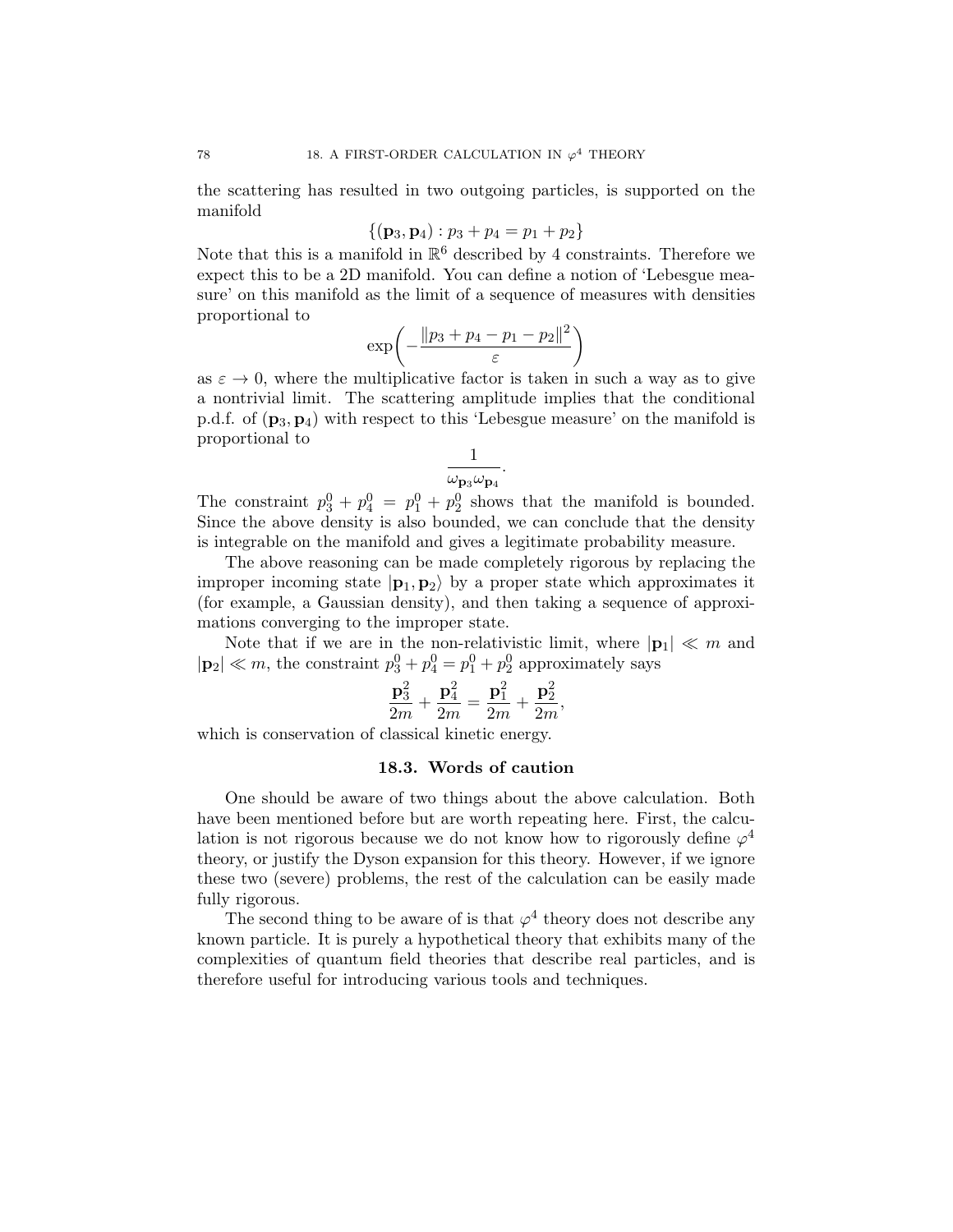the scattering has resulted in two outgoing particles, is supported on the manifold

$$\{(\mathbf{p}_3, \mathbf{p}_4) : p_3 + p_4 = p_1 + p_2\}$$

Note that this is a manifold in $\mathbb{R}^6$ described by 4 constraints. Therefore we expect this to be a 2D manifold. You can define a notion of 'Lebesgue measure' on this manifold as the limit of a sequence of measures with densities proportional to

$$\exp\left(-\frac{\|p_3 + p_4 - p_1 - p_2\|^2}{\varepsilon}\right)$$

as $\varepsilon \to 0$, where the multiplicative factor is taken in such a way as to give a nontrivial limit. The scattering amplitude implies that the conditional p.d.f. of $(\mathbf{p}_3, \mathbf{p}_4)$ with respect to this 'Lebesgue measure' on the manifold is proportional to

$$\frac{1}{\omega_{\mathbf{p}_3}\omega_{\mathbf{p}_4}}.$$

The constraint $p_3^0 + p_4^0 = p_1^0 + p_2^0$ shows that the manifold is bounded. Since the above density is also bounded, we can conclude that the density is integrable on the manifold and gives a legitimate probability measure.

The above reasoning can be made completely rigorous by replacing the improper incoming state $|\mathbf{p}_1, \mathbf{p}_2\rangle$ by a proper state which approximates it (for example, a Gaussian density), and then taking a sequence of approximations converging to the improper state.

Note that if we are in the non-relativistic limit, where $|\mathbf{p}_1| \ll m$ and $|\mathbf{p}_2| \ll m$, the constraint $p_3^0 + p_4^0 = p_1^0 + p_2^0$ approximately says

$$\frac{\mathbf{p}_3^2}{2m} + \frac{\mathbf{p}_4^2}{2m} = \frac{\mathbf{p}_1^2}{2m} + \frac{\mathbf{p}_2^2}{2m},$$

which is conservation of classical kinetic energy.

### 18.3. Words of caution

One should be aware of two things about the above calculation. Both have been mentioned before but are worth repeating here. First, the calculation is not rigorous because we do not know how to rigorously define $\varphi^4$ theory, or justify the Dyson expansion for this theory. However, if we ignore these two (severe) problems, the rest of the calculation can be easily made fully rigorous.

The second thing to be aware of is that $\varphi^4$ theory does not describe any known particle. It is purely a hypothetical theory that exhibits many of the complexities of quantum field theories that describe real particles, and is therefore useful for introducing various tools and techniques.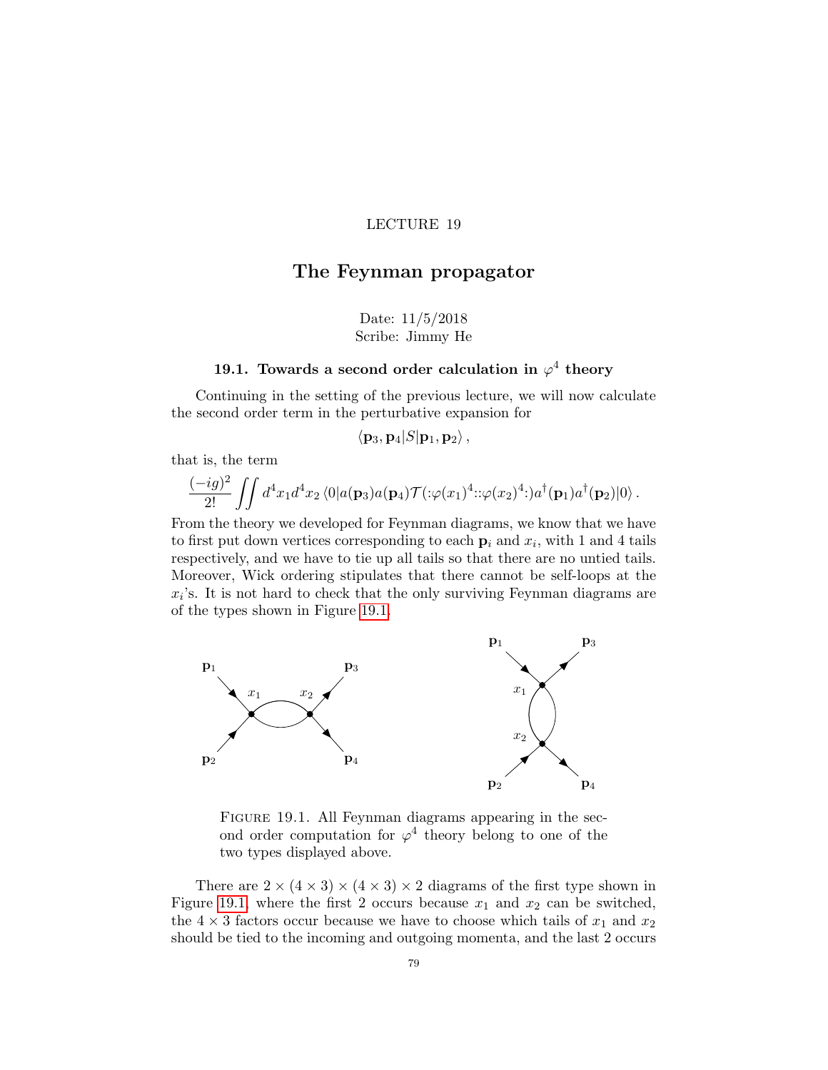LECTURE 19

# The Feynman propagator

Date: 11/5/2018
Scribe: Jimmy He

## 19.1. Towards a second order calculation in $\varphi^4$ theory

Continuing in the setting of the previous lecture, we will now calculate the second order term in the perturbative expansion for

$$\langle \mathbf{p}_3, \mathbf{p}_4 | S | \mathbf{p}_1, \mathbf{p}_2 \rangle ,$$

that is, the term

$$\frac{(-ig)^2}{2!} \iint d^4x_1 d^4x_2 \, \langle 0 | a(\mathbf{p}_3) a(\mathbf{p}_4) \mathcal{T}(:\varphi(x_1)^4::\varphi(x_2)^4:) a^\dagger(\mathbf{p}_1) a^\dagger(\mathbf{p}_2) | 0 \rangle .$$

From the theory we developed for Feynman diagrams, we know that we have to first put down vertices corresponding to each $\mathbf{p}_i$ and $x_i$, with 1 and 4 tails respectively, and we have to tie up all tails so that there are no untied tails. Moreover, Wick ordering stipulates that there cannot be self-loops at the $x_i$'s. It is not hard to check that the only surviving Feynman diagrams are of the types shown in Figure 19.1.

Figure 19.1. All Feynman diagrams appearing in the second order computation for $\varphi^4$ theory belong to one of the two types displayed above.

There are $2 \times (4 \times 3) \times (4 \times 3) \times 2$ diagrams of the first type shown in Figure 19.1, where the first 2 occurs because $x_1$ and $x_2$ can be switched, the $4 \times 3$ factors occur because we have to choose which tails of $x_1$ and $x_2$ should be tied to the incoming and outgoing momenta, and the last 2 occurs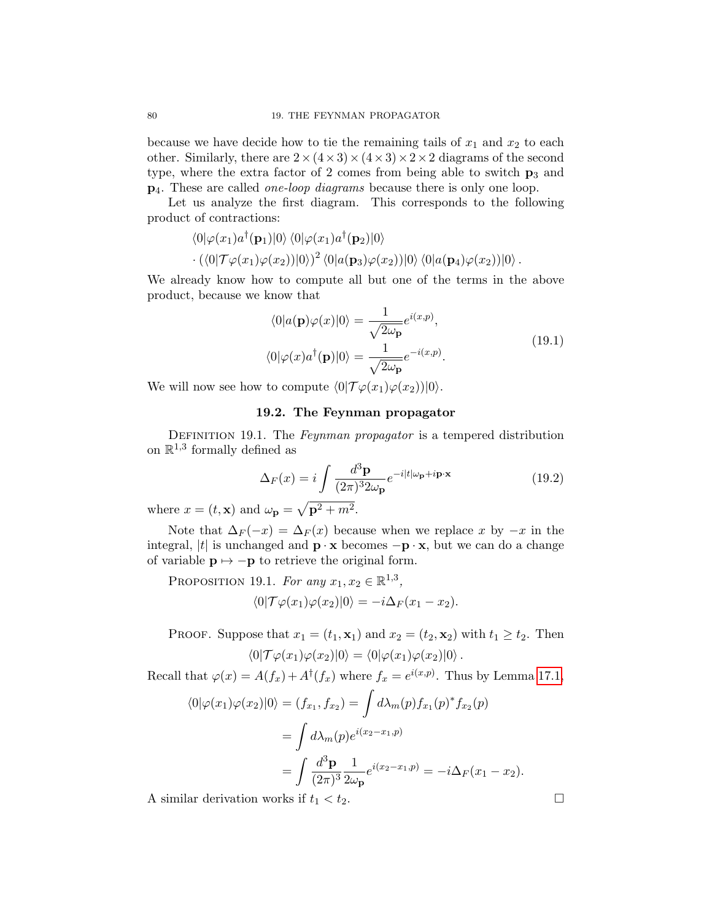because we have decide how to tie the remaining tails of $x_1$ and $x_2$ to each other. Similarly, there are $2 \times (4 \times 3) \times (4 \times 3) \times 2 \times 2$ diagrams of the second type, where the extra factor of 2 comes from being able to switch $\mathbf{p}_3$ and $\mathbf{p}_4$. These are called *one-loop diagrams* because there is only one loop.

Let us analyze the first diagram. This corresponds to the following product of contractions:

$$
\begin{aligned}
&\langle 0|\varphi(x_1)a^\dagger(\mathbf{p}_1)|0\rangle \langle 0|\varphi(x_1)a^\dagger(\mathbf{p}_2)|0\rangle \\
&\cdot (\langle 0|\mathcal{T}\varphi(x_1)\varphi(x_2))|0\rangle)^2 \langle 0|a(\mathbf{p}_3)\varphi(x_2))|0\rangle \langle 0|a(\mathbf{p}_4)\varphi(x_2))|0\rangle .
\end{aligned}
$$

We already know how to compute all but one of the terms in the above product, because we know that

$$
\begin{aligned}
\langle 0|a(\mathbf{p})\varphi(x)|0\rangle &= \frac{1}{\sqrt{2\omega_{\mathbf{p}}}}e^{i(x,p)}, \\
\langle 0|\varphi(x)a^\dagger(\mathbf{p})|0\rangle &= \frac{1}{\sqrt{2\omega_{\mathbf{p}}}}e^{-i(x,p)}.
\end{aligned}
\tag{19.1}
$$

We will now see how to compute $\langle 0|\mathcal{T}\varphi(x_1)\varphi(x_2))|0\rangle$.

## 19.2. The Feynman propagator

DEFINITION 19.1. The *Feynman propagator* is a tempered distribution on $\mathbb{R}^{1,3}$ formally defined as

$$
\Delta_F(x) = i\int \frac{d^3\mathbf{p}}{(2\pi)^3 2\omega_{\mathbf{p}}} e^{-i|t|\omega_{\mathbf{p}} + i\mathbf{p}\cdot\mathbf{x}}
\tag{19.2}
$$

where $x = (t, \mathbf{x})$ and $\omega_{\mathbf{p}} = \sqrt{\mathbf{p}^2 + m^2}$.

Note that $\Delta_F(-x) = \Delta_F(x)$ because when we replace $x$ by $-x$ in the integral, $|t|$ is unchanged and $\mathbf{p}\cdot\mathbf{x}$ becomes $-\mathbf{p}\cdot\mathbf{x}$, but we can do a change of variable $\mathbf{p} \mapsto -\mathbf{p}$ to retrieve the original form.

PROPOSITION 19.1. *For any $x_1, x_2 \in \mathbb{R}^{1,3}$,*

$$
\langle 0|\mathcal{T}\varphi(x_1)\varphi(x_2)|0\rangle = -i\Delta_F(x_1 - x_2).
$$

PROOF. Suppose that $x_1 = (t_1, \mathbf{x}_1)$ and $x_2 = (t_2, \mathbf{x}_2)$ with $t_1 \geq t_2$. Then

$$
\langle 0|\mathcal{T}\varphi(x_1)\varphi(x_2)|0\rangle = \langle 0|\varphi(x_1)\varphi(x_2)|0\rangle .
$$

Recall that $\varphi(x) = A(f_x) + A^\dagger(f_x)$ where $f_x = e^{i(x,p)}$. Thus by Lemma 17.1,

$$
\begin{aligned}
\langle 0|\varphi(x_1)\varphi(x_2)|0\rangle = (f_{x_1}, f_{x_2}) &= \int d\lambda_m(p) f_{x_1}(p)^* f_{x_2}(p) \\
&= \int d\lambda_m(p) e^{i(x_2 - x_1, p)} \\
&= \int \frac{d^3\mathbf{p}}{(2\pi)^3}\frac{1}{2\omega_{\mathbf{p}}} e^{i(x_2 - x_1, p)} = -i\Delta_F(x_1 - x_2).
\end{aligned}
$$

A similar derivation works if $t_1 < t_2$. $\square$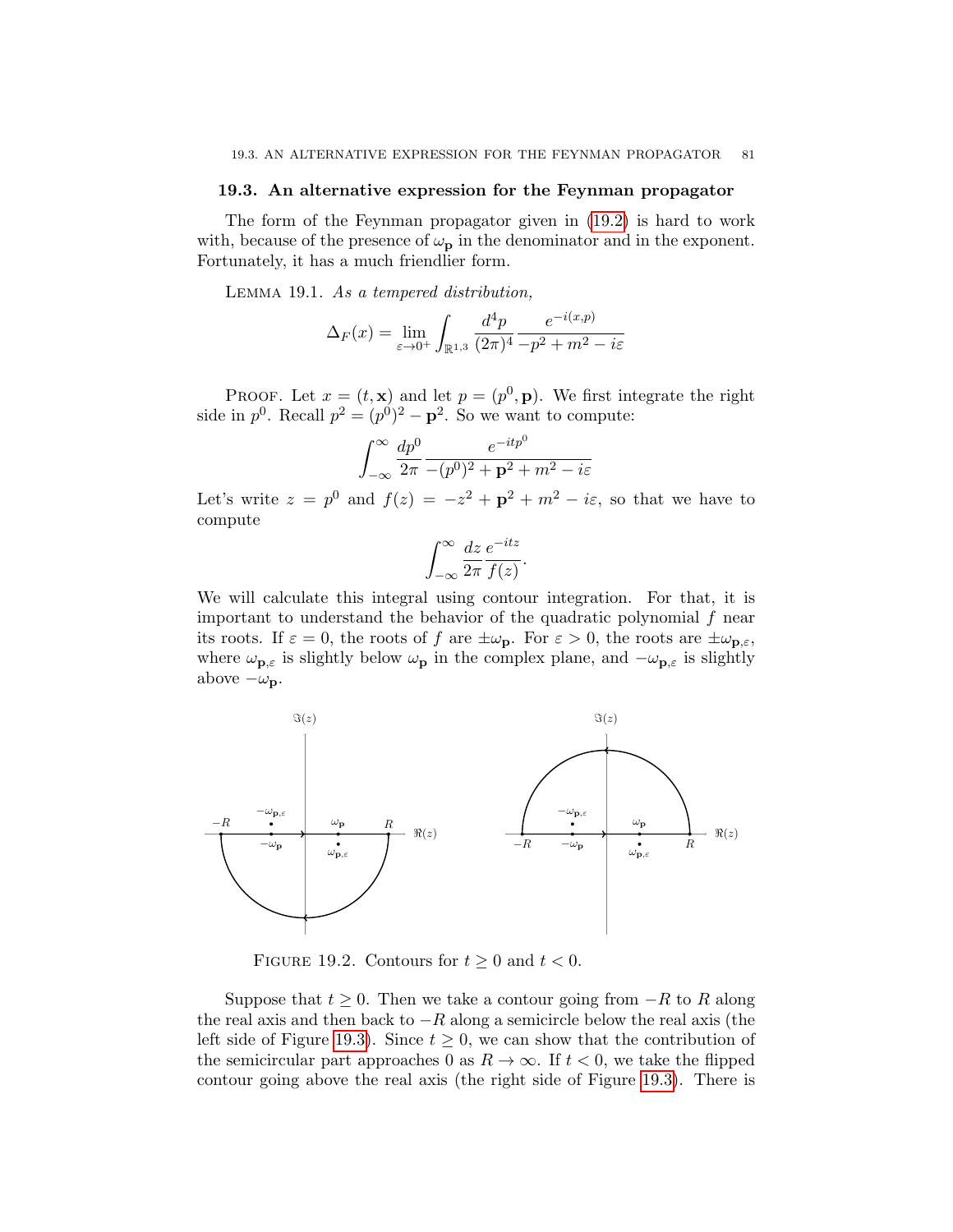### 19.3. An alternative expression for the Feynman propagator

The form of the Feynman propagator given in (19.2) is hard to work with, because of the presence of $\omega_{\mathbf{p}}$ in the denominator and in the exponent. Fortunately, it has a much friendlier form.

LEMMA 19.1. *As a tempered distribution,*

$$\Delta_F(x) = \lim_{\varepsilon \to 0^+} \int_{\mathbb{R}^{1,3}} \frac{d^4p}{(2\pi)^4} \frac{e^{-i(x,p)}}{-p^2 + m^2 - i\varepsilon}$$

PROOF. Let $x = (t, \mathbf{x})$ and let $p = (p^0, \mathbf{p})$. We first integrate the right side in $p^0$. Recall $p^2 = (p^0)^2 - \mathbf{p}^2$. So we want to compute:

$$\int_{-\infty}^{\infty} \frac{dp^0}{2\pi} \frac{e^{-itp^0}}{-(p^0)^2 + \mathbf{p}^2 + m^2 - i\varepsilon}$$

Let's write $z = p^0$ and $f(z) = -z^2 + \mathbf{p}^2 + m^2 - i\varepsilon$, so that we have to compute

$$\int_{-\infty}^{\infty} \frac{dz}{2\pi} \frac{e^{-itz}}{f(z)}.$$

We will calculate this integral using contour integration. For that, it is important to understand the behavior of the quadratic polynomial $f$ near its roots. If $\varepsilon = 0$, the roots of $f$ are $\pm\omega_{\mathbf{p}}$. For $\varepsilon > 0$, the roots are $\pm\omega_{\mathbf{p},\varepsilon}$, where $\omega_{\mathbf{p},\varepsilon}$ is slightly below $\omega_{\mathbf{p}}$ in the complex plane, and $-\omega_{\mathbf{p},\varepsilon}$ is slightly above $-\omega_{\mathbf{p}}$.

FIGURE 19.2. Contours for $t \geq 0$ and $t < 0$.

Suppose that $t \geq 0$. Then we take a contour going from $-R$ to $R$ along the real axis and then back to $-R$ along a semicircle below the real axis (the left side of Figure 19.3). Since $t \geq 0$, we can show that the contribution of the semicircular part approaches 0 as $R \to \infty$. If $t < 0$, we take the flipped contour going above the real axis (the right side of Figure 19.3). There is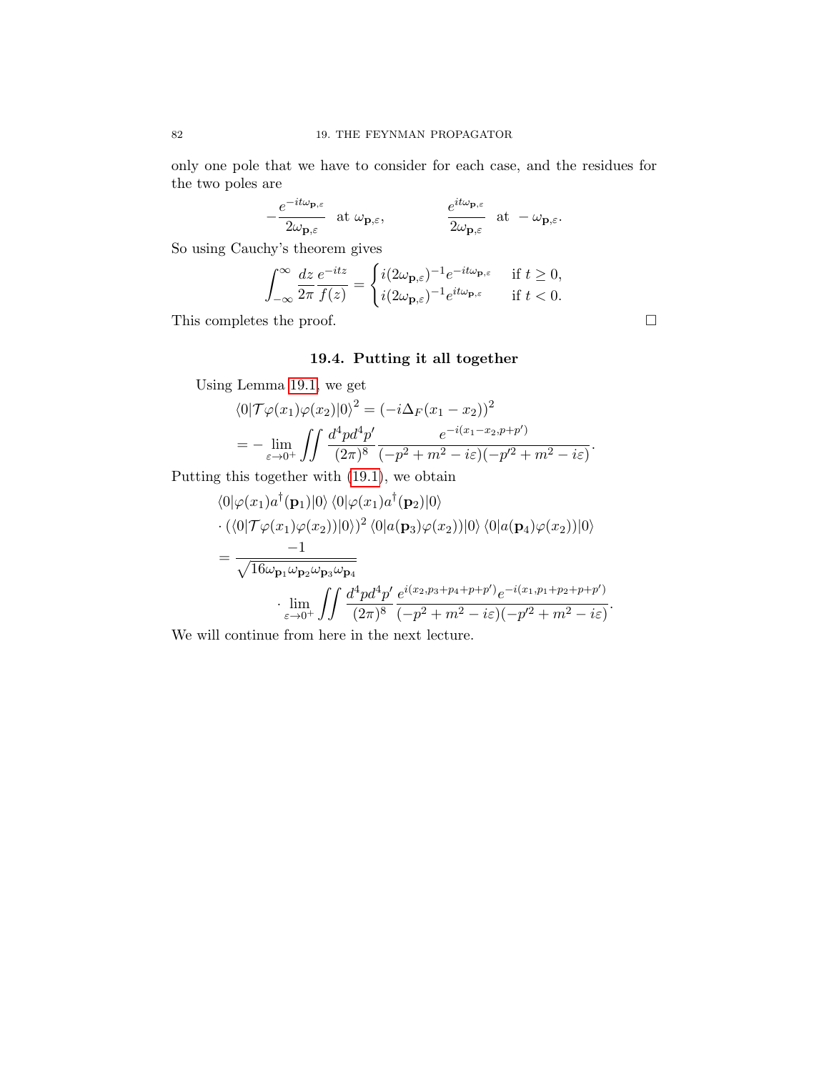only one pole that we have to consider for each case, and the residues for the two poles are

$$-\frac{e^{-it\omega_{\mathbf{p},\varepsilon}}}{2\omega_{\mathbf{p},\varepsilon}} \text{ at } \omega_{\mathbf{p},\varepsilon}, \qquad\qquad \frac{e^{it\omega_{\mathbf{p},\varepsilon}}}{2\omega_{\mathbf{p},\varepsilon}} \text{ at } -\omega_{\mathbf{p},\varepsilon}.$$

So using Cauchy's theorem gives

$$\int_{-\infty}^{\infty} \frac{dz}{2\pi} \frac{e^{-itz}}{f(z)} = \begin{cases} i(2\omega_{\mathbf{p},\varepsilon})^{-1} e^{-it\omega_{\mathbf{p},\varepsilon}} & \text{if } t \geq 0, \\ i(2\omega_{\mathbf{p},\varepsilon})^{-1} e^{it\omega_{\mathbf{p},\varepsilon}} & \text{if } t < 0. \end{cases}$$

This completes the proof. □

## 19.4. Putting it all together

Using Lemma 19.1, we get

$$\begin{aligned}
\langle 0|\mathcal{T}\varphi(x_1)\varphi(x_2)|0\rangle^2 &= (-i\Delta_F(x_1 - x_2))^2 \\
&= -\lim_{\varepsilon \to 0^+} \iint \frac{d^4p d^4p'}{(2\pi)^8} \frac{e^{-i(x_1 - x_2, p + p')}}{(-p^2 + m^2 - i\varepsilon)(-p'^2 + m^2 - i\varepsilon)}.
\end{aligned}$$

Putting this together with (19.1), we obtain

$$\begin{aligned}
&\langle 0|\varphi(x_1)a^\dagger(\mathbf{p}_1)|0\rangle \langle 0|\varphi(x_1)a^\dagger(\mathbf{p}_2)|0\rangle \\
&\cdot (\langle 0|\mathcal{T}\varphi(x_1)\varphi(x_2))|0\rangle)^2 \langle 0|a(\mathbf{p}_3)\varphi(x_2))|0\rangle \langle 0|a(\mathbf{p}_4)\varphi(x_2))|0\rangle \\
&= \frac{-1}{\sqrt{16\omega_{\mathbf{p}_1}\omega_{\mathbf{p}_2}\omega_{\mathbf{p}_3}\omega_{\mathbf{p}_4}}} \\
&\qquad \cdot \lim_{\varepsilon \to 0^+} \iint \frac{d^4p d^4p'}{(2\pi)^8} \frac{e^{i(x_2, p_3 + p_4 + p + p')} e^{-i(x_1, p_1 + p_2 + p + p')}}{(-p^2 + m^2 - i\varepsilon)(-p'^2 + m^2 - i\varepsilon)}.
\end{aligned}$$

We will continue from here in the next lecture.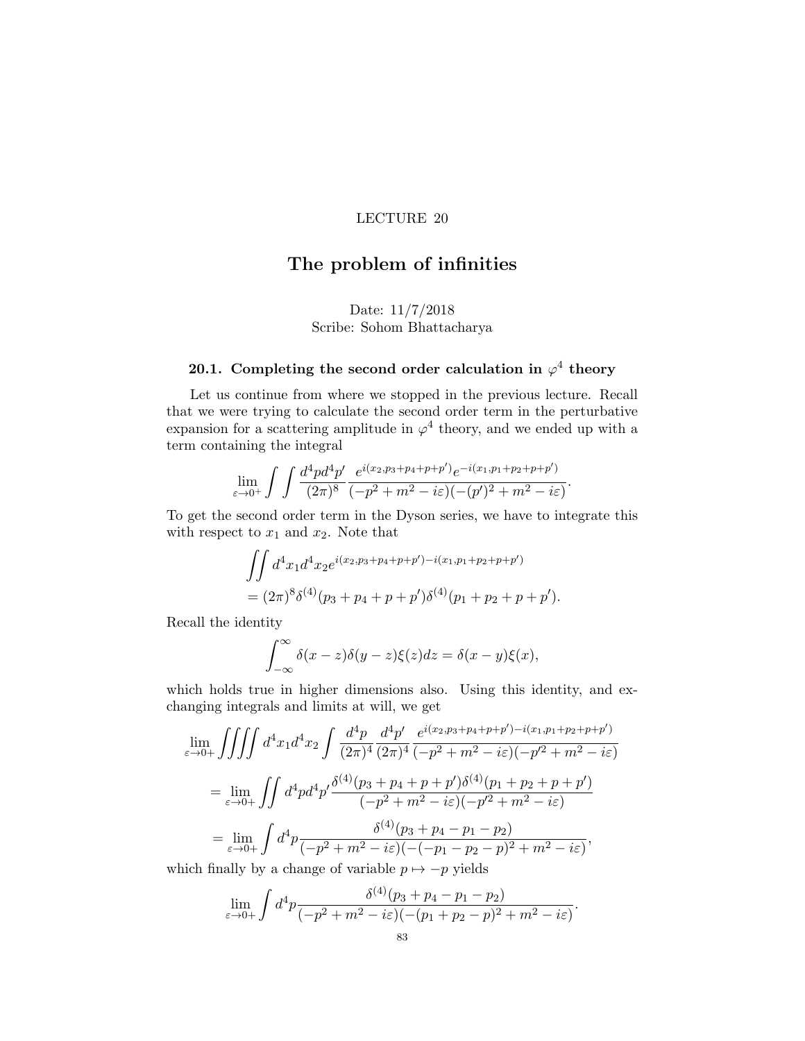LECTURE 20

# The problem of infinities

Date: 11/7/2018
Scribe: Sohom Bhattacharya

## 20.1. Completing the second order calculation in $\varphi^4$ theory

Let us continue from where we stopped in the previous lecture. Recall that we were trying to calculate the second order term in the perturbative expansion for a scattering amplitude in $\varphi^4$ theory, and we ended up with a term containing the integral

$$\lim_{\varepsilon \to 0^+} \int \int \frac{d^4p d^4p'}{(2\pi)^8} \frac{e^{i(x_2, p_3+p_4+p+p')} e^{-i(x_1, p_1+p_2+p+p')}}{(-p^2+m^2-i\varepsilon)(-(p')^2+m^2-i\varepsilon)}.$$

To get the second order term in the Dyson series, we have to integrate this with respect to $x_1$ and $x_2$. Note that

$$\iint d^4x_1 d^4x_2 e^{i(x_2,p_3+p_4+p+p')-i(x_1,p_1+p_2+p+p')}$$
$$= (2\pi)^8 \delta^{(4)}(p_3+p_4+p+p')\delta^{(4)}(p_1+p_2+p+p').$$

Recall the identity

$$\int_{-\infty}^{\infty} \delta(x-z)\delta(y-z)\xi(z)dz = \delta(x-y)\xi(x),$$

which holds true in higher dimensions also. Using this identity, and exchanging integrals and limits at will, we get

$$\begin{aligned}
&\lim_{\varepsilon \to 0^+} \iiiint d^4x_1 d^4x_2 \int \frac{d^4p}{(2\pi)^4} \frac{d^4p'}{(2\pi)^4} \frac{e^{i(x_2,p_3+p_4+p+p')-i(x_1,p_1+p_2+p+p')}}{(-p^2+m^2-i\varepsilon)(-p'^2+m^2-i\varepsilon)} \\
&= \lim_{\varepsilon \to 0^+} \iint d^4p d^4p' \frac{\delta^{(4)}(p_3+p_4+p+p')\delta^{(4)}(p_1+p_2+p+p')}{(-p^2+m^2-i\varepsilon)(-p'^2+m^2-i\varepsilon)} \\
&= \lim_{\varepsilon \to 0^+} \int d^4p \frac{\delta^{(4)}(p_3+p_4-p_1-p_2)}{(-p^2+m^2-i\varepsilon)(-(-p_1-p_2-p)^2+m^2-i\varepsilon)},
\end{aligned}$$

which finally by a change of variable $p \mapsto -p$ yields

$$\lim_{\varepsilon \to 0^+} \int d^4p \frac{\delta^{(4)}(p_3+p_4-p_1-p_2)}{(-p^2+m^2-i\varepsilon)(-(p_1+p_2-p)^2+m^2-i\varepsilon)}.$$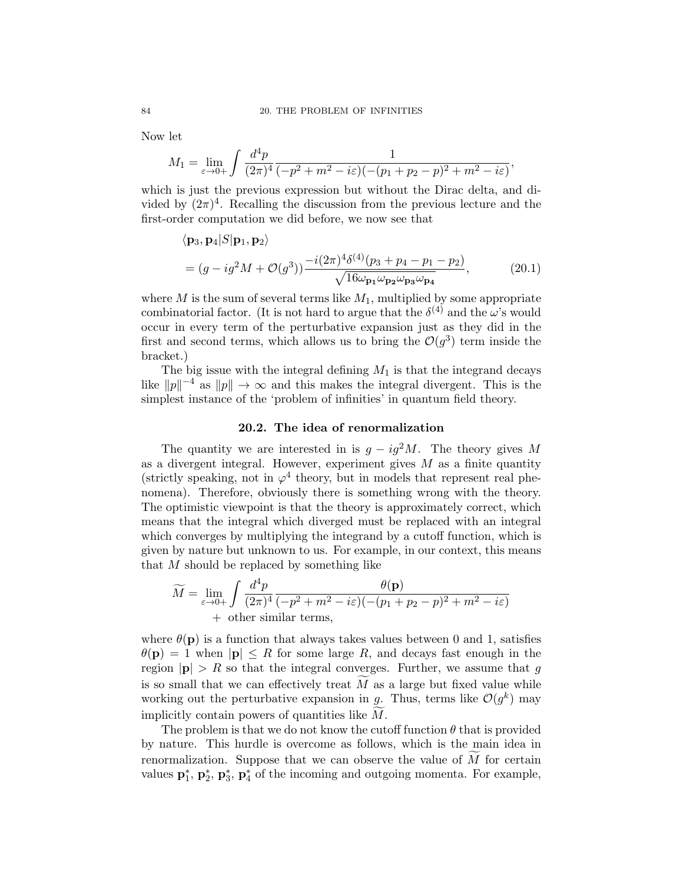Now let

$$M_1 = \lim_{\varepsilon \to 0+} \int \frac{d^4p}{(2\pi)^4} \frac{1}{(-p^2+m^2-i\varepsilon)(-(p_1+p_2-p)^2+m^2-i\varepsilon)},$$

which is just the previous expression but without the Dirac delta, and divided by $(2\pi)^4$. Recalling the discussion from the previous lecture and the first-order computation we did before, we now see that

$$\begin{aligned}
&\langle \mathbf{p}_3, \mathbf{p}_4 | S | \mathbf{p}_1, \mathbf{p}_2 \rangle \\
&= (g - ig^2 M + \mathcal{O}(g^3)) \frac{-i(2\pi)^4 \delta^{(4)}(p_3+p_4-p_1-p_2)}{\sqrt{16\omega_{\mathbf{p}_1}\omega_{\mathbf{p}_2}\omega_{\mathbf{p}_3}\omega_{\mathbf{p}_4}}},
\end{aligned} \tag{20.1}$$

where $M$ is the sum of several terms like $M_1$, multiplied by some appropriate combinatorial factor. (It is not hard to argue that the $\delta^{(4)}$ and the $\omega$'s would occur in every term of the perturbative expansion just as they did in the first and second terms, which allows us to bring the $\mathcal{O}(g^3)$ term inside the bracket.)

The big issue with the integral defining $M_1$ is that the integrand decays like $\|p\|^{-4}$ as $\|p\| \to \infty$ and this makes the integral divergent. This is the simplest instance of the 'problem of infinities' in quantum field theory.

## 20.2. The idea of renormalization

The quantity we are interested in is $g - ig^2 M$. The theory gives $M$ as a divergent integral. However, experiment gives $M$ as a finite quantity (strictly speaking, not in $\varphi^4$ theory, but in models that represent real phenomena). Therefore, obviously there is something wrong with the theory. The optimistic viewpoint is that the theory is approximately correct, which means that the integral which diverged must be replaced with an integral which converges by multiplying the integrand by a cutoff function, which is given by nature but unknown to us. For example, in our context, this means that $M$ should be replaced by something like

$$\begin{aligned}
\widetilde{M} = \lim_{\varepsilon \to 0+} &\int \frac{d^4p}{(2\pi)^4} \frac{\theta(\mathbf{p})}{(-p^2+m^2-i\varepsilon)(-(p_1+p_2-p)^2+m^2-i\varepsilon)} \\
&+ \text{ other similar terms,}
\end{aligned}$$

where $\theta(\mathbf{p})$ is a function that always takes values between 0 and 1, satisfies $\theta(\mathbf{p}) = 1$ when $|\mathbf{p}| \leq R$ for some large $R$, and decays fast enough in the region $|\mathbf{p}| > R$ so that the integral converges. Further, we assume that $g$ is so small that we can effectively treat $\widetilde{M}$ as a large but fixed value while working out the perturbative expansion in $g$. Thus, terms like $\mathcal{O}(g^k)$ may implicitly contain powers of quantities like $\widetilde{M}$.

The problem is that we do not know the cutoff function $\theta$ that is provided by nature. This hurdle is overcome as follows, which is the main idea in renormalization. Suppose that we can observe the value of $\widetilde{M}$ for certain values $\mathbf{p}_1^*$, $\mathbf{p}_2^*$, $\mathbf{p}_3^*$, $\mathbf{p}_4^*$ of the incoming and outgoing momenta. For example,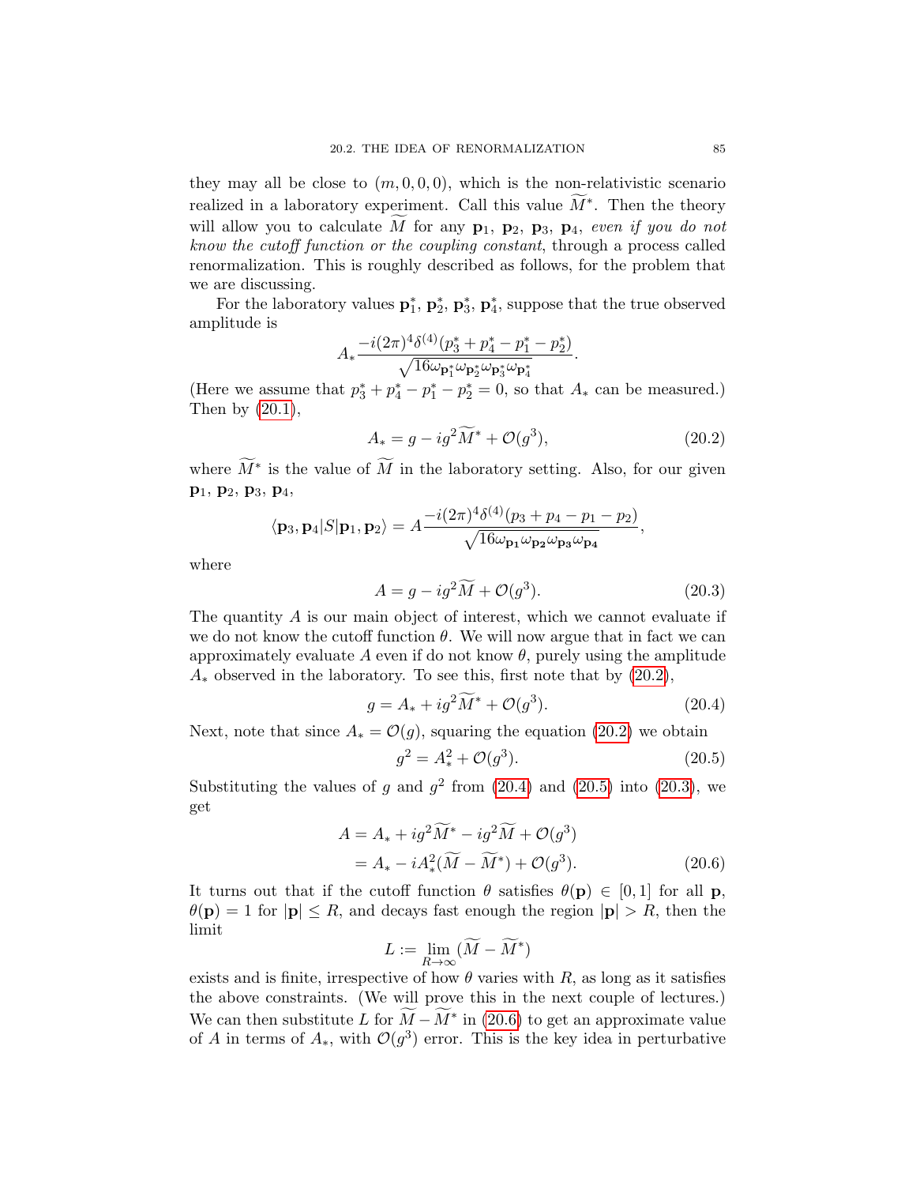they may all be close to $(m, 0, 0, 0)$, which is the non-relativistic scenario realized in a laboratory experiment. Call this value $\widetilde{M}^*$. Then the theory will allow you to calculate $\widetilde{M}$ for any $\mathbf{p}_1$, $\mathbf{p}_2$, $\mathbf{p}_3$, $\mathbf{p}_4$, *even if you do not know the cutoff function or the coupling constant*, through a process called renormalization. This is roughly described as follows, for the problem that we are discussing.

For the laboratory values $\mathbf{p}_1^*$, $\mathbf{p}_2^*$, $\mathbf{p}_3^*$, $\mathbf{p}_4^*$, suppose that the true observed amplitude is

$$A_* \frac{-i(2\pi)^4\delta^{(4)}(p_3^* + p_4^* - p_1^* - p_2^*)}{\sqrt{16\omega_{\mathbf{p}_1^*}\omega_{\mathbf{p}_2^*}\omega_{\mathbf{p}_3^*}\omega_{\mathbf{p}_4^*}}}.$$

(Here we assume that $p_3^* + p_4^* - p_1^* - p_2^* = 0$, so that $A_*$ can be measured.) Then by (20.1),

$$A_* = g - ig^2\widetilde{M}^* + \mathcal{O}(g^3), \tag{20.2}$$

where $\widetilde{M}^*$ is the value of $\widetilde{M}$ in the laboratory setting. Also, for our given $\mathbf{p}_1$, $\mathbf{p}_2$, $\mathbf{p}_3$, $\mathbf{p}_4$,

$$\langle \mathbf{p}_3, \mathbf{p}_4 | S | \mathbf{p}_1, \mathbf{p}_2 \rangle = A \frac{-i(2\pi)^4\delta^{(4)}(p_3 + p_4 - p_1 - p_2)}{\sqrt{16\omega_{\mathbf{p_1}}\omega_{\mathbf{p_2}}\omega_{\mathbf{p_3}}\omega_{\mathbf{p_4}}}},$$

where

$$A = g - ig^2\widetilde{M} + \mathcal{O}(g^3). \tag{20.3}$$

The quantity $A$ is our main object of interest, which we cannot evaluate if we do not know the cutoff function $\theta$. We will now argue that in fact we can approximately evaluate $A$ even if do not know $\theta$, purely using the amplitude $A_*$ observed in the laboratory. To see this, first note that by (20.2),

$$g = A_* + ig^2\widetilde{M}^* + \mathcal{O}(g^3). \tag{20.4}$$

Next, note that since $A_* = \mathcal{O}(g)$, squaring the equation (20.2) we obtain

$$g^2 = A_*^2 + \mathcal{O}(g^3). \tag{20.5}$$

Substituting the values of $g$ and $g^2$ from (20.4) and (20.5) into (20.3), we get

$$\begin{aligned} A &= A_* + ig^2\widetilde{M}^* - ig^2\widetilde{M} + \mathcal{O}(g^3) \\ &= A_* - iA_*^2(\widetilde{M} - \widetilde{M}^*) + \mathcal{O}(g^3). \end{aligned} \tag{20.6}$$

It turns out that if the cutoff function $\theta$ satisfies $\theta(\mathbf{p}) \in [0, 1]$ for all $\mathbf{p}$, $\theta(\mathbf{p}) = 1$ for $|\mathbf{p}| \leq R$, and decays fast enough the region $|\mathbf{p}| > R$, then the limit

$$L := \lim_{R\to\infty} (\widetilde{M} - \widetilde{M}^*)$$

exists and is finite, irrespective of how $\theta$ varies with $R$, as long as it satisfies the above constraints. (We will prove this in the next couple of lectures.) We can then substitute $L$ for $\widetilde{M} - \widetilde{M}^*$ in (20.6) to get an approximate value of $A$ in terms of $A_*$, with $\mathcal{O}(g^3)$ error. This is the key idea in perturbative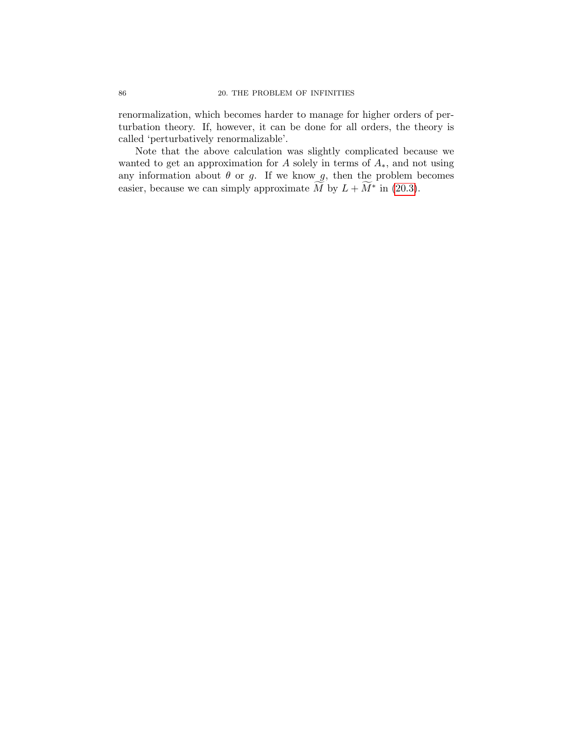renormalization, which becomes harder to manage for higher orders of perturbation theory. If, however, it can be done for all orders, the theory is called 'perturbatively renormalizable'.

Note that the above calculation was slightly complicated because we wanted to get an approximation for $A$ solely in terms of $A_*$, and not using any information about $\theta$ or $g$. If we know $g$, then the problem becomes easier, because we can simply approximate $\widetilde{M}$ by $L + \widetilde{M}^*$ in (20.3).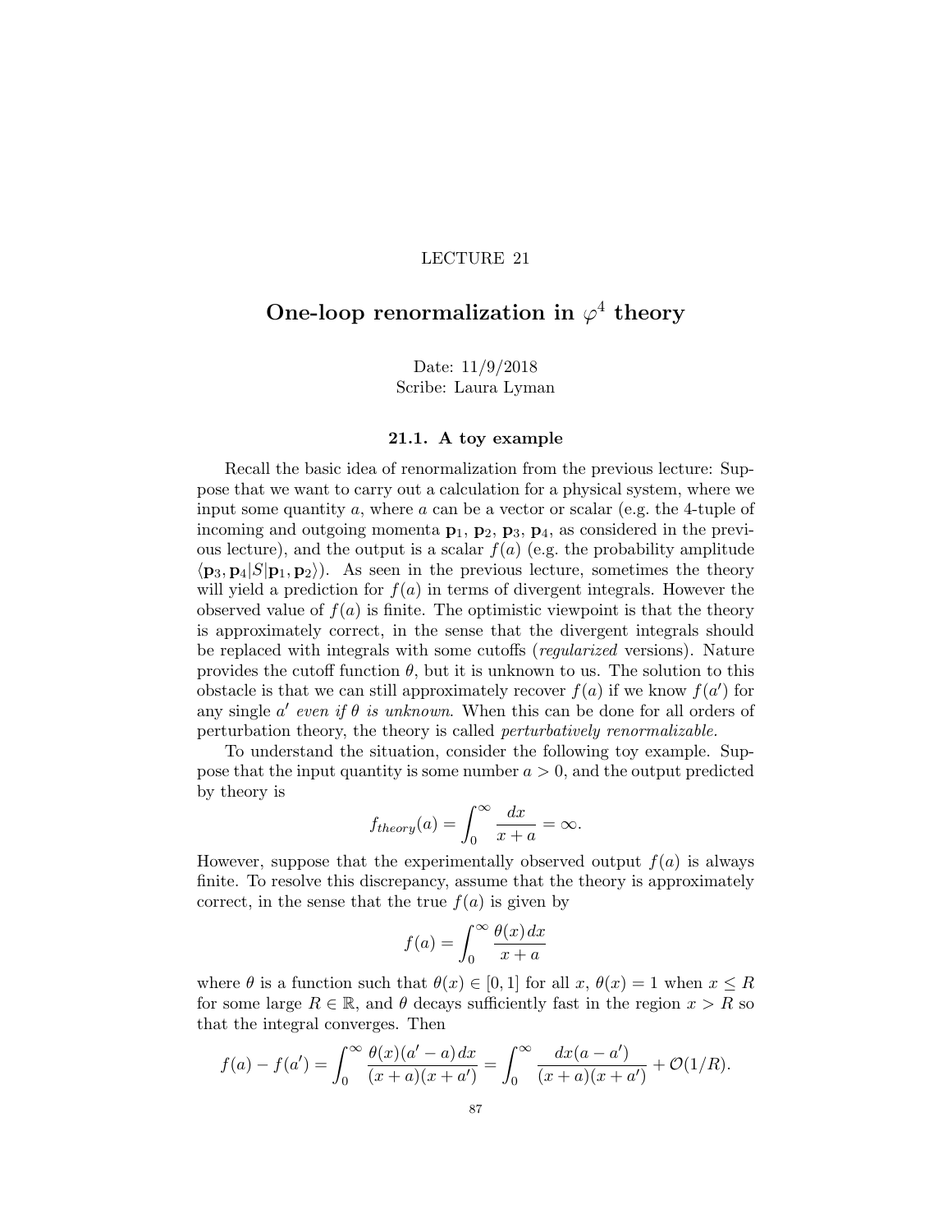LECTURE 21

# One-loop renormalization in $\varphi^4$ theory

Date: 11/9/2018
Scribe: Laura Lyman

## 21.1. A toy example

Recall the basic idea of renormalization from the previous lecture: Suppose that we want to carry out a calculation for a physical system, where we input some quantity $a$, where $a$ can be a vector or scalar (e.g. the 4-tuple of incoming and outgoing momenta $\mathbf{p}_1$, $\mathbf{p}_2$, $\mathbf{p}_3$, $\mathbf{p}_4$, as considered in the previous lecture), and the output is a scalar $f(a)$ (e.g. the probability amplitude $\langle \mathbf{p}_3, \mathbf{p}_4 | S | \mathbf{p}_1, \mathbf{p}_2 \rangle$). As seen in the previous lecture, sometimes the theory will yield a prediction for $f(a)$ in terms of divergent integrals. However the observed value of $f(a)$ is finite. The optimistic viewpoint is that the theory is approximately correct, in the sense that the divergent integrals should be replaced with integrals with some cutoffs (*regularized* versions). Nature provides the cutoff function $\theta$, but it is unknown to us. The solution to this obstacle is that we can still approximately recover $f(a)$ if we know $f(a')$ for any single $a'$ *even if $\theta$ is unknown*. When this can be done for all orders of perturbation theory, the theory is called *perturbatively renormalizable.*

To understand the situation, consider the following toy example. Suppose that the input quantity is some number $a > 0$, and the output predicted by theory is

$$f_{theory}(a) = \int_0^\infty \frac{dx}{x+a} = \infty.$$

However, suppose that the experimentally observed output $f(a)$ is always finite. To resolve this discrepancy, assume that the theory is approximately correct, in the sense that the true $f(a)$ is given by

$$f(a) = \int_0^\infty \frac{\theta(x)\, dx}{x+a}$$

where $\theta$ is a function such that $\theta(x) \in [0, 1]$ for all $x$, $\theta(x) = 1$ when $x \leq R$ for some large $R \in \mathbb{R}$, and $\theta$ decays sufficiently fast in the region $x > R$ so that the integral converges. Then

$$f(a) - f(a') = \int_0^\infty \frac{\theta(x)(a' - a)\, dx}{(x+a)(x+a')} = \int_0^\infty \frac{dx(a - a')}{(x+a)(x+a')} + \mathcal{O}(1/R).$$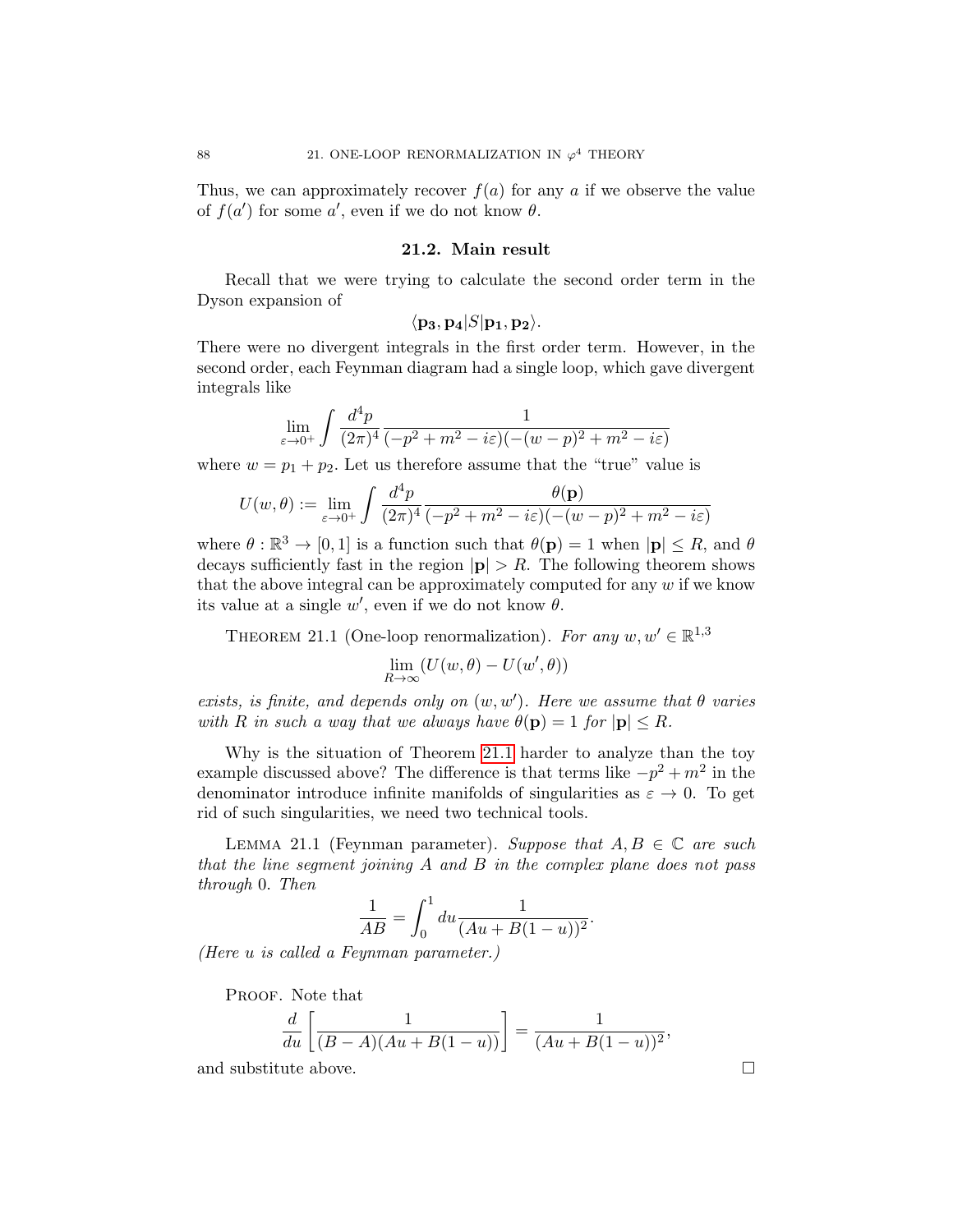Thus, we can approximately recover $f(a)$ for any $a$ if we observe the value of $f(a')$ for some $a'$, even if we do not know $\theta$.

## 21.2. Main result

Recall that we were trying to calculate the second order term in the Dyson expansion of

$$\langle \mathbf{p_3}, \mathbf{p_4} | S | \mathbf{p_1}, \mathbf{p_2} \rangle.$$

There were no divergent integrals in the first order term. However, in the second order, each Feynman diagram had a single loop, which gave divergent integrals like

$$\lim_{\varepsilon \to 0^+} \int \frac{d^4p}{(2\pi)^4} \frac{1}{(-p^2 + m^2 - i\varepsilon)(-(w-p)^2 + m^2 - i\varepsilon)}$$

where $w = p_1 + p_2$. Let us therefore assume that the "true" value is

$$U(w, \theta) := \lim_{\varepsilon \to 0^+} \int \frac{d^4p}{(2\pi)^4} \frac{\theta(\mathbf{p})}{(-p^2 + m^2 - i\varepsilon)(-(w-p)^2 + m^2 - i\varepsilon)}$$

where $\theta : \mathbb{R}^3 \to [0, 1]$ is a function such that $\theta(\mathbf{p}) = 1$ when $|\mathbf{p}| \leq R$, and $\theta$ decays sufficiently fast in the region $|\mathbf{p}| > R$. The following theorem shows that the above integral can be approximately computed for any $w$ if we know its value at a single $w'$, even if we do not know $\theta$.

THEOREM 21.1 (One-loop renormalization). *For any $w, w' \in \mathbb{R}^{1,3}$*

$$\lim_{R \to \infty} (U(w, \theta) - U(w', \theta))$$

*exists, is finite, and depends only on $(w, w')$. Here we assume that $\theta$ varies with $R$ in such a way that we always have $\theta(\mathbf{p}) = 1$ for $|\mathbf{p}| \leq R$.*

Why is the situation of Theorem 21.1 harder to analyze than the toy example discussed above? The difference is that terms like $-p^2 + m^2$ in the denominator introduce infinite manifolds of singularities as $\varepsilon \to 0$. To get rid of such singularities, we need two technical tools.

LEMMA 21.1 (Feynman parameter). *Suppose that $A, B \in \mathbb{C}$ are such that the line segment joining $A$ and $B$ in the complex plane does not pass through 0. Then*

$$\frac{1}{AB} = \int_0^1 du \frac{1}{(Au + B(1-u))^2}.$$

*(Here $u$ is called a Feynman parameter.)*

PROOF. Note that

$$\frac{d}{du}\left[\frac{1}{(B-A)(Au + B(1-u))}\right] = \frac{1}{(Au + B(1-u))^2},$$

and substitute above. $\square$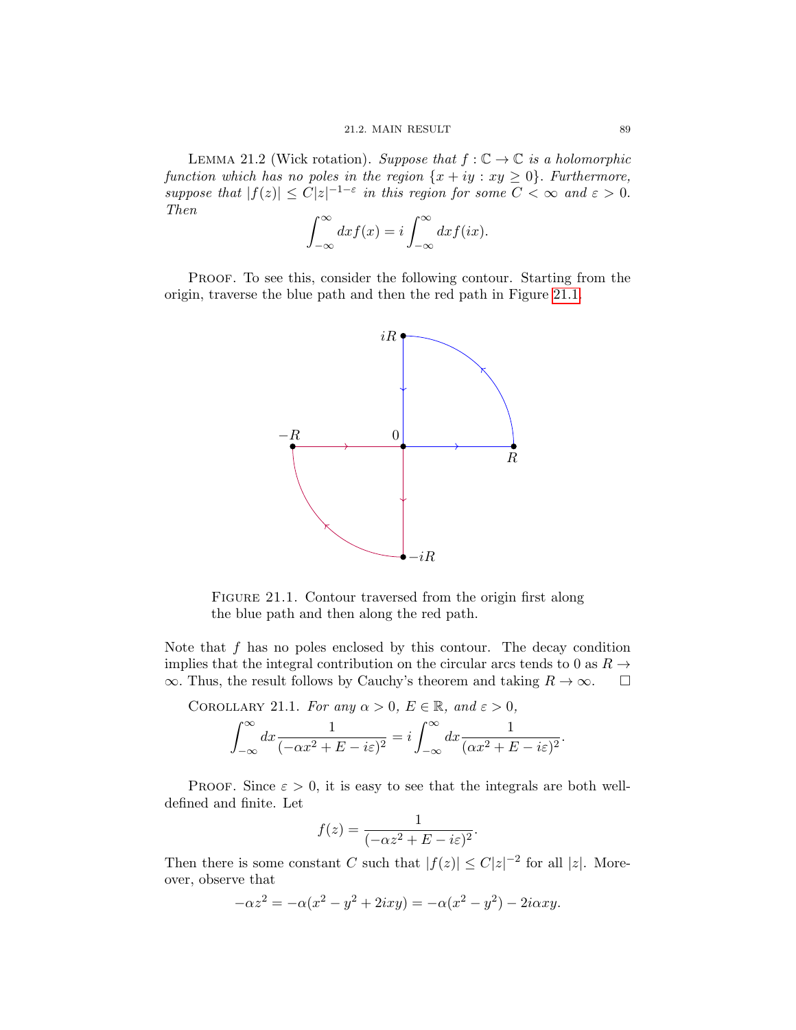LEMMA 21.2 (Wick rotation). *Suppose that $f : \mathbb{C} \to \mathbb{C}$ is a holomorphic function which has no poles in the region $\{x + iy : xy \geq 0\}$. Furthermore, suppose that $|f(z)| \leq C|z|^{-1-\varepsilon}$ in this region for some $C < \infty$ and $\varepsilon > 0$. Then*

$$\int_{-\infty}^{\infty} dx f(x) = i \int_{-\infty}^{\infty} dx f(ix).$$

PROOF. To see this, consider the following contour. Starting from the origin, traverse the blue path and then the red path in Figure 21.1.

FIGURE 21.1. Contour traversed from the origin first along the blue path and then along the red path.

Note that $f$ has no poles enclosed by this contour. The decay condition implies that the integral contribution on the circular arcs tends to 0 as $R \to \infty$. Thus, the result follows by Cauchy's theorem and taking $R \to \infty$. $\square$

COROLLARY 21.1. *For any $\alpha > 0$, $E \in \mathbb{R}$, and $\varepsilon > 0$,*

$$\int_{-\infty}^{\infty} dx \frac{1}{(-\alpha x^2 + E - i\varepsilon)^2} = i \int_{-\infty}^{\infty} dx \frac{1}{(\alpha x^2 + E - i\varepsilon)^2}.$$

PROOF. Since $\varepsilon > 0$, it is easy to see that the integrals are both well-defined and finite. Let

$$f(z) = \frac{1}{(-\alpha z^2 + E - i\varepsilon)^2}.$$

Then there is some constant $C$ such that $|f(z)| \leq C|z|^{-2}$ for all $|z|$. Moreover, observe that

$$-\alpha z^2 = -\alpha(x^2 - y^2 + 2ixy) = -\alpha(x^2 - y^2) - 2i\alpha xy.$$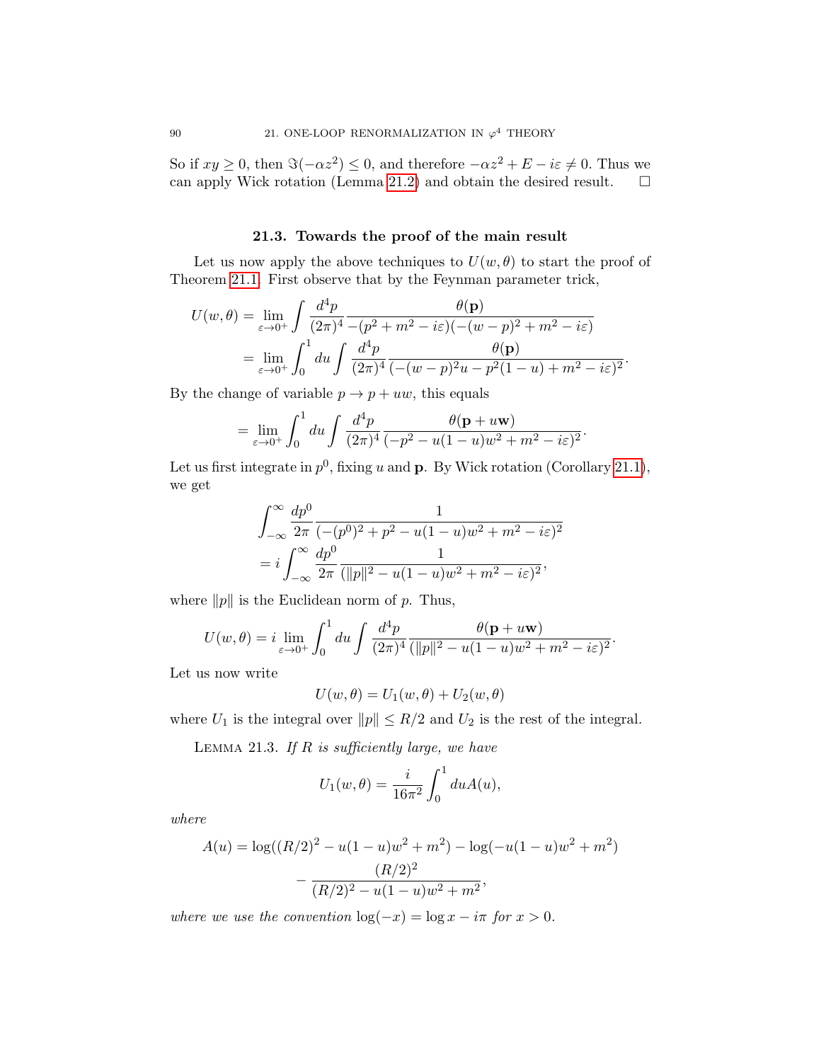So if $xy \geq 0$, then $\Im(-\alpha z^2) \leq 0$, and therefore $-\alpha z^2 + E - i\varepsilon \neq 0$. Thus we can apply Wick rotation (Lemma 21.2) and obtain the desired result. $\square$

### 21.3. Towards the proof of the main result

Let us now apply the above techniques to $U(w, \theta)$ to start the proof of Theorem 21.1. First observe that by the Feynman parameter trick,

$$
\begin{aligned}
U(w,\theta) &= \lim_{\varepsilon\to 0^+} \int \frac{d^4p}{(2\pi)^4} \frac{\theta(\mathbf{p})}{-(p^2+m^2-i\varepsilon)(-(w-p)^2+m^2-i\varepsilon)} \\
&= \lim_{\varepsilon\to 0^+} \int_0^1 du \int \frac{d^4p}{(2\pi)^4} \frac{\theta(\mathbf{p})}{(-(w-p)^2u - p^2(1-u)+m^2-i\varepsilon)^2}.
\end{aligned}
$$

By the change of variable $p \to p + uw$, this equals

$$
= \lim_{\varepsilon\to 0^+} \int_0^1 du \int \frac{d^4p}{(2\pi)^4} \frac{\theta(\mathbf{p}+u\mathbf{w})}{(-p^2 - u(1-u)w^2 + m^2 - i\varepsilon)^2}.
$$

Let us first integrate in $p^0$, fixing $u$ and $\mathbf{p}$. By Wick rotation (Corollary 21.1), we get

$$
\begin{aligned}
&\int_{-\infty}^{\infty} \frac{dp^0}{2\pi} \frac{1}{(-(p^0)^2 + \mathbf{p}^2 - u(1-u)w^2 + m^2 - i\varepsilon)^2} \\
&= i\int_{-\infty}^{\infty} \frac{dp^0}{2\pi} \frac{1}{(\|p\|^2 - u(1-u)w^2 + m^2 - i\varepsilon)^2},
\end{aligned}
$$

where $\|p\|$ is the Euclidean norm of $p$. Thus,

$$
U(w,\theta) = i \lim_{\varepsilon\to 0^+} \int_0^1 du \int \frac{d^4p}{(2\pi)^4} \frac{\theta(\mathbf{p}+u\mathbf{w})}{(\|p\|^2 - u(1-u)w^2 + m^2 - i\varepsilon)^2}.
$$

Let us now write

$$
U(w,\theta) = U_1(w,\theta) + U_2(w,\theta)
$$

where $U_1$ is the integral over $\|p\| \leq R/2$ and $U_2$ is the rest of the integral.

Lemma 21.3. *If $R$ is sufficiently large, we have*

$$
U_1(w,\theta) = \frac{i}{16\pi^2} \int_0^1 du A(u),
$$

*where*

$$
\begin{aligned}
A(u) &= \log((R/2)^2 - u(1-u)w^2 + m^2) - \log(-u(1-u)w^2 + m^2) \\
&\quad - \frac{(R/2)^2}{(R/2)^2 - u(1-u)w^2 + m^2},
\end{aligned}
$$

*where we use the convention* $\log(-x) = \log x - i\pi$ *for* $x > 0$.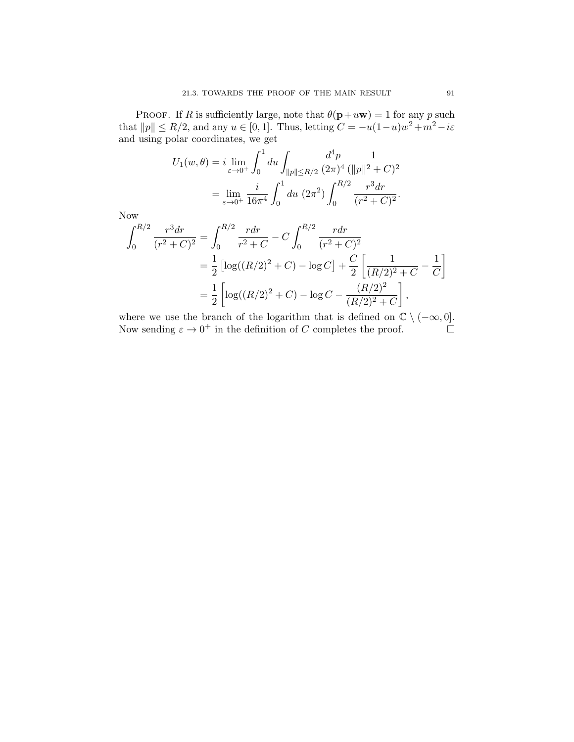Proof. If $R$ is sufficiently large, note that $\theta(\mathbf{p}+u\mathbf{w}) = 1$ for any $p$ such that $\|p\| \le R/2$, and any $u \in [0,1]$. Thus, letting $C = -u(1-u)w^2 + m^2 - i\varepsilon$ and using polar coordinates, we get

$$
\begin{aligned}
U_1(w,\theta) &= i \lim_{\varepsilon \to 0^+} \int_0^1 du \int_{\|p\|\le R/2} \frac{d^4p}{(2\pi)^4} \frac{1}{(\|p\|^2 + C)^2} \\
&= \lim_{\varepsilon \to 0^+} \frac{i}{16\pi^4} \int_0^1 du \; (2\pi^2) \int_0^{R/2} \frac{r^3 dr}{(r^2+C)^2}.
\end{aligned}
$$

Now

$$
\begin{aligned}
\int_0^{R/2} \frac{r^3 dr}{(r^2+C)^2} &= \int_0^{R/2} \frac{r dr}{r^2 + C} - C \int_0^{R/2} \frac{r dr}{(r^2+C)^2} \\
&= \frac{1}{2}\left[\log((R/2)^2 + C) - \log C\right] + \frac{C}{2}\left[\frac{1}{(R/2)^2 + C} - \frac{1}{C}\right] \\
&= \frac{1}{2}\left[\log((R/2)^2 + C) - \log C - \frac{(R/2)^2}{(R/2)^2 + C}\right],
\end{aligned}
$$

where we use the branch of the logarithm that is defined on $\mathbb{C} \setminus (-\infty, 0]$. Now sending $\varepsilon \to 0^+$ in the definition of $C$ completes the proof. $\square$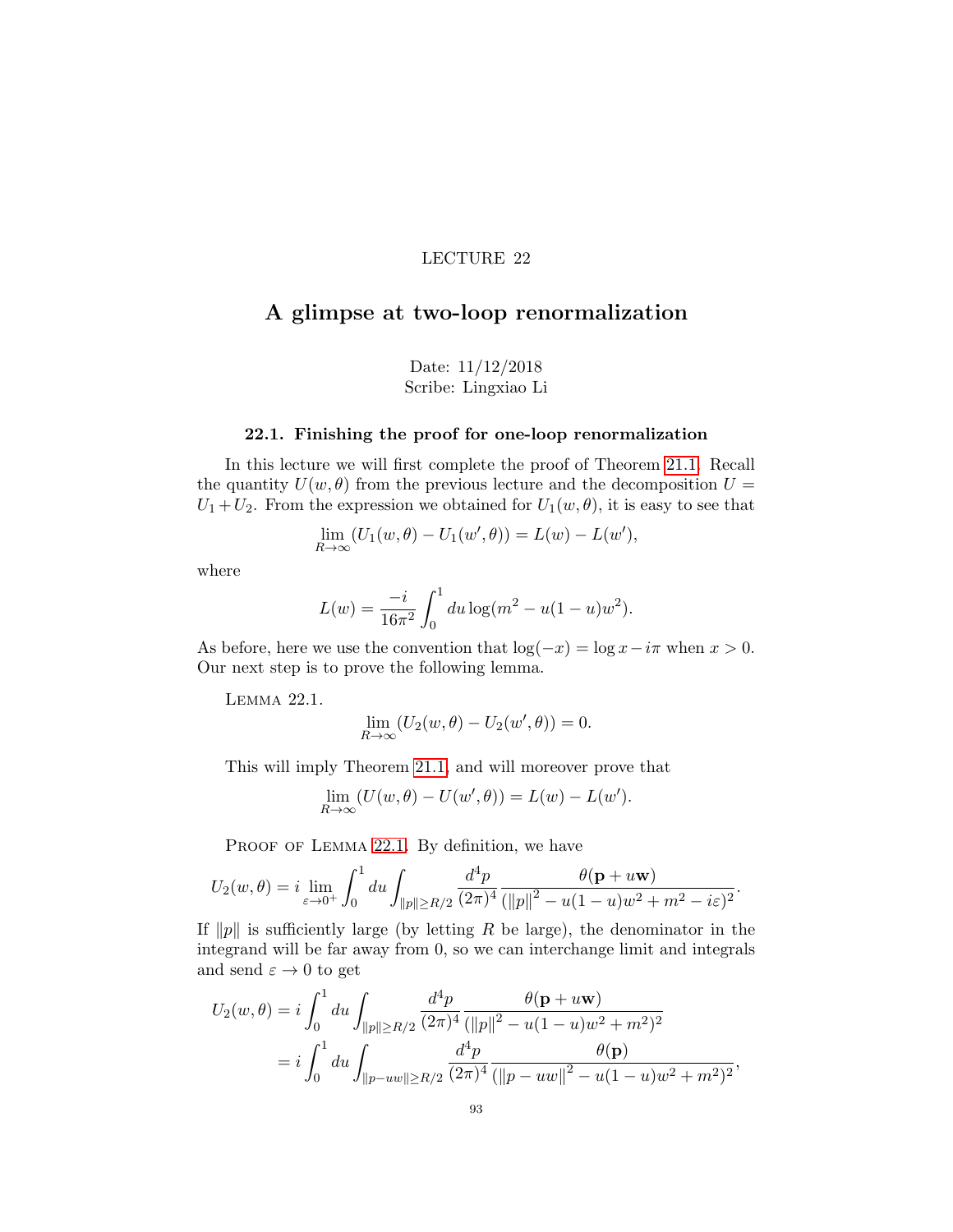LECTURE 22

# A glimpse at two-loop renormalization

Date: 11/12/2018
Scribe: Lingxiao Li

### 22.1. Finishing the proof for one-loop renormalization

In this lecture we will first complete the proof of Theorem 21.1. Recall the quantity $U(w, \theta)$ from the previous lecture and the decomposition $U = U_1 + U_2$. From the expression we obtained for $U_1(w, \theta)$, it is easy to see that

$$\lim_{R\to\infty}(U_1(w, \theta) - U_1(w', \theta)) = L(w) - L(w'),$$

where

$$L(w) = \frac{-i}{16\pi^2}\int_0^1 du \log(m^2 - u(1-u)w^2).$$

As before, here we use the convention that $\log(-x) = \log x - i\pi$ when $x > 0$. Our next step is to prove the following lemma.

Lemma 22.1.

$$\lim_{R\to\infty}(U_2(w, \theta) - U_2(w', \theta)) = 0.$$

This will imply Theorem 21.1, and will moreover prove that

$$\lim_{R\to\infty}(U(w, \theta) - U(w', \theta)) = L(w) - L(w').$$

Proof of Lemma 22.1. By definition, we have

$$U_2(w, \theta) = i\lim_{\varepsilon\to 0^+}\int_0^1 du\int_{\|p\|\geq R/2}\frac{d^4p}{(2\pi)^4}\frac{\theta(\mathbf{p} + u\mathbf{w})}{(\|p\|^2 - u(1-u)w^2 + m^2 - i\varepsilon)^2}.$$

If $\|p\|$ is sufficiently large (by letting $R$ be large), the denominator in the integrand will be far away from 0, so we can interchange limit and integrals and send $\varepsilon \to 0$ to get

$$\begin{aligned}
U_2(w, \theta) &= i\int_0^1 du\int_{\|p\|\geq R/2}\frac{d^4p}{(2\pi)^4}\frac{\theta(\mathbf{p} + u\mathbf{w})}{(\|p\|^2 - u(1-u)w^2 + m^2)^2}\\
&= i\int_0^1 du\int_{\|p - uw\|\geq R/2}\frac{d^4p}{(2\pi)^4}\frac{\theta(\mathbf{p})}{(\|p - uw\|^2 - u(1-u)w^2 + m^2)^2},
\end{aligned}$$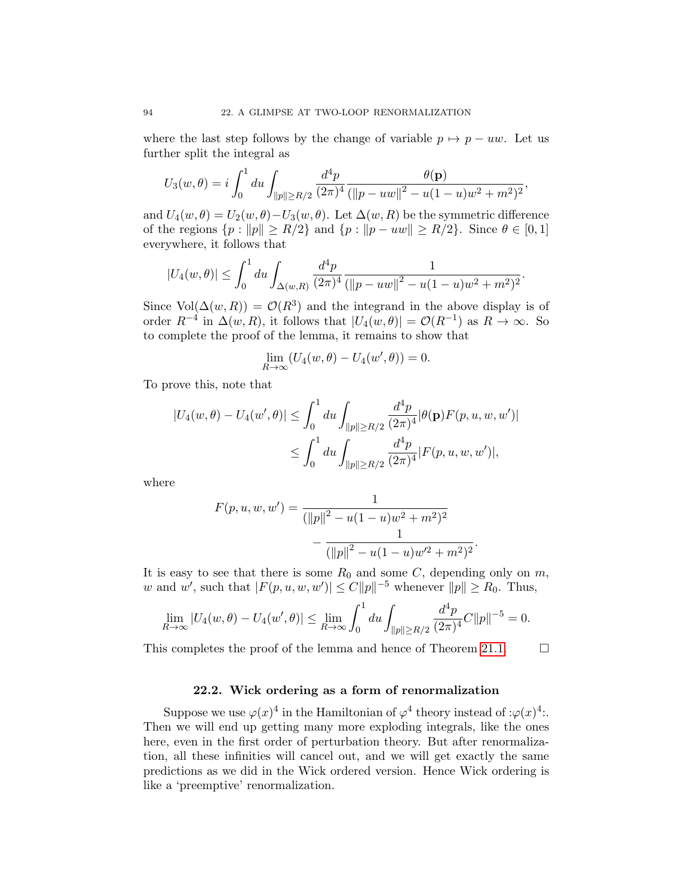where the last step follows by the change of variable $p \mapsto p - uw$. Let us further split the integral as

$$U_3(w, \theta) = i \int_0^1 du \int_{\|p\| \geq R/2} \frac{d^4p}{(2\pi)^4} \frac{\theta(\mathbf{p})}{(\|p - uw\|^2 - u(1-u)w^2 + m^2)^2},$$

and $U_4(w, \theta) = U_2(w, \theta) - U_3(w, \theta)$. Let $\Delta(w, R)$ be the symmetric difference of the regions $\{p : \|p\| \geq R/2\}$ and $\{p : \|p - uw\| \geq R/2\}$. Since $\theta \in [0, 1]$ everywhere, it follows that

$$|U_4(w, \theta)| \leq \int_0^1 du \int_{\Delta(w,R)} \frac{d^4p}{(2\pi)^4} \frac{1}{(\|p - uw\|^2 - u(1-u)w^2 + m^2)^2}.$$

Since $\mathrm{Vol}(\Delta(w, R)) = \mathcal{O}(R^3)$ and the integrand in the above display is of order $R^{-4}$ in $\Delta(w, R)$, it follows that $|U_4(w, \theta)| = \mathcal{O}(R^{-1})$ as $R \to \infty$. So to complete the proof of the lemma, it remains to show that

$$\lim_{R \to \infty} (U_4(w, \theta) - U_4(w', \theta)) = 0.$$

To prove this, note that

$$\begin{aligned}
|U_4(w, \theta) - U_4(w', \theta)| &\leq \int_0^1 du \int_{\|p\| \geq R/2} \frac{d^4p}{(2\pi)^4} |\theta(\mathbf{p}) F(p, u, w, w')| \\
&\leq \int_0^1 du \int_{\|p\| \geq R/2} \frac{d^4p}{(2\pi)^4} |F(p, u, w, w')|,
\end{aligned}$$

where

$$\begin{aligned}
F(p, u, w, w') = \frac{1}{(\|p\|^2 - u(1-u)w^2 + m^2)^2} \\
- \frac{1}{(\|p\|^2 - u(1-u)w'^2 + m^2)^2}.
\end{aligned}$$

It is easy to see that there is some $R_0$ and some $C$, depending only on $m$, $w$ and $w'$, such that $|F(p, u, w, w')| \leq C\|p\|^{-5}$ whenever $\|p\| \geq R_0$. Thus,

$$\lim_{R \to \infty} |U_4(w, \theta) - U_4(w', \theta)| \leq \lim_{R \to \infty} \int_0^1 du \int_{\|p\| \geq R/2} \frac{d^4p}{(2\pi)^4} C\|p\|^{-5} = 0.$$

This completes the proof of the lemma and hence of Theorem 21.1. $\square$

## 22.2. Wick ordering as a form of renormalization

Suppose we use $\varphi(x)^4$ in the Hamiltonian of $\varphi^4$ theory instead of $:\varphi(x)^4:$. Then we will end up getting many more exploding integrals, like the ones here, even in the first order of perturbation theory. But after renormalization, all these infinities will cancel out, and we will get exactly the same predictions as we did in the Wick ordered version. Hence Wick ordering is like a 'preemptive' renormalization.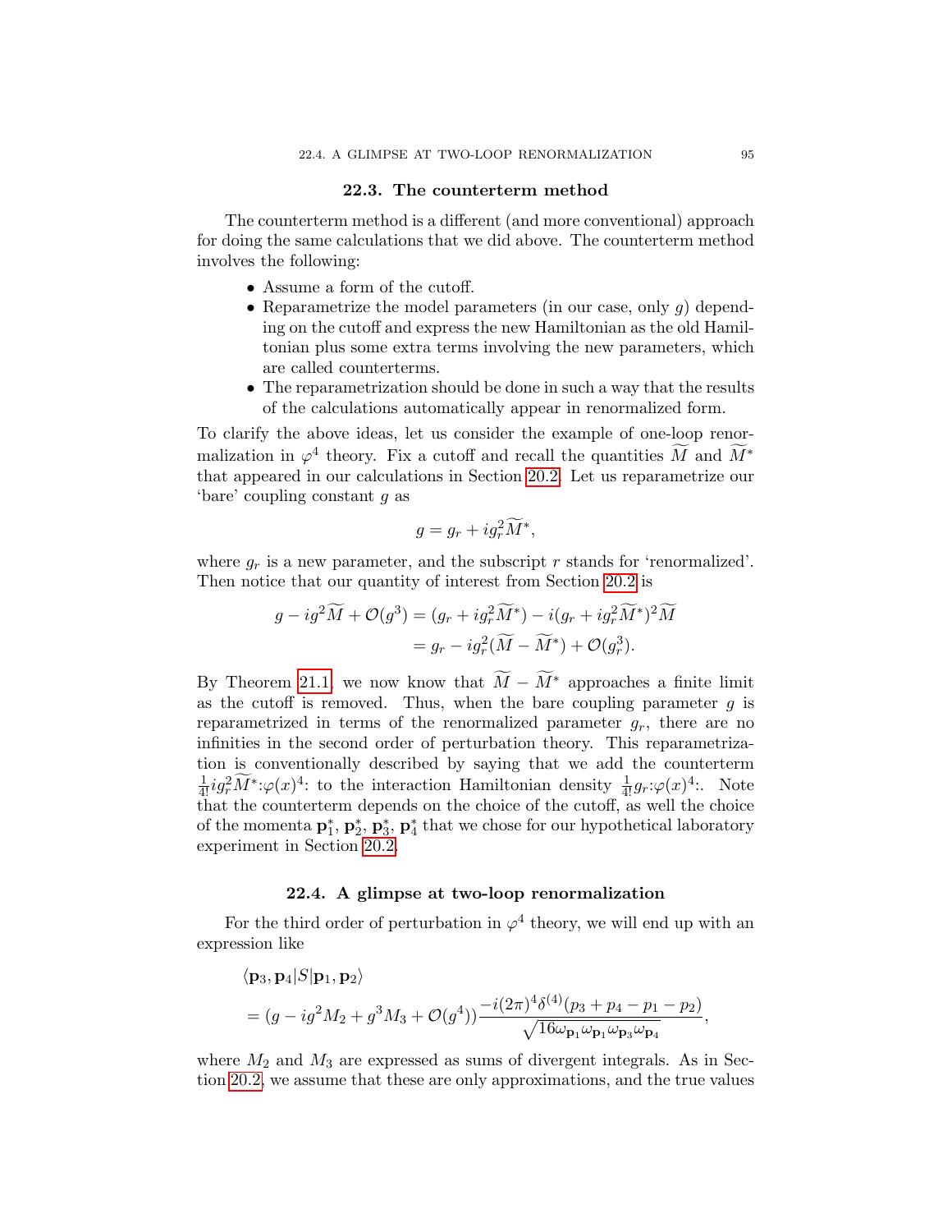### 22.3. The counterterm method

The counterterm method is a different (and more conventional) approach for doing the same calculations that we did above. The counterterm method involves the following:

- Assume a form of the cutoff.
- Reparametrize the model parameters (in our case, only $g$) depending on the cutoff and express the new Hamiltonian as the old Hamiltonian plus some extra terms involving the new parameters, which are called counterterms.
- The reparametrization should be done in such a way that the results of the calculations automatically appear in renormalized form.

To clarify the above ideas, let us consider the example of one-loop renormalization in $\varphi^4$ theory. Fix a cutoff and recall the quantities $\widetilde{M}$ and $\widetilde{M}^*$ that appeared in our calculations in Section 20.2. Let us reparametrize our 'bare' coupling constant $g$ as

$$g = g_r + ig_r^2\widetilde{M}^*,$$

where $g_r$ is a new parameter, and the subscript $r$ stands for 'renormalized'. Then notice that our quantity of interest from Section 20.2 is

$$\begin{aligned} g - ig^2\widetilde{M} + \mathcal{O}(g^3) &= (g_r + ig_r^2\widetilde{M}^*) - i(g_r + ig_r^2\widetilde{M}^*)^2\widetilde{M} \\ &= g_r - ig_r^2(\widetilde{M} - \widetilde{M}^*) + \mathcal{O}(g_r^3). \end{aligned}$$

By Theorem 21.1, we now know that $\widetilde{M} - \widetilde{M}^*$ approaches a finite limit as the cutoff is removed. Thus, when the bare coupling parameter $g$ is reparametrized in terms of the renormalized parameter $g_r$, there are no infinities in the second order of perturbation theory. This reparametrization is conventionally described by saying that we add the counterterm $\frac{1}{4!}ig_r^2\widetilde{M}^*{:}\varphi(x)^4{:}$ to the interaction Hamiltonian density $\frac{1}{4!}g_r{:}\varphi(x)^4{:}$. Note that the counterterm depends on the choice of the cutoff, as well the choice of the momenta $\mathbf{p}_1^*$, $\mathbf{p}_2^*$, $\mathbf{p}_3^*$, $\mathbf{p}_4^*$ that we chose for our hypothetical laboratory experiment in Section 20.2.

### 22.4. A glimpse at two-loop renormalization

For the third order of perturbation in $\varphi^4$ theory, we will end up with an expression like

$$\begin{aligned} &\langle \mathbf{p}_3, \mathbf{p}_4 | S | \mathbf{p}_1, \mathbf{p}_2 \rangle \\ &= (g - ig^2 M_2 + g^3 M_3 + \mathcal{O}(g^4)) \frac{-i(2\pi)^4\delta^{(4)}(p_3 + p_4 - p_1 - p_2)}{\sqrt{16\omega_{\mathbf{p}_1}\omega_{\mathbf{p}_1}\omega_{\mathbf{p}_3}\omega_{\mathbf{p}_4}}}, \end{aligned}$$

where $M_2$ and $M_3$ are expressed as sums of divergent integrals. As in Section 20.2, we assume that these are only approximations, and the true values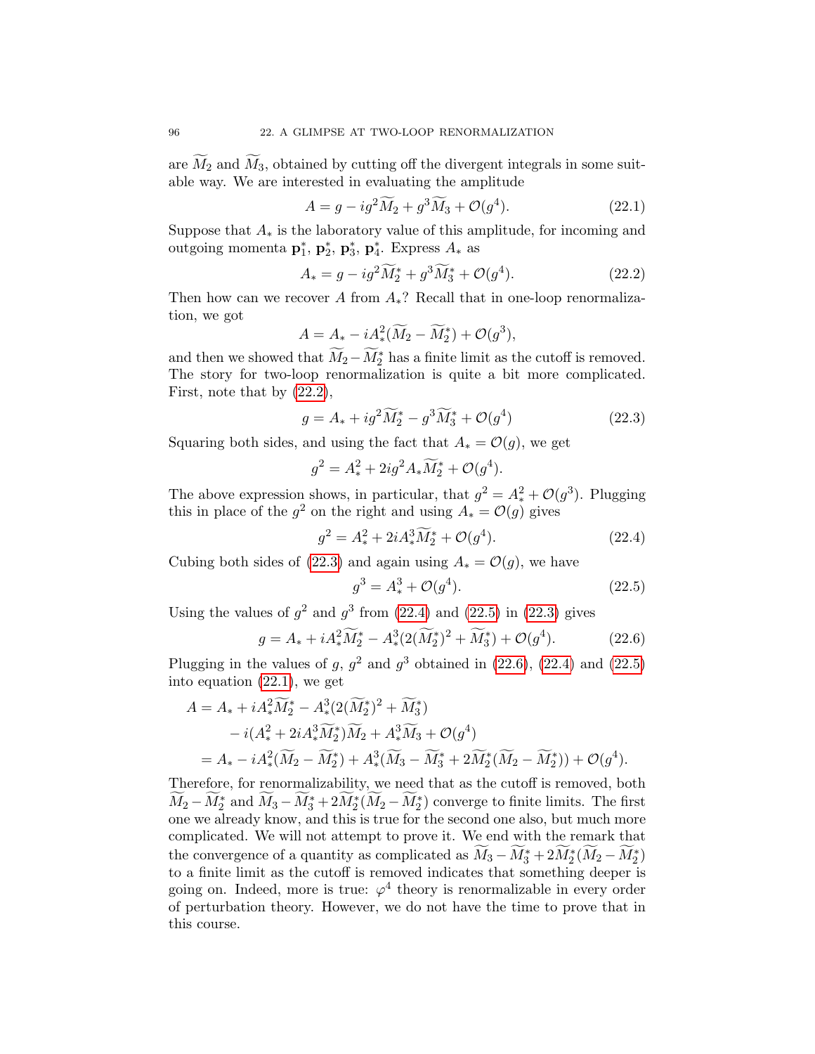are $\widetilde{M}_2$ and $\widetilde{M}_3$, obtained by cutting off the divergent integrals in some suitable way. We are interested in evaluating the amplitude

$$A = g - ig^2\widetilde{M}_2 + g^3\widetilde{M}_3 + \mathcal{O}(g^4). \tag{22.1}$$

Suppose that $A_*$ is the laboratory value of this amplitude, for incoming and outgoing momenta $\mathbf{p}_1^*$, $\mathbf{p}_2^*$, $\mathbf{p}_3^*$, $\mathbf{p}_4^*$. Express $A_*$ as

$$A_* = g - ig^2\widetilde{M}_2^* + g^3\widetilde{M}_3^* + \mathcal{O}(g^4). \tag{22.2}$$

Then how can we recover $A$ from $A_*$? Recall that in one-loop renormalization, we got

$$A = A_* - iA_*^2(\widetilde{M}_2 - \widetilde{M}_2^*) + \mathcal{O}(g^3),$$

and then we showed that $\widetilde{M}_2 - \widetilde{M}_2^*$ has a finite limit as the cutoff is removed. The story for two-loop renormalization is quite a bit more complicated. First, note that by (22.2),

$$g = A_* + ig^2\widetilde{M}_2^* - g^3\widetilde{M}_3^* + \mathcal{O}(g^4) \tag{22.3}$$

Squaring both sides, and using the fact that $A_* = \mathcal{O}(g)$, we get

$$g^2 = A_*^2 + 2ig^2 A_*\widetilde{M}_2^* + \mathcal{O}(g^4).$$

The above expression shows, in particular, that $g^2 = A_*^2 + \mathcal{O}(g^3)$. Plugging this in place of the $g^2$ on the right and using $A_* = \mathcal{O}(g)$ gives

$$g^2 = A_*^2 + 2iA_*^3\widetilde{M}_2^* + \mathcal{O}(g^4). \tag{22.4}$$

Cubing both sides of (22.3) and again using $A_* = \mathcal{O}(g)$, we have

$$g^3 = A_*^3 + \mathcal{O}(g^4). \tag{22.5}$$

Using the values of $g^2$ and $g^3$ from (22.4) and (22.5) in (22.3) gives

$$g = A_* + iA_*^2\widetilde{M}_2^* - A_*^3(2(\widetilde{M}_2^*)^2 + \widetilde{M}_3^*) + \mathcal{O}(g^4). \tag{22.6}$$

Plugging in the values of $g$, $g^2$ and $g^3$ obtained in (22.6), (22.4) and (22.5) into equation (22.1), we get

$$\begin{aligned}
A &= A_* + iA_*^2\widetilde{M}_2^* - A_*^3(2(\widetilde{M}_2^*)^2 + \widetilde{M}_3^*) \\
&\quad - i(A_*^2 + 2iA_*^3\widetilde{M}_2^*)\widetilde{M}_2 + A_*^3\widetilde{M}_3 + \mathcal{O}(g^4) \\
&= A_* - iA_*^2(\widetilde{M}_2 - \widetilde{M}_2^*) + A_*^3(\widetilde{M}_3 - \widetilde{M}_3^* + 2\widetilde{M}_2^*(\widetilde{M}_2 - \widetilde{M}_2^*)) + \mathcal{O}(g^4).
\end{aligned}$$

Therefore, for renormalizability, we need that as the cutoff is removed, both $\widetilde{M}_2 - \widetilde{M}_2^*$ and $\widetilde{M}_3 - \widetilde{M}_3^* + 2\widetilde{M}_2^*(\widetilde{M}_2 - \widetilde{M}_2^*)$ converge to finite limits. The first one we already know, and this is true for the second one also, but much more complicated. We will not attempt to prove it. We end with the remark that the convergence of a quantity as complicated as $\widetilde{M}_3 - \widetilde{M}_3^* + 2\widetilde{M}_2^*(\widetilde{M}_2 - \widetilde{M}_2^*)$ to a finite limit as the cutoff is removed indicates that something deeper is going on. Indeed, more is true: $\varphi^4$ theory is renormalizable in every order of perturbation theory. However, we do not have the time to prove that in this course.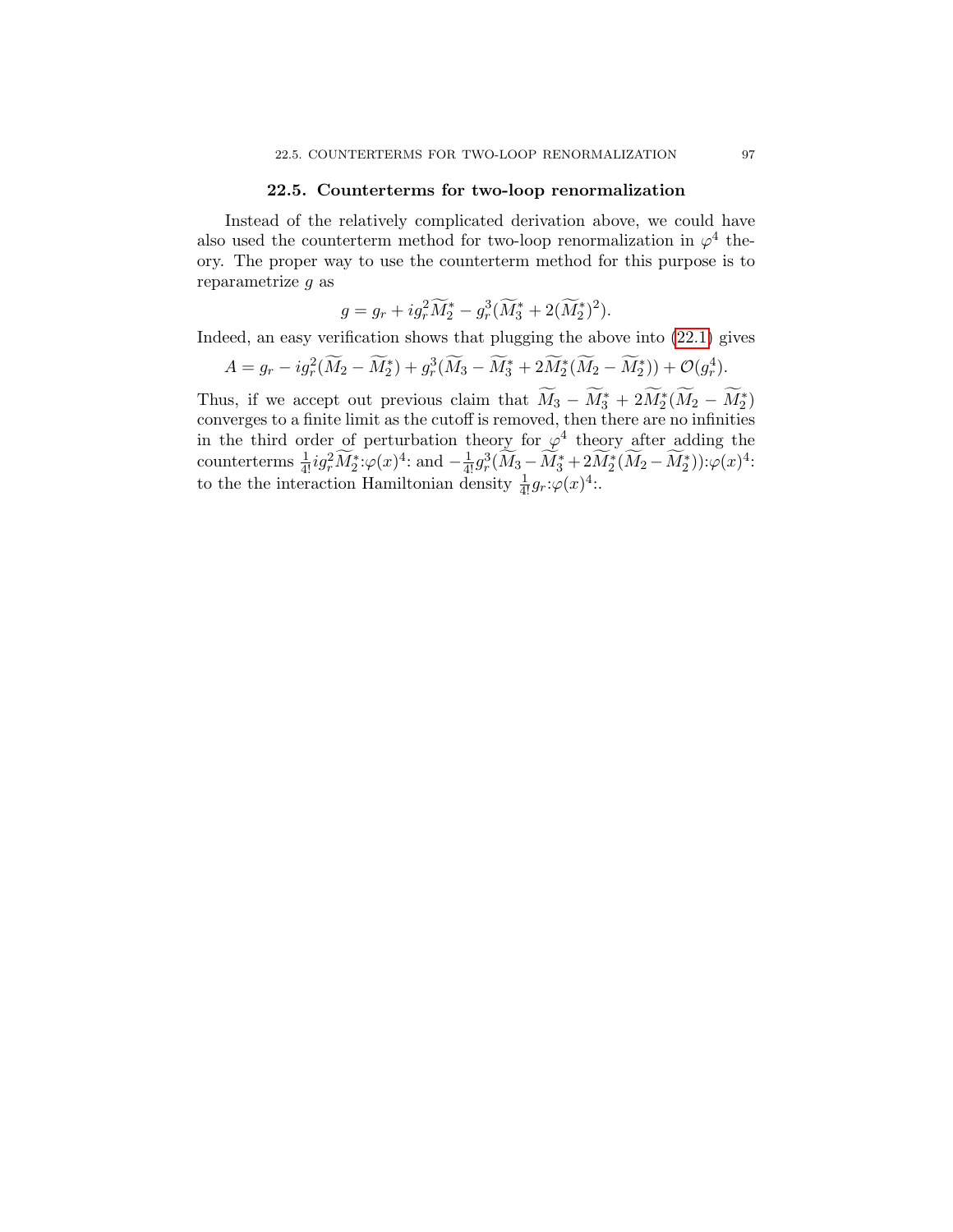## 22.5. Counterterms for two-loop renormalization

Instead of the relatively complicated derivation above, we could have also used the counterterm method for two-loop renormalization in $\varphi^4$ theory. The proper way to use the counterterm method for this purpose is to reparametrize $g$ as

$$g = g_r + ig_r^2\widetilde{M}_2^* - g_r^3(\widetilde{M}_3^* + 2(\widetilde{M}_2^*)^2).$$

Indeed, an easy verification shows that plugging the above into (22.1) gives

$$A = g_r - ig_r^2(\widetilde{M}_2 - \widetilde{M}_2^*) + g_r^3(\widetilde{M}_3 - \widetilde{M}_3^* + 2\widetilde{M}_2^*(\widetilde{M}_2 - \widetilde{M}_2^*)) + \mathcal{O}(g_r^4).$$

Thus, if we accept out previous claim that $\widetilde{M}_3 - \widetilde{M}_3^* + 2\widetilde{M}_2^*(\widetilde{M}_2 - \widetilde{M}_2^*)$ converges to a finite limit as the cutoff is removed, then there are no infinities in the third order of perturbation theory for $\varphi^4$ theory after adding the counterterms $\frac{1}{4!}ig_r^2\widetilde{M}_2^*{:}\varphi(x)^4{:}$ and $-\frac{1}{4!}g_r^3(\widetilde{M}_3 - \widetilde{M}_3^* + 2\widetilde{M}_2^*(\widetilde{M}_2 - \widetilde{M}_2^*)){:}\varphi(x)^4{:}$ to the the interaction Hamiltonian density $\frac{1}{4!}g_r{:}\varphi(x)^4{:}$.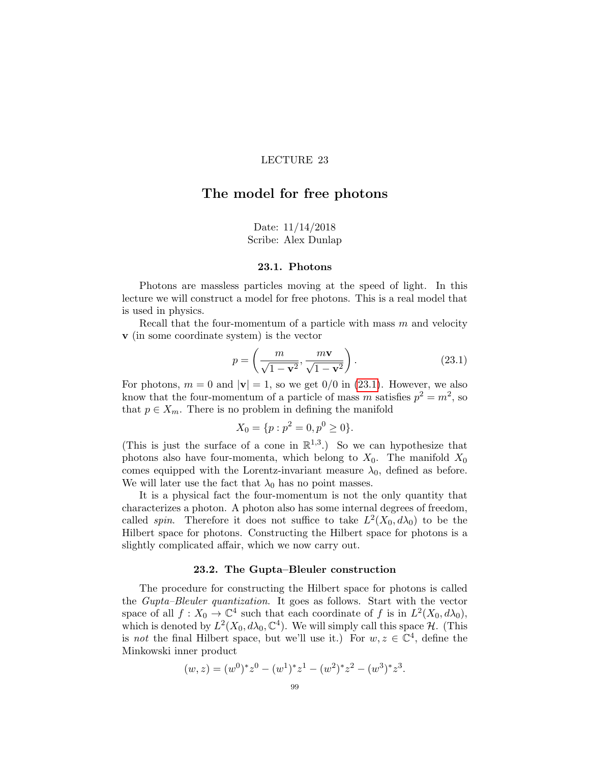LECTURE 23

# The model for free photons

Date: 11/14/2018
Scribe: Alex Dunlap

## 23.1. Photons

Photons are massless particles moving at the speed of light. In this lecture we will construct a model for free photons. This is a real model that is used in physics.

Recall that the four-momentum of a particle with mass $m$ and velocity $\mathbf{v}$ (in some coordinate system) is the vector

$$p = \left( \frac{m}{\sqrt{1-\mathbf{v}^2}}, \frac{m\mathbf{v}}{\sqrt{1-\mathbf{v}^2}} \right). \tag{23.1}$$

For photons, $m = 0$ and $|\mathbf{v}| = 1$, so we get $0/0$ in (23.1). However, we also know that the four-momentum of a particle of mass $m$ satisfies $p^2 = m^2$, so that $p \in X_m$. There is no problem in defining the manifold

$$X_0 = \{p : p^2 = 0, p^0 \geq 0\}.$$

(This is just the surface of a cone in $\mathbb{R}^{1,3}$.) So we can hypothesize that photons also have four-momenta, which belong to $X_0$. The manifold $X_0$ comes equipped with the Lorentz-invariant measure $\lambda_0$, defined as before. We will later use the fact that $\lambda_0$ has no point masses.

It is a physical fact the four-momentum is not the only quantity that characterizes a photon. A photon also has some internal degrees of freedom, called *spin*. Therefore it does not suffice to take $L^2(X_0, d\lambda_0)$ to be the Hilbert space for photons. Constructing the Hilbert space for photons is a slightly complicated affair, which we now carry out.

## 23.2. The Gupta–Bleuler construction

The procedure for constructing the Hilbert space for photons is called the *Gupta–Bleuler quantization*. It goes as follows. Start with the vector space of all $f : X_0 \to \mathbb{C}^4$ such that each coordinate of $f$ is in $L^2(X_0, d\lambda_0)$, which is denoted by $L^2(X_0, d\lambda_0, \mathbb{C}^4)$. We will simply call this space $\mathcal{H}$. (This is *not* the final Hilbert space, but we'll use it.) For $w, z \in \mathbb{C}^4$, define the Minkowski inner product

$$(w, z) = (w^0)^* z^0 - (w^1)^* z^1 - (w^2)^* z^2 - (w^3)^* z^3.$$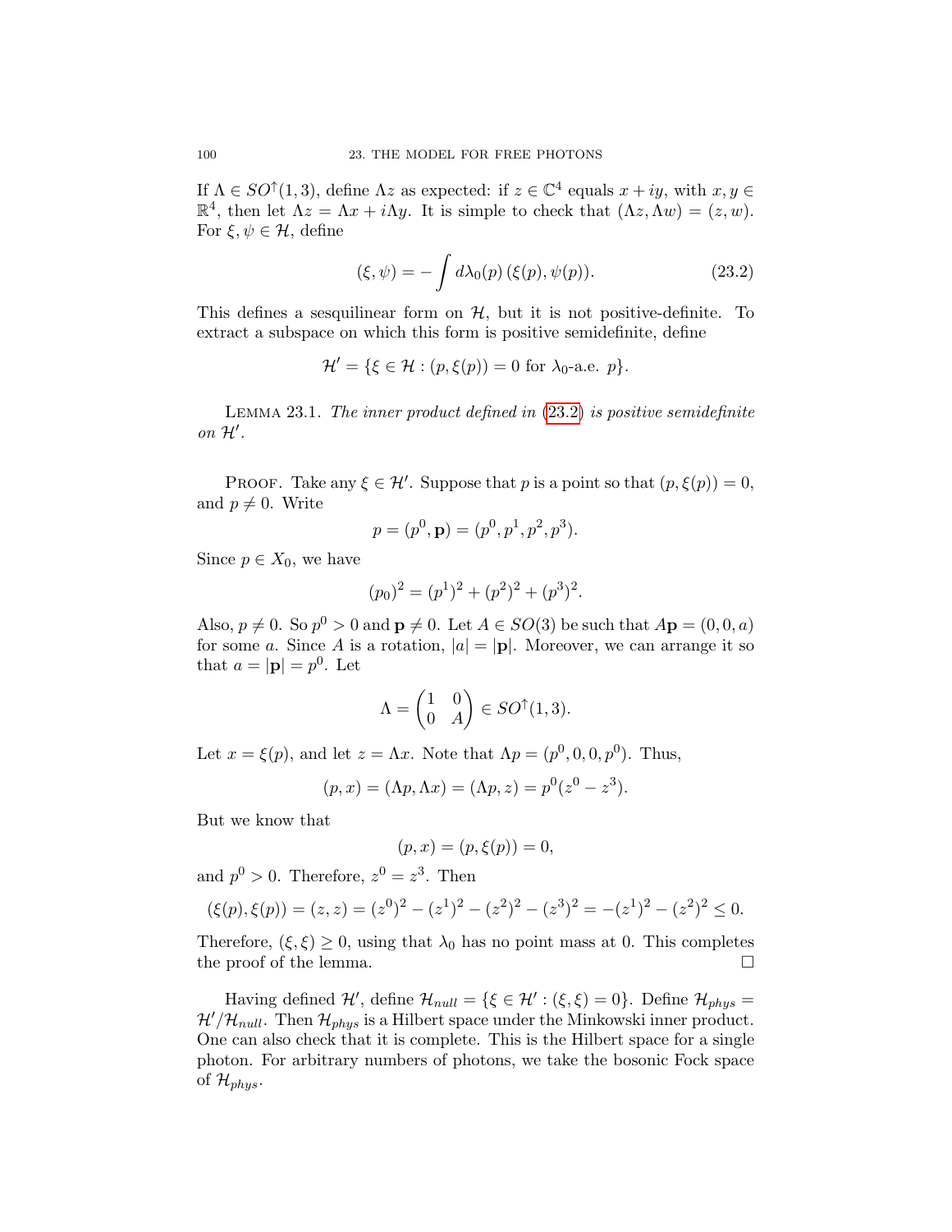If $\Lambda \in SO^{\uparrow}(1,3)$, define $\Lambda z$ as expected: if $z \in \mathbb{C}^4$ equals $x + iy$, with $x, y \in \mathbb{R}^4$, then let $\Lambda z = \Lambda x + i\Lambda y$. It is simple to check that $(\Lambda z, \Lambda w) = (z, w)$. For $\xi, \psi \in \mathcal{H}$, define

$$(\xi, \psi) = -\int d\lambda_0(p)\, (\xi(p), \psi(p)). \tag{23.2}$$

This defines a sesquilinear form on $\mathcal{H}$, but it is not positive-definite. To extract a subspace on which this form is positive semidefinite, define

$$\mathcal{H}' = \{\xi \in \mathcal{H} : (p, \xi(p)) = 0 \text{ for } \lambda_0\text{-a.e. } p\}.$$

LEMMA 23.1. *The inner product defined in (23.2) is positive semidefinite on $\mathcal{H}'$.*

PROOF. Take any $\xi \in \mathcal{H}'$. Suppose that $p$ is a point so that $(p, \xi(p)) = 0$, and $p \neq 0$. Write

$$p = (p^0, \mathbf{p}) = (p^0, p^1, p^2, p^3).$$

Since $p \in X_0$, we have

$$(p_0)^2 = (p^1)^2 + (p^2)^2 + (p^3)^2.$$

Also, $p \neq 0$. So $p^0 > 0$ and $\mathbf{p} \neq 0$. Let $A \in SO(3)$ be such that $A\mathbf{p} = (0, 0, a)$ for some $a$. Since $A$ is a rotation, $|a| = |\mathbf{p}|$. Moreover, we can arrange it so that $a = |\mathbf{p}| = p^0$. Let

$$\Lambda = \begin{pmatrix} 1 & 0 \\ 0 & A \end{pmatrix} \in SO^{\uparrow}(1,3).$$

Let $x = \xi(p)$, and let $z = \Lambda x$. Note that $\Lambda p = (p^0, 0, 0, p^0)$. Thus,

$$(p, x) = (\Lambda p, \Lambda x) = (\Lambda p, z) = p^0(z^0 - z^3).$$

But we know that

$$(p, x) = (p, \xi(p)) = 0,$$

and $p^0 > 0$. Therefore, $z^0 = z^3$. Then

$$(\xi(p), \xi(p)) = (z, z) = (z^0)^2 - (z^1)^2 - (z^2)^2 - (z^3)^2 = -(z^1)^2 - (z^2)^2 \leq 0.$$

Therefore, $(\xi, \xi) \geq 0$, using that $\lambda_0$ has no point mass at 0. This completes the proof of the lemma. ◻

Having defined $\mathcal{H}'$, define $\mathcal{H}_{null} = \{\xi \in \mathcal{H}' : (\xi, \xi) = 0\}$. Define $\mathcal{H}_{phys} = \mathcal{H}'/\mathcal{H}_{null}$. Then $\mathcal{H}_{phys}$ is a Hilbert space under the Minkowski inner product. One can also check that it is complete. This is the Hilbert space for a single photon. For arbitrary numbers of photons, we take the bosonic Fock space of $\mathcal{H}_{phys}$.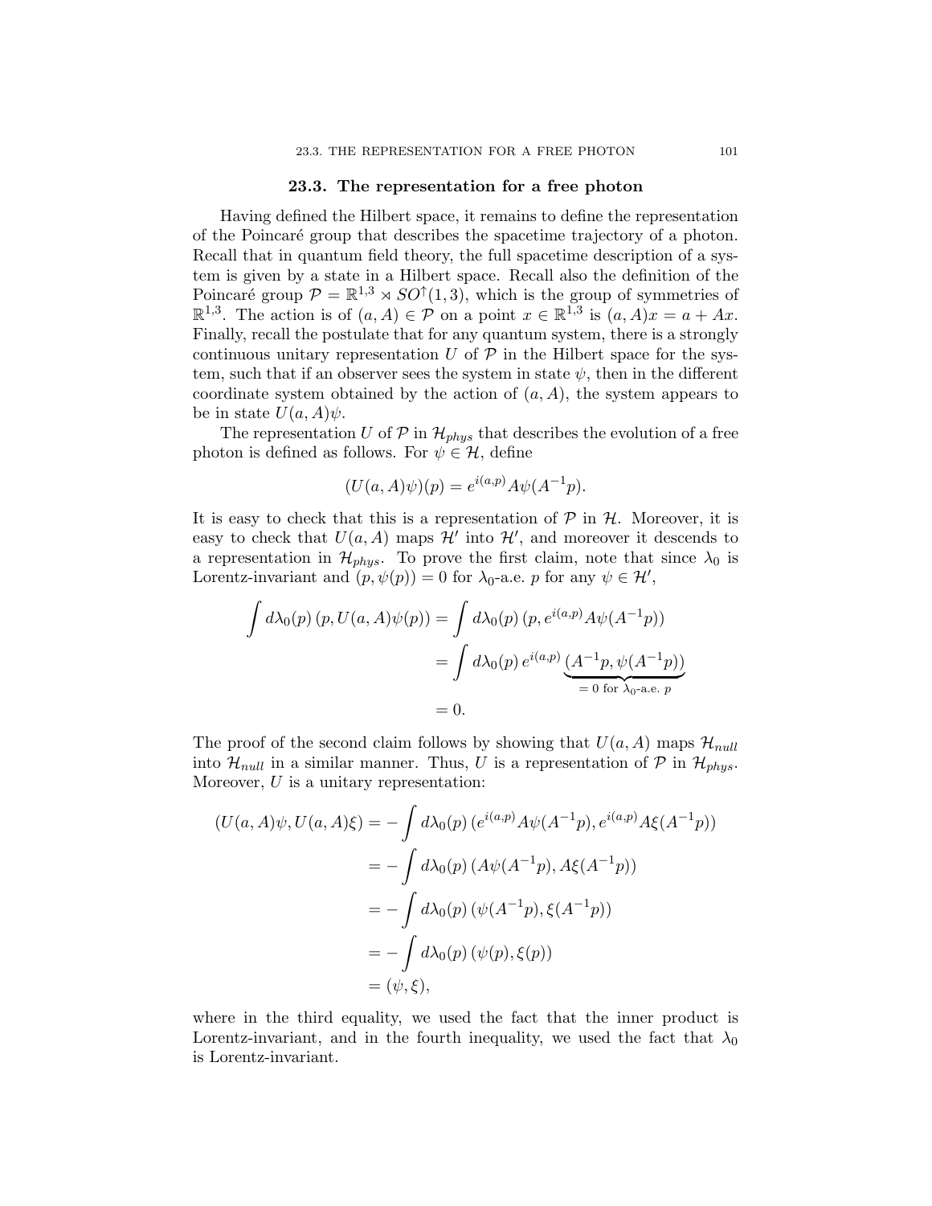### 23.3. The representation for a free photon

Having defined the Hilbert space, it remains to define the representation of the Poincaré group that describes the spacetime trajectory of a photon. Recall that in quantum field theory, the full spacetime description of a system is given by a state in a Hilbert space. Recall also the definition of the Poincaré group $\mathcal{P} = \mathbb{R}^{1,3} \rtimes SO^{\uparrow}(1,3)$, which is the group of symmetries of $\mathbb{R}^{1,3}$. The action is of $(a, A) \in \mathcal{P}$ on a point $x \in \mathbb{R}^{1,3}$ is $(a, A)x = a + Ax$. Finally, recall the postulate that for any quantum system, there is a strongly continuous unitary representation $U$ of $\mathcal{P}$ in the Hilbert space for the system, such that if an observer sees the system in state $\psi$, then in the different coordinate system obtained by the action of $(a, A)$, the system appears to be in state $U(a, A)\psi$.

The representation $U$ of $\mathcal{P}$ in $\mathcal{H}_{phys}$ that describes the evolution of a free photon is defined as follows. For $\psi \in \mathcal{H}$, define

$$(U(a, A)\psi)(p) = e^{i(a,p)} A\psi(A^{-1}p).$$

It is easy to check that this is a representation of $\mathcal{P}$ in $\mathcal{H}$. Moreover, it is easy to check that $U(a, A)$ maps $\mathcal{H}'$ into $\mathcal{H}'$, and moreover it descends to a representation in $\mathcal{H}_{phys}$. To prove the first claim, note that since $\lambda_0$ is Lorentz-invariant and $(p, \psi(p)) = 0$ for $\lambda_0$-a.e. $p$ for any $\psi \in \mathcal{H}'$,

$$\begin{aligned}
\int d\lambda_0(p)\,(p, U(a, A)\psi(p)) &= \int d\lambda_0(p)\,(p, e^{i(a,p)} A\psi(A^{-1}p)) \\
&= \int d\lambda_0(p)\, e^{i(a,p)} \underbrace{(A^{-1}p, \psi(A^{-1}p))}_{= 0 \text{ for } \lambda_0\text{-a.e. } p} \\
&= 0.
\end{aligned}$$

The proof of the second claim follows by showing that $U(a, A)$ maps $\mathcal{H}_{null}$ into $\mathcal{H}_{null}$ in a similar manner. Thus, $U$ is a representation of $\mathcal{P}$ in $\mathcal{H}_{phys}$. Moreover, $U$ is a unitary representation:

$$\begin{aligned}
(U(a, A)\psi, U(a, A)\xi) &= -\int d\lambda_0(p)\,(e^{i(a,p)} A\psi(A^{-1}p), e^{i(a,p)} A\xi(A^{-1}p)) \\
&= -\int d\lambda_0(p)\,(A\psi(A^{-1}p), A\xi(A^{-1}p)) \\
&= -\int d\lambda_0(p)\,(\psi(A^{-1}p), \xi(A^{-1}p)) \\
&= -\int d\lambda_0(p)\,(\psi(p), \xi(p)) \\
&= (\psi, \xi),
\end{aligned}$$

where in the third equality, we used the fact that the inner product is Lorentz-invariant, and in the fourth inequality, we used the fact that $\lambda_0$ is Lorentz-invariant.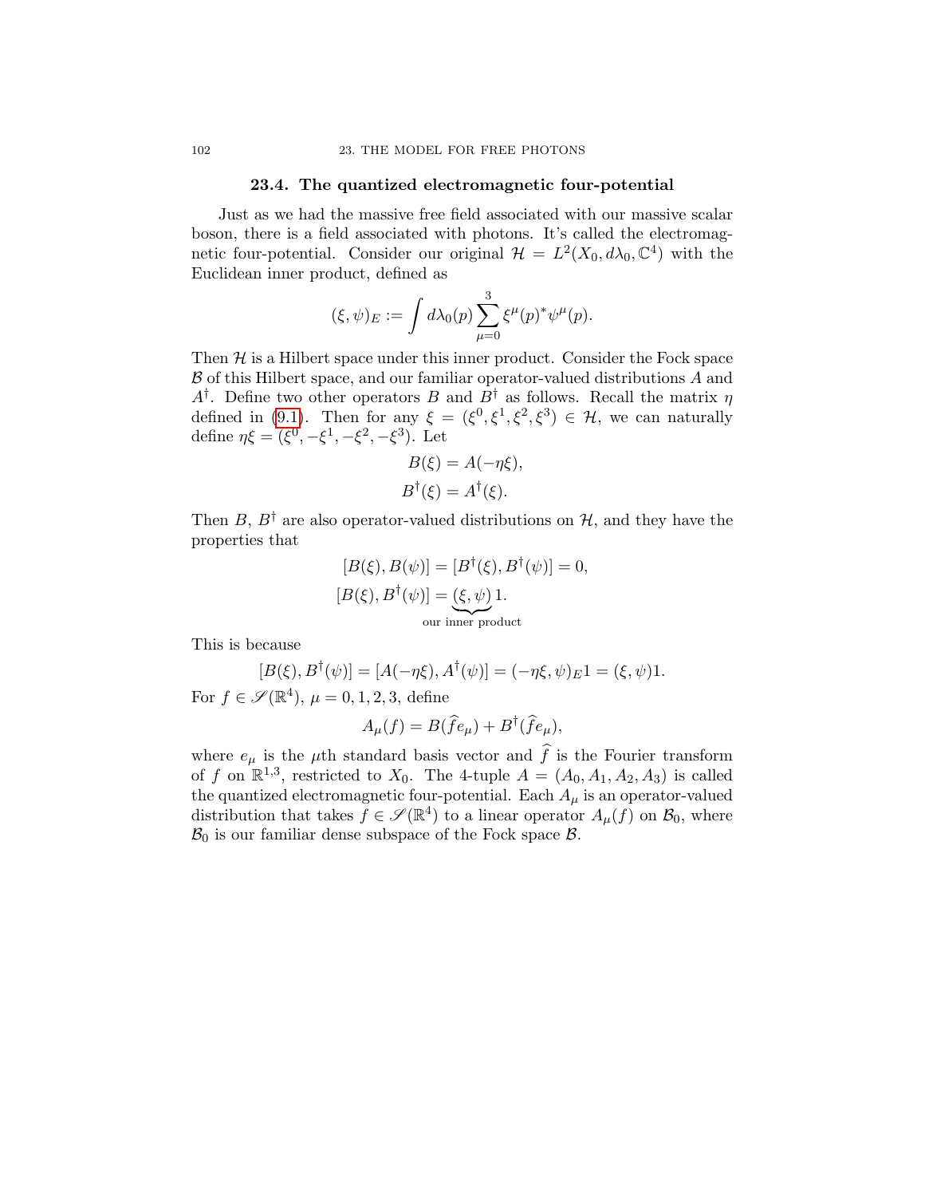## 23.4. The quantized electromagnetic four-potential

Just as we had the massive free field associated with our massive scalar boson, there is a field associated with photons. It's called the electromagnetic four-potential. Consider our original $\mathcal{H} = L^2(X_0, d\lambda_0, \mathbb{C}^4)$ with the Euclidean inner product, defined as

$$(\xi, \psi)_E := \int d\lambda_0(p) \sum_{\mu=0}^{3} \xi^\mu(p)^* \psi^\mu(p).$$

Then $\mathcal{H}$ is a Hilbert space under this inner product. Consider the Fock space $\mathcal{B}$ of this Hilbert space, and our familiar operator-valued distributions $A$ and $A^\dagger$. Define two other operators $B$ and $B^\dagger$ as follows. Recall the matrix $\eta$ defined in (9.1). Then for any $\xi = (\xi^0, \xi^1, \xi^2, \xi^3) \in \mathcal{H}$, we can naturally define $\eta\xi = (\xi^0, -\xi^1, -\xi^2, -\xi^3)$. Let

$$B(\xi) = A(-\eta\xi),$$
$$B^\dagger(\xi) = A^\dagger(\xi).$$

Then $B$, $B^\dagger$ are also operator-valued distributions on $\mathcal{H}$, and they have the properties that

$$[B(\xi), B(\psi)] = [B^\dagger(\xi), B^\dagger(\psi)] = 0,$$
$$[B(\xi), B^\dagger(\psi)] = \underbrace{(\xi, \psi)}_{\text{our inner product}} 1.$$

This is because

$$[B(\xi), B^\dagger(\psi)] = [A(-\eta\xi), A^\dagger(\psi)] = (-\eta\xi, \psi)_E 1 = (\xi, \psi)1.$$

For $f \in \mathscr{S}(\mathbb{R}^4)$, $\mu = 0, 1, 2, 3$, define

$$A_\mu(f) = B(\widehat{f} e_\mu) + B^\dagger(\widehat{f} e_\mu),$$

where $e_\mu$ is the $\mu$th standard basis vector and $\widehat{f}$ is the Fourier transform of $f$ on $\mathbb{R}^{1,3}$, restricted to $X_0$. The 4-tuple $A = (A_0, A_1, A_2, A_3)$ is called the quantized electromagnetic four-potential. Each $A_\mu$ is an operator-valued distribution that takes $f \in \mathscr{S}(\mathbb{R}^4)$ to a linear operator $A_\mu(f)$ on $\mathcal{B}_0$, where $\mathcal{B}_0$ is our familiar dense subspace of the Fock space $\mathcal{B}$.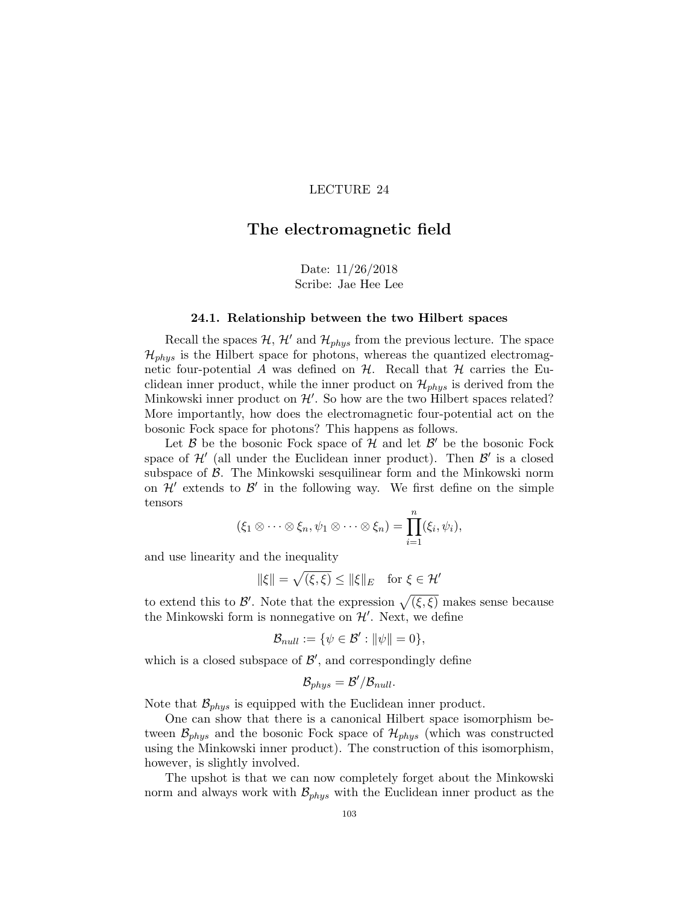LECTURE 24

# The electromagnetic field

Date: 11/26/2018
Scribe: Jae Hee Lee

## 24.1. Relationship between the two Hilbert spaces

Recall the spaces $\mathcal{H}$, $\mathcal{H}'$ and $\mathcal{H}_{phys}$ from the previous lecture. The space $\mathcal{H}_{phys}$ is the Hilbert space for photons, whereas the quantized electromagnetic four-potential $A$ was defined on $\mathcal{H}$. Recall that $\mathcal{H}$ carries the Euclidean inner product, while the inner product on $\mathcal{H}_{phys}$ is derived from the Minkowski inner product on $\mathcal{H}'$. So how are the two Hilbert spaces related? More importantly, how does the electromagnetic four-potential act on the bosonic Fock space for photons? This happens as follows.

Let $\mathcal{B}$ be the bosonic Fock space of $\mathcal{H}$ and let $\mathcal{B}'$ be the bosonic Fock space of $\mathcal{H}'$ (all under the Euclidean inner product). Then $\mathcal{B}'$ is a closed subspace of $\mathcal{B}$. The Minkowski sesquilinear form and the Minkowski norm on $\mathcal{H}'$ extends to $\mathcal{B}'$ in the following way. We first define on the simple tensors

$$(\xi_1 \otimes \cdots \otimes \xi_n, \psi_1 \otimes \cdots \otimes \xi_n) = \prod_{i=1}^{n} (\xi_i, \psi_i),$$

and use linearity and the inequality

$$\|\xi\| = \sqrt{(\xi, \xi)} \leq \|\xi\|_E \quad \text{for } \xi \in \mathcal{H}'$$

to extend this to $\mathcal{B}'$. Note that the expression $\sqrt{(\xi, \xi)}$ makes sense because the Minkowski form is nonnegative on $\mathcal{H}'$. Next, we define

$$\mathcal{B}_{null} := \{\psi \in \mathcal{B}' : \|\psi\| = 0\},$$

which is a closed subspace of $\mathcal{B}'$, and correspondingly define

$$\mathcal{B}_{phys} = \mathcal{B}'/\mathcal{B}_{null}.$$

Note that $\mathcal{B}_{phys}$ is equipped with the Euclidean inner product.

One can show that there is a canonical Hilbert space isomorphism between $\mathcal{B}_{phys}$ and the bosonic Fock space of $\mathcal{H}_{phys}$ (which was constructed using the Minkowski inner product). The construction of this isomorphism, however, is slightly involved.

The upshot is that we can now completely forget about the Minkowski norm and always work with $\mathcal{B}_{phys}$ with the Euclidean inner product as the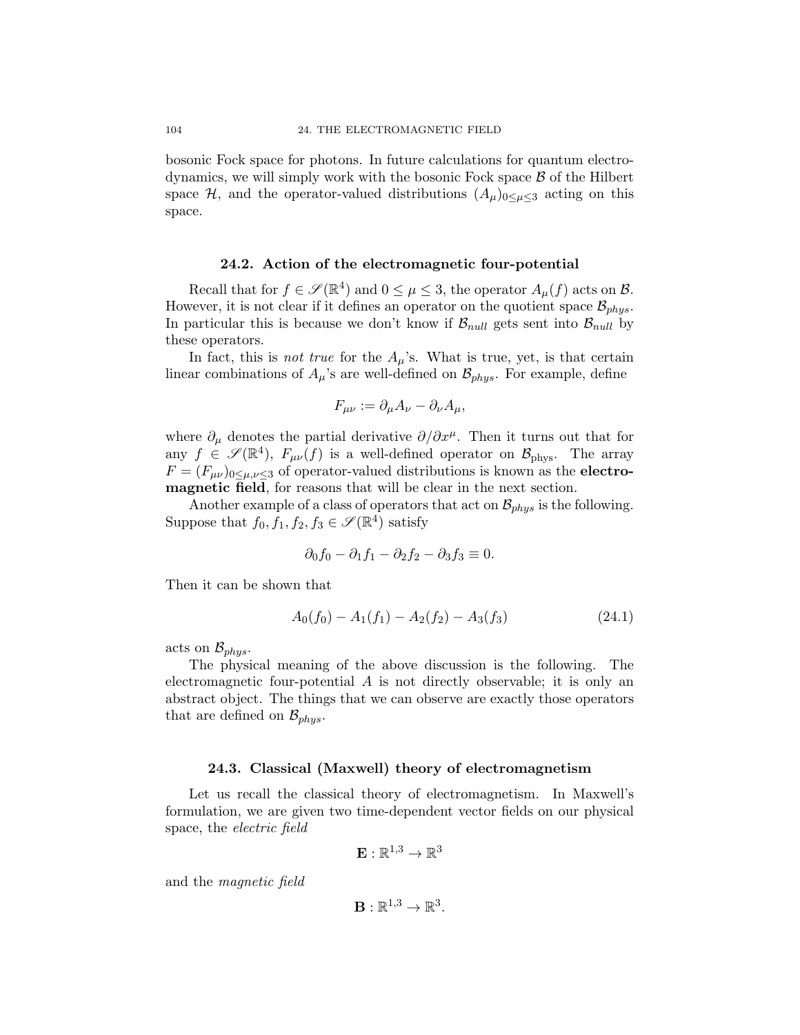bosonic Fock space for photons. In future calculations for quantum electrodynamics, we will simply work with the bosonic Fock space $\mathcal{B}$ of the Hilbert space $\mathcal{H}$, and the operator-valued distributions $(A_\mu)_{0\le\mu\le 3}$ acting on this space.

## 24.2. Action of the electromagnetic four-potential

Recall that for $f \in \mathscr{S}(\mathbb{R}^4)$ and $0 \le \mu \le 3$, the operator $A_\mu(f)$ acts on $\mathcal{B}$. However, it is not clear if it defines an operator on the quotient space $\mathcal{B}_{phys}$. In particular this is because we don't know if $\mathcal{B}_{null}$ gets sent into $\mathcal{B}_{null}$ by these operators.

In fact, this is *not true* for the $A_\mu$'s. What is true, yet, is that certain linear combinations of $A_\mu$'s are well-defined on $\mathcal{B}_{phys}$. For example, define

$$F_{\mu\nu} := \partial_\mu A_\nu - \partial_\nu A_\mu,$$

where $\partial_\mu$ denotes the partial derivative $\partial/\partial x^\mu$. Then it turns out that for any $f \in \mathscr{S}(\mathbb{R}^4)$, $F_{\mu\nu}(f)$ is a well-defined operator on $\mathcal{B}_{\text{phys}}$. The array $F = (F_{\mu\nu})_{0\le\mu,\nu\le 3}$ of operator-valued distributions is known as the **electromagnetic field**, for reasons that will be clear in the next section.

Another example of a class of operators that act on $\mathcal{B}_{phys}$ is the following. Suppose that $f_0, f_1, f_2, f_3 \in \mathscr{S}(\mathbb{R}^4)$ satisfy

$$\partial_0 f_0 - \partial_1 f_1 - \partial_2 f_2 - \partial_3 f_3 \equiv 0.$$

Then it can be shown that

$$A_0(f_0) - A_1(f_1) - A_2(f_2) - A_3(f_3) \tag{24.1}$$

acts on $\mathcal{B}_{phys}$.

The physical meaning of the above discussion is the following. The electromagnetic four-potential $A$ is not directly observable; it is only an abstract object. The things that we can observe are exactly those operators that are defined on $\mathcal{B}_{phys}$.

## 24.3. Classical (Maxwell) theory of electromagnetism

Let us recall the classical theory of electromagnetism. In Maxwell's formulation, we are given two time-dependent vector fields on our physical space, the *electric field*

$$\mathbf{E} : \mathbb{R}^{1,3} \to \mathbb{R}^3$$

and the *magnetic field*

$$\mathbf{B} : \mathbb{R}^{1,3} \to \mathbb{R}^3.$$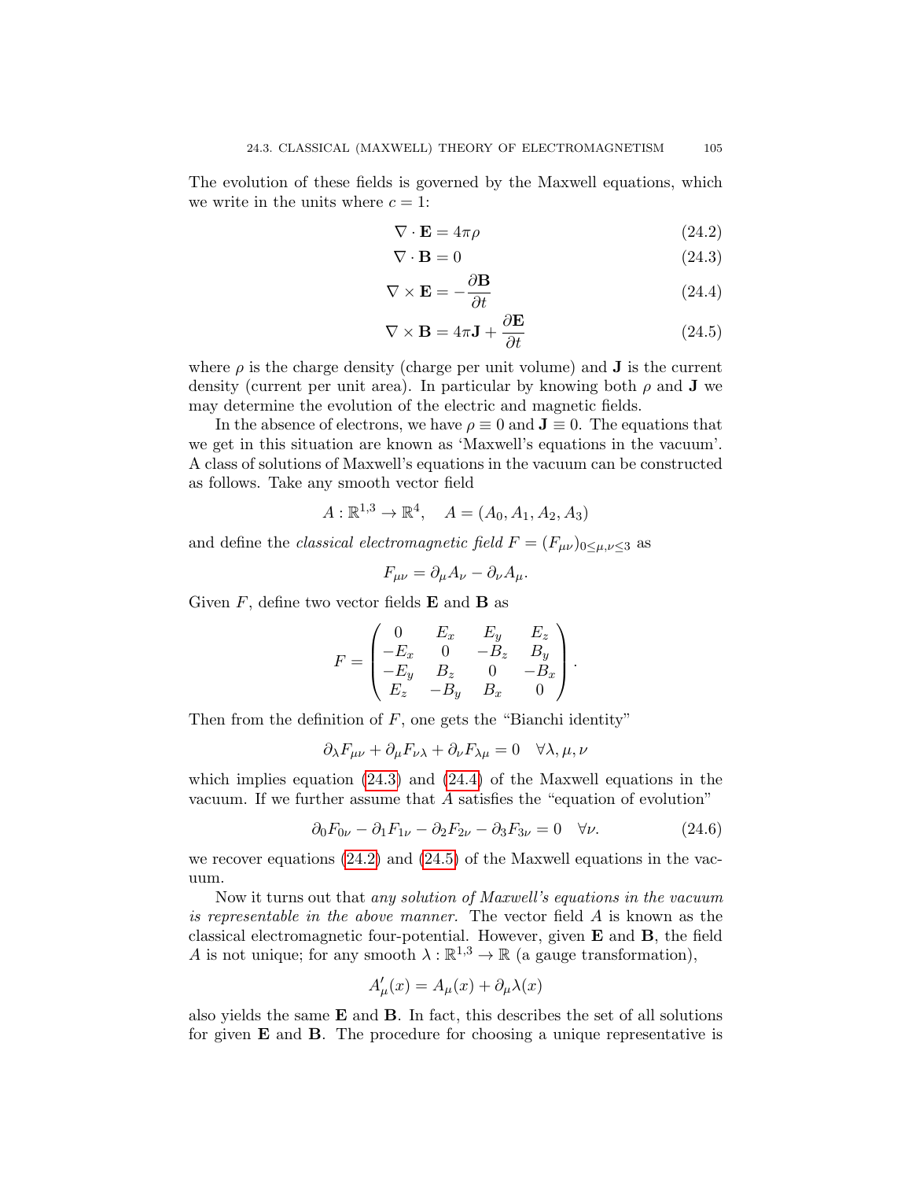The evolution of these fields is governed by the Maxwell equations, which we write in the units where $c = 1$:

$$\nabla \cdot \mathbf{E} = 4\pi\rho \tag{24.2}$$

$$\nabla \cdot \mathbf{B} = 0 \tag{24.3}$$

$$\nabla \times \mathbf{E} = -\frac{\partial \mathbf{B}}{\partial t} \tag{24.4}$$

$$\nabla \times \mathbf{B} = 4\pi\mathbf{J} + \frac{\partial \mathbf{E}}{\partial t} \tag{24.5}$$

where $\rho$ is the charge density (charge per unit volume) and $\mathbf{J}$ is the current density (current per unit area). In particular by knowing both $\rho$ and $\mathbf{J}$ we may determine the evolution of the electric and magnetic fields.

In the absence of electrons, we have $\rho \equiv 0$ and $\mathbf{J} \equiv 0$. The equations that we get in this situation are known as 'Maxwell's equations in the vacuum'. A class of solutions of Maxwell's equations in the vacuum can be constructed as follows. Take any smooth vector field

$$A : \mathbb{R}^{1,3} \to \mathbb{R}^4, \quad A = (A_0, A_1, A_2, A_3)$$

and define the *classical electromagnetic field* $F = (F_{\mu\nu})_{0 \le \mu,\nu \le 3}$ as

$$F_{\mu\nu} = \partial_\mu A_\nu - \partial_\nu A_\mu.$$

Given $F$, define two vector fields $\mathbf{E}$ and $\mathbf{B}$ as

$$F = \begin{pmatrix} 0 & E_x & E_y & E_z \\ -E_x & 0 & -B_z & B_y \\ -E_y & B_z & 0 & -B_x \\ E_z & -B_y & B_x & 0 \end{pmatrix}.$$

Then from the definition of $F$, one gets the "Bianchi identity"

$$\partial_\lambda F_{\mu\nu} + \partial_\mu F_{\nu\lambda} + \partial_\nu F_{\lambda\mu} = 0 \quad \forall \lambda, \mu, \nu$$

which implies equation (24.3) and (24.4) of the Maxwell equations in the vacuum. If we further assume that $A$ satisfies the "equation of evolution"

$$\partial_0 F_{0\nu} - \partial_1 F_{1\nu} - \partial_2 F_{2\nu} - \partial_3 F_{3\nu} = 0 \quad \forall \nu. \tag{24.6}$$

we recover equations (24.2) and (24.5) of the Maxwell equations in the vacuum.

Now it turns out that *any solution of Maxwell's equations in the vacuum is representable in the above manner.* The vector field $A$ is known as the classical electromagnetic four-potential. However, given $\mathbf{E}$ and $\mathbf{B}$, the field $A$ is not unique; for any smooth $\lambda : \mathbb{R}^{1,3} \to \mathbb{R}$ (a gauge transformation),

$$A'_\mu(x) = A_\mu(x) + \partial_\mu \lambda(x)$$

also yields the same $\mathbf{E}$ and $\mathbf{B}$. In fact, this describes the set of all solutions for given $\mathbf{E}$ and $\mathbf{B}$. The procedure for choosing a unique representative is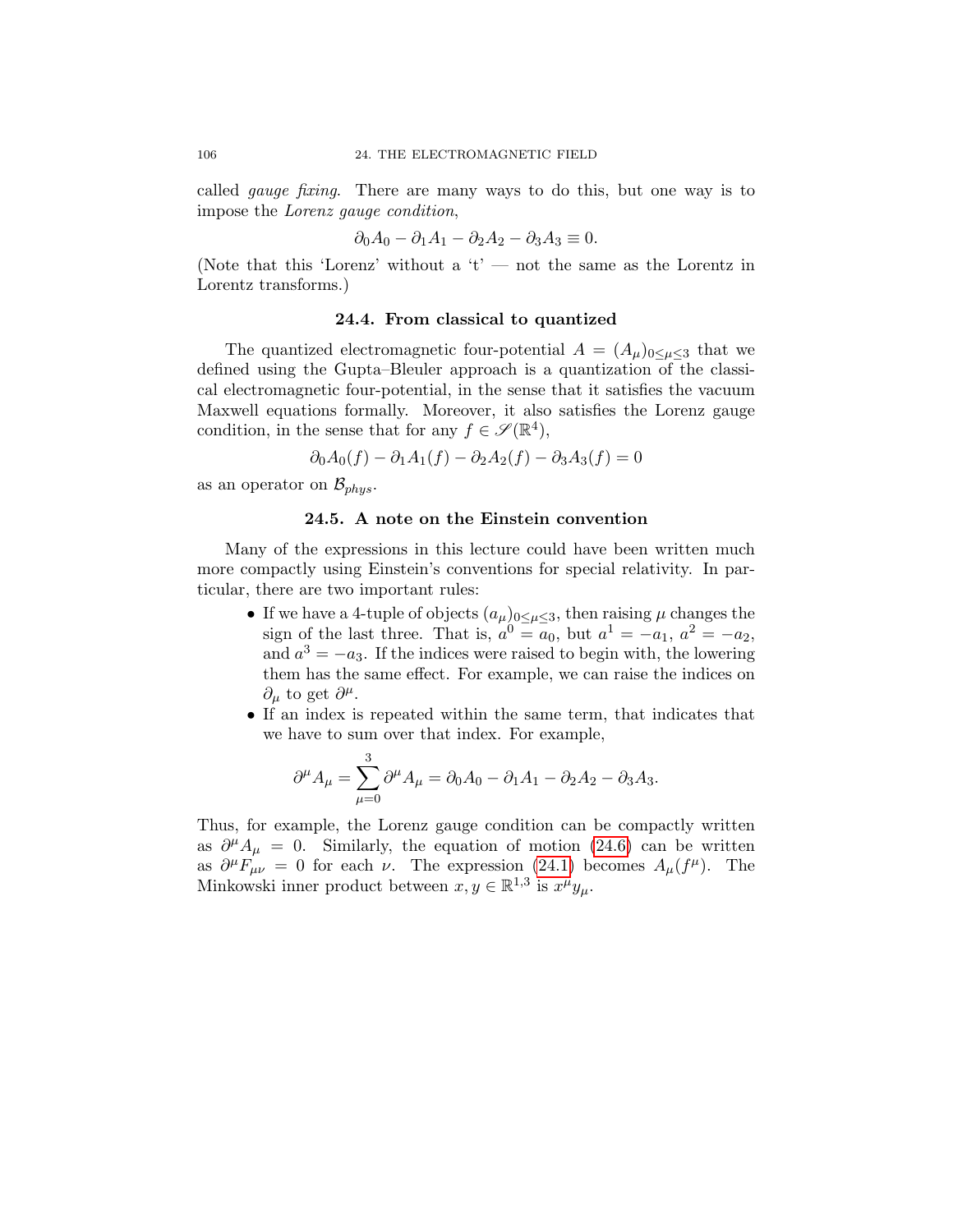called *gauge fixing*. There are many ways to do this, but one way is to impose the *Lorenz gauge condition*,

$$\partial_0 A_0 - \partial_1 A_1 - \partial_2 A_2 - \partial_3 A_3 \equiv 0.$$

(Note that this 'Lorenz' without a 't' — not the same as the Lorentz in Lorentz transforms.)

### 24.4. From classical to quantized

The quantized electromagnetic four-potential $A = (A_\mu)_{0 \le \mu \le 3}$ that we defined using the Gupta–Bleuler approach is a quantization of the classical electromagnetic four-potential, in the sense that it satisfies the vacuum Maxwell equations formally. Moreover, it also satisfies the Lorenz gauge condition, in the sense that for any $f \in \mathscr{S}(\mathbb{R}^4)$,

$$\partial_0 A_0(f) - \partial_1 A_1(f) - \partial_2 A_2(f) - \partial_3 A_3(f) = 0$$

as an operator on $\mathcal{B}_{phys}$.

### 24.5. A note on the Einstein convention

Many of the expressions in this lecture could have been written much more compactly using Einstein's conventions for special relativity. In particular, there are two important rules:

- If we have a 4-tuple of objects $(a_\mu)_{0 \le \mu \le 3}$, then raising $\mu$ changes the sign of the last three. That is, $a^0 = a_0$, but $a^1 = -a_1$, $a^2 = -a_2$, and $a^3 = -a_3$. If the indices were raised to begin with, the lowering them has the same effect. For example, we can raise the indices on $\partial_\mu$ to get $\partial^\mu$.
- If an index is repeated within the same term, that indicates that we have to sum over that index. For example,

$$\partial^\mu A_\mu = \sum_{\mu=0}^{3} \partial^\mu A_\mu = \partial_0 A_0 - \partial_1 A_1 - \partial_2 A_2 - \partial_3 A_3.$$

Thus, for example, the Lorenz gauge condition can be compactly written as $\partial^\mu A_\mu = 0$. Similarly, the equation of motion (24.6) can be written as $\partial^\mu F_{\mu\nu} = 0$ for each $\nu$. The expression (24.1) becomes $A_\mu(f^\mu)$. The Minkowski inner product between $x, y \in \mathbb{R}^{1,3}$ is $x^\mu y_\mu$.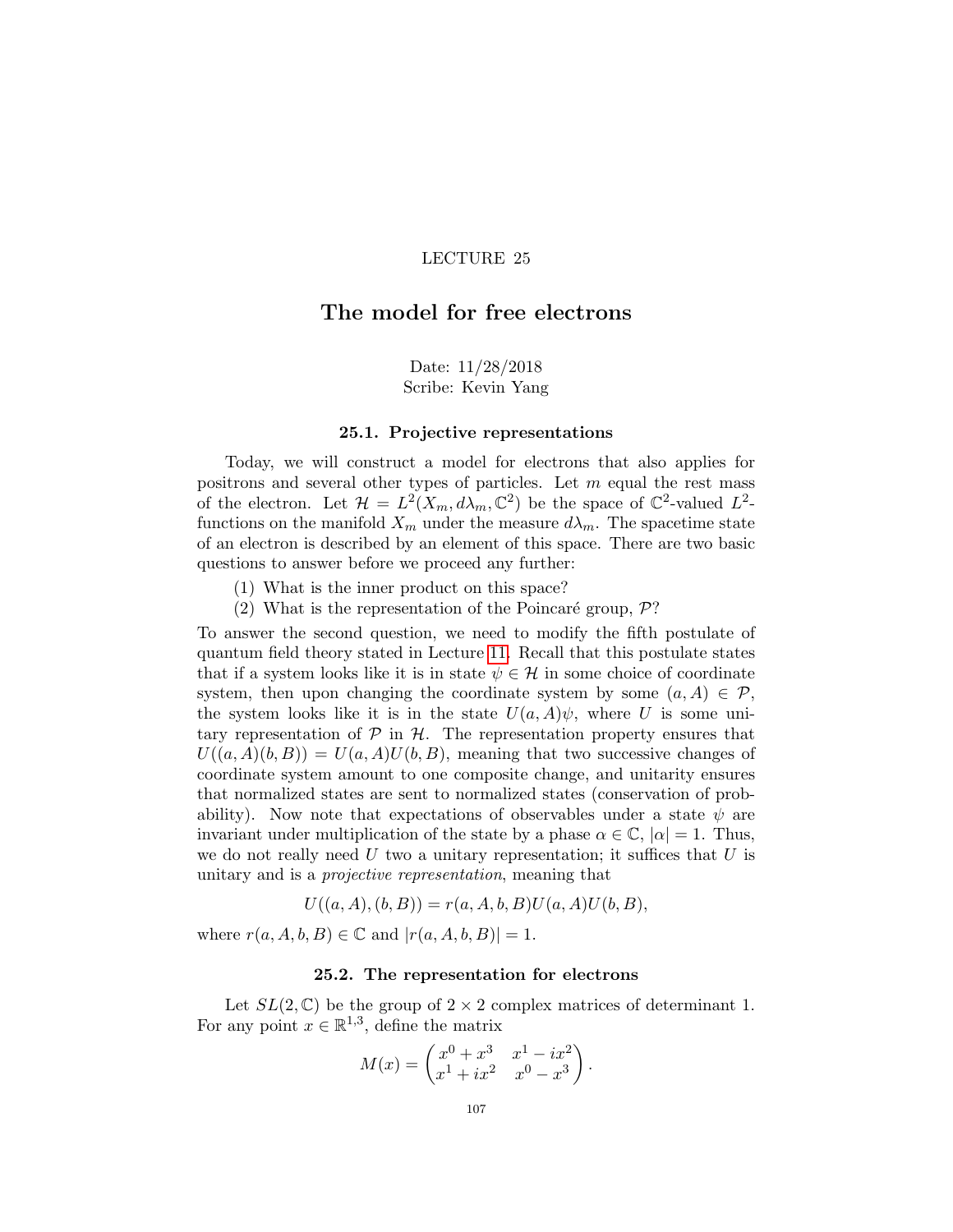LECTURE 25

# The model for free electrons

Date: 11/28/2018
Scribe: Kevin Yang

## 25.1. Projective representations

Today, we will construct a model for electrons that also applies for positrons and several other types of particles. Let $m$ equal the rest mass of the electron. Let $\mathcal{H} = L^2(X_m, d\lambda_m, \mathbb{C}^2)$ be the space of $\mathbb{C}^2$-valued $L^2$-functions on the manifold $X_m$ under the measure $d\lambda_m$. The spacetime state of an electron is described by an element of this space. There are two basic questions to answer before we proceed any further:

(1) What is the inner product on this space?
(2) What is the representation of the Poincaré group, $\mathcal{P}$?

To answer the second question, we need to modify the fifth postulate of quantum field theory stated in Lecture 11. Recall that this postulate states that if a system looks like it is in state $\psi \in \mathcal{H}$ in some choice of coordinate system, then upon changing the coordinate system by some $(a, A) \in \mathcal{P}$, the system looks like it is in the state $U(a, A)\psi$, where $U$ is some unitary representation of $\mathcal{P}$ in $\mathcal{H}$. The representation property ensures that $U((a, A)(b, B)) = U(a, A)U(b, B)$, meaning that two successive changes of coordinate system amount to one composite change, and unitarity ensures that normalized states are sent to normalized states (conservation of probability). Now note that expectations of observables under a state $\psi$ are invariant under multiplication of the state by a phase $\alpha \in \mathbb{C}$, $|\alpha| = 1$. Thus, we do not really need $U$ two a unitary representation; it suffices that $U$ is unitary and is a *projective representation*, meaning that

$$U((a, A), (b, B)) = r(a, A, b, B)U(a, A)U(b, B),$$

where $r(a, A, b, B) \in \mathbb{C}$ and $|r(a, A, b, B)| = 1$.

## 25.2. The representation for electrons

Let $SL(2, \mathbb{C})$ be the group of $2 \times 2$ complex matrices of determinant 1. For any point $x \in \mathbb{R}^{1,3}$, define the matrix

$$M(x) = \begin{pmatrix} x^0 + x^3 & x^1 - ix^2 \\ x^1 + ix^2 & x^0 - x^3 \end{pmatrix}.$$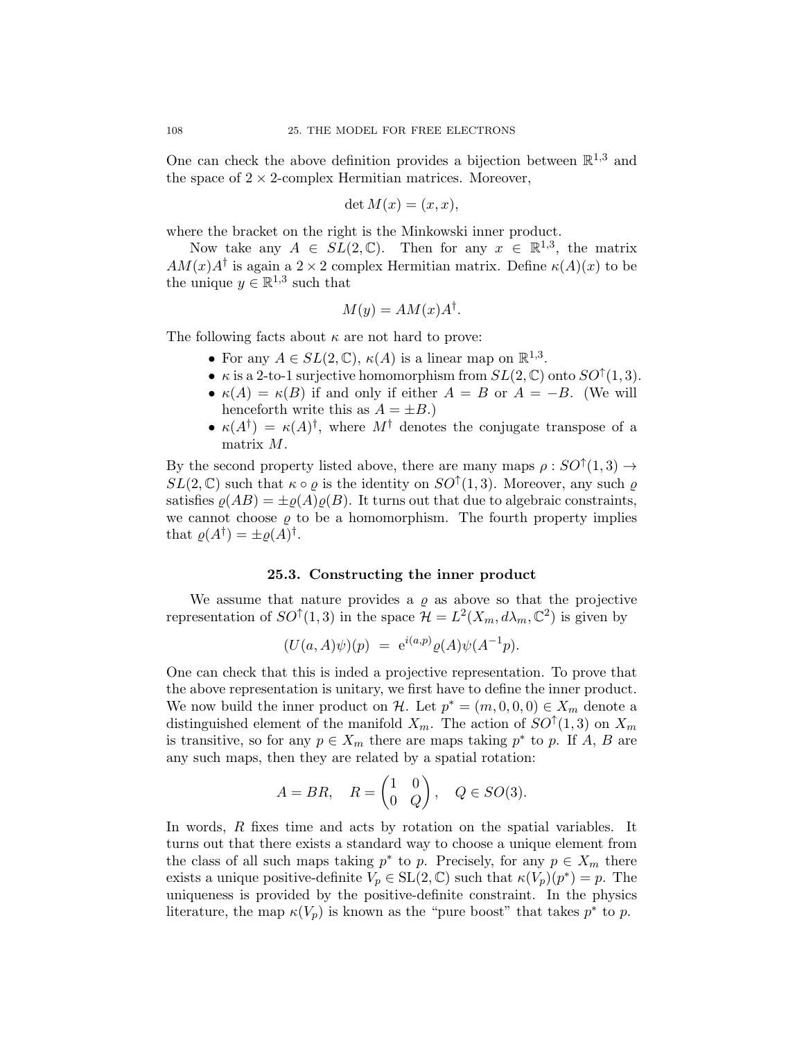One can check the above definition provides a bijection between $\mathbb{R}^{1,3}$ and the space of $2 \times 2$-complex Hermitian matrices. Moreover,

$$\det M(x) = (x, x),$$

where the bracket on the right is the Minkowski inner product.

Now take any $A \in SL(2, \mathbb{C})$. Then for any $x \in \mathbb{R}^{1,3}$, the matrix $AM(x)A^\dagger$ is again a $2 \times 2$ complex Hermitian matrix. Define $\kappa(A)(x)$ to be the unique $y \in \mathbb{R}^{1,3}$ such that

$$M(y) = AM(x)A^\dagger.$$

The following facts about $\kappa$ are not hard to prove:

- For any $A \in SL(2, \mathbb{C})$, $\kappa(A)$ is a linear map on $\mathbb{R}^{1,3}$.
- $\kappa$ is a 2-to-1 surjective homomorphism from $SL(2, \mathbb{C})$ onto $SO^\uparrow(1, 3)$.
- $\kappa(A) = \kappa(B)$ if and only if either $A = B$ or $A = -B$. (We will henceforth write this as $A = \pm B$.)
- $\kappa(A^\dagger) = \kappa(A)^\dagger$, where $M^\dagger$ denotes the conjugate transpose of a matrix $M$.

By the second property listed above, there are many maps $\rho : SO^\uparrow(1, 3) \to SL(2, \mathbb{C})$ such that $\kappa \circ \varrho$ is the identity on $SO^\uparrow(1, 3)$. Moreover, any such $\varrho$ satisfies $\varrho(AB) = \pm\varrho(A)\varrho(B)$. It turns out that due to algebraic constraints, we cannot choose $\varrho$ to be a homomorphism. The fourth property implies that $\varrho(A^\dagger) = \pm\varrho(A)^\dagger$.

## 25.3. Constructing the inner product

We assume that nature provides a $\varrho$ as above so that the projective representation of $SO^\uparrow(1, 3)$ in the space $\mathcal{H} = L^2(X_m, d\lambda_m, \mathbb{C}^2)$ is given by

$$(U(a, A)\psi)(p) \;=\; e^{i(a,p)}\varrho(A)\psi(A^{-1}p).$$

One can check that this is inded a projective representation. To prove that the above representation is unitary, we first have to define the inner product. We now build the inner product on $\mathcal{H}$. Let $p^* = (m, 0, 0, 0) \in X_m$ denote a distinguished element of the manifold $X_m$. The action of $SO^\uparrow(1, 3)$ on $X_m$ is transitive, so for any $p \in X_m$ there are maps taking $p^*$ to $p$. If $A$, $B$ are any such maps, then they are related by a spatial rotation:

$$A = BR, \quad R = \begin{pmatrix} 1 & 0 \\ 0 & Q \end{pmatrix}, \quad Q \in SO(3).$$

In words, $R$ fixes time and acts by rotation on the spatial variables. It turns out that there exists a standard way to choose a unique element from the class of all such maps taking $p^*$ to $p$. Precisely, for any $p \in X_m$ there exists a unique positive-definite $V_p \in \mathrm{SL}(2, \mathbb{C})$ such that $\kappa(V_p)(p^*) = p$. The uniqueness is provided by the positive-definite constraint. In the physics literature, the map $\kappa(V_p)$ is known as the "pure boost" that takes $p^*$ to $p$.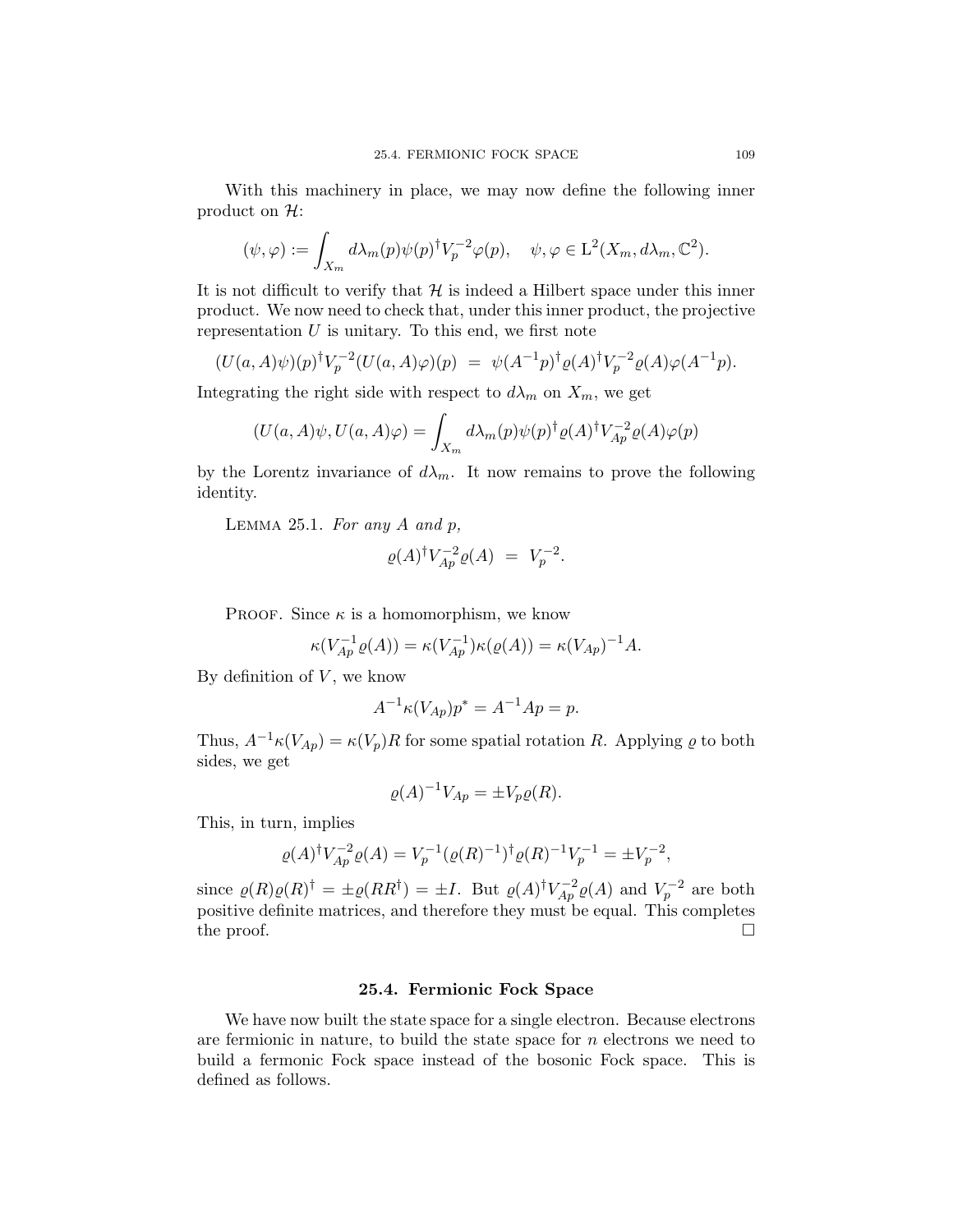With this machinery in place, we may now define the following inner product on $\mathcal{H}$:

$$(\psi, \varphi) := \int_{X_m} d\lambda_m(p)\psi(p)^\dagger V_p^{-2}\varphi(p), \quad \psi, \varphi \in \mathrm{L}^2(X_m, d\lambda_m, \mathbb{C}^2).$$

It is not difficult to verify that $\mathcal{H}$ is indeed a Hilbert space under this inner product. We now need to check that, under this inner product, the projective representation $U$ is unitary. To this end, we first note

$$(U(a, A)\psi)(p)^\dagger V_p^{-2}(U(a, A)\varphi)(p) \;=\; \psi(A^{-1}p)^\dagger \varrho(A)^\dagger V_p^{-2}\varrho(A)\varphi(A^{-1}p).$$

Integrating the right side with respect to $d\lambda_m$ on $X_m$, we get

$$(U(a, A)\psi, U(a, A)\varphi) = \int_{X_m} d\lambda_m(p)\psi(p)^\dagger \varrho(A)^\dagger V_{Ap}^{-2}\varrho(A)\varphi(p)$$

by the Lorentz invariance of $d\lambda_m$. It now remains to prove the following identity.

Lemma 25.1. *For any $A$ and $p$,*

$$\varrho(A)^\dagger V_{Ap}^{-2}\varrho(A) \;=\; V_p^{-2}.$$

Proof. Since $\kappa$ is a homomorphism, we know

$$\kappa(V_{Ap}^{-1}\varrho(A)) = \kappa(V_{Ap}^{-1})\kappa(\varrho(A)) = \kappa(V_{Ap})^{-1}A.$$

By definition of $V$, we know

$$A^{-1}\kappa(V_{Ap})p^* = A^{-1}Ap = p.$$

Thus, $A^{-1}\kappa(V_{Ap}) = \kappa(V_p)R$ for some spatial rotation $R$. Applying $\varrho$ to both sides, we get

$$\varrho(A)^{-1}V_{Ap} = \pm V_p\varrho(R).$$

This, in turn, implies

$$\varrho(A)^\dagger V_{Ap}^{-2}\varrho(A) = V_p^{-1}(\varrho(R)^{-1})^\dagger \varrho(R)^{-1}V_p^{-1} = \pm V_p^{-2},$$

since $\varrho(R)\varrho(R)^\dagger = \pm\varrho(RR^\dagger) = \pm I$. But $\varrho(A)^\dagger V_{Ap}^{-2}\varrho(A)$ and $V_p^{-2}$ are both positive definite matrices, and therefore they must be equal. This completes the proof. $\square$

## 25.4. Fermionic Fock Space

We have now built the state space for a single electron. Because electrons are fermionic in nature, to build the state space for $n$ electrons we need to build a fermonic Fock space instead of the bosonic Fock space. This is defined as follows.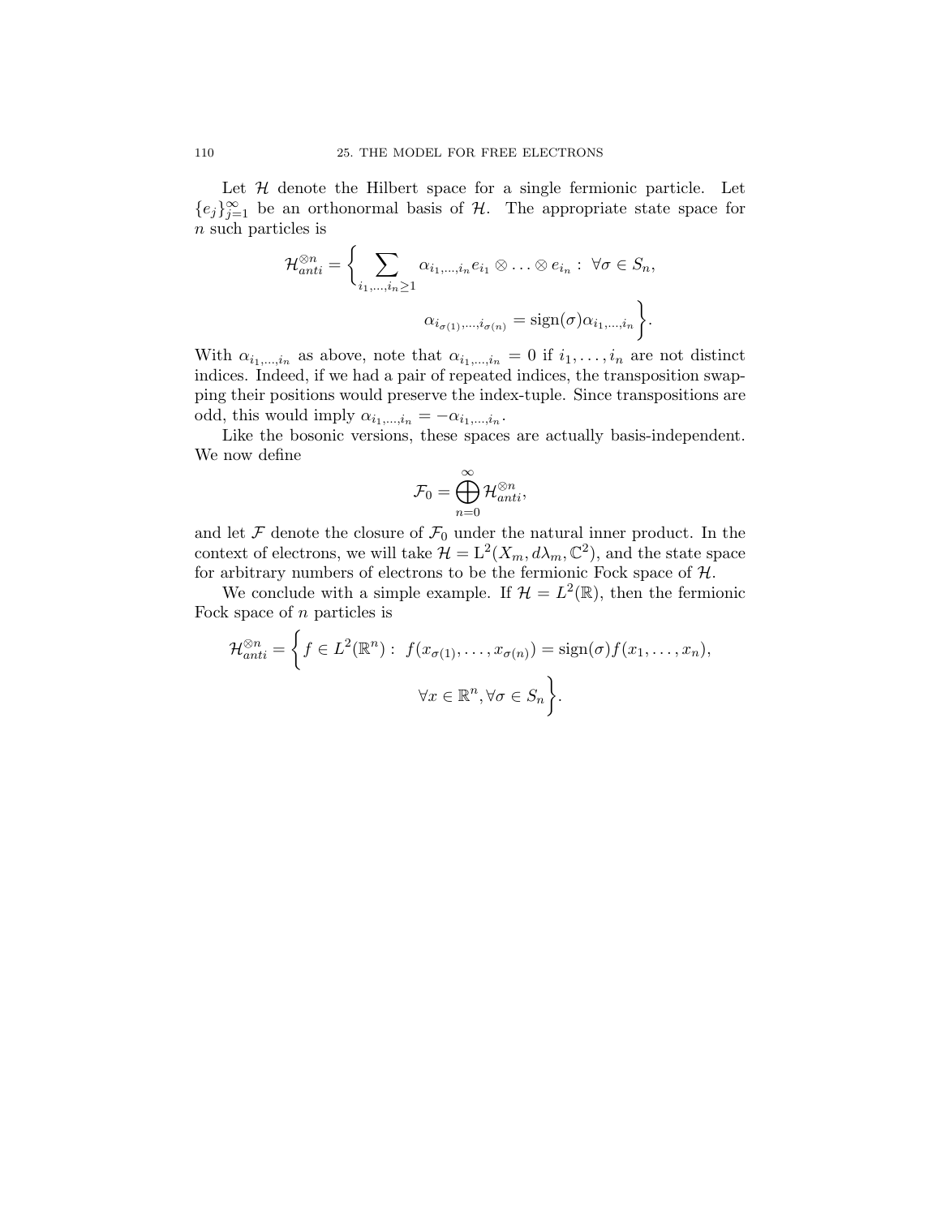Let $\mathcal{H}$ denote the Hilbert space for a single fermionic particle. Let $\{e_j\}_{j=1}^{\infty}$ be an orthonormal basis of $\mathcal{H}$. The appropriate state space for $n$ such particles is

$$\mathcal{H}_{anti}^{\otimes n} = \Bigg\{ \sum_{i_1,\ldots,i_n \geq 1} \alpha_{i_1,\ldots,i_n} e_{i_1} \otimes \ldots \otimes e_{i_n} : \ \forall \sigma \in S_n, \\ \alpha_{i_{\sigma(1)},\ldots,i_{\sigma(n)}} = \operatorname{sign}(\sigma) \alpha_{i_1,\ldots,i_n} \Bigg\}.$$

With $\alpha_{i_1,\ldots,i_n}$ as above, note that $\alpha_{i_1,\ldots,i_n} = 0$ if $i_1, \ldots, i_n$ are not distinct indices. Indeed, if we had a pair of repeated indices, the transposition swapping their positions would preserve the index-tuple. Since transpositions are odd, this would imply $\alpha_{i_1,\ldots,i_n} = -\alpha_{i_1,\ldots,i_n}$.

Like the bosonic versions, these spaces are actually basis-independent. We now define

$$\mathcal{F}_0 = \bigoplus_{n=0}^{\infty} \mathcal{H}_{anti}^{\otimes n},$$

and let $\mathcal{F}$ denote the closure of $\mathcal{F}_0$ under the natural inner product. In the context of electrons, we will take $\mathcal{H} = \mathrm{L}^2(X_m, d\lambda_m, \mathbb{C}^2)$, and the state space for arbitrary numbers of electrons to be the fermionic Fock space of $\mathcal{H}$.

We conclude with a simple example. If $\mathcal{H} = L^2(\mathbb{R})$, then the fermionic Fock space of $n$ particles is

$$\mathcal{H}_{anti}^{\otimes n} = \Bigg\{ f \in L^2(\mathbb{R}^n) : \ f(x_{\sigma(1)}, \ldots, x_{\sigma(n)}) = \operatorname{sign}(\sigma) f(x_1, \ldots, x_n), \\ \forall x \in \mathbb{R}^n, \forall \sigma \in S_n \Bigg\}.$$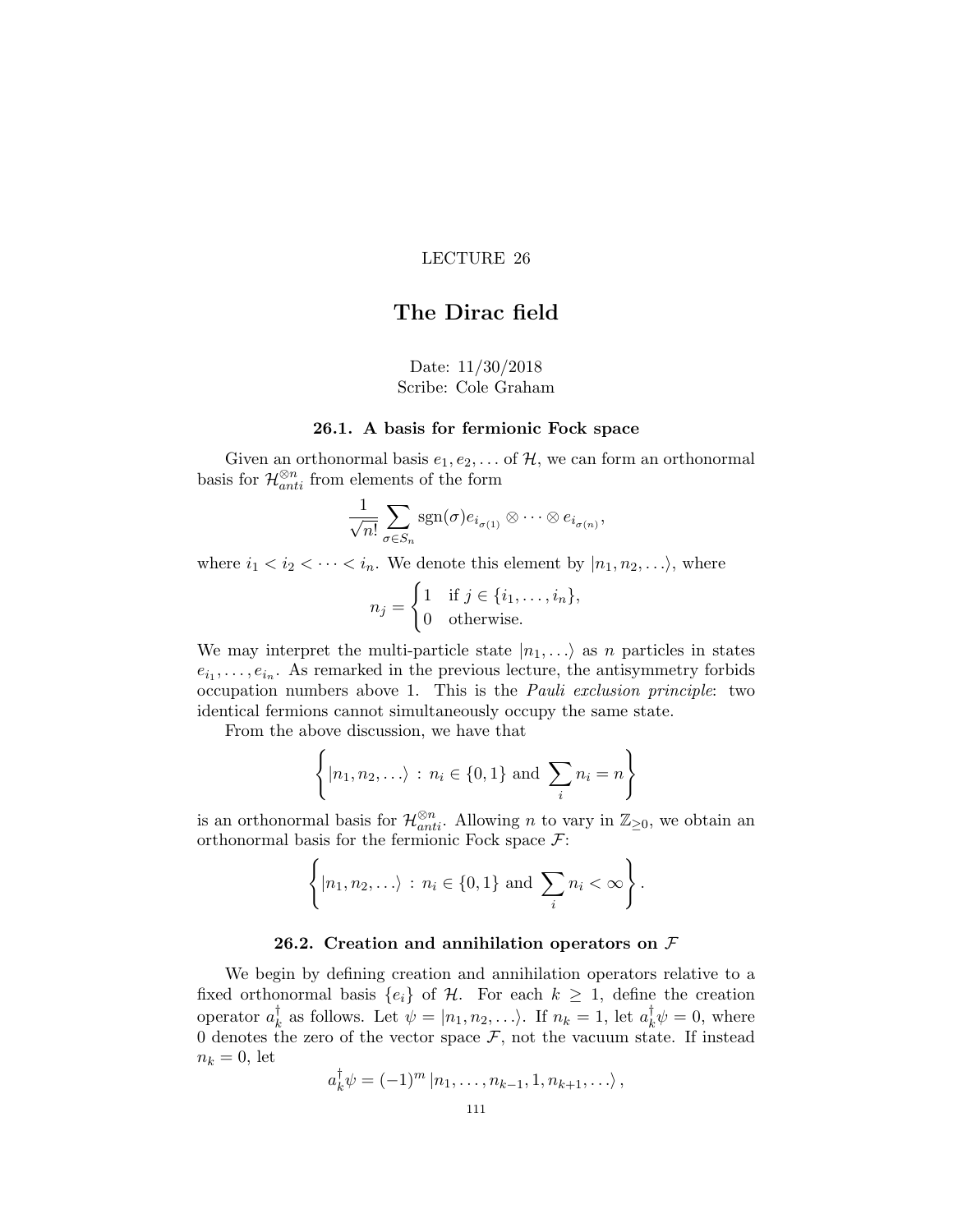LECTURE 26

# The Dirac field

Date: 11/30/2018
Scribe: Cole Graham

### 26.1. A basis for fermionic Fock space

Given an orthonormal basis $e_1, e_2, \ldots$ of $\mathcal{H}$, we can form an orthonormal basis for $\mathcal{H}_{anti}^{\otimes n}$ from elements of the form

$$\frac{1}{\sqrt{n!}} \sum_{\sigma \in S_n} \operatorname{sgn}(\sigma) e_{i_{\sigma(1)}} \otimes \cdots \otimes e_{i_{\sigma(n)}},$$

where $i_1 < i_2 < \cdots < i_n$. We denote this element by $|n_1, n_2, \ldots\rangle$, where

$$n_j = \begin{cases} 1 & \text{if } j \in \{i_1, \ldots, i_n\}, \\ 0 & \text{otherwise.} \end{cases}$$

We may interpret the multi-particle state $|n_1, \ldots\rangle$ as $n$ particles in states $e_{i_1}, \ldots, e_{i_n}$. As remarked in the previous lecture, the antisymmetry forbids occupation numbers above 1. This is the *Pauli exclusion principle*: two identical fermions cannot simultaneously occupy the same state.

From the above discussion, we have that

$$\left\{ |n_1, n_2, \ldots\rangle \, : \, n_i \in \{0, 1\} \text{ and } \sum_i n_i = n \right\}$$

is an orthonormal basis for $\mathcal{H}_{anti}^{\otimes n}$. Allowing $n$ to vary in $\mathbb{Z}_{\geq 0}$, we obtain an orthonormal basis for the fermionic Fock space $\mathcal{F}$:

$$\left\{ |n_1, n_2, \ldots\rangle \, : \, n_i \in \{0, 1\} \text{ and } \sum_i n_i < \infty \right\}.$$

### 26.2. Creation and annihilation operators on $\mathcal{F}$

We begin by defining creation and annihilation operators relative to a fixed orthonormal basis $\{e_i\}$ of $\mathcal{H}$. For each $k \geq 1$, define the creation operator $a_k^\dagger$ as follows. Let $\psi = |n_1, n_2, \ldots\rangle$. If $n_k = 1$, let $a_k^\dagger \psi = 0$, where 0 denotes the zero of the vector space $\mathcal{F}$, not the vacuum state. If instead $n_k = 0$, let

$$a_k^\dagger \psi = (-1)^m \, |n_1, \ldots, n_{k-1}, 1, n_{k+1}, \ldots\rangle \, ,$$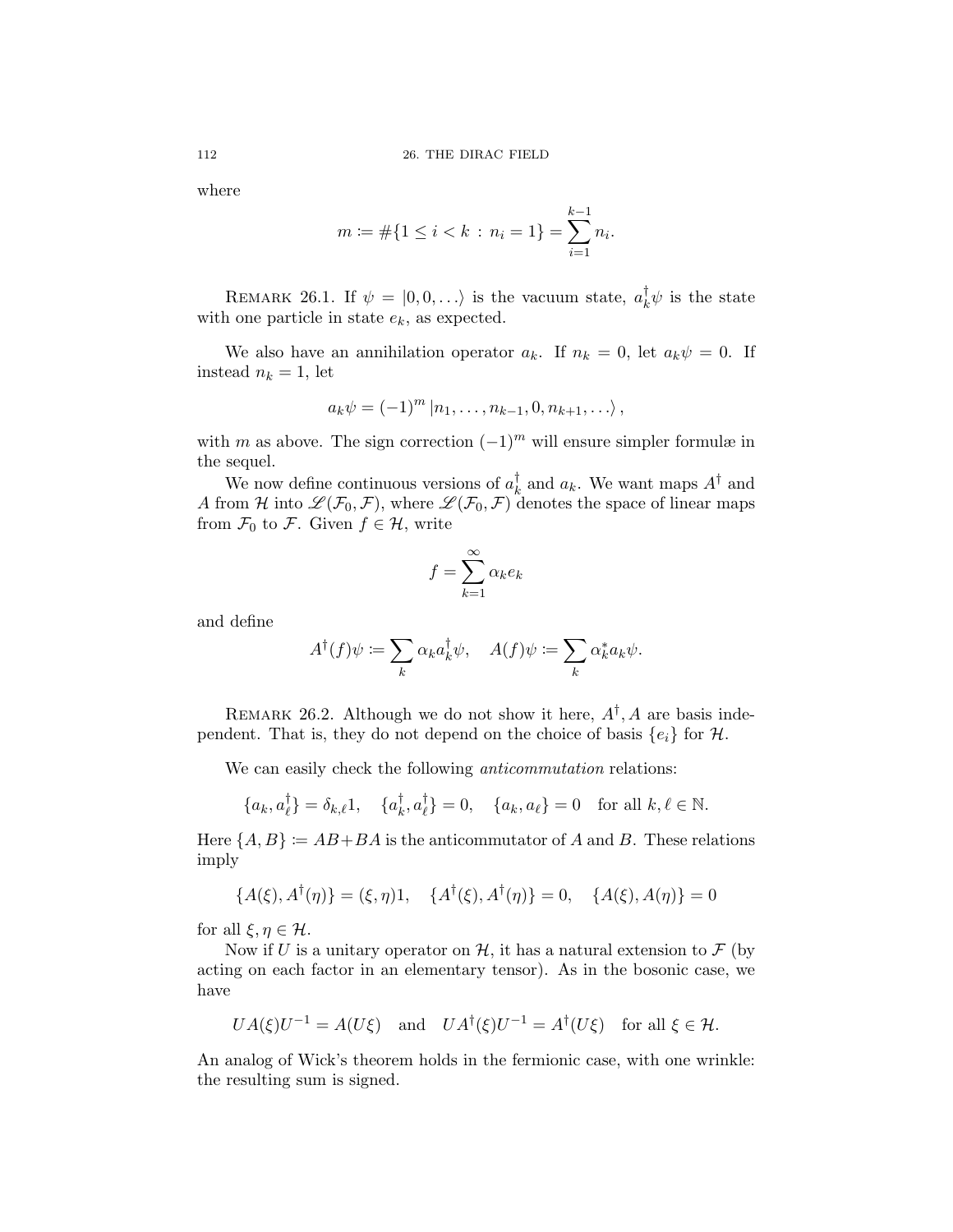where

$$m := \#\{1 \le i < k : n_i = 1\} = \sum_{i=1}^{k-1} n_i.$$

REMARK 26.1. If $\psi = |0, 0, \ldots\rangle$ is the vacuum state, $a_k^\dagger \psi$ is the state with one particle in state $e_k$, as expected.

We also have an annihilation operator $a_k$. If $n_k = 0$, let $a_k \psi = 0$. If instead $n_k = 1$, let

$$a_k \psi = (-1)^m |n_1, \ldots, n_{k-1}, 0, n_{k+1}, \ldots\rangle,$$

with $m$ as above. The sign correction $(-1)^m$ will ensure simpler formulæ in the sequel.

We now define continuous versions of $a_k^\dagger$ and $a_k$. We want maps $A^\dagger$ and $A$ from $\mathcal{H}$ into $\mathscr{L}(\mathcal{F}_0, \mathcal{F})$, where $\mathscr{L}(\mathcal{F}_0, \mathcal{F})$ denotes the space of linear maps from $\mathcal{F}_0$ to $\mathcal{F}$. Given $f \in \mathcal{H}$, write

$$f = \sum_{k=1}^{\infty} \alpha_k e_k$$

and define

$$A^\dagger(f)\psi := \sum_k \alpha_k a_k^\dagger \psi, \quad A(f)\psi := \sum_k \alpha_k^* a_k \psi.$$

REMARK 26.2. Although we do not show it here, $A^\dagger, A$ are basis independent. That is, they do not depend on the choice of basis $\{e_i\}$ for $\mathcal{H}$.

We can easily check the following *anticommutation* relations:

$$\{a_k, a_\ell^\dagger\} = \delta_{k,\ell} 1, \quad \{a_k^\dagger, a_\ell^\dagger\} = 0, \quad \{a_k, a_\ell\} = 0 \quad \text{for all } k, \ell \in \mathbb{N}.$$

Here $\{A, B\} := AB + BA$ is the anticommutator of $A$ and $B$. These relations imply

$$\{A(\xi), A^\dagger(\eta)\} = (\xi, \eta)1, \quad \{A^\dagger(\xi), A^\dagger(\eta)\} = 0, \quad \{A(\xi), A(\eta)\} = 0$$

for all $\xi, \eta \in \mathcal{H}$.

Now if $U$ is a unitary operator on $\mathcal{H}$, it has a natural extension to $\mathcal{F}$ (by acting on each factor in an elementary tensor). As in the bosonic case, we have

$$UA(\xi)U^{-1} = A(U\xi) \quad \text{and} \quad UA^\dagger(\xi)U^{-1} = A^\dagger(U\xi) \quad \text{for all } \xi \in \mathcal{H}.$$

An analog of Wick's theorem holds in the fermionic case, with one wrinkle: the resulting sum is signed.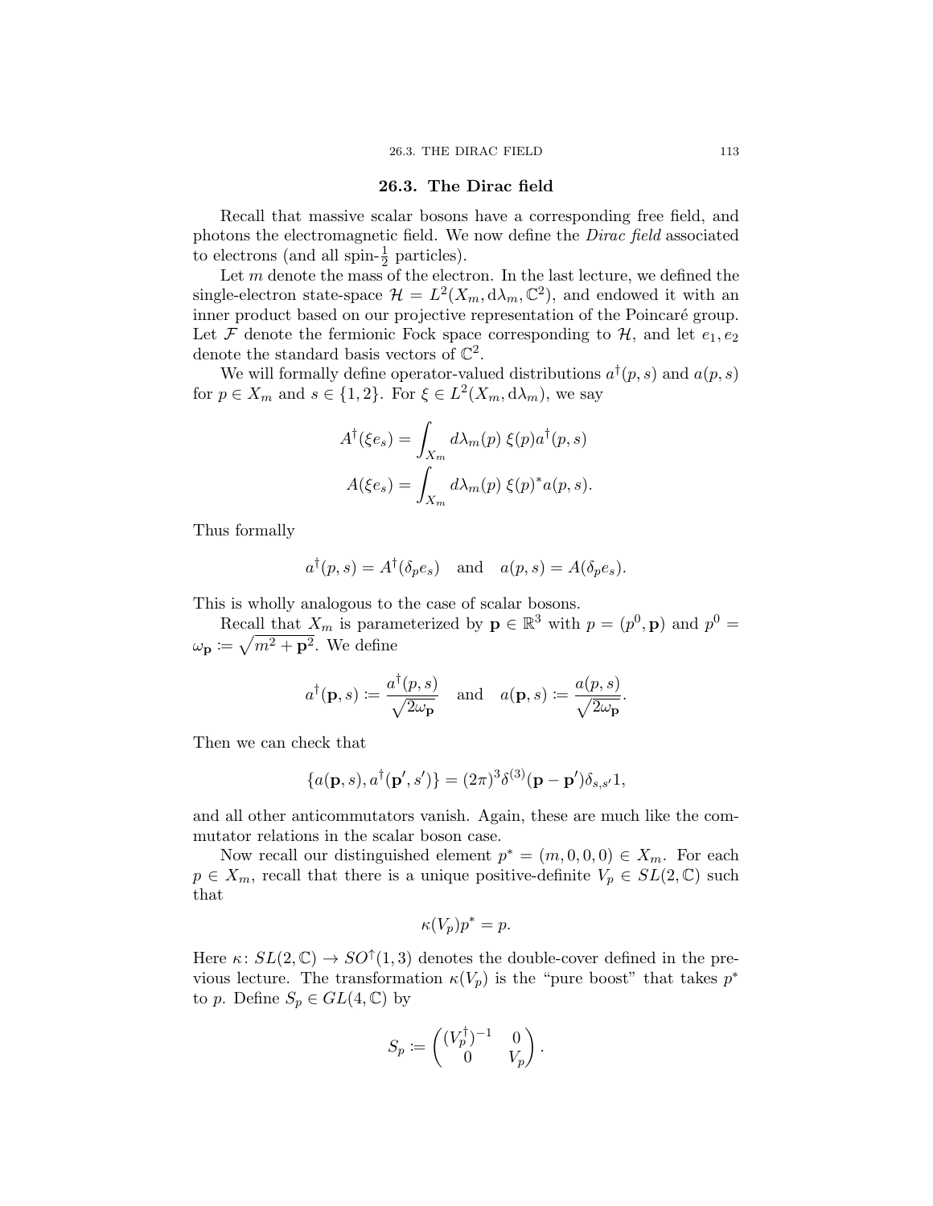## 26.3. The Dirac field

Recall that massive scalar bosons have a corresponding free field, and photons the electromagnetic field. We now define the *Dirac field* associated to electrons (and all spin-$\frac{1}{2}$ particles).

Let $m$ denote the mass of the electron. In the last lecture, we defined the single-electron state-space $\mathcal{H} = L^2(X_m, \mathrm{d}\lambda_m, \mathbb{C}^2)$, and endowed it with an inner product based on our projective representation of the Poincaré group. Let $\mathcal{F}$ denote the fermionic Fock space corresponding to $\mathcal{H}$, and let $e_1, e_2$ denote the standard basis vectors of $\mathbb{C}^2$.

We will formally define operator-valued distributions $a^\dagger(p, s)$ and $a(p, s)$ for $p \in X_m$ and $s \in \{1, 2\}$. For $\xi \in L^2(X_m, \mathrm{d}\lambda_m)$, we say

$$A^\dagger(\xi e_s) = \int_{X_m} d\lambda_m(p)\, \xi(p) a^\dagger(p, s)$$

$$A(\xi e_s) = \int_{X_m} d\lambda_m(p)\, \xi(p)^* a(p, s).$$

Thus formally

$$a^\dagger(p, s) = A^\dagger(\delta_p e_s) \quad \text{and} \quad a(p, s) = A(\delta_p e_s).$$

This is wholly analogous to the case of scalar bosons.

Recall that $X_m$ is parameterized by $\mathbf{p} \in \mathbb{R}^3$ with $p = (p^0, \mathbf{p})$ and $p^0 = \omega_{\mathbf{p}} := \sqrt{m^2 + \mathbf{p}^2}$. We define

$$a^\dagger(\mathbf{p}, s) := \frac{a^\dagger(p, s)}{\sqrt{2\omega_{\mathbf{p}}}} \quad \text{and} \quad a(\mathbf{p}, s) := \frac{a(p, s)}{\sqrt{2\omega_{\mathbf{p}}}}.$$

Then we can check that

$$\{a(\mathbf{p}, s), a^\dagger(\mathbf{p}', s')\} = (2\pi)^3 \delta^{(3)}(\mathbf{p} - \mathbf{p}')\delta_{s,s'} 1,$$

and all other anticommutators vanish. Again, these are much like the commutator relations in the scalar boson case.

Now recall our distinguished element $p^* = (m, 0, 0, 0) \in X_m$. For each $p \in X_m$, recall that there is a unique positive-definite $V_p \in SL(2, \mathbb{C})$ such that

$$\kappa(V_p)p^* = p.$$

Here $\kappa \colon SL(2, \mathbb{C}) \to SO^\uparrow(1, 3)$ denotes the double-cover defined in the previous lecture. The transformation $\kappa(V_p)$ is the "pure boost" that takes $p^*$ to $p$. Define $S_p \in GL(4, \mathbb{C})$ by

$$S_p := \begin{pmatrix} (V_p^\dagger)^{-1} & 0 \\ 0 & V_p \end{pmatrix}.$$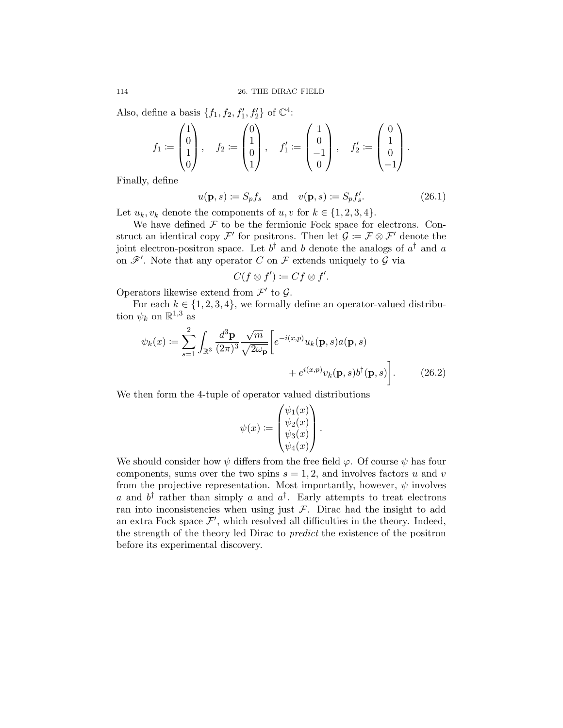Also, define a basis $\{f_1, f_2, f'_1, f'_2\}$ of $\mathbb{C}^4$:

$$f_1 := \begin{pmatrix} 1 \\ 0 \\ 1 \\ 0 \end{pmatrix}, \quad f_2 := \begin{pmatrix} 0 \\ 1 \\ 0 \\ 1 \end{pmatrix}, \quad f'_1 := \begin{pmatrix} 1 \\ 0 \\ -1 \\ 0 \end{pmatrix}, \quad f'_2 := \begin{pmatrix} 0 \\ 1 \\ 0 \\ -1 \end{pmatrix}.$$

Finally, define

$$u(\mathbf{p}, s) := S_p f_s \quad \text{and} \quad v(\mathbf{p}, s) := S_p f'_s. \tag{26.1}$$

Let $u_k, v_k$ denote the components of $u, v$ for $k \in \{1, 2, 3, 4\}$.

We have defined $\mathcal{F}$ to be the fermionic Fock space for electrons. Construct an identical copy $\mathcal{F}'$ for positrons. Then let $\mathcal{G} := \mathcal{F} \otimes \mathcal{F}'$ denote the joint electron-positron space. Let $b^\dagger$ and $b$ denote the analogs of $a^\dagger$ and $a$ on $\mathscr{F}'$. Note that any operator $C$ on $\mathcal{F}$ extends uniquely to $\mathcal{G}$ via

$$C(f \otimes f') := Cf \otimes f'.$$

Operators likewise extend from $\mathcal{F}'$ to $\mathcal{G}$.

For each $k \in \{1, 2, 3, 4\}$, we formally define an operator-valued distribution $\psi_k$ on $\mathbb{R}^{1,3}$ as

$$\psi_k(x) := \sum_{s=1}^{2} \int_{\mathbb{R}^3} \frac{d^3\mathbf{p}}{(2\pi)^3} \frac{\sqrt{m}}{\sqrt{2\omega_{\mathbf{p}}}} \Big[ e^{-i(x,p)} u_k(\mathbf{p}, s) a(\mathbf{p}, s) + e^{i(x,p)} v_k(\mathbf{p}, s) b^\dagger(\mathbf{p}, s) \Big]. \tag{26.2}$$

We then form the 4-tuple of operator valued distributions

$$\psi(x) := \begin{pmatrix} \psi_1(x) \\ \psi_2(x) \\ \psi_3(x) \\ \psi_4(x) \end{pmatrix}.$$

We should consider how $\psi$ differs from the free field $\varphi$. Of course $\psi$ has four components, sums over the two spins $s = 1, 2$, and involves factors $u$ and $v$ from the projective representation. Most importantly, however, $\psi$ involves $a$ and $b^\dagger$ rather than simply $a$ and $a^\dagger$. Early attempts to treat electrons ran into inconsistencies when using just $\mathcal{F}$. Dirac had the insight to add an extra Fock space $\mathcal{F}'$, which resolved all difficulties in the theory. Indeed, the strength of the theory led Dirac to *predict* the existence of the positron before its experimental discovery.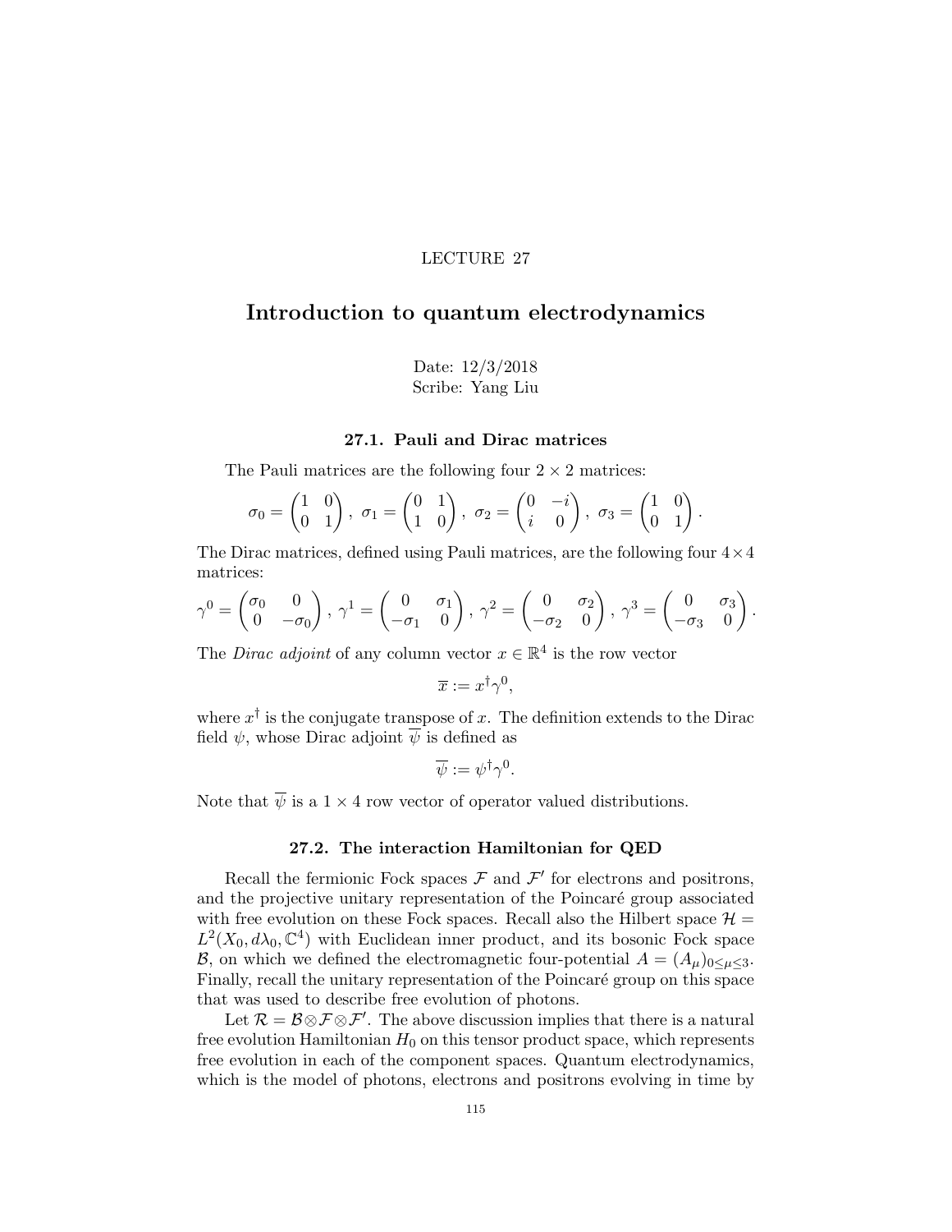LECTURE 27

# Introduction to quantum electrodynamics

Date: 12/3/2018
Scribe: Yang Liu

## 27.1. Pauli and Dirac matrices

The Pauli matrices are the following four $2 \times 2$ matrices:

$$\sigma_0 = \begin{pmatrix} 1 & 0 \\ 0 & 1 \end{pmatrix},\ \sigma_1 = \begin{pmatrix} 0 & 1 \\ 1 & 0 \end{pmatrix},\ \sigma_2 = \begin{pmatrix} 0 & -i \\ i & 0 \end{pmatrix},\ \sigma_3 = \begin{pmatrix} 1 & 0 \\ 0 & 1 \end{pmatrix}.$$

The Dirac matrices, defined using Pauli matrices, are the following four $4 \times 4$ matrices:

$$\gamma^0 = \begin{pmatrix} \sigma_0 & 0 \\ 0 & -\sigma_0 \end{pmatrix},\ \gamma^1 = \begin{pmatrix} 0 & \sigma_1 \\ -\sigma_1 & 0 \end{pmatrix},\ \gamma^2 = \begin{pmatrix} 0 & \sigma_2 \\ -\sigma_2 & 0 \end{pmatrix},\ \gamma^3 = \begin{pmatrix} 0 & \sigma_3 \\ -\sigma_3 & 0 \end{pmatrix}.$$

The *Dirac adjoint* of any column vector $x \in \mathbb{R}^4$ is the row vector

$$\overline{x} := x^\dagger \gamma^0,$$

where $x^\dagger$ is the conjugate transpose of $x$. The definition extends to the Dirac field $\psi$, whose Dirac adjoint $\overline{\psi}$ is defined as

$$\overline{\psi} := \psi^\dagger \gamma^0.$$

Note that $\overline{\psi}$ is a $1 \times 4$ row vector of operator valued distributions.

## 27.2. The interaction Hamiltonian for QED

Recall the fermionic Fock spaces $\mathcal{F}$ and $\mathcal{F}'$ for electrons and positrons, and the projective unitary representation of the Poincaré group associated with free evolution on these Fock spaces. Recall also the Hilbert space $\mathcal{H} = L^2(X_0, d\lambda_0, \mathbb{C}^4)$ with Euclidean inner product, and its bosonic Fock space $\mathcal{B}$, on which we defined the electromagnetic four-potential $A = (A_\mu)_{0 \le \mu \le 3}$. Finally, recall the unitary representation of the Poincaré group on this space that was used to describe free evolution of photons.

Let $\mathcal{R} = \mathcal{B} \otimes \mathcal{F} \otimes \mathcal{F}'$. The above discussion implies that there is a natural free evolution Hamiltonian $H_0$ on this tensor product space, which represents free evolution in each of the component spaces. Quantum electrodynamics, which is the model of photons, electrons and positrons evolving in time by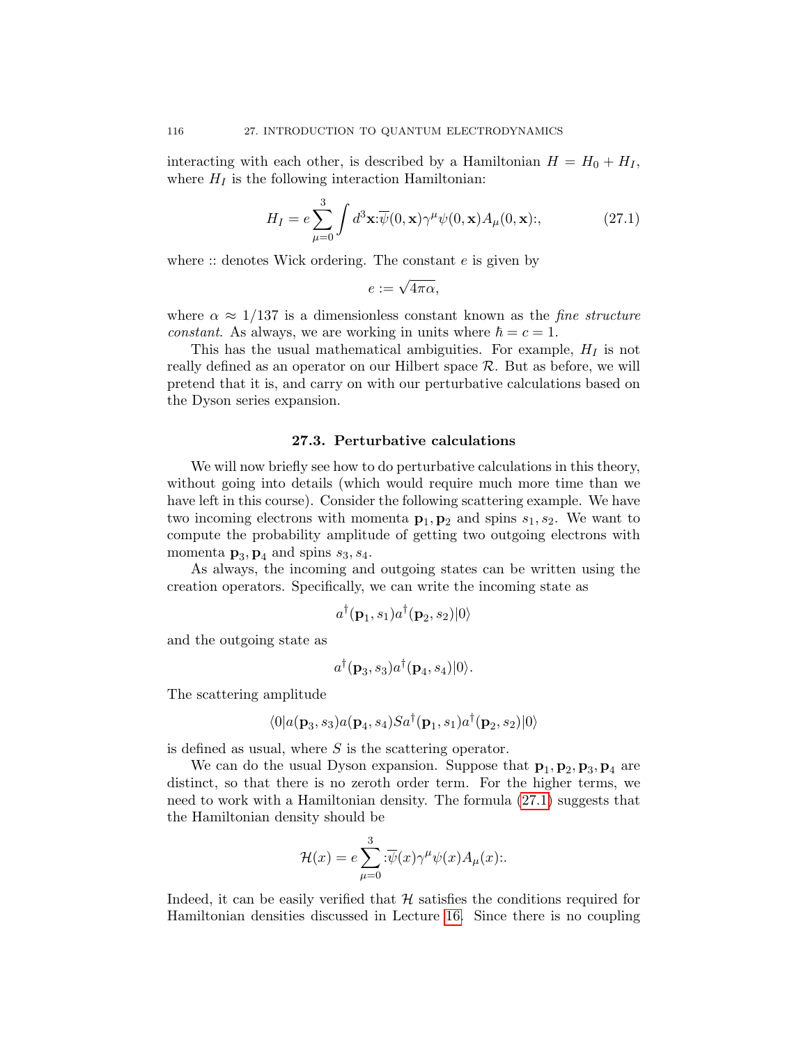interacting with each other, is described by a Hamiltonian $H = H_0 + H_I$, where $H_I$ is the following interaction Hamiltonian:

$$H_I = e \sum_{\mu=0}^{3} \int d^3\mathbf{x} {:}\overline{\psi}(0,\mathbf{x})\gamma^\mu \psi(0,\mathbf{x}) A_\mu(0,\mathbf{x}){:}, \tag{27.1}$$

where :: denotes Wick ordering. The constant $e$ is given by

$$e := \sqrt{4\pi\alpha},$$

where $\alpha \approx 1/137$ is a dimensionless constant known as the *fine structure constant*. As always, we are working in units where $\hbar = c = 1$.

This has the usual mathematical ambiguities. For example, $H_I$ is not really defined as an operator on our Hilbert space $\mathcal{R}$. But as before, we will pretend that it is, and carry on with our perturbative calculations based on the Dyson series expansion.

### 27.3. Perturbative calculations

We will now briefly see how to do perturbative calculations in this theory, without going into details (which would require much more time than we have left in this course). Consider the following scattering example. We have two incoming electrons with momenta $\mathbf{p}_1, \mathbf{p}_2$ and spins $s_1, s_2$. We want to compute the probability amplitude of getting two outgoing electrons with momenta $\mathbf{p}_3, \mathbf{p}_4$ and spins $s_3, s_4$.

As always, the incoming and outgoing states can be written using the creation operators. Specifically, we can write the incoming state as

$$a^\dagger(\mathbf{p}_1, s_1) a^\dagger(\mathbf{p}_2, s_2)|0\rangle$$

and the outgoing state as

$$a^\dagger(\mathbf{p}_3, s_3) a^\dagger(\mathbf{p}_4, s_4)|0\rangle.$$

The scattering amplitude

$$\langle 0| a(\mathbf{p}_3, s_3) a(\mathbf{p}_4, s_4) S a^\dagger(\mathbf{p}_1, s_1) a^\dagger(\mathbf{p}_2, s_2)|0\rangle$$

is defined as usual, where $S$ is the scattering operator.

We can do the usual Dyson expansion. Suppose that $\mathbf{p}_1, \mathbf{p}_2, \mathbf{p}_3, \mathbf{p}_4$ are distinct, so that there is no zeroth order term. For the higher terms, we need to work with a Hamiltonian density. The formula (27.1) suggests that the Hamiltonian density should be

$$\mathcal{H}(x) = e \sum_{\mu=0}^{3} {:}\overline{\psi}(x)\gamma^\mu \psi(x) A_\mu(x){:}.$$

Indeed, it can be easily verified that $\mathcal{H}$ satisfies the conditions required for Hamiltonian densities discussed in Lecture 16. Since there is no coupling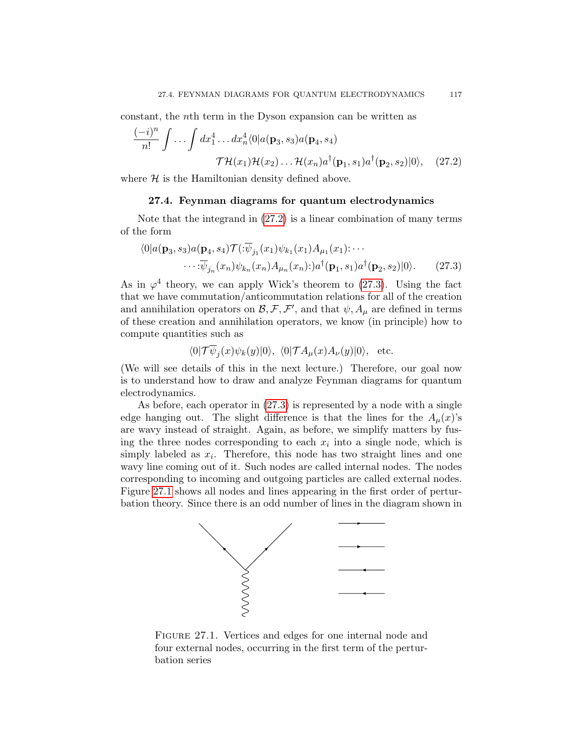constant, the $n$th term in the Dyson expansion can be written as

$$\frac{(-i)^n}{n!} \int \cdots \int dx_1^4 \ldots dx_n^4 \langle 0|a(\mathbf{p}_3, s_3)a(\mathbf{p}_4, s_4) \\ \mathcal{T}\mathcal{H}(x_1)\mathcal{H}(x_2)\ldots\mathcal{H}(x_n)a^\dagger(\mathbf{p}_1, s_1)a^\dagger(\mathbf{p}_2, s_2)|0\rangle, \quad (27.2)$$

where $\mathcal{H}$ is the Hamiltonian density defined above.

## 27.4. Feynman diagrams for quantum electrodynamics

Note that the integrand in (27.2) is a linear combination of many terms of the form

$$\langle 0|a(\mathbf{p}_3, s_3)a(\mathbf{p}_4, s_4)\mathcal{T}(:\overline{\psi}_{j_1}(x_1)\psi_{k_1}(x_1)A_{\mu_1}(x_1):\cdots \\ \cdots :\overline{\psi}_{j_n}(x_n)\psi_{k_n}(x_n)A_{\mu_n}(x_n):)a^\dagger(\mathbf{p}_1, s_1)a^\dagger(\mathbf{p}_2, s_2)|0\rangle. \quad (27.3)$$

As in $\varphi^4$ theory, we can apply Wick's theorem to (27.3). Using the fact that we have commutation/anticommutation relations for all of the creation and annihilation operators on $\mathcal{B}, \mathcal{F}, \mathcal{F}'$, and that $\psi, A_\mu$ are defined in terms of these creation and annihilation operators, we know (in principle) how to compute quantities such as

$$\langle 0|\mathcal{T}\overline{\psi}_j(x)\psi_k(y)|0\rangle,\ \langle 0|\mathcal{T}A_\mu(x)A_\nu(y)|0\rangle, \ \text{etc.}$$

(We will see details of this in the next lecture.) Therefore, our goal now is to understand how to draw and analyze Feynman diagrams for quantum electrodynamics.

As before, each operator in (27.3) is represented by a node with a single edge hanging out. The slight difference is that the lines for the $A_\mu(x)$'s are wavy instead of straight. Again, as before, we simplify matters by fusing the three nodes corresponding to each $x_i$ into a single node, which is simply labeled as $x_i$. Therefore, this node has two straight lines and one wavy line coming out of it. Such nodes are called internal nodes. The nodes corresponding to incoming and outgoing particles are called external nodes. Figure 27.1 shows all nodes and lines appearing in the first order of perturbation theory. Since there is an odd number of lines in the diagram shown in

FIGURE 27.1. Vertices and edges for one internal node and four external nodes, occurring in the first term of the perturbation series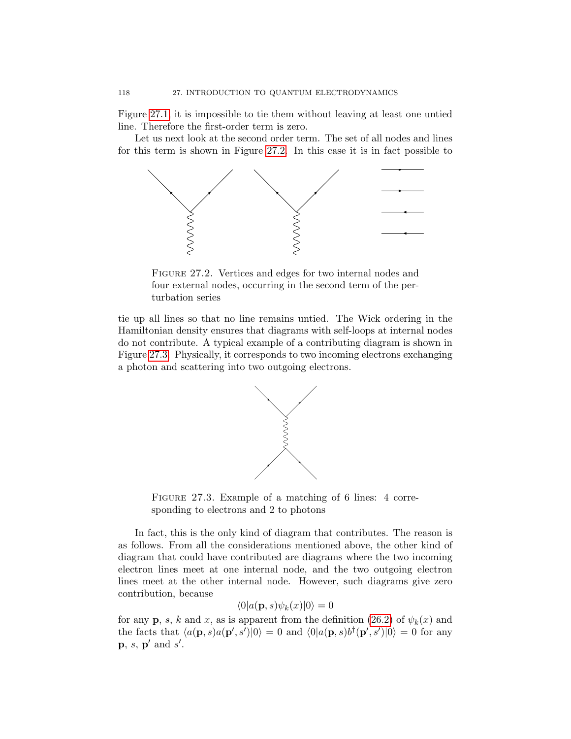Figure 27.1, it is impossible to tie them without leaving at least one untied line. Therefore the first-order term is zero.

Let us next look at the second order term. The set of all nodes and lines for this term is shown in Figure 27.2. In this case it is in fact possible to

FIGURE 27.2. Vertices and edges for two internal nodes and four external nodes, occurring in the second term of the perturbation series

tie up all lines so that no line remains untied. The Wick ordering in the Hamiltonian density ensures that diagrams with self-loops at internal nodes do not contribute. A typical example of a contributing diagram is shown in Figure 27.3. Physically, it corresponds to two incoming electrons exchanging a photon and scattering into two outgoing electrons.

FIGURE 27.3. Example of a matching of 6 lines: 4 corresponding to electrons and 2 to photons

In fact, this is the only kind of diagram that contributes. The reason is as follows. From all the considerations mentioned above, the other kind of diagram that could have contributed are diagrams where the two incoming electron lines meet at one internal node, and the two outgoing electron lines meet at the other internal node. However, such diagrams give zero contribution, because

$$\langle 0|a(\mathbf{p}, s)\psi_k(x)|0\rangle = 0$$

for any $\mathbf{p}$, $s$, $k$ and $x$, as is apparent from the definition (26.2) of $\psi_k(x)$ and the facts that $\langle a(\mathbf{p}, s)a(\mathbf{p}', s')|0\rangle = 0$ and $\langle 0|a(\mathbf{p}, s)b^\dagger(\mathbf{p}', s')|0\rangle = 0$ for any $\mathbf{p}$, $s$, $\mathbf{p}'$ and $s'$.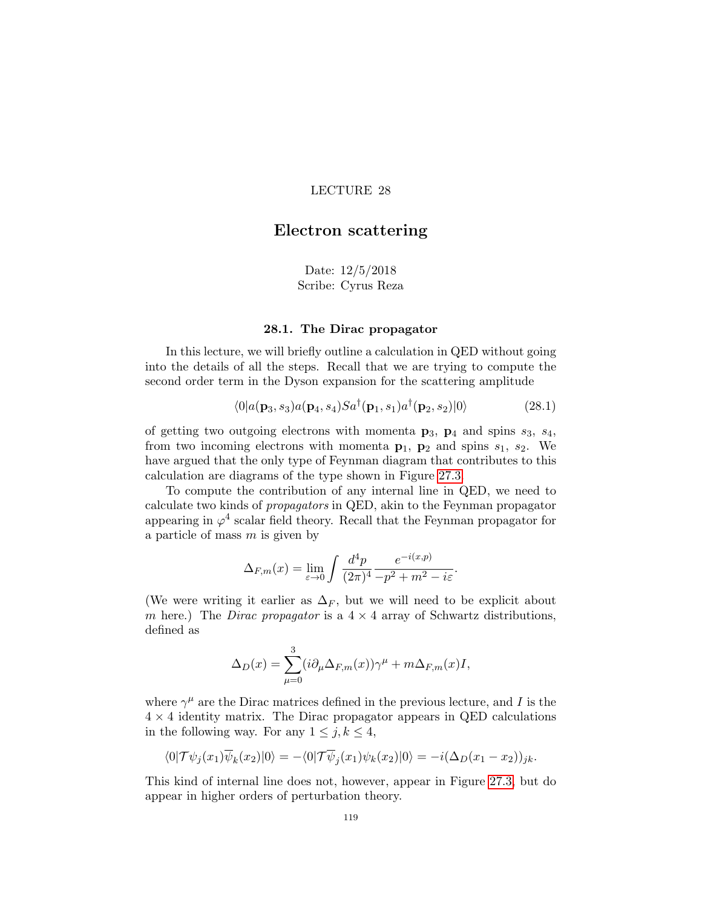LECTURE 28

# Electron scattering

Date: 12/5/2018
Scribe: Cyrus Reza

## 28.1. The Dirac propagator

In this lecture, we will briefly outline a calculation in QED without going into the details of all the steps. Recall that we are trying to compute the second order term in the Dyson expansion for the scattering amplitude

$$\langle 0|a(\mathbf{p}_3, s_3)a(\mathbf{p}_4, s_4)Sa^\dagger(\mathbf{p}_1, s_1)a^\dagger(\mathbf{p}_2, s_2)|0\rangle \tag{28.1}$$

of getting two outgoing electrons with momenta $\mathbf{p}_3$, $\mathbf{p}_4$ and spins $s_3$, $s_4$, from two incoming electrons with momenta $\mathbf{p}_1$, $\mathbf{p}_2$ and spins $s_1$, $s_2$. We have argued that the only type of Feynman diagram that contributes to this calculation are diagrams of the type shown in Figure 27.3.

To compute the contribution of any internal line in QED, we need to calculate two kinds of *propagators* in QED, akin to the Feynman propagator appearing in $\varphi^4$ scalar field theory. Recall that the Feynman propagator for a particle of mass $m$ is given by

$$\Delta_{F,m}(x) = \lim_{\varepsilon \to 0} \int \frac{d^4p}{(2\pi)^4} \frac{e^{-i(x,p)}}{-p^2 + m^2 - i\varepsilon}.$$

(We were writing it earlier as $\Delta_F$, but we will need to be explicit about $m$ here.) The *Dirac propagator* is a $4 \times 4$ array of Schwartz distributions, defined as

$$\Delta_D(x) = \sum_{\mu=0}^{3} (i\partial_\mu \Delta_{F,m}(x))\gamma^\mu + m\Delta_{F,m}(x)I,$$

where $\gamma^\mu$ are the Dirac matrices defined in the previous lecture, and $I$ is the $4 \times 4$ identity matrix. The Dirac propagator appears in QED calculations in the following way. For any $1 \le j, k \le 4$,

$$\langle 0|\mathcal{T}\psi_j(x_1)\overline{\psi}_k(x_2)|0\rangle = -\langle 0|\mathcal{T}\overline{\psi}_j(x_1)\psi_k(x_2)|0\rangle = -i(\Delta_D(x_1 - x_2))_{jk}.$$

This kind of internal line does not, however, appear in Figure 27.3, but do appear in higher orders of perturbation theory.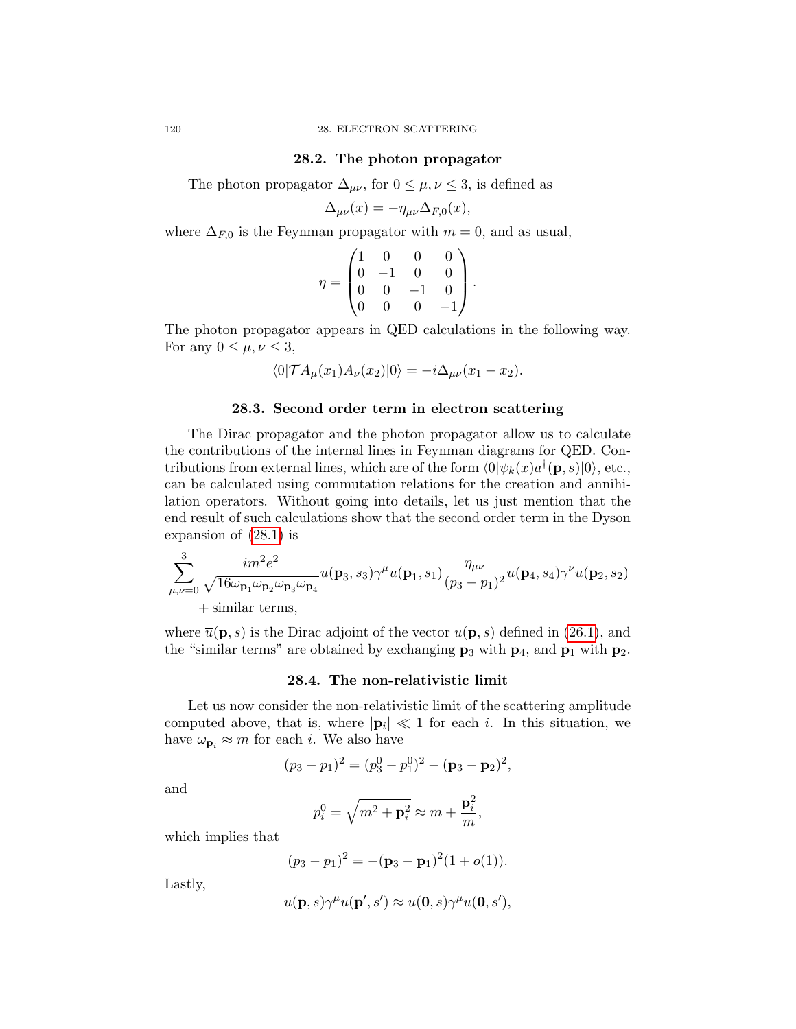## 28.2. The photon propagator

The photon propagator $\Delta_{\mu\nu}$, for $0 \le \mu, \nu \le 3$, is defined as

$$\Delta_{\mu\nu}(x) = -\eta_{\mu\nu}\Delta_{F,0}(x),$$

where $\Delta_{F,0}$ is the Feynman propagator with $m = 0$, and as usual,

$$\eta = \begin{pmatrix} 1 & 0 & 0 & 0 \\ 0 & -1 & 0 & 0 \\ 0 & 0 & -1 & 0 \\ 0 & 0 & 0 & -1 \end{pmatrix}.$$

The photon propagator appears in QED calculations in the following way. For any $0 \le \mu, \nu \le 3$,

$$\langle 0|\mathcal{T}A_\mu(x_1)A_\nu(x_2)|0\rangle = -i\Delta_{\mu\nu}(x_1 - x_2).$$

## 28.3. Second order term in electron scattering

The Dirac propagator and the photon propagator allow us to calculate the contributions of the internal lines in Feynman diagrams for QED. Contributions from external lines, which are of the form $\langle 0|\psi_k(x)a^\dagger(\mathbf{p}, s)|0\rangle$, etc., can be calculated using commutation relations for the creation and annihilation operators. Without going into details, let us just mention that the end result of such calculations show that the second order term in the Dyson expansion of (28.1) is

$$\sum_{\mu,\nu=0}^{3} \frac{im^2e^2}{\sqrt{16\omega_{\mathbf{p}_1}\omega_{\mathbf{p}_2}\omega_{\mathbf{p}_3}\omega_{\mathbf{p}_4}}}\overline{u}(\mathbf{p}_3, s_3)\gamma^\mu u(\mathbf{p}_1, s_1)\frac{\eta_{\mu\nu}}{(p_3 - p_1)^2}\overline{u}(\mathbf{p}_4, s_4)\gamma^\nu u(\mathbf{p}_2, s_2)$$
$$+ \text{ similar terms},$$

where $\overline{u}(\mathbf{p}, s)$ is the Dirac adjoint of the vector $u(\mathbf{p}, s)$ defined in (26.1), and the "similar terms" are obtained by exchanging $\mathbf{p}_3$ with $\mathbf{p}_4$, and $\mathbf{p}_1$ with $\mathbf{p}_2$.

## 28.4. The non-relativistic limit

Let us now consider the non-relativistic limit of the scattering amplitude computed above, that is, where $|\mathbf{p}_i| \ll 1$ for each $i$. In this situation, we have $\omega_{\mathbf{p}_i} \approx m$ for each $i$. We also have

$$(p_3 - p_1)^2 = (p_3^0 - p_1^0)^2 - (\mathbf{p}_3 - \mathbf{p}_2)^2,$$

and

$$p_i^0 = \sqrt{m^2 + \mathbf{p}_i^2} \approx m + \frac{\mathbf{p}_i^2}{m},$$

which implies that

$$(p_3 - p_1)^2 = -(\mathbf{p}_3 - \mathbf{p}_1)^2(1 + o(1)).$$

Lastly,

$$\overline{u}(\mathbf{p}, s)\gamma^\mu u(\mathbf{p}', s') \approx \overline{u}(\mathbf{0}, s)\gamma^\mu u(\mathbf{0}, s'),$$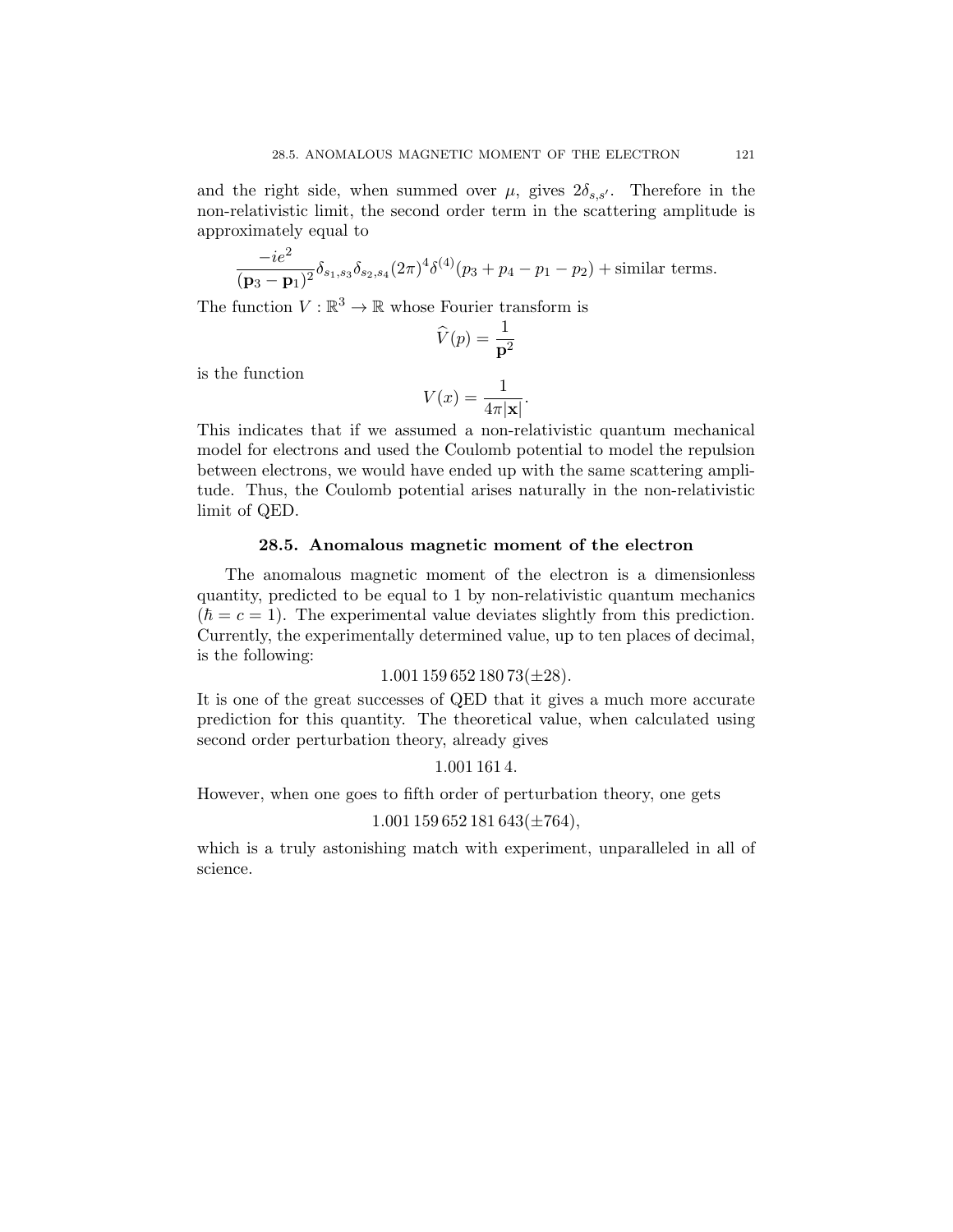and the right side, when summed over $\mu$, gives $2\delta_{s,s'}$. Therefore in the non-relativistic limit, the second order term in the scattering amplitude is approximately equal to

$$\frac{-ie^2}{(\mathbf{p}_3 - \mathbf{p}_1)^2}\delta_{s_1,s_3}\delta_{s_2,s_4}(2\pi)^4\delta^{(4)}(p_3 + p_4 - p_1 - p_2) + \text{similar terms.}$$

The function $V : \mathbb{R}^3 \to \mathbb{R}$ whose Fourier transform is

$$\widehat{V}(p) = \frac{1}{\mathbf{p}^2}$$

is the function

$$V(x) = \frac{1}{4\pi|\mathbf{x}|}.$$

This indicates that if we assumed a non-relativistic quantum mechanical model for electrons and used the Coulomb potential to model the repulsion between electrons, we would have ended up with the same scattering amplitude. Thus, the Coulomb potential arises naturally in the non-relativistic limit of QED.

## 28.5. Anomalous magnetic moment of the electron

The anomalous magnetic moment of the electron is a dimensionless quantity, predicted to be equal to 1 by non-relativistic quantum mechanics ($\hbar = c = 1$). The experimental value deviates slightly from this prediction. Currently, the experimentally determined value, up to ten places of decimal, is the following:

$$1.001\,159\,652\,180\,73(\pm 28).$$

It is one of the great successes of QED that it gives a much more accurate prediction for this quantity. The theoretical value, when calculated using second order perturbation theory, already gives

$$1.001\,161\,4.$$

However, when one goes to fifth order of perturbation theory, one gets

$$1.001\,159\,652\,181\,643(\pm 764),$$

which is a truly astonishing match with experiment, unparalleled in all of science.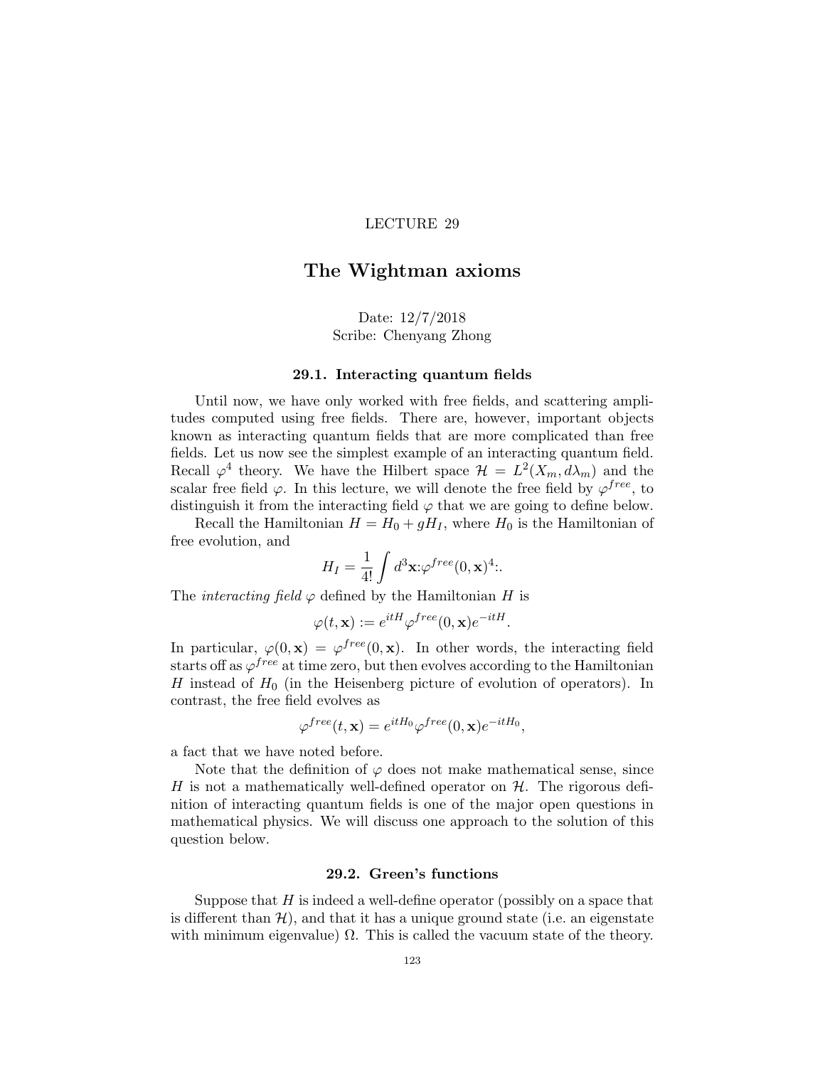# LECTURE 29

## The Wightman axioms

Date: 12/7/2018
Scribe: Chenyang Zhong

### 29.1. Interacting quantum fields

Until now, we have only worked with free fields, and scattering amplitudes computed using free fields. There are, however, important objects known as interacting quantum fields that are more complicated than free fields. Let us now see the simplest example of an interacting quantum field. Recall $\varphi^4$ theory. We have the Hilbert space $\mathcal{H} = L^2(X_m, d\lambda_m)$ and the scalar free field $\varphi$. In this lecture, we will denote the free field by $\varphi^{free}$, to distinguish it from the interacting field $\varphi$ that we are going to define below.

Recall the Hamiltonian $H = H_0 + gH_I$, where $H_0$ is the Hamiltonian of free evolution, and

$$H_I = \frac{1}{4!}\int d^3\mathbf{x} {:}\varphi^{free}(0, \mathbf{x})^4{:}.$$

The *interacting field* $\varphi$ defined by the Hamiltonian $H$ is

$$\varphi(t, \mathbf{x}) := e^{itH}\varphi^{free}(0, \mathbf{x})e^{-itH}.$$

In particular, $\varphi(0, \mathbf{x}) = \varphi^{free}(0, \mathbf{x})$. In other words, the interacting field starts off as $\varphi^{free}$ at time zero, but then evolves according to the Hamiltonian $H$ instead of $H_0$ (in the Heisenberg picture of evolution of operators). In contrast, the free field evolves as

$$\varphi^{free}(t, \mathbf{x}) = e^{itH_0}\varphi^{free}(0, \mathbf{x})e^{-itH_0},$$

a fact that we have noted before.

Note that the definition of $\varphi$ does not make mathematical sense, since $H$ is not a mathematically well-defined operator on $\mathcal{H}$. The rigorous definition of interacting quantum fields is one of the major open questions in mathematical physics. We will discuss one approach to the solution of this question below.

### 29.2. Green's functions

Suppose that $H$ is indeed a well-define operator (possibly on a space that is different than $\mathcal{H}$), and that it has a unique ground state (i.e. an eigenstate with minimum eigenvalue) $\Omega$. This is called the vacuum state of the theory.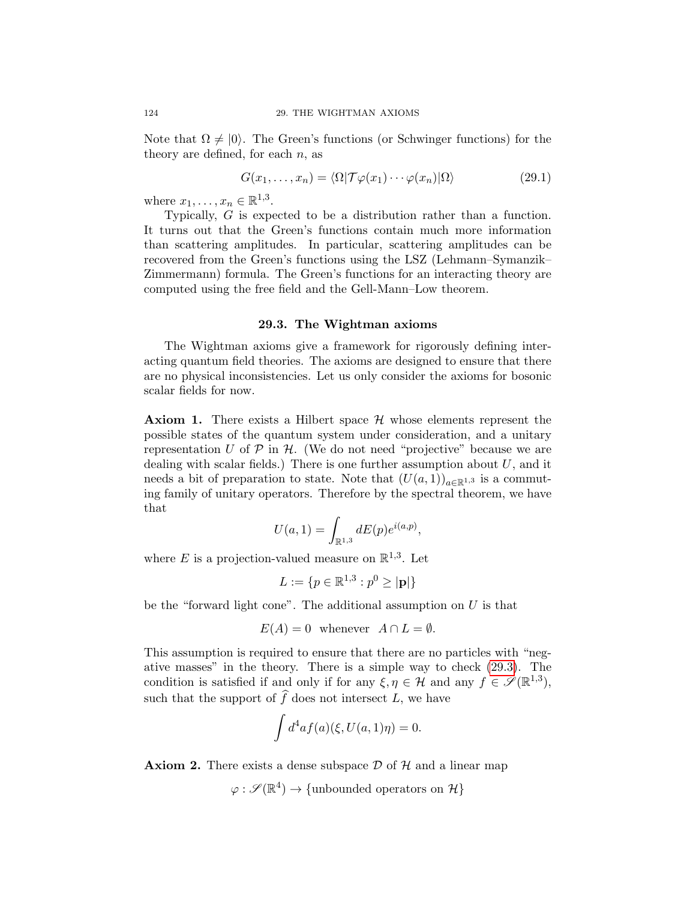Note that $\Omega \neq |0\rangle$. The Green's functions (or Schwinger functions) for the theory are defined, for each $n$, as

$$G(x_1, \ldots, x_n) = \langle \Omega | \mathcal{T} \varphi(x_1) \cdots \varphi(x_n) | \Omega \rangle \tag{29.1}$$

where $x_1, \ldots, x_n \in \mathbb{R}^{1,3}$.

Typically, $G$ is expected to be a distribution rather than a function. It turns out that the Green's functions contain much more information than scattering amplitudes. In particular, scattering amplitudes can be recovered from the Green's functions using the LSZ (Lehmann–Symanzik–Zimmermann) formula. The Green's functions for an interacting theory are computed using the free field and the Gell-Mann–Low theorem.

### 29.3. The Wightman axioms

The Wightman axioms give a framework for rigorously defining interacting quantum field theories. The axioms are designed to ensure that there are no physical inconsistencies. Let us only consider the axioms for bosonic scalar fields for now.

**Axiom 1.** There exists a Hilbert space $\mathcal{H}$ whose elements represent the possible states of the quantum system under consideration, and a unitary representation $U$ of $\mathcal{P}$ in $\mathcal{H}$. (We do not need "projective" because we are dealing with scalar fields.) There is one further assumption about $U$, and it needs a bit of preparation to state. Note that $(U(a,1))_{a \in \mathbb{R}^{1,3}}$ is a commuting family of unitary operators. Therefore by the spectral theorem, we have that

$$U(a,1) = \int_{\mathbb{R}^{1,3}} dE(p) e^{i(a,p)},$$

where $E$ is a projection-valued measure on $\mathbb{R}^{1,3}$. Let

$$L := \{p \in \mathbb{R}^{1,3} : p^0 \geq |\mathbf{p}|\}$$

be the "forward light cone". The additional assumption on $U$ is that

$$E(A) = 0 \;\text{ whenever }\; A \cap L = \emptyset.$$

This assumption is required to ensure that there are no particles with "negative masses" in the theory. There is a simple way to check (29.3). The condition is satisfied if and only if for any $\xi, \eta \in \mathcal{H}$ and any $f \in \mathscr{S}(\mathbb{R}^{1,3})$, such that the support of $\widehat{f}$ does not intersect $L$, we have

$$\int d^4 a f(a) (\xi, U(a,1)\eta) = 0.$$

**Axiom 2.** There exists a dense subspace $\mathcal{D}$ of $\mathcal{H}$ and a linear map

$$\varphi : \mathscr{S}(\mathbb{R}^4) \to \{\text{unbounded operators on } \mathcal{H}\}$$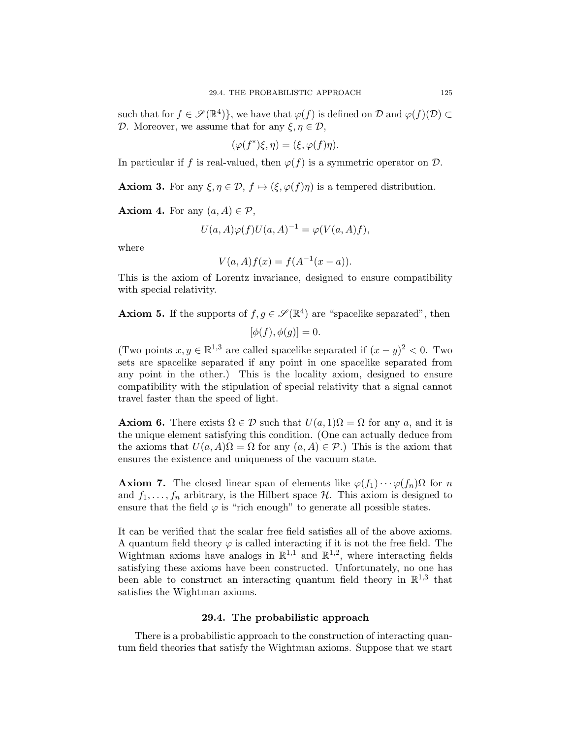such that for $f \in \mathscr{S}(\mathbb{R}^4)\}$, we have that $\varphi(f)$ is defined on $\mathcal{D}$ and $\varphi(f)(\mathcal{D}) \subset \mathcal{D}$. Moreover, we assume that for any $\xi, \eta \in \mathcal{D}$,

$$(\varphi(f^*)\xi, \eta) = (\xi, \varphi(f)\eta).$$

In particular if $f$ is real-valued, then $\varphi(f)$ is a symmetric operator on $\mathcal{D}$.

**Axiom 3.** For any $\xi, \eta \in \mathcal{D}$, $f \mapsto (\xi, \varphi(f)\eta)$ is a tempered distribution.

**Axiom 4.** For any $(a, A) \in \mathcal{P}$,

$$U(a, A)\varphi(f)U(a, A)^{-1} = \varphi(V(a, A)f),$$

where

$$V(a, A)f(x) = f(A^{-1}(x - a)).$$

This is the axiom of Lorentz invariance, designed to ensure compatibility with special relativity.

**Axiom 5.** If the supports of $f, g \in \mathscr{S}(\mathbb{R}^4)$ are "spacelike separated", then

$$[\phi(f), \phi(g)] = 0.$$

(Two points $x, y \in \mathbb{R}^{1,3}$ are called spacelike separated if $(x - y)^2 < 0$. Two sets are spacelike separated if any point in one spacelike separated from any point in the other.) This is the locality axiom, designed to ensure compatibility with the stipulation of special relativity that a signal cannot travel faster than the speed of light.

**Axiom 6.** There exists $\Omega \in \mathcal{D}$ such that $U(a, 1)\Omega = \Omega$ for any $a$, and it is the unique element satisfying this condition. (One can actually deduce from the axioms that $U(a, A)\Omega = \Omega$ for any $(a, A) \in \mathcal{P}$.) This is the axiom that ensures the existence and uniqueness of the vacuum state.

**Axiom 7.** The closed linear span of elements like $\varphi(f_1) \cdots \varphi(f_n)\Omega$ for $n$ and $f_1, \ldots, f_n$ arbitrary, is the Hilbert space $\mathcal{H}$. This axiom is designed to ensure that the field $\varphi$ is "rich enough" to generate all possible states.

It can be verified that the scalar free field satisfies all of the above axioms. A quantum field theory $\varphi$ is called interacting if it is not the free field. The Wightman axioms have analogs in $\mathbb{R}^{1,1}$ and $\mathbb{R}^{1,2}$, where interacting fields satisfying these axioms have been constructed. Unfortunately, no one has been able to construct an interacting quantum field theory in $\mathbb{R}^{1,3}$ that satisfies the Wightman axioms.

## 29.4. The probabilistic approach

There is a probabilistic approach to the construction of interacting quantum field theories that satisfy the Wightman axioms. Suppose that we start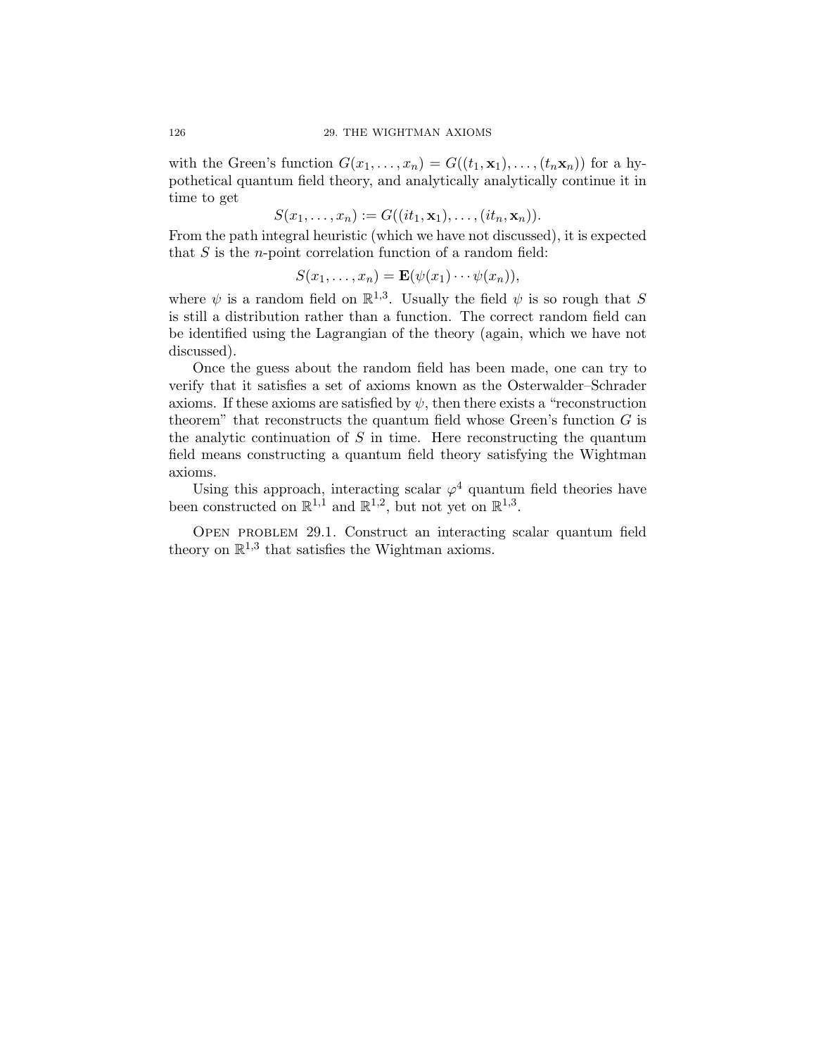with the Green's function $G(x_1, \ldots, x_n) = G((t_1, \mathbf{x}_1), \ldots, (t_n \mathbf{x}_n))$ for a hypothetical quantum field theory, and analytically analytically continue it in time to get

$$S(x_1, \ldots, x_n) := G((it_1, \mathbf{x}_1), \ldots, (it_n, \mathbf{x}_n)).$$

From the path integral heuristic (which we have not discussed), it is expected that $S$ is the $n$-point correlation function of a random field:

$$S(x_1, \ldots, x_n) = \mathbf{E}(\psi(x_1) \cdots \psi(x_n)),$$

where $\psi$ is a random field on $\mathbb{R}^{1,3}$. Usually the field $\psi$ is so rough that $S$ is still a distribution rather than a function. The correct random field can be identified using the Lagrangian of the theory (again, which we have not discussed).

Once the guess about the random field has been made, one can try to verify that it satisfies a set of axioms known as the Osterwalder–Schrader axioms. If these axioms are satisfied by $\psi$, then there exists a "reconstruction theorem" that reconstructs the quantum field whose Green's function $G$ is the analytic continuation of $S$ in time. Here reconstructing the quantum field means constructing a quantum field theory satisfying the Wightman axioms.

Using this approach, interacting scalar $\varphi^4$ quantum field theories have been constructed on $\mathbb{R}^{1,1}$ and $\mathbb{R}^{1,2}$, but not yet on $\mathbb{R}^{1,3}$.

Open problem 29.1. Construct an interacting scalar quantum field theory on $\mathbb{R}^{1,3}$ that satisfies the Wightman axioms.